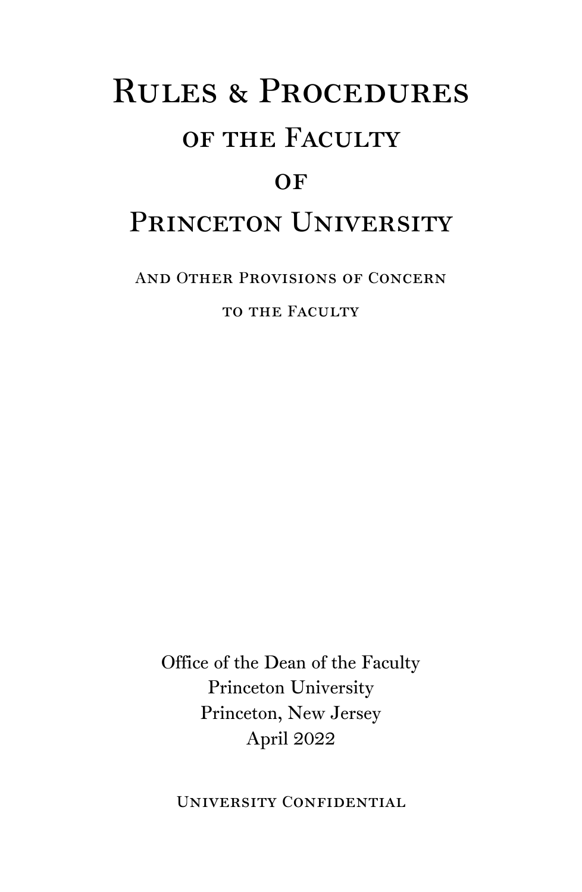# Rules & Procedures

## of the Faculty

## of

## Princeton University

And Other Provisions of Concern

to the Faculty

Office of the Dean of the Faculty
Princeton University
Princeton, New Jersey
April 2022

University Confidential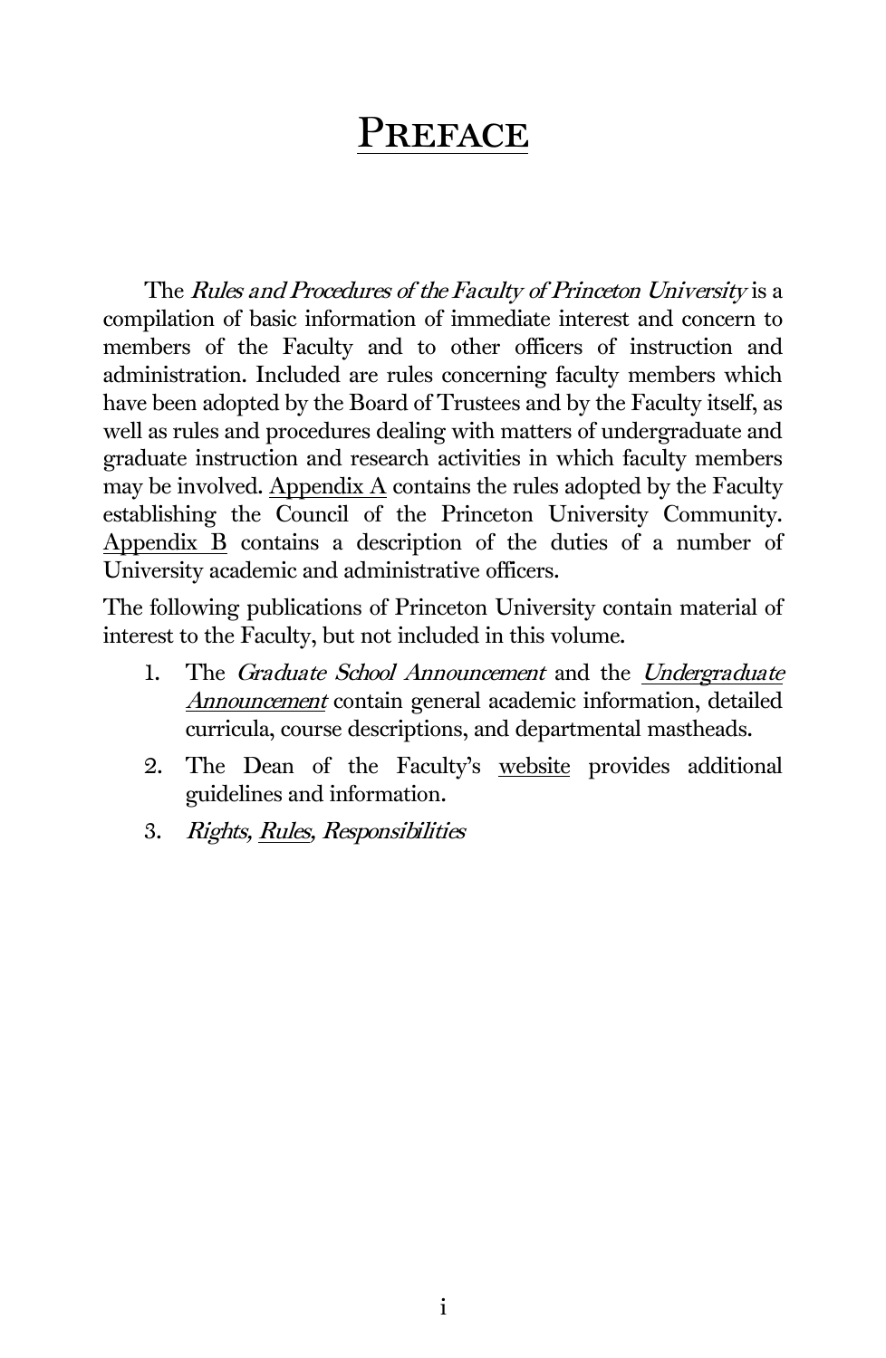# Preface

The *Rules and Procedures of the Faculty of Princeton University* is a compilation of basic information of immediate interest and concern to members of the Faculty and to other officers of instruction and administration. Included are rules concerning faculty members which have been adopted by the Board of Trustees and by the Faculty itself, as well as rules and procedures dealing with matters of undergraduate and graduate instruction and research activities in which faculty members may be involved. Appendix A contains the rules adopted by the Faculty establishing the Council of the Princeton University Community. Appendix B contains a description of the duties of a number of University academic and administrative officers.

The following publications of Princeton University contain material of interest to the Faculty, but not included in this volume.

1. The *Graduate School Announcement* and the *Undergraduate Announcement* contain general academic information, detailed curricula, course descriptions, and departmental mastheads.
2. The Dean of the Faculty's website provides additional guidelines and information.
3. *Rights, Rules, Responsibilities*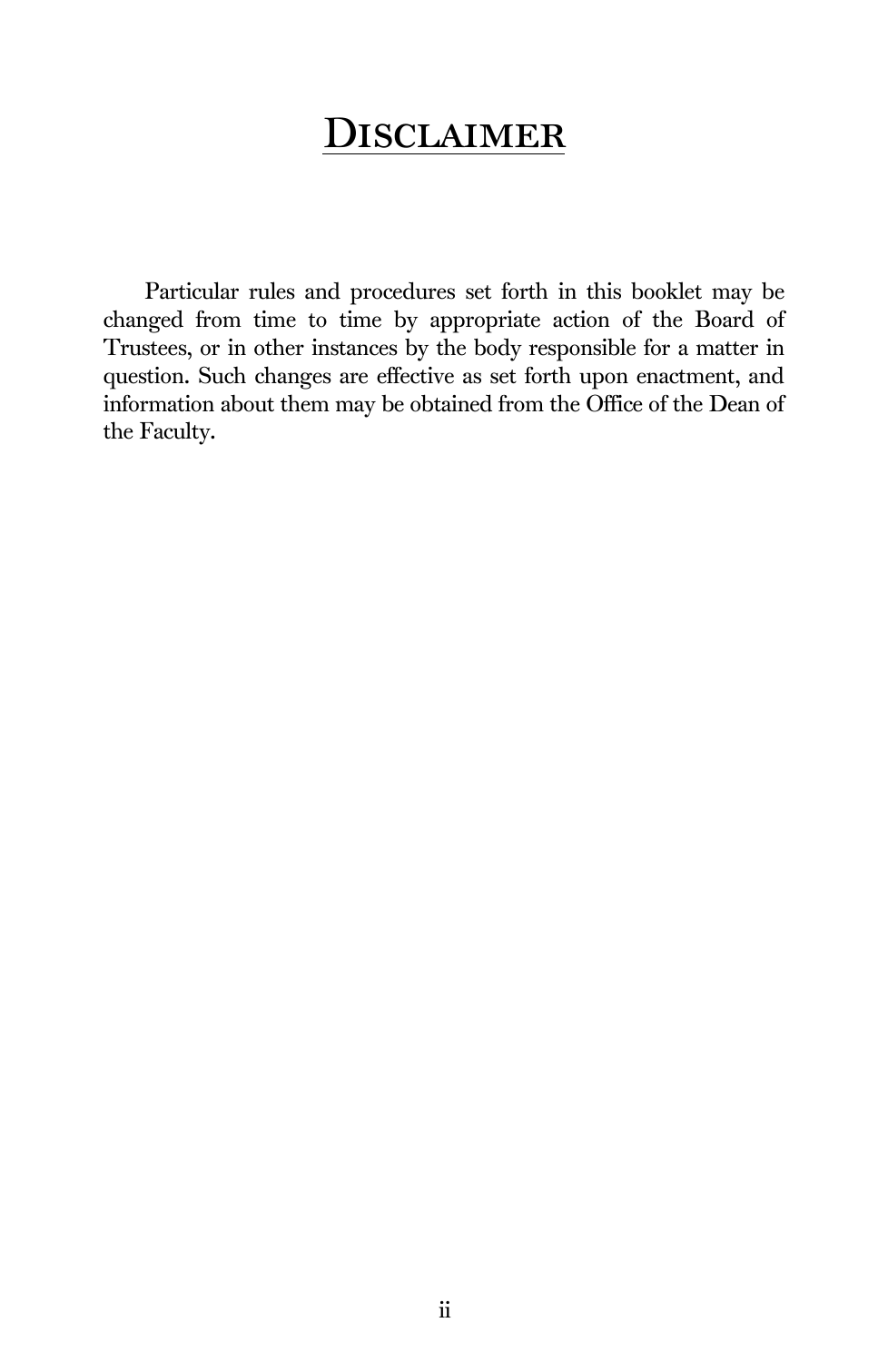# Disclaimer

Particular rules and procedures set forth in this booklet may be changed from time to time by appropriate action of the Board of Trustees, or in other instances by the body responsible for a matter in question. Such changes are effective as set forth upon enactment, and information about them may be obtained from the Office of the Dean of the Faculty.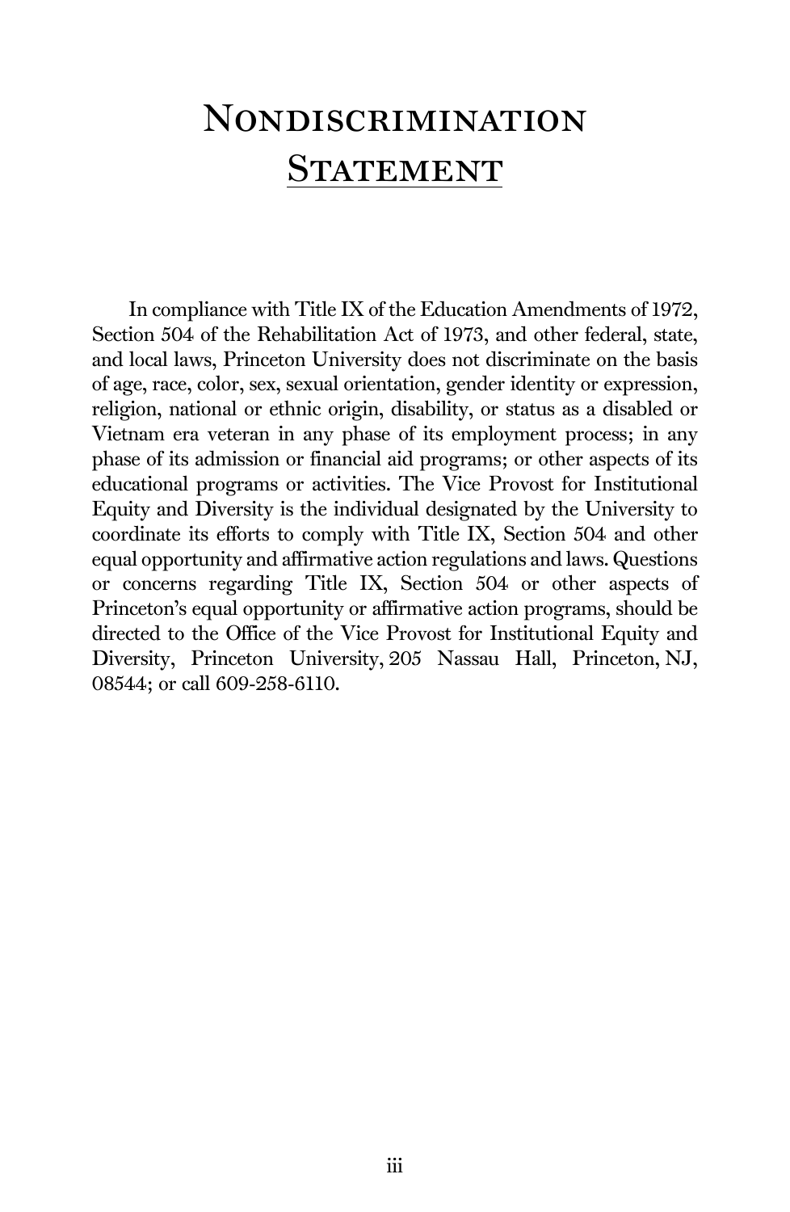# Nondiscrimination Statement

In compliance with Title IX of the Education Amendments of 1972, Section 504 of the Rehabilitation Act of 1973, and other federal, state, and local laws, Princeton University does not discriminate on the basis of age, race, color, sex, sexual orientation, gender identity or expression, religion, national or ethnic origin, disability, or status as a disabled or Vietnam era veteran in any phase of its employment process; in any phase of its admission or financial aid programs; or other aspects of its educational programs or activities. The Vice Provost for Institutional Equity and Diversity is the individual designated by the University to coordinate its efforts to comply with Title IX, Section 504 and other equal opportunity and affirmative action regulations and laws. Questions or concerns regarding Title IX, Section 504 or other aspects of Princeton's equal opportunity or affirmative action programs, should be directed to the Office of the Vice Provost for Institutional Equity and Diversity, Princeton University, 205 Nassau Hall, Princeton, NJ, 08544; or call 609-258-6110.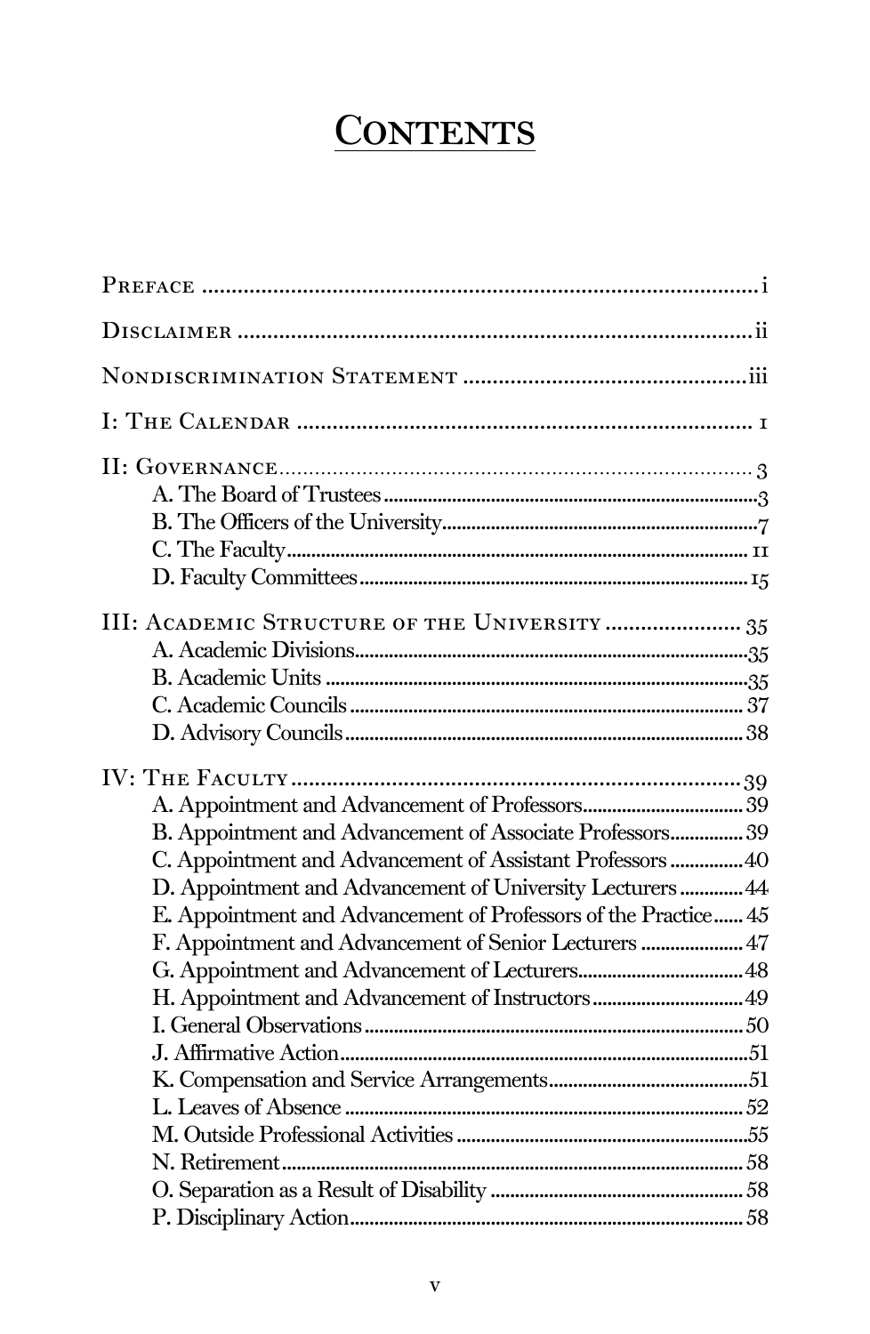# Contents

Preface ............................................................................... i

Disclaimer ............................................................................ ii

Nondiscrimination Statement ............................................... iii

I: The Calendar ........................................................................ 1

II: Governance ........................................................................ 3
- A. The Board of Trustees ..................................................... 3
- B. The Officers of the University ........................................ 7
- C. The Faculty ..................................................................... 11
- D. Faculty Committees ........................................................ 15

III: Academic Structure of the University ...................... 35
- A. Academic Divisions .......................................................... 35
- B. Academic Units ................................................................ 35
- C. Academic Councils .......................................................... 37
- D. Advisory Councils ............................................................ 38

IV: The Faculty ...................................................................... 39
- A. Appointment and Advancement of Professors ................ 39
- B. Appointment and Advancement of Associate Professors ............... 39
- C. Appointment and Advancement of Assistant Professors ............... 40
- D. Appointment and Advancement of University Lecturers ............. 44
- E. Appointment and Advancement of Professors of the Practice ...... 45
- F. Appointment and Advancement of Senior Lecturers ..................... 47
- G. Appointment and Advancement of Lecturers ................................ 48
- H. Appointment and Advancement of Instructors .............................. 49
- I. General Observations ........................................................ 50
- J. Affirmative Action ............................................................ 51
- K. Compensation and Service Arrangements ......................... 51
- L. Leaves of Absence ............................................................ 52
- M. Outside Professional Activities ........................................ 55
- N. Retirement ....................................................................... 58
- O. Separation as a Result of Disability ................................. 58
- P. Disciplinary Action ........................................................... 58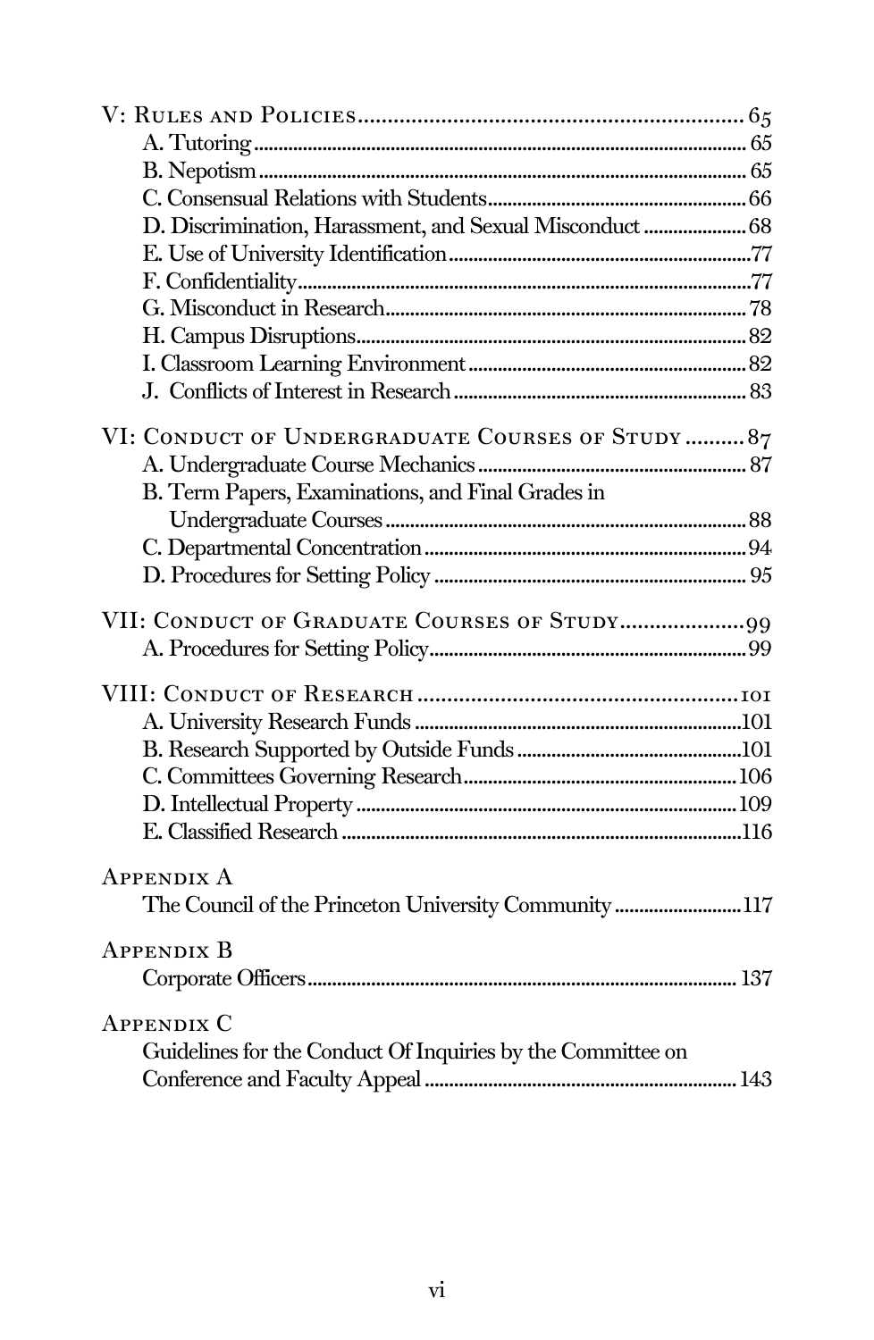V: Rules and Policies ................................................................ 65

- A. Tutoring ................................................................ 65
- B. Nepotism ................................................................ 65
- C. Consensual Relations with Students ................................................................ 66
- D. Discrimination, Harassment, and Sexual Misconduct ................................................................ 68
- E. Use of University Identification ................................................................ 77
- F. Confidentiality ................................................................ 77
- G. Misconduct in Research ................................................................ 78
- H. Campus Disruptions ................................................................ 82
- I. Classroom Learning Environment ................................................................ 82
- J. Conflicts of Interest in Research ................................................................ 83

VI: Conduct of Undergraduate Courses of Study ................................................................ 87

- A. Undergraduate Course Mechanics ................................................................ 87
- B. Term Papers, Examinations, and Final Grades in Undergraduate Courses ................................................................ 88
- C. Departmental Concentration ................................................................ 94
- D. Procedures for Setting Policy ................................................................ 95

VII: Conduct of Graduate Courses of Study ................................................................ 99

- A. Procedures for Setting Policy ................................................................ 99

VIII: Conduct of Research ................................................................ 101

- A. University Research Funds ................................................................ 101
- B. Research Supported by Outside Funds ................................................................ 101
- C. Committees Governing Research ................................................................ 106
- D. Intellectual Property ................................................................ 109
- E. Classified Research ................................................................ 116

Appendix A

- The Council of the Princeton University Community ................................................................ 117

Appendix B

- Corporate Officers ................................................................ 137

Appendix C

- Guidelines for the Conduct Of Inquiries by the Committee on Conference and Faculty Appeal ................................................................ 143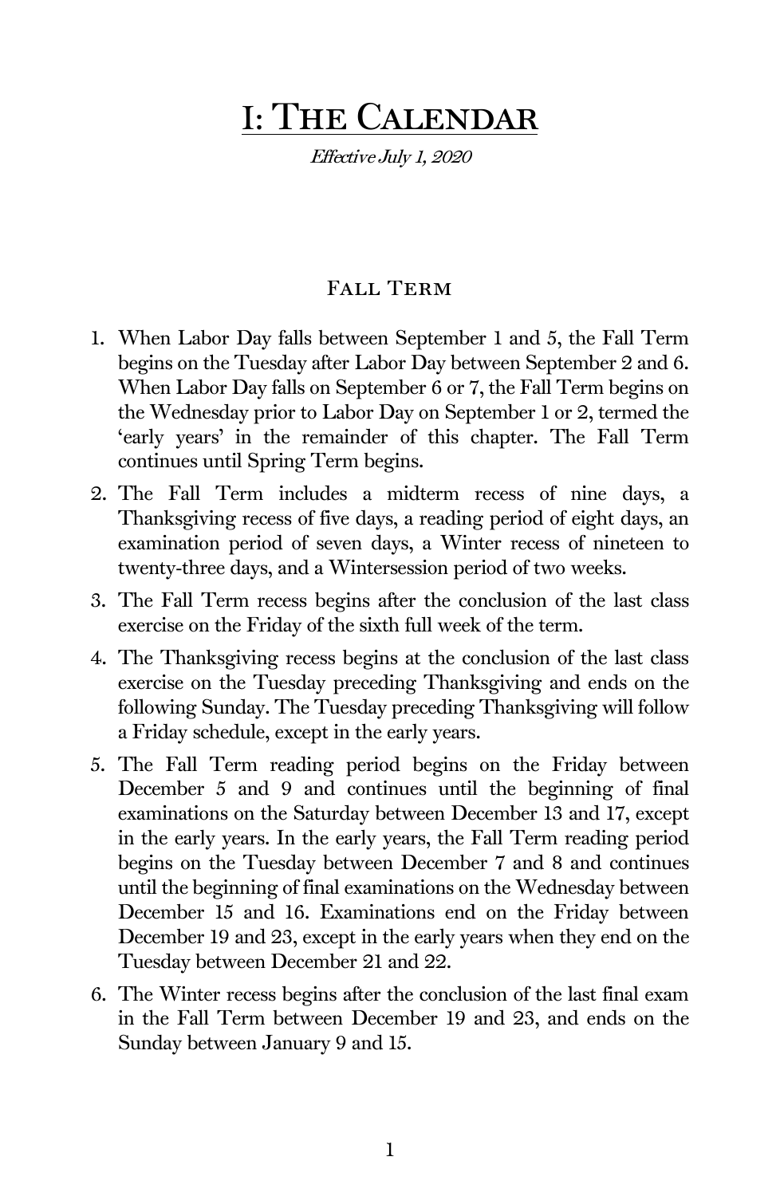# I: The Calendar

*Effective July 1, 2020*

## Fall Term

1. When Labor Day falls between September 1 and 5, the Fall Term begins on the Tuesday after Labor Day between September 2 and 6. When Labor Day falls on September 6 or 7, the Fall Term begins on the Wednesday prior to Labor Day on September 1 or 2, termed the 'early years' in the remainder of this chapter. The Fall Term continues until Spring Term begins.
2. The Fall Term includes a midterm recess of nine days, a Thanksgiving recess of five days, a reading period of eight days, an examination period of seven days, a Winter recess of nineteen to twenty-three days, and a Wintersession period of two weeks.
3. The Fall Term recess begins after the conclusion of the last class exercise on the Friday of the sixth full week of the term.
4. The Thanksgiving recess begins at the conclusion of the last class exercise on the Tuesday preceding Thanksgiving and ends on the following Sunday. The Tuesday preceding Thanksgiving will follow a Friday schedule, except in the early years.
5. The Fall Term reading period begins on the Friday between December 5 and 9 and continues until the beginning of final examinations on the Saturday between December 13 and 17, except in the early years. In the early years, the Fall Term reading period begins on the Tuesday between December 7 and 8 and continues until the beginning of final examinations on the Wednesday between December 15 and 16. Examinations end on the Friday between December 19 and 23, except in the early years when they end on the Tuesday between December 21 and 22.
6. The Winter recess begins after the conclusion of the last final exam in the Fall Term between December 19 and 23, and ends on the Sunday between January 9 and 15.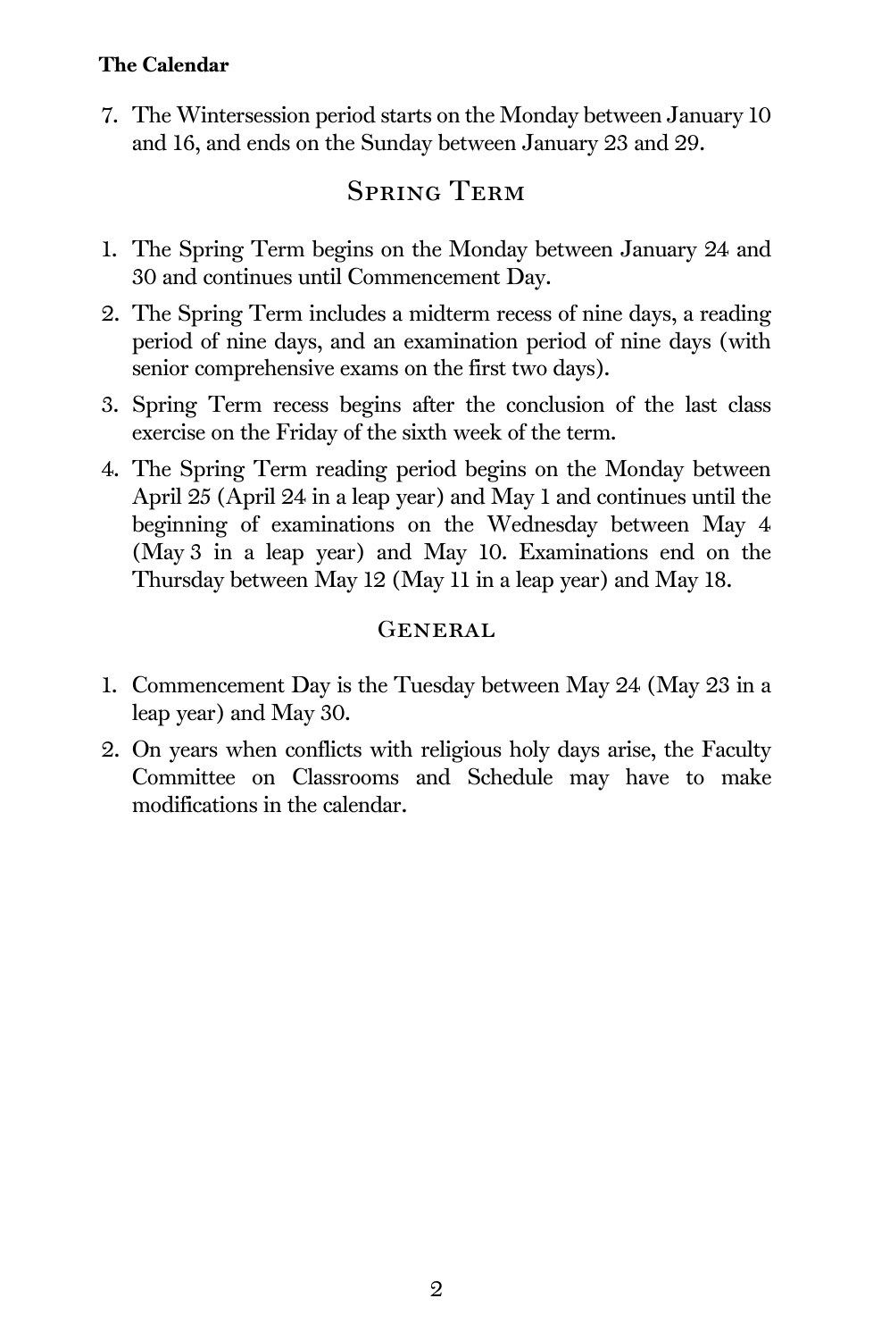7. The Wintersession period starts on the Monday between January 10 and 16, and ends on the Sunday between January 23 and 29.

## Spring Term

1. The Spring Term begins on the Monday between January 24 and 30 and continues until Commencement Day.
2. The Spring Term includes a midterm recess of nine days, a reading period of nine days, and an examination period of nine days (with senior comprehensive exams on the first two days).
3. Spring Term recess begins after the conclusion of the last class exercise on the Friday of the sixth week of the term.
4. The Spring Term reading period begins on the Monday between April 25 (April 24 in a leap year) and May 1 and continues until the beginning of examinations on the Wednesday between May 4 (May 3 in a leap year) and May 10. Examinations end on the Thursday between May 12 (May 11 in a leap year) and May 18.

## General

1. Commencement Day is the Tuesday between May 24 (May 23 in a leap year) and May 30.
2. On years when conflicts with religious holy days arise, the Faculty Committee on Classrooms and Schedule may have to make modifications in the calendar.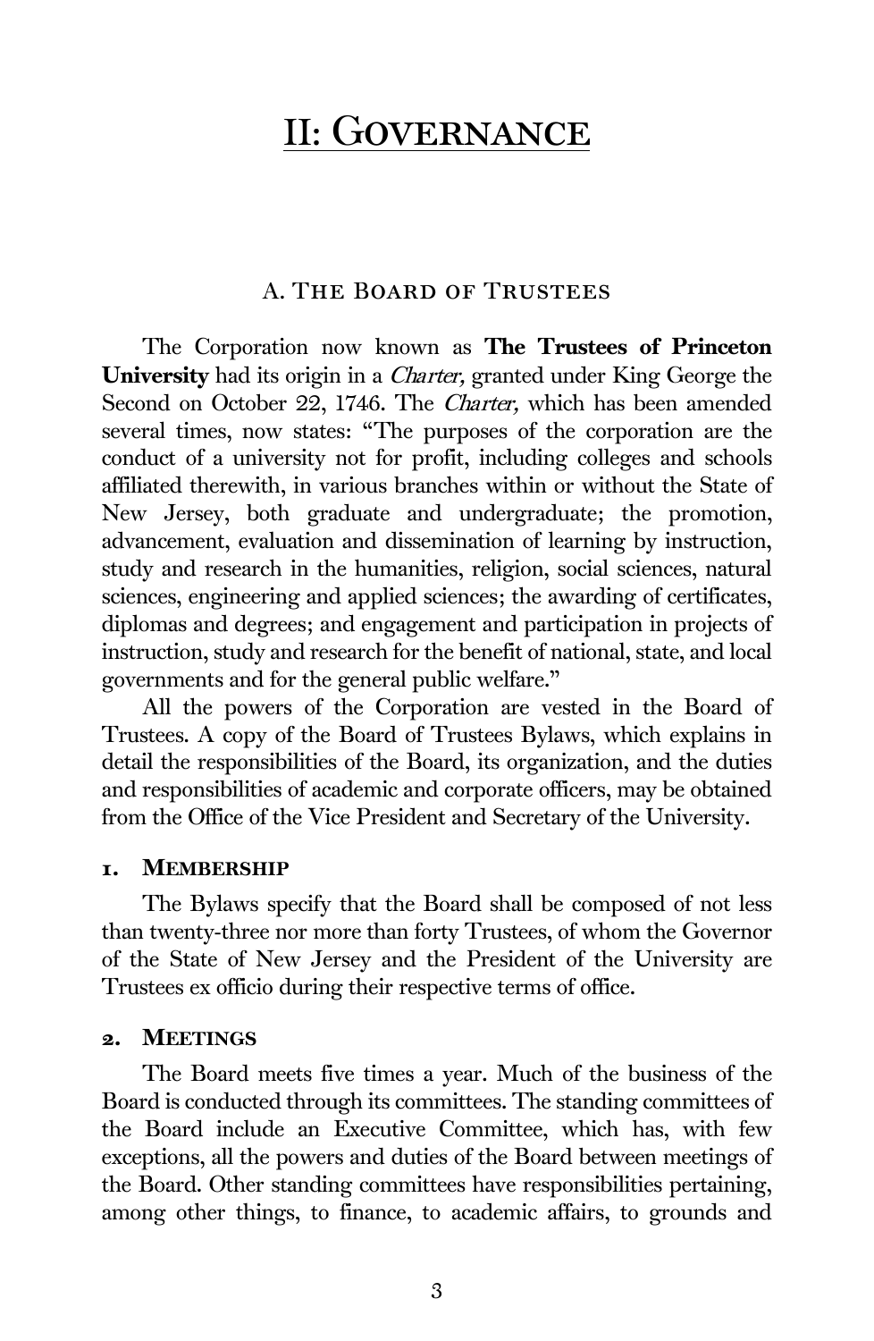# II: Governance

## A. The Board of Trustees

The Corporation now known as **The Trustees of Princeton University** had its origin in a *Charter,* granted under King George the Second on October 22, 1746. The *Charter,* which has been amended several times, now states: "The purposes of the corporation are the conduct of a university not for profit, including colleges and schools affiliated therewith, in various branches within or without the State of New Jersey, both graduate and undergraduate; the promotion, advancement, evaluation and dissemination of learning by instruction, study and research in the humanities, religion, social sciences, natural sciences, engineering and applied sciences; the awarding of certificates, diplomas and degrees; and engagement and participation in projects of instruction, study and research for the benefit of national, state, and local governments and for the general public welfare."

All the powers of the Corporation are vested in the Board of Trustees. A copy of the Board of Trustees Bylaws, which explains in detail the responsibilities of the Board, its organization, and the duties and responsibilities of academic and corporate officers, may be obtained from the Office of the Vice President and Secretary of the University.

### 1. Membership

The Bylaws specify that the Board shall be composed of not less than twenty-three nor more than forty Trustees, of whom the Governor of the State of New Jersey and the President of the University are Trustees ex officio during their respective terms of office.

### 2. Meetings

The Board meets five times a year. Much of the business of the Board is conducted through its committees. The standing committees of the Board include an Executive Committee, which has, with few exceptions, all the powers and duties of the Board between meetings of the Board. Other standing committees have responsibilities pertaining, among other things, to finance, to academic affairs, to grounds and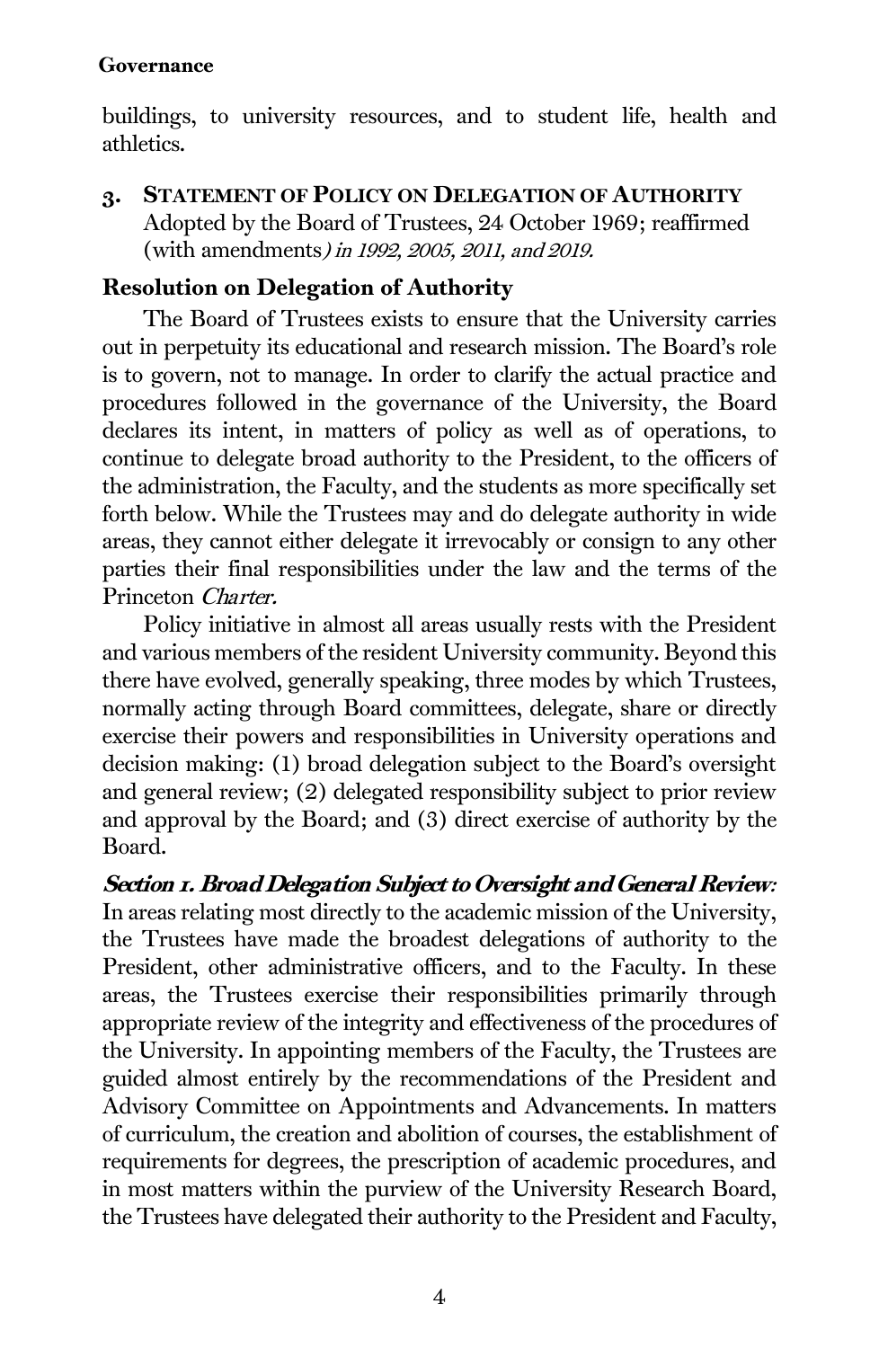buildings, to university resources, and to student life, health and athletics.

### 3. STATEMENT OF POLICY ON DELEGATION OF AUTHORITY

Adopted by the Board of Trustees, 24 October 1969; reaffirmed (with amendments*) in 1992, 2005, 2011, and 2019.*

### Resolution on Delegation of Authority

The Board of Trustees exists to ensure that the University carries out in perpetuity its educational and research mission. The Board's role is to govern, not to manage. In order to clarify the actual practice and procedures followed in the governance of the University, the Board declares its intent, in matters of policy as well as of operations, to continue to delegate broad authority to the President, to the officers of the administration, the Faculty, and the students as more specifically set forth below. While the Trustees may and do delegate authority in wide areas, they cannot either delegate it irrevocably or consign to any other parties their final responsibilities under the law and the terms of the Princeton *Charter.*

Policy initiative in almost all areas usually rests with the President and various members of the resident University community. Beyond this there have evolved, generally speaking, three modes by which Trustees, normally acting through Board committees, delegate, share or directly exercise their powers and responsibilities in University operations and decision making: (1) broad delegation subject to the Board's oversight and general review; (2) delegated responsibility subject to prior review and approval by the Board; and (3) direct exercise of authority by the Board.

***Section 1. Broad Delegation Subject to Oversight and General Review:*** In areas relating most directly to the academic mission of the University, the Trustees have made the broadest delegations of authority to the President, other administrative officers, and to the Faculty. In these areas, the Trustees exercise their responsibilities primarily through appropriate review of the integrity and effectiveness of the procedures of the University. In appointing members of the Faculty, the Trustees are guided almost entirely by the recommendations of the President and Advisory Committee on Appointments and Advancements. In matters of curriculum, the creation and abolition of courses, the establishment of requirements for degrees, the prescription of academic procedures, and in most matters within the purview of the University Research Board, the Trustees have delegated their authority to the President and Faculty,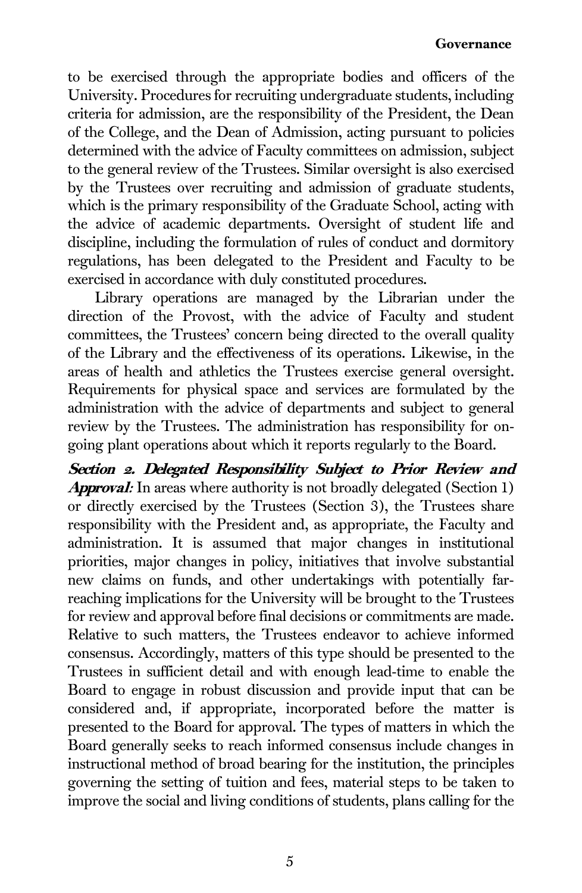to be exercised through the appropriate bodies and officers of the University. Procedures for recruiting undergraduate students, including criteria for admission, are the responsibility of the President, the Dean of the College, and the Dean of Admission, acting pursuant to policies determined with the advice of Faculty committees on admission, subject to the general review of the Trustees. Similar oversight is also exercised by the Trustees over recruiting and admission of graduate students, which is the primary responsibility of the Graduate School, acting with the advice of academic departments. Oversight of student life and discipline, including the formulation of rules of conduct and dormitory regulations, has been delegated to the President and Faculty to be exercised in accordance with duly constituted procedures.

Library operations are managed by the Librarian under the direction of the Provost, with the advice of Faculty and student committees, the Trustees' concern being directed to the overall quality of the Library and the effectiveness of its operations. Likewise, in the areas of health and athletics the Trustees exercise general oversight. Requirements for physical space and services are formulated by the administration with the advice of departments and subject to general review by the Trustees. The administration has responsibility for on-going plant operations about which it reports regularly to the Board.

***Section 2. Delegated Responsibility Subject to Prior Review and Approval:*** In areas where authority is not broadly delegated (Section 1) or directly exercised by the Trustees (Section 3), the Trustees share responsibility with the President and, as appropriate, the Faculty and administration. It is assumed that major changes in institutional priorities, major changes in policy, initiatives that involve substantial new claims on funds, and other undertakings with potentially far-reaching implications for the University will be brought to the Trustees for review and approval before final decisions or commitments are made. Relative to such matters, the Trustees endeavor to achieve informed consensus. Accordingly, matters of this type should be presented to the Trustees in sufficient detail and with enough lead-time to enable the Board to engage in robust discussion and provide input that can be considered and, if appropriate, incorporated before the matter is presented to the Board for approval. The types of matters in which the Board generally seeks to reach informed consensus include changes in instructional method of broad bearing for the institution, the principles governing the setting of tuition and fees, material steps to be taken to improve the social and living conditions of students, plans calling for the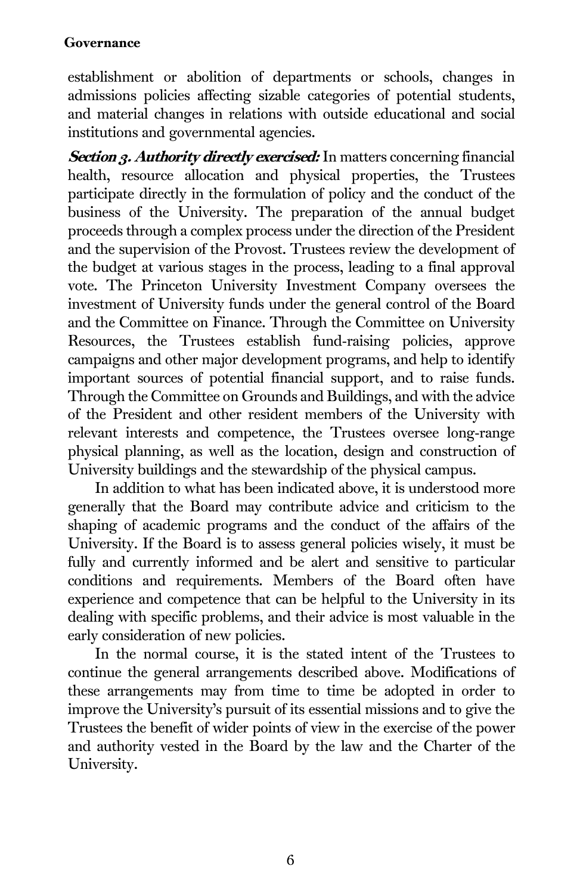establishment or abolition of departments or schools, changes in admissions policies affecting sizable categories of potential students, and material changes in relations with outside educational and social institutions and governmental agencies.

***Section 3. Authority directly exercised:*** In matters concerning financial health, resource allocation and physical properties, the Trustees participate directly in the formulation of policy and the conduct of the business of the University. The preparation of the annual budget proceeds through a complex process under the direction of the President and the supervision of the Provost. Trustees review the development of the budget at various stages in the process, leading to a final approval vote. The Princeton University Investment Company oversees the investment of University funds under the general control of the Board and the Committee on Finance. Through the Committee on University Resources, the Trustees establish fund-raising policies, approve campaigns and other major development programs, and help to identify important sources of potential financial support, and to raise funds. Through the Committee on Grounds and Buildings, and with the advice of the President and other resident members of the University with relevant interests and competence, the Trustees oversee long-range physical planning, as well as the location, design and construction of University buildings and the stewardship of the physical campus.

In addition to what has been indicated above, it is understood more generally that the Board may contribute advice and criticism to the shaping of academic programs and the conduct of the affairs of the University. If the Board is to assess general policies wisely, it must be fully and currently informed and be alert and sensitive to particular conditions and requirements. Members of the Board often have experience and competence that can be helpful to the University in its dealing with specific problems, and their advice is most valuable in the early consideration of new policies.

In the normal course, it is the stated intent of the Trustees to continue the general arrangements described above. Modifications of these arrangements may from time to time be adopted in order to improve the University's pursuit of its essential missions and to give the Trustees the benefit of wider points of view in the exercise of the power and authority vested in the Board by the law and the Charter of the University.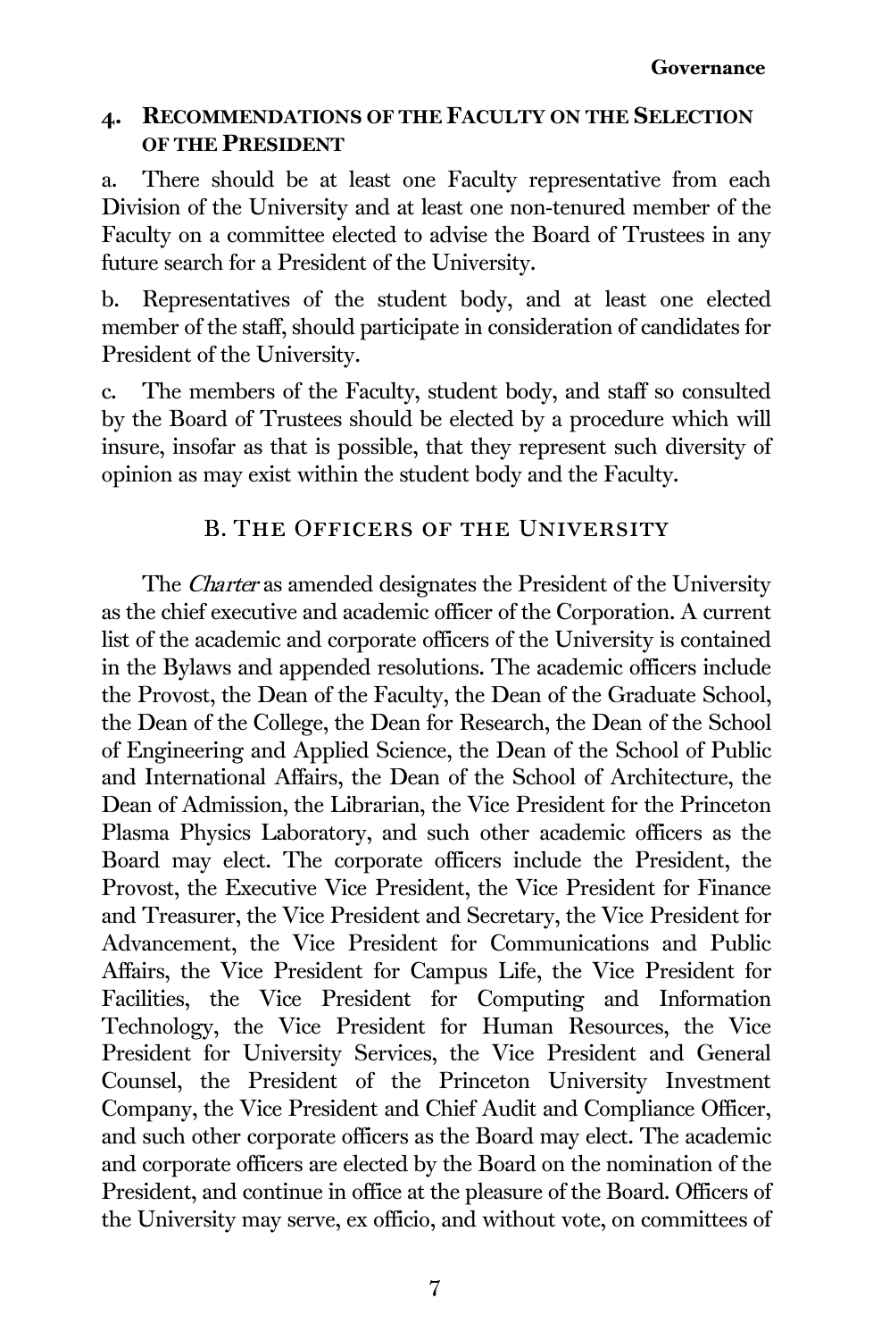### 4. Recommendations of the Faculty on the Selection of the President

a. There should be at least one Faculty representative from each Division of the University and at least one non-tenured member of the Faculty on a committee elected to advise the Board of Trustees in any future search for a President of the University.

b. Representatives of the student body, and at least one elected member of the staff, should participate in consideration of candidates for President of the University.

c. The members of the Faculty, student body, and staff so consulted by the Board of Trustees should be elected by a procedure which will insure, insofar as that is possible, that they represent such diversity of opinion as may exist within the student body and the Faculty.

## B. The Officers of the University

The *Charter* as amended designates the President of the University as the chief executive and academic officer of the Corporation. A current list of the academic and corporate officers of the University is contained in the Bylaws and appended resolutions. The academic officers include the Provost, the Dean of the Faculty, the Dean of the Graduate School, the Dean of the College, the Dean for Research, the Dean of the School of Engineering and Applied Science, the Dean of the School of Public and International Affairs, the Dean of the School of Architecture, the Dean of Admission, the Librarian, the Vice President for the Princeton Plasma Physics Laboratory, and such other academic officers as the Board may elect. The corporate officers include the President, the Provost, the Executive Vice President, the Vice President for Finance and Treasurer, the Vice President and Secretary, the Vice President for Advancement, the Vice President for Communications and Public Affairs, the Vice President for Campus Life, the Vice President for Facilities, the Vice President for Computing and Information Technology, the Vice President for Human Resources, the Vice President for University Services, the Vice President and General Counsel, the President of the Princeton University Investment Company, the Vice President and Chief Audit and Compliance Officer, and such other corporate officers as the Board may elect. The academic and corporate officers are elected by the Board on the nomination of the President, and continue in office at the pleasure of the Board. Officers of the University may serve, ex officio, and without vote, on committees of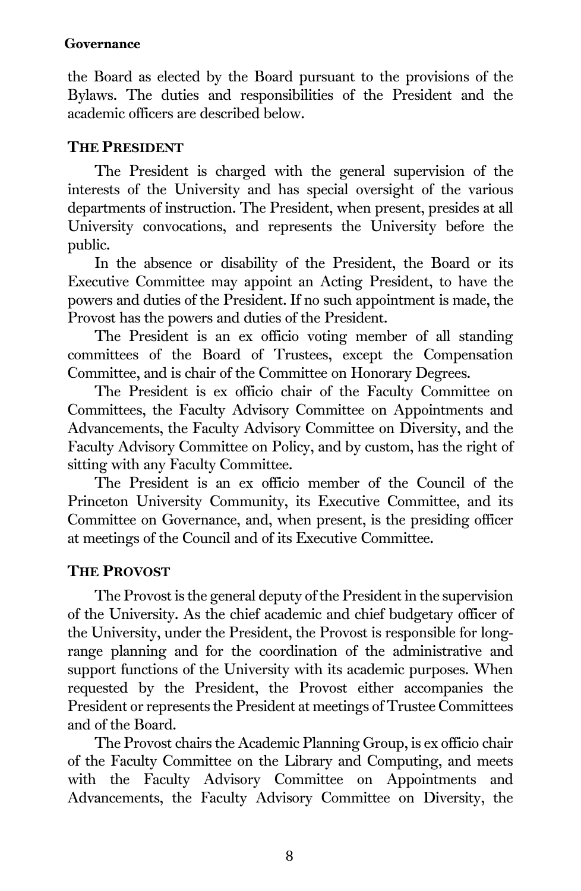the Board as elected by the Board pursuant to the provisions of the Bylaws. The duties and responsibilities of the President and the academic officers are described below.

## THE PRESIDENT

The President is charged with the general supervision of the interests of the University and has special oversight of the various departments of instruction. The President, when present, presides at all University convocations, and represents the University before the public.

In the absence or disability of the President, the Board or its Executive Committee may appoint an Acting President, to have the powers and duties of the President. If no such appointment is made, the Provost has the powers and duties of the President.

The President is an ex officio voting member of all standing committees of the Board of Trustees, except the Compensation Committee, and is chair of the Committee on Honorary Degrees.

The President is ex officio chair of the Faculty Committee on Committees, the Faculty Advisory Committee on Appointments and Advancements, the Faculty Advisory Committee on Diversity, and the Faculty Advisory Committee on Policy, and by custom, has the right of sitting with any Faculty Committee.

The President is an ex officio member of the Council of the Princeton University Community, its Executive Committee, and its Committee on Governance, and, when present, is the presiding officer at meetings of the Council and of its Executive Committee.

## THE PROVOST

The Provost is the general deputy of the President in the supervision of the University. As the chief academic and chief budgetary officer of the University, under the President, the Provost is responsible for long-range planning and for the coordination of the administrative and support functions of the University with its academic purposes. When requested by the President, the Provost either accompanies the President or represents the President at meetings of Trustee Committees and of the Board.

The Provost chairs the Academic Planning Group, is ex officio chair of the Faculty Committee on the Library and Computing, and meets with the Faculty Advisory Committee on Appointments and Advancements, the Faculty Advisory Committee on Diversity, the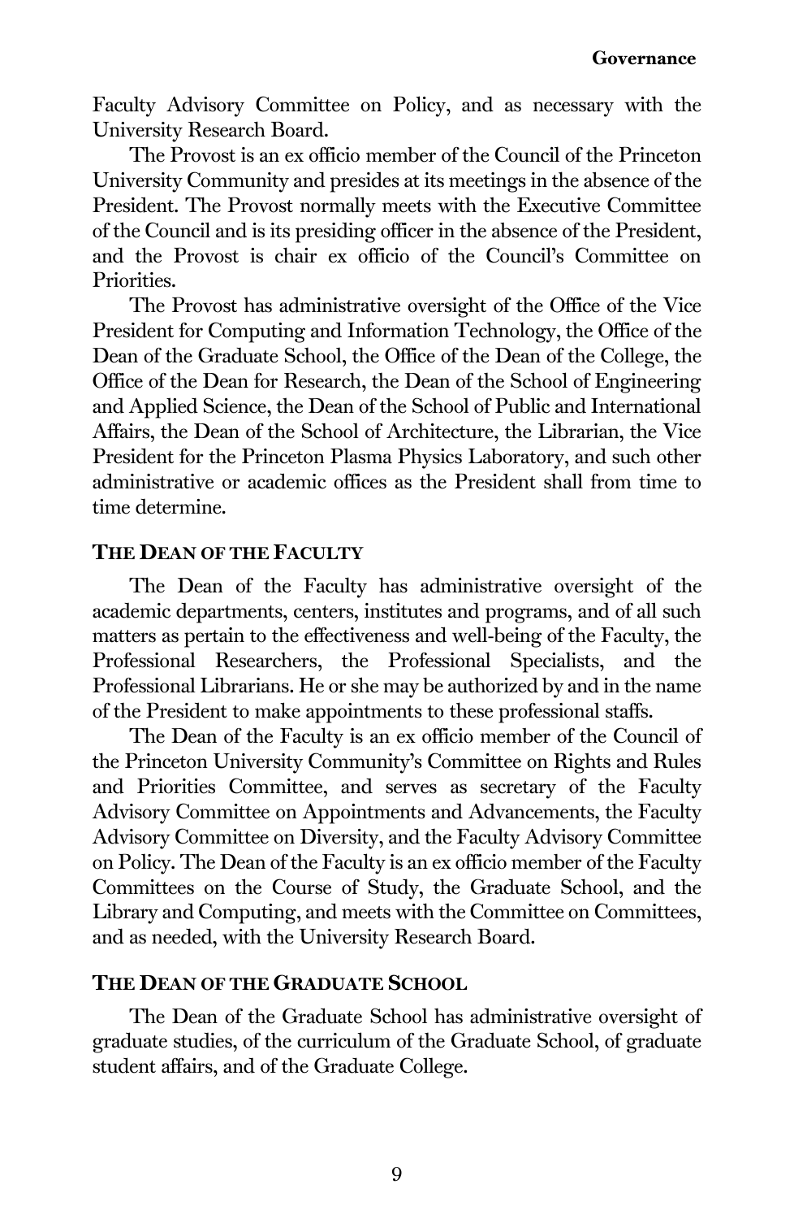Faculty Advisory Committee on Policy, and as necessary with the University Research Board.

The Provost is an ex officio member of the Council of the Princeton University Community and presides at its meetings in the absence of the President. The Provost normally meets with the Executive Committee of the Council and is its presiding officer in the absence of the President, and the Provost is chair ex officio of the Council's Committee on Priorities.

The Provost has administrative oversight of the Office of the Vice President for Computing and Information Technology, the Office of the Dean of the Graduate School, the Office of the Dean of the College, the Office of the Dean for Research, the Dean of the School of Engineering and Applied Science, the Dean of the School of Public and International Affairs, the Dean of the School of Architecture, the Librarian, the Vice President for the Princeton Plasma Physics Laboratory, and such other administrative or academic offices as the President shall from time to time determine.

### THE DEAN OF THE FACULTY

The Dean of the Faculty has administrative oversight of the academic departments, centers, institutes and programs, and of all such matters as pertain to the effectiveness and well-being of the Faculty, the Professional Researchers, the Professional Specialists, and the Professional Librarians. He or she may be authorized by and in the name of the President to make appointments to these professional staffs.

The Dean of the Faculty is an ex officio member of the Council of the Princeton University Community's Committee on Rights and Rules and Priorities Committee, and serves as secretary of the Faculty Advisory Committee on Appointments and Advancements, the Faculty Advisory Committee on Diversity, and the Faculty Advisory Committee on Policy. The Dean of the Faculty is an ex officio member of the Faculty Committees on the Course of Study, the Graduate School, and the Library and Computing, and meets with the Committee on Committees, and as needed, with the University Research Board.

### THE DEAN OF THE GRADUATE SCHOOL

The Dean of the Graduate School has administrative oversight of graduate studies, of the curriculum of the Graduate School, of graduate student affairs, and of the Graduate College.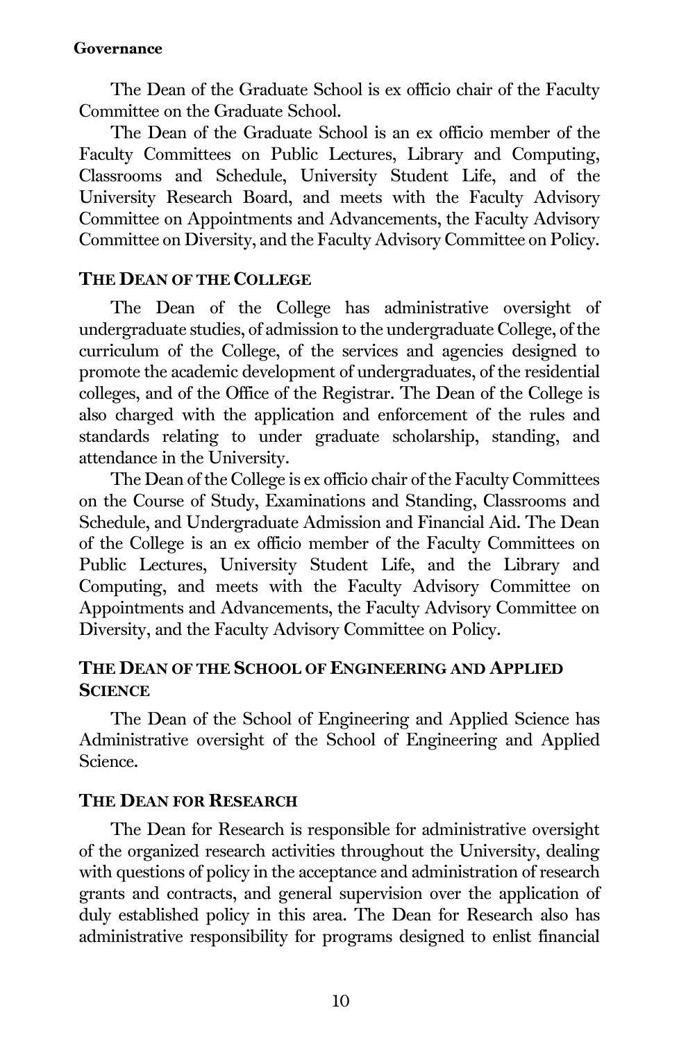The Dean of the Graduate School is ex officio chair of the Faculty Committee on the Graduate School.

The Dean of the Graduate School is an ex officio member of the Faculty Committees on Public Lectures, Library and Computing, Classrooms and Schedule, University Student Life, and of the University Research Board, and meets with the Faculty Advisory Committee on Appointments and Advancements, the Faculty Advisory Committee on Diversity, and the Faculty Advisory Committee on Policy.

### THE DEAN OF THE COLLEGE

The Dean of the College has administrative oversight of undergraduate studies, of admission to the undergraduate College, of the curriculum of the College, of the services and agencies designed to promote the academic development of undergraduates, of the residential colleges, and of the Office of the Registrar. The Dean of the College is also charged with the application and enforcement of the rules and standards relating to under graduate scholarship, standing, and attendance in the University.

The Dean of the College is ex officio chair of the Faculty Committees on the Course of Study, Examinations and Standing, Classrooms and Schedule, and Undergraduate Admission and Financial Aid. The Dean of the College is an ex officio member of the Faculty Committees on Public Lectures, University Student Life, and the Library and Computing, and meets with the Faculty Advisory Committee on Appointments and Advancements, the Faculty Advisory Committee on Diversity, and the Faculty Advisory Committee on Policy.

### THE DEAN OF THE SCHOOL OF ENGINEERING AND APPLIED SCIENCE

The Dean of the School of Engineering and Applied Science has Administrative oversight of the School of Engineering and Applied Science.

### THE DEAN FOR RESEARCH

The Dean for Research is responsible for administrative oversight of the organized research activities throughout the University, dealing with questions of policy in the acceptance and administration of research grants and contracts, and general supervision over the application of duly established policy in this area. The Dean for Research also has administrative responsibility for programs designed to enlist financial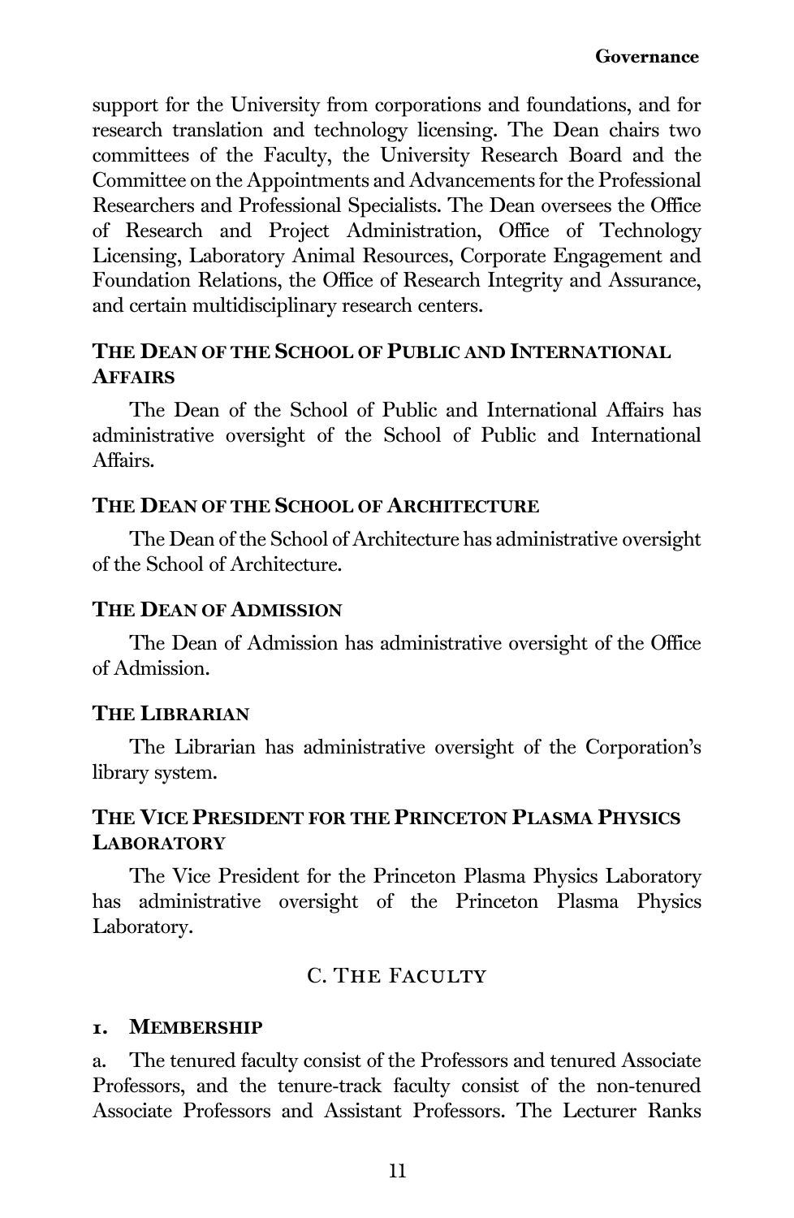support for the University from corporations and foundations, and for research translation and technology licensing. The Dean chairs two committees of the Faculty, the University Research Board and the Committee on the Appointments and Advancements for the Professional Researchers and Professional Specialists. The Dean oversees the Office of Research and Project Administration, Office of Technology Licensing, Laboratory Animal Resources, Corporate Engagement and Foundation Relations, the Office of Research Integrity and Assurance, and certain multidisciplinary research centers.

#### THE DEAN OF THE SCHOOL OF PUBLIC AND INTERNATIONAL AFFAIRS

The Dean of the School of Public and International Affairs has administrative oversight of the School of Public and International Affairs.

#### THE DEAN OF THE SCHOOL OF ARCHITECTURE

The Dean of the School of Architecture has administrative oversight of the School of Architecture.

#### THE DEAN OF ADMISSION

The Dean of Admission has administrative oversight of the Office of Admission.

#### THE LIBRARIAN

The Librarian has administrative oversight of the Corporation's library system.

#### THE VICE PRESIDENT FOR THE PRINCETON PLASMA PHYSICS LABORATORY

The Vice President for the Princeton Plasma Physics Laboratory has administrative oversight of the Princeton Plasma Physics Laboratory.

## C. THE FACULTY

### 1. MEMBERSHIP

a. The tenured faculty consist of the Professors and tenured Associate Professors, and the tenure-track faculty consist of the non-tenured Associate Professors and Assistant Professors. The Lecturer Ranks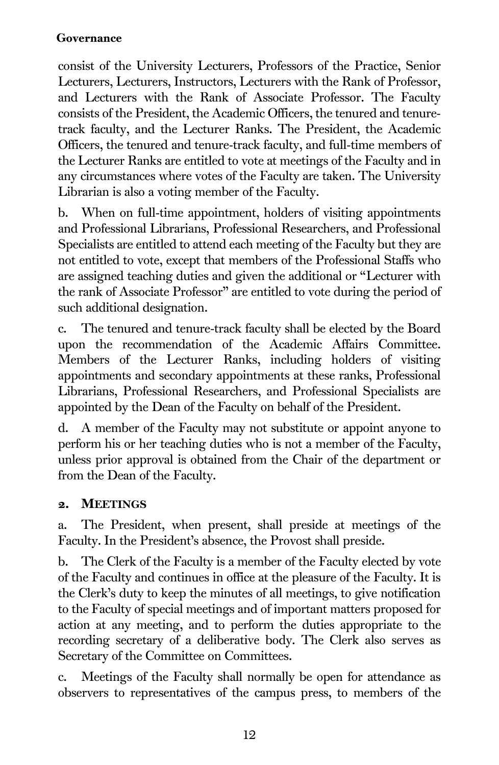consist of the University Lecturers, Professors of the Practice, Senior Lecturers, Lecturers, Instructors, Lecturers with the Rank of Professor, and Lecturers with the Rank of Associate Professor. The Faculty consists of the President, the Academic Officers, the tenured and tenure-track faculty, and the Lecturer Ranks. The President, the Academic Officers, the tenured and tenure-track faculty, and full-time members of the Lecturer Ranks are entitled to vote at meetings of the Faculty and in any circumstances where votes of the Faculty are taken. The University Librarian is also a voting member of the Faculty.

b. When on full-time appointment, holders of visiting appointments and Professional Librarians, Professional Researchers, and Professional Specialists are entitled to attend each meeting of the Faculty but they are not entitled to vote, except that members of the Professional Staffs who are assigned teaching duties and given the additional or "Lecturer with the rank of Associate Professor" are entitled to vote during the period of such additional designation.

c. The tenured and tenure-track faculty shall be elected by the Board upon the recommendation of the Academic Affairs Committee. Members of the Lecturer Ranks, including holders of visiting appointments and secondary appointments at these ranks, Professional Librarians, Professional Researchers, and Professional Specialists are appointed by the Dean of the Faculty on behalf of the President.

d. A member of the Faculty may not substitute or appoint anyone to perform his or her teaching duties who is not a member of the Faculty, unless prior approval is obtained from the Chair of the department or from the Dean of the Faculty.

### 2. Meetings

a. The President, when present, shall preside at meetings of the Faculty. In the President's absence, the Provost shall preside.

b. The Clerk of the Faculty is a member of the Faculty elected by vote of the Faculty and continues in office at the pleasure of the Faculty. It is the Clerk's duty to keep the minutes of all meetings, to give notification to the Faculty of special meetings and of important matters proposed for action at any meeting, and to perform the duties appropriate to the recording secretary of a deliberative body. The Clerk also serves as Secretary of the Committee on Committees.

c. Meetings of the Faculty shall normally be open for attendance as observers to representatives of the campus press, to members of the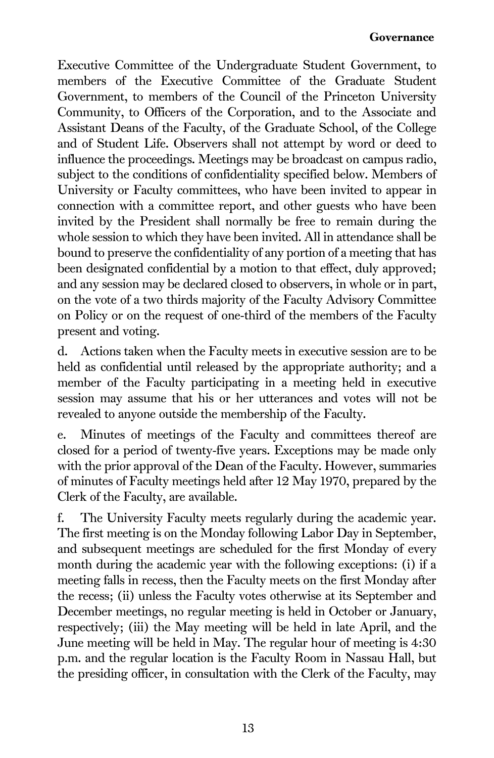Executive Committee of the Undergraduate Student Government, to members of the Executive Committee of the Graduate Student Government, to members of the Council of the Princeton University Community, to Officers of the Corporation, and to the Associate and Assistant Deans of the Faculty, of the Graduate School, of the College and of Student Life. Observers shall not attempt by word or deed to influence the proceedings. Meetings may be broadcast on campus radio, subject to the conditions of confidentiality specified below. Members of University or Faculty committees, who have been invited to appear in connection with a committee report, and other guests who have been invited by the President shall normally be free to remain during the whole session to which they have been invited. All in attendance shall be bound to preserve the confidentiality of any portion of a meeting that has been designated confidential by a motion to that effect, duly approved; and any session may be declared closed to observers, in whole or in part, on the vote of a two thirds majority of the Faculty Advisory Committee on Policy or on the request of one-third of the members of the Faculty present and voting.

d. Actions taken when the Faculty meets in executive session are to be held as confidential until released by the appropriate authority; and a member of the Faculty participating in a meeting held in executive session may assume that his or her utterances and votes will not be revealed to anyone outside the membership of the Faculty.

e. Minutes of meetings of the Faculty and committees thereof are closed for a period of twenty-five years. Exceptions may be made only with the prior approval of the Dean of the Faculty. However, summaries of minutes of Faculty meetings held after 12 May 1970, prepared by the Clerk of the Faculty, are available.

f. The University Faculty meets regularly during the academic year. The first meeting is on the Monday following Labor Day in September, and subsequent meetings are scheduled for the first Monday of every month during the academic year with the following exceptions: (i) if a meeting falls in recess, then the Faculty meets on the first Monday after the recess; (ii) unless the Faculty votes otherwise at its September and December meetings, no regular meeting is held in October or January, respectively; (iii) the May meeting will be held in late April, and the June meeting will be held in May. The regular hour of meeting is 4:30 p.m. and the regular location is the Faculty Room in Nassau Hall, but the presiding officer, in consultation with the Clerk of the Faculty, may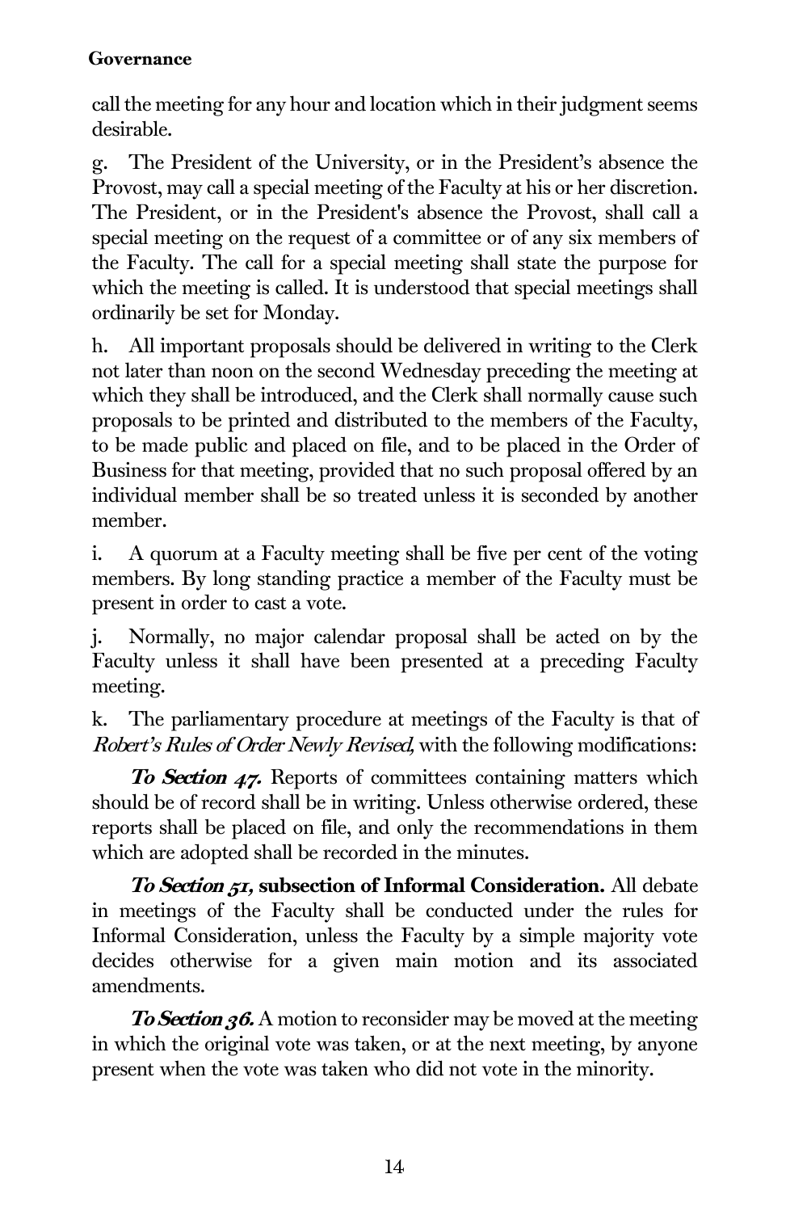call the meeting for any hour and location which in their judgment seems desirable.

g. The President of the University, or in the President's absence the Provost, may call a special meeting of the Faculty at his or her discretion. The President, or in the President's absence the Provost, shall call a special meeting on the request of a committee or of any six members of the Faculty. The call for a special meeting shall state the purpose for which the meeting is called. It is understood that special meetings shall ordinarily be set for Monday.

h. All important proposals should be delivered in writing to the Clerk not later than noon on the second Wednesday preceding the meeting at which they shall be introduced, and the Clerk shall normally cause such proposals to be printed and distributed to the members of the Faculty, to be made public and placed on file, and to be placed in the Order of Business for that meeting, provided that no such proposal offered by an individual member shall be so treated unless it is seconded by another member.

i. A quorum at a Faculty meeting shall be five per cent of the voting members. By long standing practice a member of the Faculty must be present in order to cast a vote.

j. Normally, no major calendar proposal shall be acted on by the Faculty unless it shall have been presented at a preceding Faculty meeting.

k. The parliamentary procedure at meetings of the Faculty is that of *Robert's Rules of Order Newly Revised,* with the following modifications:

***To Section 47.*** Reports of committees containing matters which should be of record shall be in writing. Unless otherwise ordered, these reports shall be placed on file, and only the recommendations in them which are adopted shall be recorded in the minutes.

***To Section 51,* subsection of Informal Consideration.** All debate in meetings of the Faculty shall be conducted under the rules for Informal Consideration, unless the Faculty by a simple majority vote decides otherwise for a given main motion and its associated amendments.

***To Section 36.*** A motion to reconsider may be moved at the meeting in which the original vote was taken, or at the next meeting, by anyone present when the vote was taken who did not vote in the minority.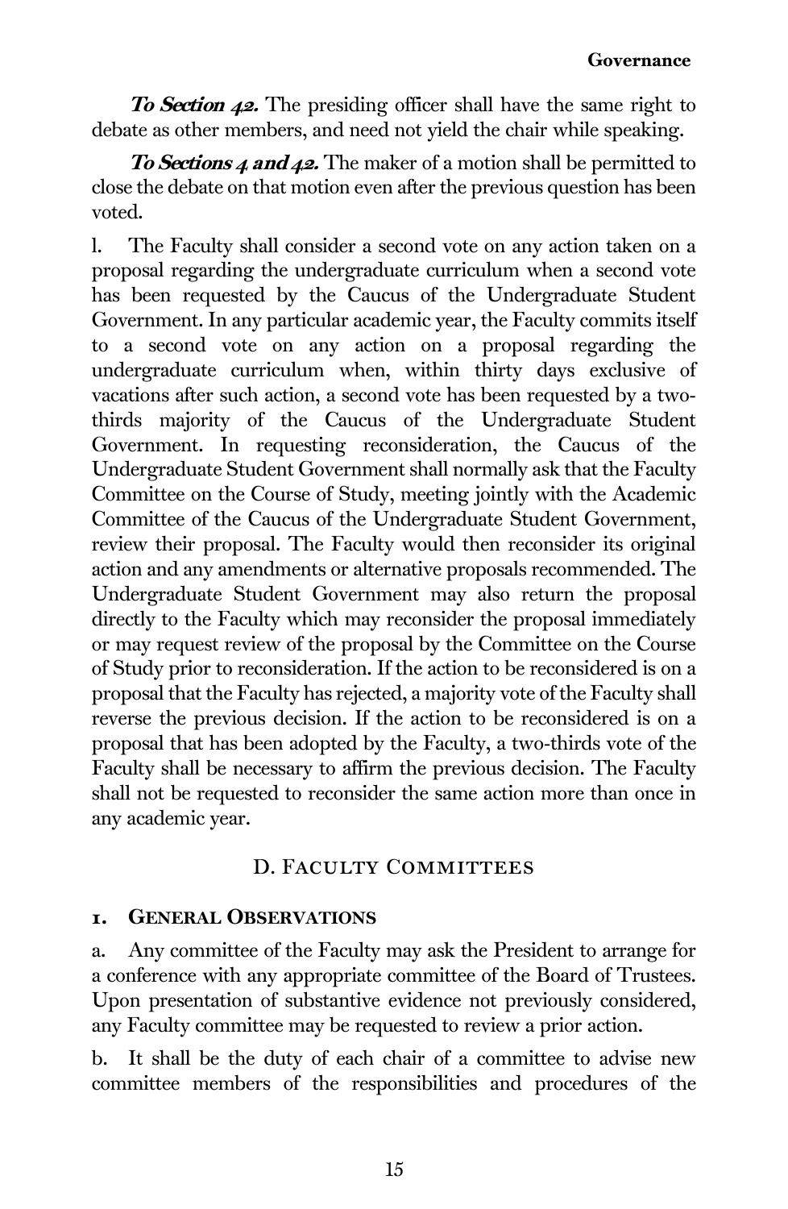***To Section 42.*** The presiding officer shall have the same right to debate as other members, and need not yield the chair while speaking.

***To Sections 4 and 42.*** The maker of a motion shall be permitted to close the debate on that motion even after the previous question has been voted.

l. The Faculty shall consider a second vote on any action taken on a proposal regarding the undergraduate curriculum when a second vote has been requested by the Caucus of the Undergraduate Student Government. In any particular academic year, the Faculty commits itself to a second vote on any action on a proposal regarding the undergraduate curriculum when, within thirty days exclusive of vacations after such action, a second vote has been requested by a two-thirds majority of the Caucus of the Undergraduate Student Government. In requesting reconsideration, the Caucus of the Undergraduate Student Government shall normally ask that the Faculty Committee on the Course of Study, meeting jointly with the Academic Committee of the Caucus of the Undergraduate Student Government, review their proposal. The Faculty would then reconsider its original action and any amendments or alternative proposals recommended. The Undergraduate Student Government may also return the proposal directly to the Faculty which may reconsider the proposal immediately or may request review of the proposal by the Committee on the Course of Study prior to reconsideration. If the action to be reconsidered is on a proposal that the Faculty has rejected, a majority vote of the Faculty shall reverse the previous decision. If the action to be reconsidered is on a proposal that has been adopted by the Faculty, a two-thirds vote of the Faculty shall be necessary to affirm the previous decision. The Faculty shall not be requested to reconsider the same action more than once in any academic year.

## D. Faculty Committees

### 1. General Observations

a. Any committee of the Faculty may ask the President to arrange for a conference with any appropriate committee of the Board of Trustees. Upon presentation of substantive evidence not previously considered, any Faculty committee may be requested to review a prior action.

b. It shall be the duty of each chair of a committee to advise new committee members of the responsibilities and procedures of the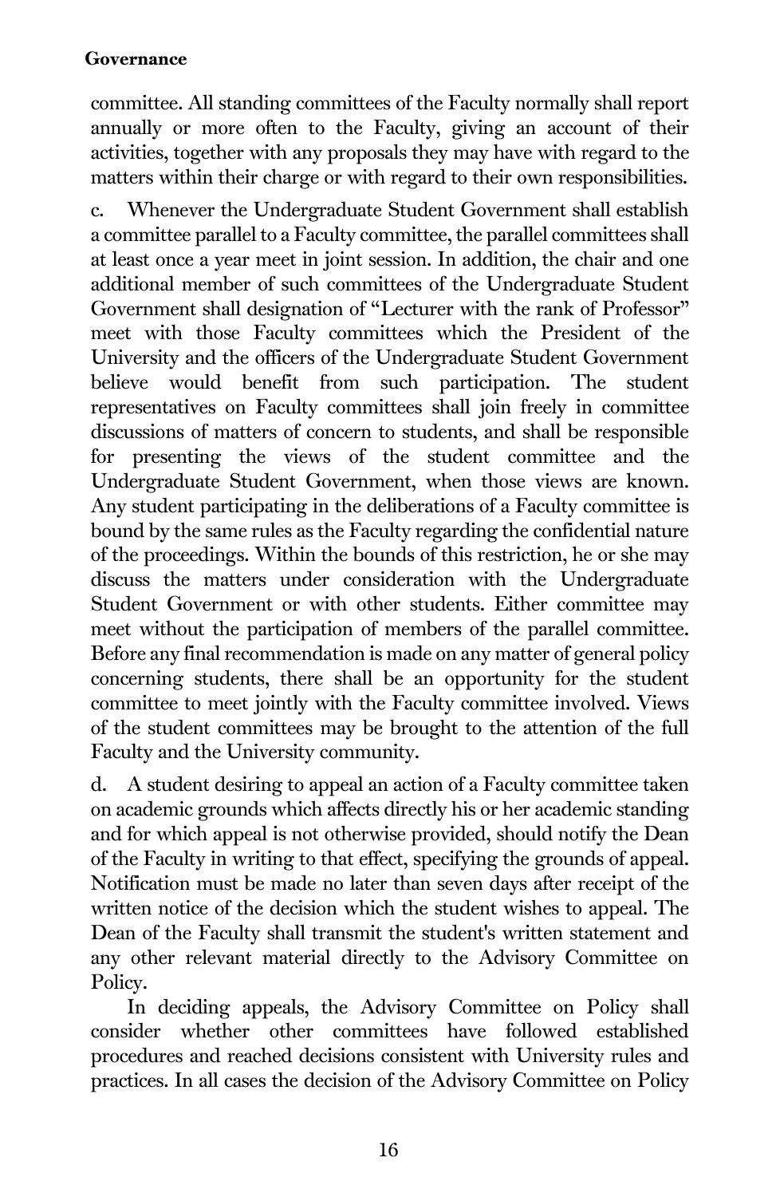committee. All standing committees of the Faculty normally shall report annually or more often to the Faculty, giving an account of their activities, together with any proposals they may have with regard to the matters within their charge or with regard to their own responsibilities.

c. Whenever the Undergraduate Student Government shall establish a committee parallel to a Faculty committee, the parallel committees shall at least once a year meet in joint session. In addition, the chair and one additional member of such committees of the Undergraduate Student Government shall designation of "Lecturer with the rank of Professor" meet with those Faculty committees which the President of the University and the officers of the Undergraduate Student Government believe would benefit from such participation. The student representatives on Faculty committees shall join freely in committee discussions of matters of concern to students, and shall be responsible for presenting the views of the student committee and the Undergraduate Student Government, when those views are known. Any student participating in the deliberations of a Faculty committee is bound by the same rules as the Faculty regarding the confidential nature of the proceedings. Within the bounds of this restriction, he or she may discuss the matters under consideration with the Undergraduate Student Government or with other students. Either committee may meet without the participation of members of the parallel committee. Before any final recommendation is made on any matter of general policy concerning students, there shall be an opportunity for the student committee to meet jointly with the Faculty committee involved. Views of the student committees may be brought to the attention of the full Faculty and the University community.

d. A student desiring to appeal an action of a Faculty committee taken on academic grounds which affects directly his or her academic standing and for which appeal is not otherwise provided, should notify the Dean of the Faculty in writing to that effect, specifying the grounds of appeal. Notification must be made no later than seven days after receipt of the written notice of the decision which the student wishes to appeal. The Dean of the Faculty shall transmit the student's written statement and any other relevant material directly to the Advisory Committee on Policy.

In deciding appeals, the Advisory Committee on Policy shall consider whether other committees have followed established procedures and reached decisions consistent with University rules and practices. In all cases the decision of the Advisory Committee on Policy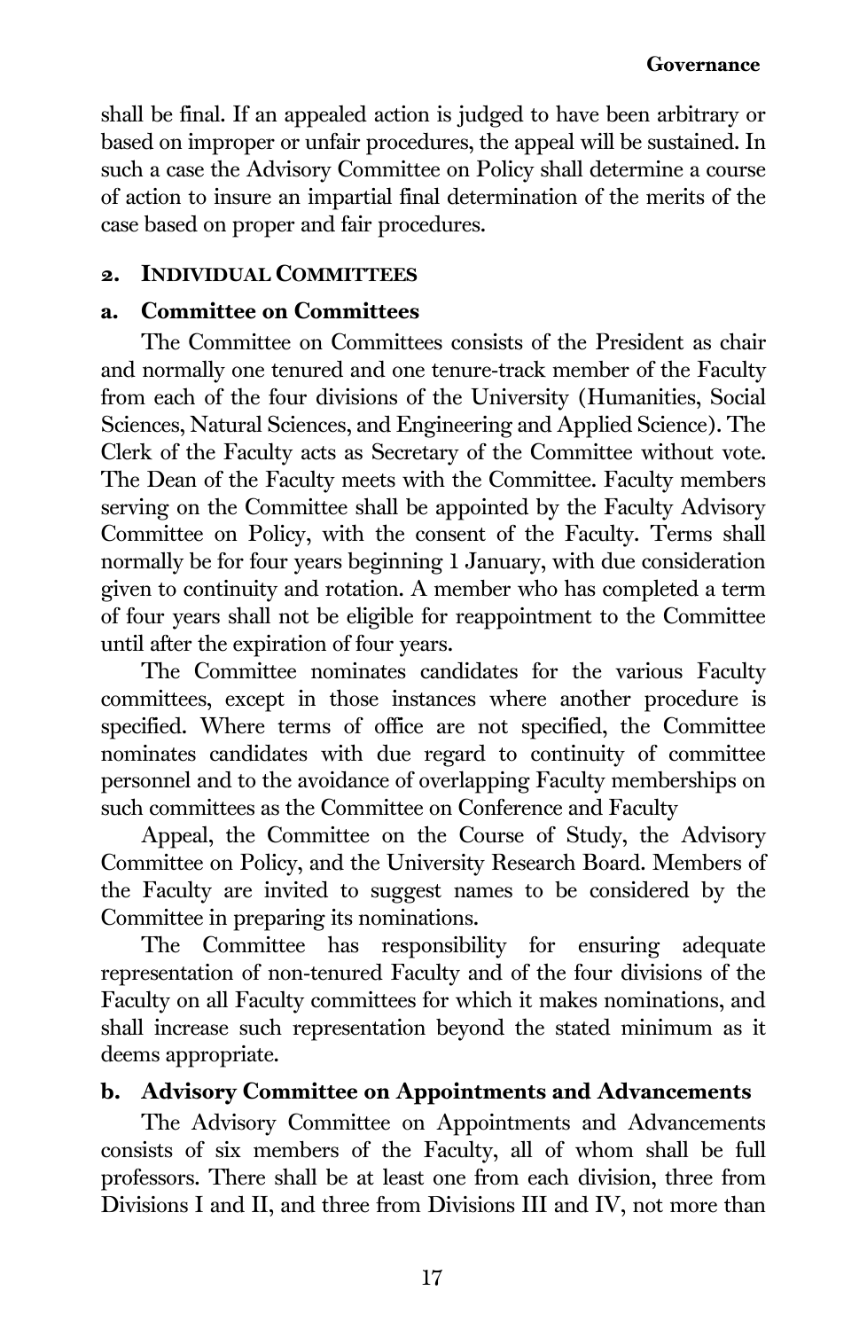shall be final. If an appealed action is judged to have been arbitrary or based on improper or unfair procedures, the appeal will be sustained. In such a case the Advisory Committee on Policy shall determine a course of action to insure an impartial final determination of the merits of the case based on proper and fair procedures.

## 2. Individual Committees

### a. Committee on Committees

The Committee on Committees consists of the President as chair and normally one tenured and one tenure-track member of the Faculty from each of the four divisions of the University (Humanities, Social Sciences, Natural Sciences, and Engineering and Applied Science). The Clerk of the Faculty acts as Secretary of the Committee without vote. The Dean of the Faculty meets with the Committee. Faculty members serving on the Committee shall be appointed by the Faculty Advisory Committee on Policy, with the consent of the Faculty. Terms shall normally be for four years beginning 1 January, with due consideration given to continuity and rotation. A member who has completed a term of four years shall not be eligible for reappointment to the Committee until after the expiration of four years.

The Committee nominates candidates for the various Faculty committees, except in those instances where another procedure is specified. Where terms of office are not specified, the Committee nominates candidates with due regard to continuity of committee personnel and to the avoidance of overlapping Faculty memberships on such committees as the Committee on Conference and Faculty

Appeal, the Committee on the Course of Study, the Advisory Committee on Policy, and the University Research Board. Members of the Faculty are invited to suggest names to be considered by the Committee in preparing its nominations.

The Committee has responsibility for ensuring adequate representation of non-tenured Faculty and of the four divisions of the Faculty on all Faculty committees for which it makes nominations, and shall increase such representation beyond the stated minimum as it deems appropriate.

### b. Advisory Committee on Appointments and Advancements

The Advisory Committee on Appointments and Advancements consists of six members of the Faculty, all of whom shall be full professors. There shall be at least one from each division, three from Divisions I and II, and three from Divisions III and IV, not more than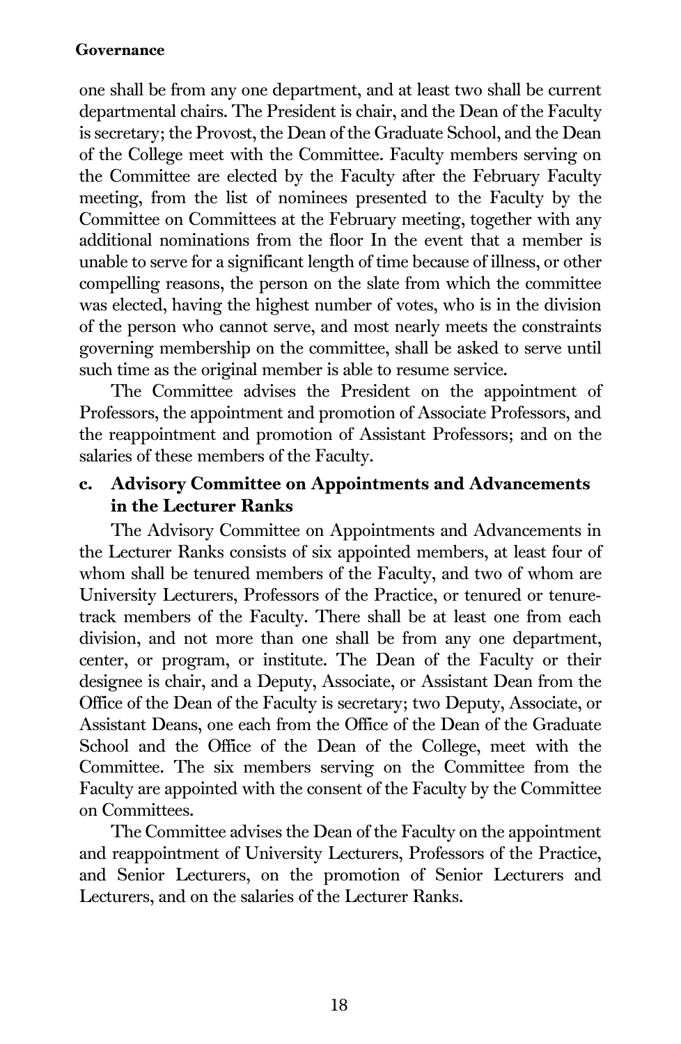one shall be from any one department, and at least two shall be current departmental chairs. The President is chair, and the Dean of the Faculty is secretary; the Provost, the Dean of the Graduate School, and the Dean of the College meet with the Committee. Faculty members serving on the Committee are elected by the Faculty after the February Faculty meeting, from the list of nominees presented to the Faculty by the Committee on Committees at the February meeting, together with any additional nominations from the floor In the event that a member is unable to serve for a significant length of time because of illness, or other compelling reasons, the person on the slate from which the committee was elected, having the highest number of votes, who is in the division of the person who cannot serve, and most nearly meets the constraints governing membership on the committee, shall be asked to serve until such time as the original member is able to resume service.

The Committee advises the President on the appointment of Professors, the appointment and promotion of Associate Professors, and the reappointment and promotion of Assistant Professors; and on the salaries of these members of the Faculty.

**c. Advisory Committee on Appointments and Advancements in the Lecturer Ranks**

The Advisory Committee on Appointments and Advancements in the Lecturer Ranks consists of six appointed members, at least four of whom shall be tenured members of the Faculty, and two of whom are University Lecturers, Professors of the Practice, or tenured or tenure-track members of the Faculty. There shall be at least one from each division, and not more than one shall be from any one department, center, or program, or institute. The Dean of the Faculty or their designee is chair, and a Deputy, Associate, or Assistant Dean from the Office of the Dean of the Faculty is secretary; two Deputy, Associate, or Assistant Deans, one each from the Office of the Dean of the Graduate School and the Office of the Dean of the College, meet with the Committee. The six members serving on the Committee from the Faculty are appointed with the consent of the Faculty by the Committee on Committees.

The Committee advises the Dean of the Faculty on the appointment and reappointment of University Lecturers, Professors of the Practice, and Senior Lecturers, on the promotion of Senior Lecturers and Lecturers, and on the salaries of the Lecturer Ranks.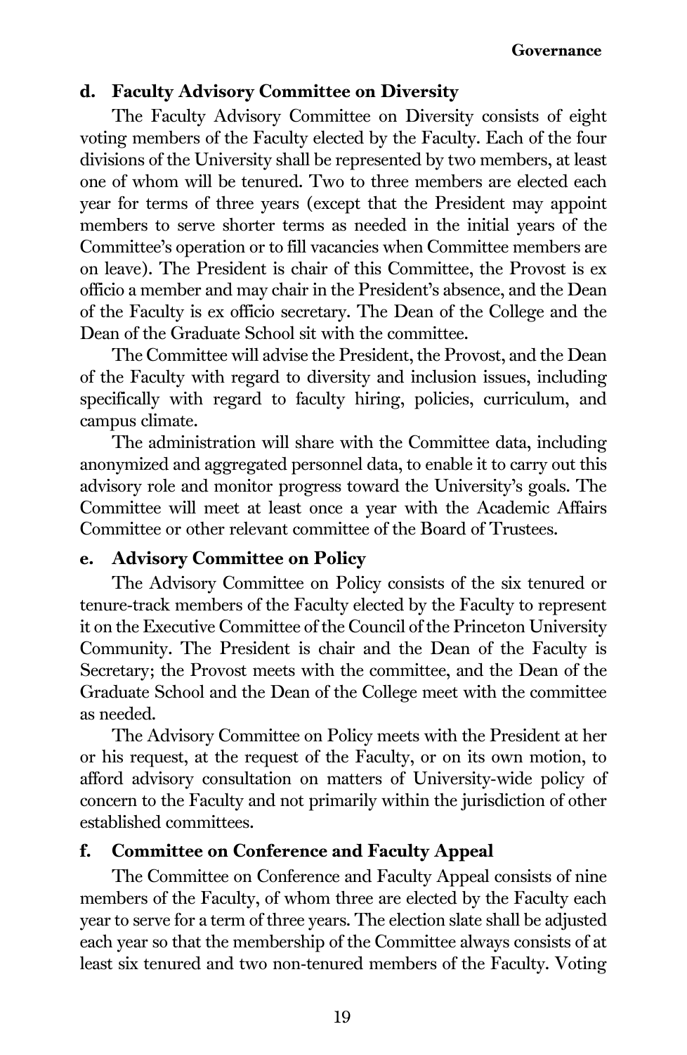#### d. Faculty Advisory Committee on Diversity

The Faculty Advisory Committee on Diversity consists of eight voting members of the Faculty elected by the Faculty. Each of the four divisions of the University shall be represented by two members, at least one of whom will be tenured. Two to three members are elected each year for terms of three years (except that the President may appoint members to serve shorter terms as needed in the initial years of the Committee's operation or to fill vacancies when Committee members are on leave). The President is chair of this Committee, the Provost is ex officio a member and may chair in the President's absence, and the Dean of the Faculty is ex officio secretary. The Dean of the College and the Dean of the Graduate School sit with the committee.

The Committee will advise the President, the Provost, and the Dean of the Faculty with regard to diversity and inclusion issues, including specifically with regard to faculty hiring, policies, curriculum, and campus climate.

The administration will share with the Committee data, including anonymized and aggregated personnel data, to enable it to carry out this advisory role and monitor progress toward the University's goals. The Committee will meet at least once a year with the Academic Affairs Committee or other relevant committee of the Board of Trustees.

#### e. Advisory Committee on Policy

The Advisory Committee on Policy consists of the six tenured or tenure-track members of the Faculty elected by the Faculty to represent it on the Executive Committee of the Council of the Princeton University Community. The President is chair and the Dean of the Faculty is Secretary; the Provost meets with the committee, and the Dean of the Graduate School and the Dean of the College meet with the committee as needed.

The Advisory Committee on Policy meets with the President at her or his request, at the request of the Faculty, or on its own motion, to afford advisory consultation on matters of University-wide policy of concern to the Faculty and not primarily within the jurisdiction of other established committees.

#### f. Committee on Conference and Faculty Appeal

The Committee on Conference and Faculty Appeal consists of nine members of the Faculty, of whom three are elected by the Faculty each year to serve for a term of three years. The election slate shall be adjusted each year so that the membership of the Committee always consists of at least six tenured and two non-tenured members of the Faculty. Voting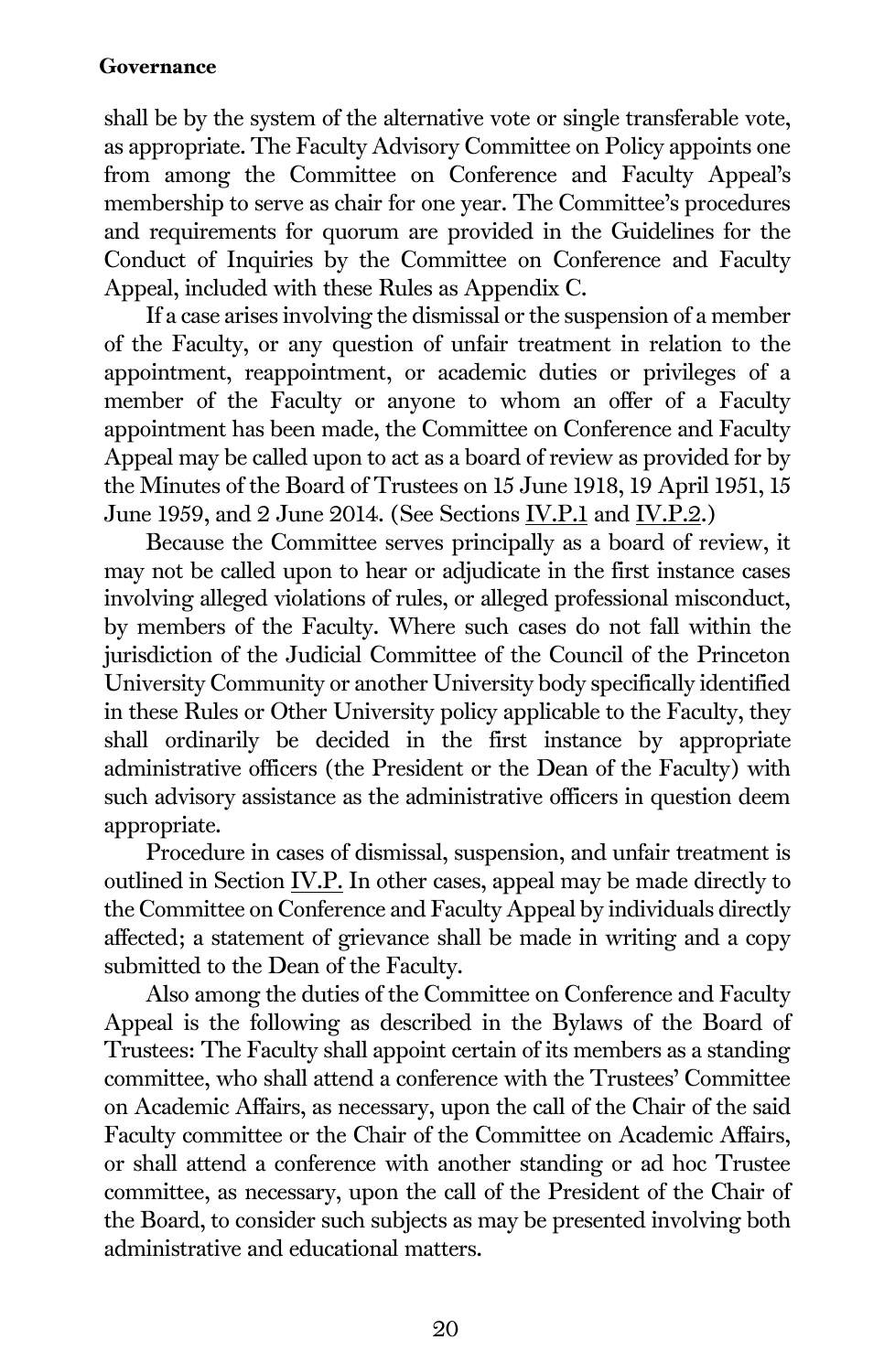shall be by the system of the alternative vote or single transferable vote, as appropriate. The Faculty Advisory Committee on Policy appoints one from among the Committee on Conference and Faculty Appeal's membership to serve as chair for one year. The Committee's procedures and requirements for quorum are provided in the Guidelines for the Conduct of Inquiries by the Committee on Conference and Faculty Appeal, included with these Rules as Appendix C.

If a case arises involving the dismissal or the suspension of a member of the Faculty, or any question of unfair treatment in relation to the appointment, reappointment, or academic duties or privileges of a member of the Faculty or anyone to whom an offer of a Faculty appointment has been made, the Committee on Conference and Faculty Appeal may be called upon to act as a board of review as provided for by the Minutes of the Board of Trustees on 15 June 1918, 19 April 1951, 15 June 1959, and 2 June 2014. (See Sections IV.P.1 and IV.P.2.)

Because the Committee serves principally as a board of review, it may not be called upon to hear or adjudicate in the first instance cases involving alleged violations of rules, or alleged professional misconduct, by members of the Faculty. Where such cases do not fall within the jurisdiction of the Judicial Committee of the Council of the Princeton University Community or another University body specifically identified in these Rules or Other University policy applicable to the Faculty, they shall ordinarily be decided in the first instance by appropriate administrative officers (the President or the Dean of the Faculty) with such advisory assistance as the administrative officers in question deem appropriate.

Procedure in cases of dismissal, suspension, and unfair treatment is outlined in Section IV.P. In other cases, appeal may be made directly to the Committee on Conference and Faculty Appeal by individuals directly affected; a statement of grievance shall be made in writing and a copy submitted to the Dean of the Faculty.

Also among the duties of the Committee on Conference and Faculty Appeal is the following as described in the Bylaws of the Board of Trustees: The Faculty shall appoint certain of its members as a standing committee, who shall attend a conference with the Trustees' Committee on Academic Affairs, as necessary, upon the call of the Chair of the said Faculty committee or the Chair of the Committee on Academic Affairs, or shall attend a conference with another standing or ad hoc Trustee committee, as necessary, upon the call of the President of the Chair of the Board, to consider such subjects as may be presented involving both administrative and educational matters.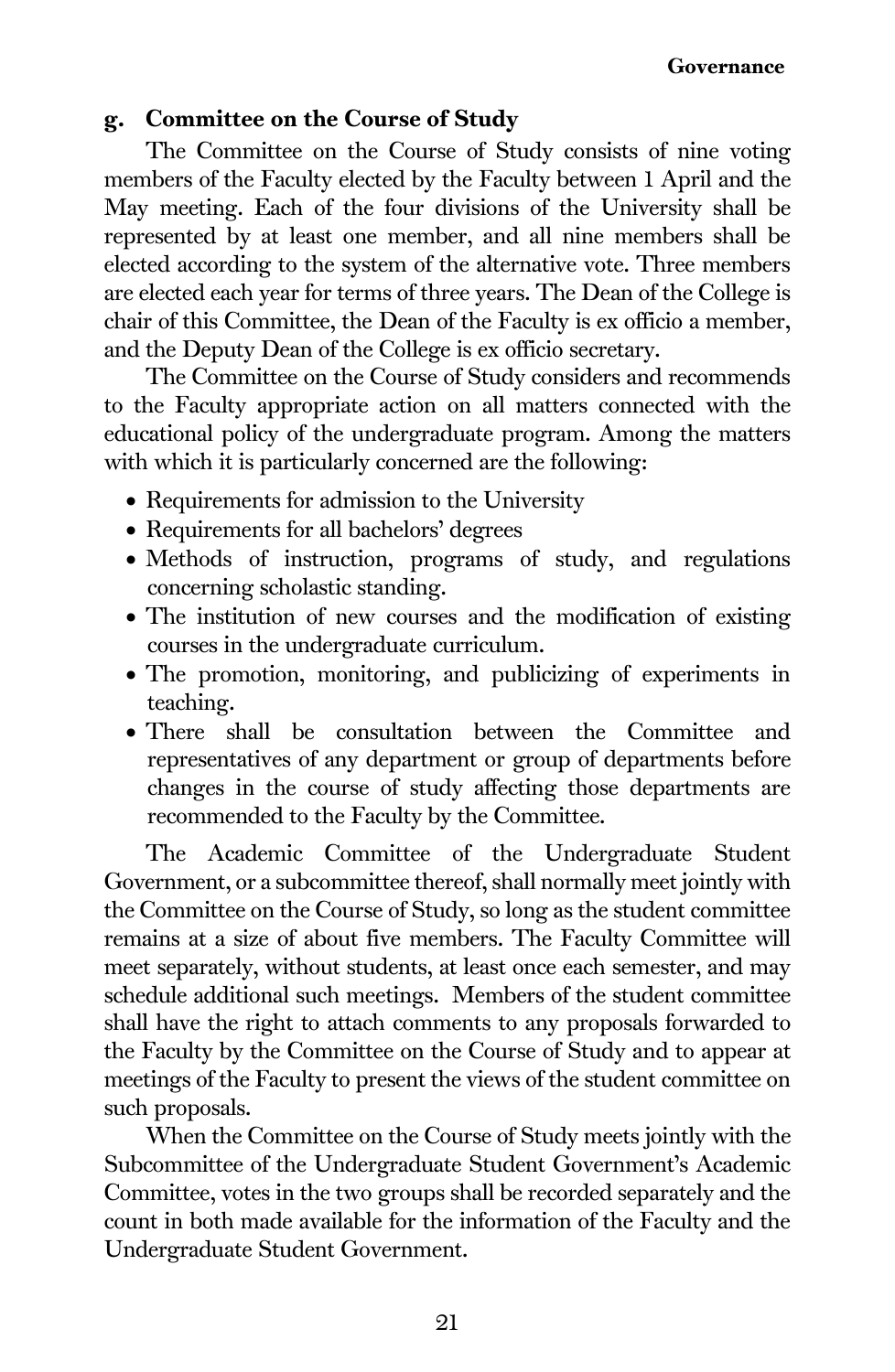### g. Committee on the Course of Study

The Committee on the Course of Study consists of nine voting members of the Faculty elected by the Faculty between 1 April and the May meeting. Each of the four divisions of the University shall be represented by at least one member, and all nine members shall be elected according to the system of the alternative vote. Three members are elected each year for terms of three years. The Dean of the College is chair of this Committee, the Dean of the Faculty is ex officio a member, and the Deputy Dean of the College is ex officio secretary.

The Committee on the Course of Study considers and recommends to the Faculty appropriate action on all matters connected with the educational policy of the undergraduate program. Among the matters with which it is particularly concerned are the following:

- Requirements for admission to the University
- Requirements for all bachelors' degrees
- Methods of instruction, programs of study, and regulations concerning scholastic standing.
- The institution of new courses and the modification of existing courses in the undergraduate curriculum.
- The promotion, monitoring, and publicizing of experiments in teaching.
- There shall be consultation between the Committee and representatives of any department or group of departments before changes in the course of study affecting those departments are recommended to the Faculty by the Committee.

The Academic Committee of the Undergraduate Student Government, or a subcommittee thereof, shall normally meet jointly with the Committee on the Course of Study, so long as the student committee remains at a size of about five members. The Faculty Committee will meet separately, without students, at least once each semester, and may schedule additional such meetings. Members of the student committee shall have the right to attach comments to any proposals forwarded to the Faculty by the Committee on the Course of Study and to appear at meetings of the Faculty to present the views of the student committee on such proposals.

When the Committee on the Course of Study meets jointly with the Subcommittee of the Undergraduate Student Government's Academic Committee, votes in the two groups shall be recorded separately and the count in both made available for the information of the Faculty and the Undergraduate Student Government.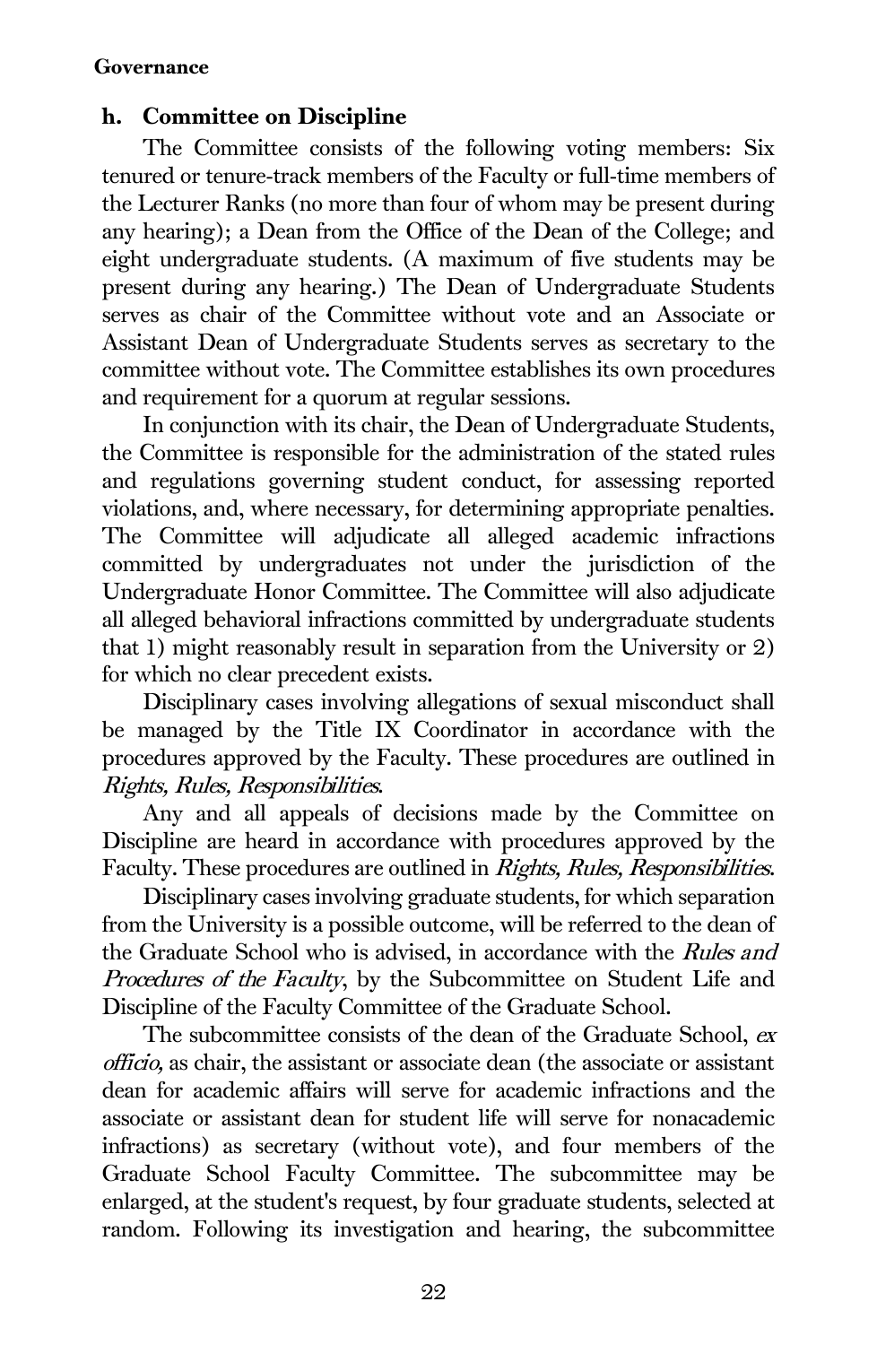### h. Committee on Discipline

The Committee consists of the following voting members: Six tenured or tenure-track members of the Faculty or full-time members of the Lecturer Ranks (no more than four of whom may be present during any hearing); a Dean from the Office of the Dean of the College; and eight undergraduate students. (A maximum of five students may be present during any hearing.) The Dean of Undergraduate Students serves as chair of the Committee without vote and an Associate or Assistant Dean of Undergraduate Students serves as secretary to the committee without vote. The Committee establishes its own procedures and requirement for a quorum at regular sessions.

In conjunction with its chair, the Dean of Undergraduate Students, the Committee is responsible for the administration of the stated rules and regulations governing student conduct, for assessing reported violations, and, where necessary, for determining appropriate penalties. The Committee will adjudicate all alleged academic infractions committed by undergraduates not under the jurisdiction of the Undergraduate Honor Committee. The Committee will also adjudicate all alleged behavioral infractions committed by undergraduate students that 1) might reasonably result in separation from the University or 2) for which no clear precedent exists.

Disciplinary cases involving allegations of sexual misconduct shall be managed by the Title IX Coordinator in accordance with the procedures approved by the Faculty. These procedures are outlined in *Rights, Rules, Responsibilities*.

Any and all appeals of decisions made by the Committee on Discipline are heard in accordance with procedures approved by the Faculty. These procedures are outlined in *Rights, Rules, Responsibilities*.

Disciplinary cases involving graduate students, for which separation from the University is a possible outcome, will be referred to the dean of the Graduate School who is advised, in accordance with the *Rules and Procedures of the Faculty*, by the Subcommittee on Student Life and Discipline of the Faculty Committee of the Graduate School.

The subcommittee consists of the dean of the Graduate School, *ex officio*, as chair, the assistant or associate dean (the associate or assistant dean for academic affairs will serve for academic infractions and the associate or assistant dean for student life will serve for nonacademic infractions) as secretary (without vote), and four members of the Graduate School Faculty Committee. The subcommittee may be enlarged, at the student's request, by four graduate students, selected at random. Following its investigation and hearing, the subcommittee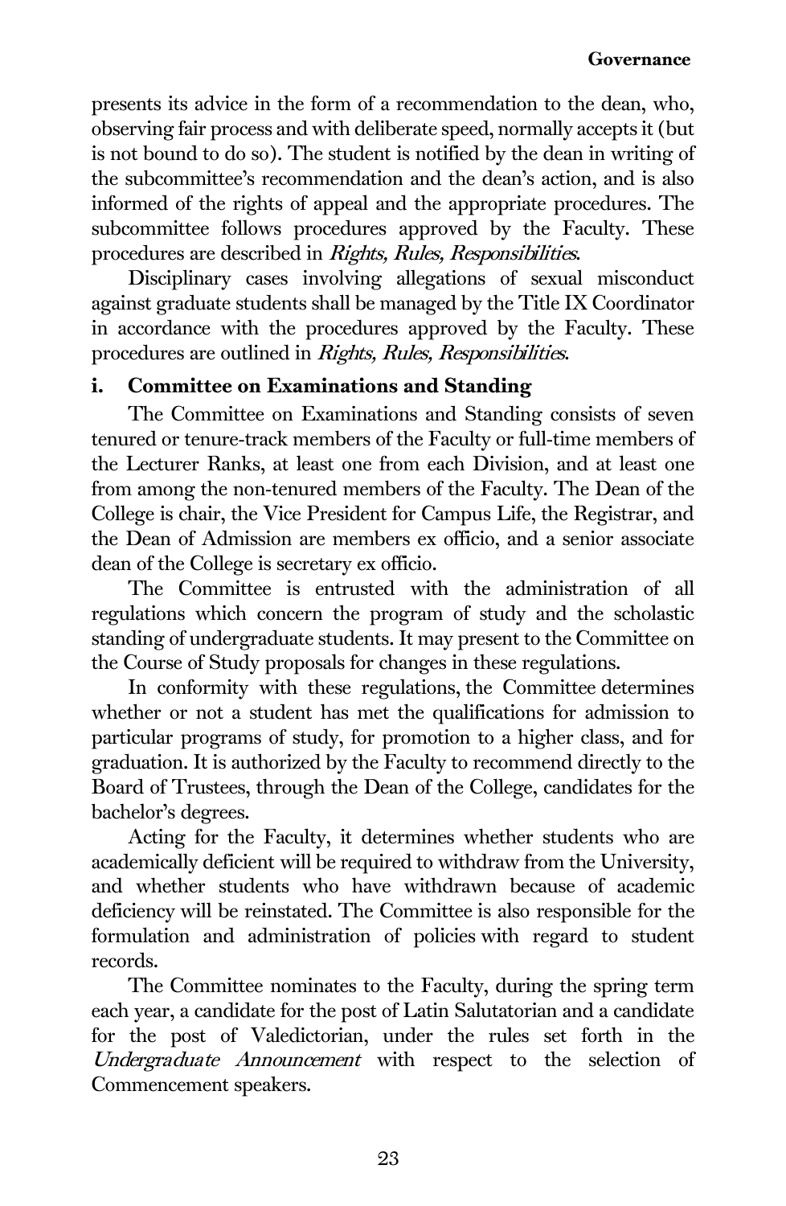presents its advice in the form of a recommendation to the dean, who, observing fair process and with deliberate speed, normally accepts it (but is not bound to do so). The student is notified by the dean in writing of the subcommittee's recommendation and the dean's action, and is also informed of the rights of appeal and the appropriate procedures. The subcommittee follows procedures approved by the Faculty. These procedures are described in *Rights, Rules, Responsibilities*.

Disciplinary cases involving allegations of sexual misconduct against graduate students shall be managed by the Title IX Coordinator in accordance with the procedures approved by the Faculty. These procedures are outlined in *Rights, Rules, Responsibilities*.

### i. Committee on Examinations and Standing

The Committee on Examinations and Standing consists of seven tenured or tenure-track members of the Faculty or full-time members of the Lecturer Ranks, at least one from each Division, and at least one from among the non-tenured members of the Faculty. The Dean of the College is chair, the Vice President for Campus Life, the Registrar, and the Dean of Admission are members ex officio, and a senior associate dean of the College is secretary ex officio.

The Committee is entrusted with the administration of all regulations which concern the program of study and the scholastic standing of undergraduate students. It may present to the Committee on the Course of Study proposals for changes in these regulations.

In conformity with these regulations, the Committee determines whether or not a student has met the qualifications for admission to particular programs of study, for promotion to a higher class, and for graduation. It is authorized by the Faculty to recommend directly to the Board of Trustees, through the Dean of the College, candidates for the bachelor's degrees.

Acting for the Faculty, it determines whether students who are academically deficient will be required to withdraw from the University, and whether students who have withdrawn because of academic deficiency will be reinstated. The Committee is also responsible for the formulation and administration of policies with regard to student records.

The Committee nominates to the Faculty, during the spring term each year, a candidate for the post of Latin Salutatorian and a candidate for the post of Valedictorian, under the rules set forth in the *Undergraduate Announcement* with respect to the selection of Commencement speakers.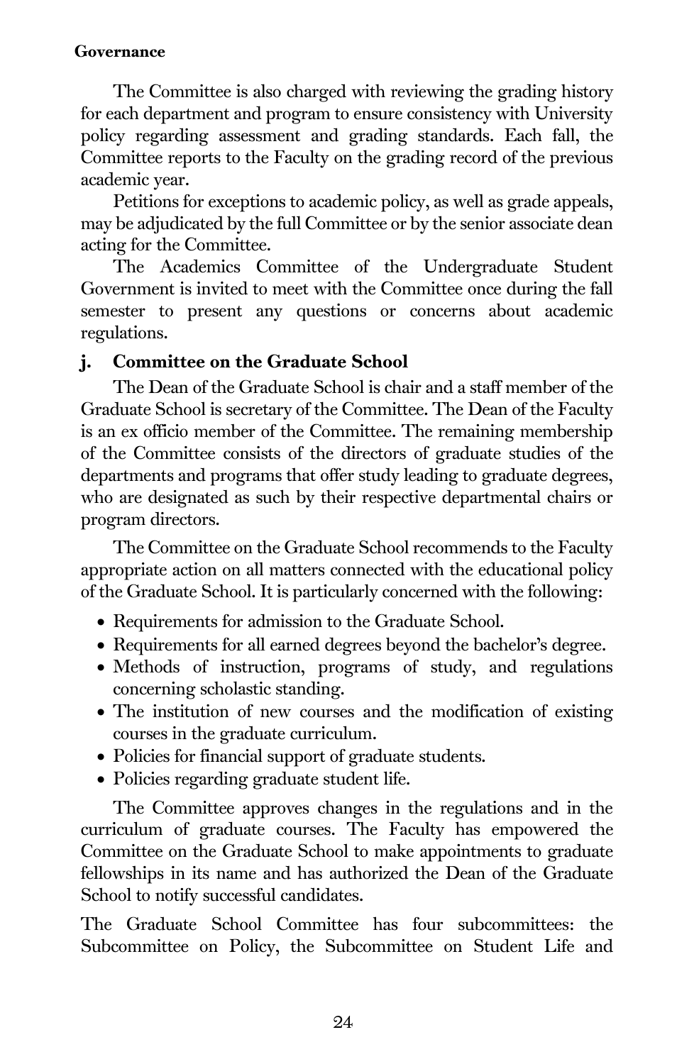The Committee is also charged with reviewing the grading history for each department and program to ensure consistency with University policy regarding assessment and grading standards. Each fall, the Committee reports to the Faculty on the grading record of the previous academic year.

Petitions for exceptions to academic policy, as well as grade appeals, may be adjudicated by the full Committee or by the senior associate dean acting for the Committee.

The Academics Committee of the Undergraduate Student Government is invited to meet with the Committee once during the fall semester to present any questions or concerns about academic regulations.

### j. Committee on the Graduate School

The Dean of the Graduate School is chair and a staff member of the Graduate School is secretary of the Committee. The Dean of the Faculty is an ex officio member of the Committee. The remaining membership of the Committee consists of the directors of graduate studies of the departments and programs that offer study leading to graduate degrees, who are designated as such by their respective departmental chairs or program directors.

The Committee on the Graduate School recommends to the Faculty appropriate action on all matters connected with the educational policy of the Graduate School. It is particularly concerned with the following:

- Requirements for admission to the Graduate School.
- Requirements for all earned degrees beyond the bachelor's degree.
- Methods of instruction, programs of study, and regulations concerning scholastic standing.
- The institution of new courses and the modification of existing courses in the graduate curriculum.
- Policies for financial support of graduate students.
- Policies regarding graduate student life.

The Committee approves changes in the regulations and in the curriculum of graduate courses. The Faculty has empowered the Committee on the Graduate School to make appointments to graduate fellowships in its name and has authorized the Dean of the Graduate School to notify successful candidates.

The Graduate School Committee has four subcommittees: the Subcommittee on Policy, the Subcommittee on Student Life and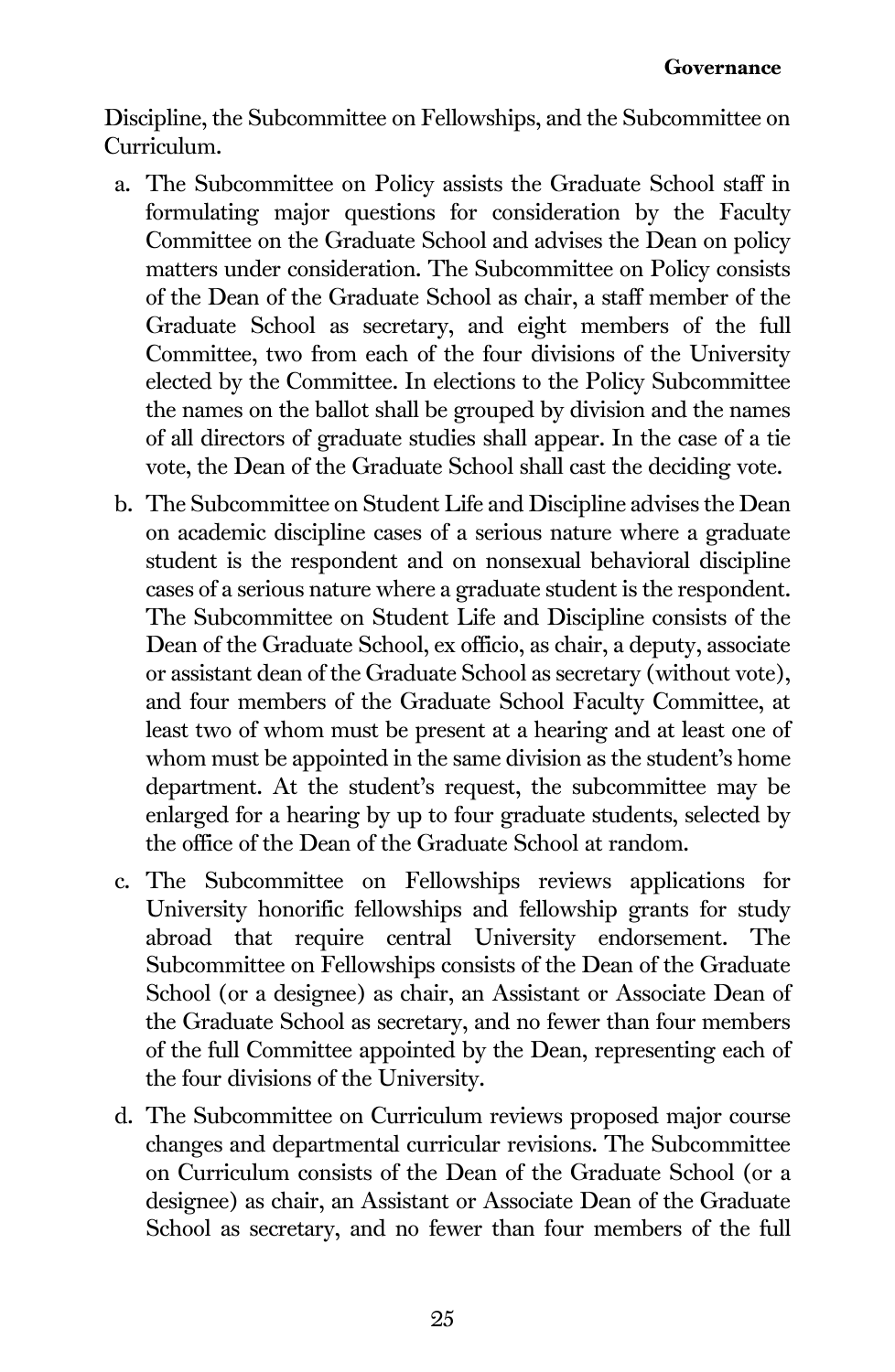Discipline, the Subcommittee on Fellowships, and the Subcommittee on Curriculum.

a. The Subcommittee on Policy assists the Graduate School staff in formulating major questions for consideration by the Faculty Committee on the Graduate School and advises the Dean on policy matters under consideration. The Subcommittee on Policy consists of the Dean of the Graduate School as chair, a staff member of the Graduate School as secretary, and eight members of the full Committee, two from each of the four divisions of the University elected by the Committee. In elections to the Policy Subcommittee the names on the ballot shall be grouped by division and the names of all directors of graduate studies shall appear. In the case of a tie vote, the Dean of the Graduate School shall cast the deciding vote.

b. The Subcommittee on Student Life and Discipline advises the Dean on academic discipline cases of a serious nature where a graduate student is the respondent and on nonsexual behavioral discipline cases of a serious nature where a graduate student is the respondent. The Subcommittee on Student Life and Discipline consists of the Dean of the Graduate School, ex officio, as chair, a deputy, associate or assistant dean of the Graduate School as secretary (without vote), and four members of the Graduate School Faculty Committee, at least two of whom must be present at a hearing and at least one of whom must be appointed in the same division as the student's home department. At the student's request, the subcommittee may be enlarged for a hearing by up to four graduate students, selected by the office of the Dean of the Graduate School at random.

c. The Subcommittee on Fellowships reviews applications for University honorific fellowships and fellowship grants for study abroad that require central University endorsement. The Subcommittee on Fellowships consists of the Dean of the Graduate School (or a designee) as chair, an Assistant or Associate Dean of the Graduate School as secretary, and no fewer than four members of the full Committee appointed by the Dean, representing each of the four divisions of the University.

d. The Subcommittee on Curriculum reviews proposed major course changes and departmental curricular revisions. The Subcommittee on Curriculum consists of the Dean of the Graduate School (or a designee) as chair, an Assistant or Associate Dean of the Graduate School as secretary, and no fewer than four members of the full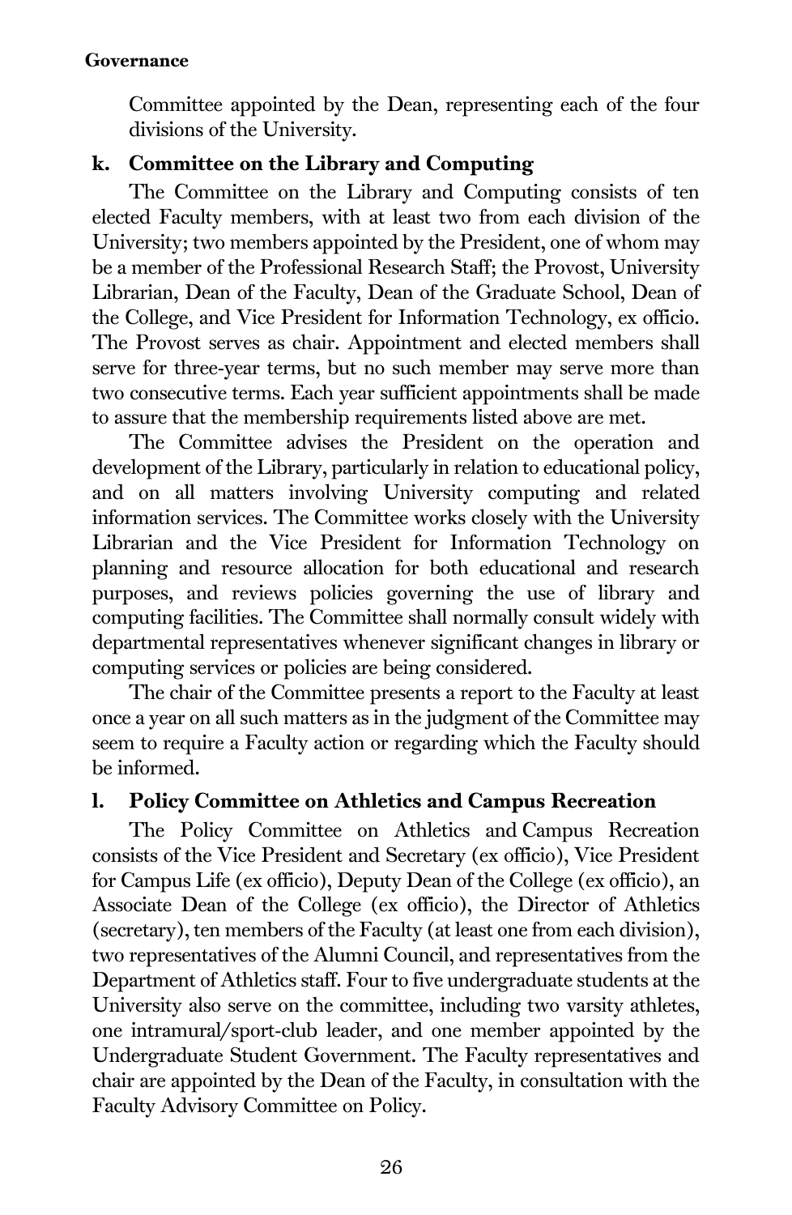Committee appointed by the Dean, representing each of the four divisions of the University.

### k. Committee on the Library and Computing

The Committee on the Library and Computing consists of ten elected Faculty members, with at least two from each division of the University; two members appointed by the President, one of whom may be a member of the Professional Research Staff; the Provost, University Librarian, Dean of the Faculty, Dean of the Graduate School, Dean of the College, and Vice President for Information Technology, ex officio. The Provost serves as chair. Appointment and elected members shall serve for three-year terms, but no such member may serve more than two consecutive terms. Each year sufficient appointments shall be made to assure that the membership requirements listed above are met.

The Committee advises the President on the operation and development of the Library, particularly in relation to educational policy, and on all matters involving University computing and related information services. The Committee works closely with the University Librarian and the Vice President for Information Technology on planning and resource allocation for both educational and research purposes, and reviews policies governing the use of library and computing facilities. The Committee shall normally consult widely with departmental representatives whenever significant changes in library or computing services or policies are being considered.

The chair of the Committee presents a report to the Faculty at least once a year on all such matters as in the judgment of the Committee may seem to require a Faculty action or regarding which the Faculty should be informed.

### l. Policy Committee on Athletics and Campus Recreation

The Policy Committee on Athletics and Campus Recreation consists of the Vice President and Secretary (ex officio), Vice President for Campus Life (ex officio), Deputy Dean of the College (ex officio), an Associate Dean of the College (ex officio), the Director of Athletics (secretary), ten members of the Faculty (at least one from each division), two representatives of the Alumni Council, and representatives from the Department of Athletics staff. Four to five undergraduate students at the University also serve on the committee, including two varsity athletes, one intramural/sport-club leader, and one member appointed by the Undergraduate Student Government. The Faculty representatives and chair are appointed by the Dean of the Faculty, in consultation with the Faculty Advisory Committee on Policy.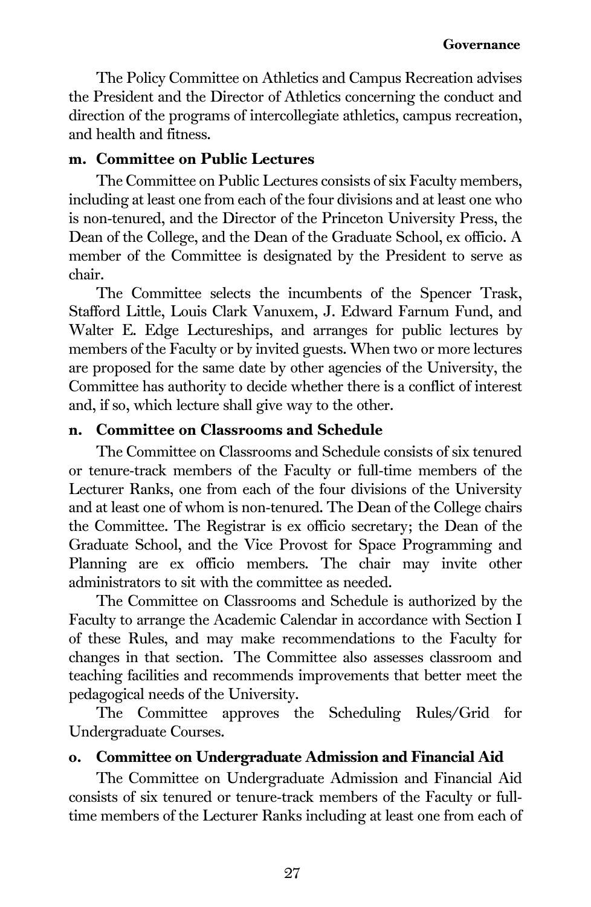The Policy Committee on Athletics and Campus Recreation advises the President and the Director of Athletics concerning the conduct and direction of the programs of intercollegiate athletics, campus recreation, and health and fitness.

### m. Committee on Public Lectures

The Committee on Public Lectures consists of six Faculty members, including at least one from each of the four divisions and at least one who is non-tenured, and the Director of the Princeton University Press, the Dean of the College, and the Dean of the Graduate School, ex officio. A member of the Committee is designated by the President to serve as chair.

The Committee selects the incumbents of the Spencer Trask, Stafford Little, Louis Clark Vanuxem, J. Edward Farnum Fund, and Walter E. Edge Lectureships, and arranges for public lectures by members of the Faculty or by invited guests. When two or more lectures are proposed for the same date by other agencies of the University, the Committee has authority to decide whether there is a conflict of interest and, if so, which lecture shall give way to the other.

### n. Committee on Classrooms and Schedule

The Committee on Classrooms and Schedule consists of six tenured or tenure-track members of the Faculty or full-time members of the Lecturer Ranks, one from each of the four divisions of the University and at least one of whom is non-tenured. The Dean of the College chairs the Committee. The Registrar is ex officio secretary; the Dean of the Graduate School, and the Vice Provost for Space Programming and Planning are ex officio members. The chair may invite other administrators to sit with the committee as needed.

The Committee on Classrooms and Schedule is authorized by the Faculty to arrange the Academic Calendar in accordance with Section I of these Rules, and may make recommendations to the Faculty for changes in that section. The Committee also assesses classroom and teaching facilities and recommends improvements that better meet the pedagogical needs of the University.

The Committee approves the Scheduling Rules/Grid for Undergraduate Courses.

### o. Committee on Undergraduate Admission and Financial Aid

The Committee on Undergraduate Admission and Financial Aid consists of six tenured or tenure-track members of the Faculty or full-time members of the Lecturer Ranks including at least one from each of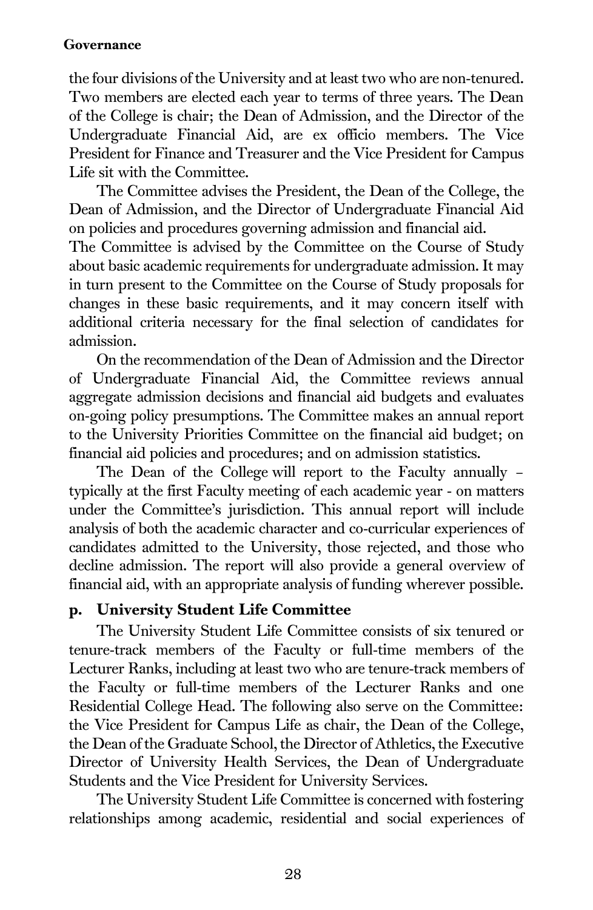the four divisions of the University and at least two who are non-tenured. Two members are elected each year to terms of three years. The Dean of the College is chair; the Dean of Admission, and the Director of the Undergraduate Financial Aid, are ex officio members. The Vice President for Finance and Treasurer and the Vice President for Campus Life sit with the Committee.

The Committee advises the President, the Dean of the College, the Dean of Admission, and the Director of Undergraduate Financial Aid on policies and procedures governing admission and financial aid. The Committee is advised by the Committee on the Course of Study about basic academic requirements for undergraduate admission. It may in turn present to the Committee on the Course of Study proposals for changes in these basic requirements, and it may concern itself with additional criteria necessary for the final selection of candidates for admission.

On the recommendation of the Dean of Admission and the Director of Undergraduate Financial Aid, the Committee reviews annual aggregate admission decisions and financial aid budgets and evaluates on-going policy presumptions. The Committee makes an annual report to the University Priorities Committee on the financial aid budget; on financial aid policies and procedures; and on admission statistics.

The Dean of the College will report to the Faculty annually – typically at the first Faculty meeting of each academic year - on matters under the Committee's jurisdiction. This annual report will include analysis of both the academic character and co-curricular experiences of candidates admitted to the University, those rejected, and those who decline admission. The report will also provide a general overview of financial aid, with an appropriate analysis of funding wherever possible.

### p. University Student Life Committee

The University Student Life Committee consists of six tenured or tenure-track members of the Faculty or full-time members of the Lecturer Ranks, including at least two who are tenure-track members of the Faculty or full-time members of the Lecturer Ranks and one Residential College Head. The following also serve on the Committee: the Vice President for Campus Life as chair, the Dean of the College, the Dean of the Graduate School, the Director of Athletics, the Executive Director of University Health Services, the Dean of Undergraduate Students and the Vice President for University Services.

The University Student Life Committee is concerned with fostering relationships among academic, residential and social experiences of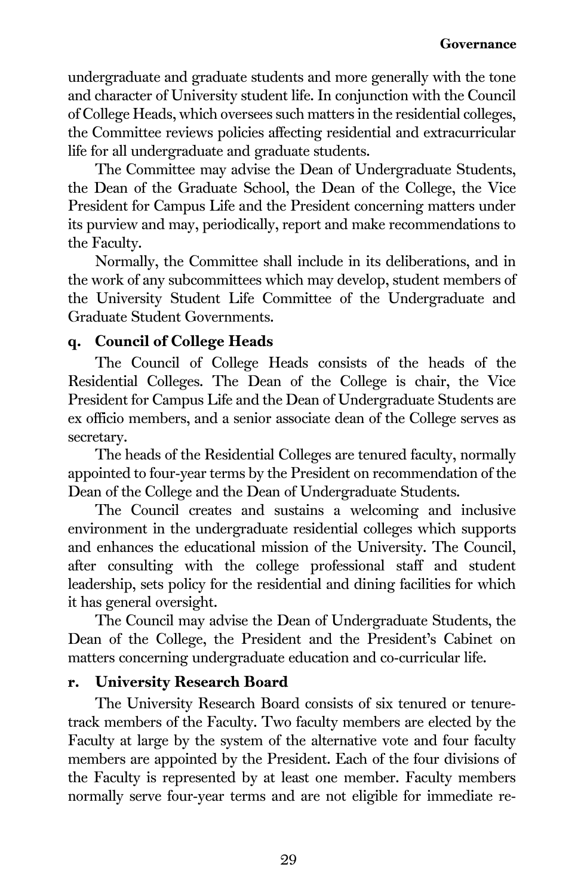undergraduate and graduate students and more generally with the tone and character of University student life. In conjunction with the Council of College Heads, which oversees such matters in the residential colleges, the Committee reviews policies affecting residential and extracurricular life for all undergraduate and graduate students.

The Committee may advise the Dean of Undergraduate Students, the Dean of the Graduate School, the Dean of the College, the Vice President for Campus Life and the President concerning matters under its purview and may, periodically, report and make recommendations to the Faculty.

Normally, the Committee shall include in its deliberations, and in the work of any subcommittees which may develop, student members of the University Student Life Committee of the Undergraduate and Graduate Student Governments.

### q. Council of College Heads

The Council of College Heads consists of the heads of the Residential Colleges. The Dean of the College is chair, the Vice President for Campus Life and the Dean of Undergraduate Students are ex officio members, and a senior associate dean of the College serves as secretary.

The heads of the Residential Colleges are tenured faculty, normally appointed to four-year terms by the President on recommendation of the Dean of the College and the Dean of Undergraduate Students.

The Council creates and sustains a welcoming and inclusive environment in the undergraduate residential colleges which supports and enhances the educational mission of the University. The Council, after consulting with the college professional staff and student leadership, sets policy for the residential and dining facilities for which it has general oversight.

The Council may advise the Dean of Undergraduate Students, the Dean of the College, the President and the President's Cabinet on matters concerning undergraduate education and co-curricular life.

### r. University Research Board

The University Research Board consists of six tenured or tenure-track members of the Faculty. Two faculty members are elected by the Faculty at large by the system of the alternative vote and four faculty members are appointed by the President. Each of the four divisions of the Faculty is represented by at least one member. Faculty members normally serve four-year terms and are not eligible for immediate re-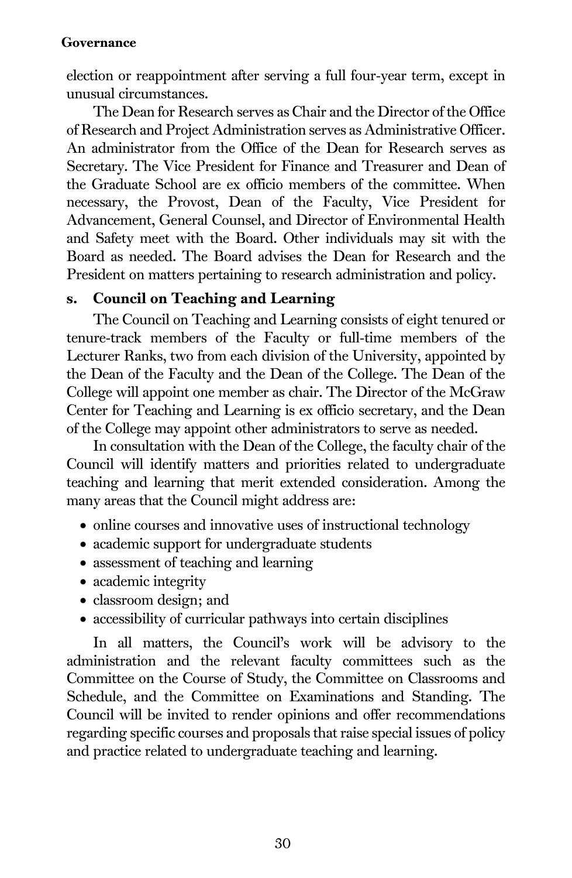election or reappointment after serving a full four-year term, except in unusual circumstances.

The Dean for Research serves as Chair and the Director of the Office of Research and Project Administration serves as Administrative Officer. An administrator from the Office of the Dean for Research serves as Secretary. The Vice President for Finance and Treasurer and Dean of the Graduate School are ex officio members of the committee. When necessary, the Provost, Dean of the Faculty, Vice President for Advancement, General Counsel, and Director of Environmental Health and Safety meet with the Board. Other individuals may sit with the Board as needed. The Board advises the Dean for Research and the President on matters pertaining to research administration and policy.

### s. Council on Teaching and Learning

The Council on Teaching and Learning consists of eight tenured or tenure-track members of the Faculty or full-time members of the Lecturer Ranks, two from each division of the University, appointed by the Dean of the Faculty and the Dean of the College. The Dean of the College will appoint one member as chair. The Director of the McGraw Center for Teaching and Learning is ex officio secretary, and the Dean of the College may appoint other administrators to serve as needed.

In consultation with the Dean of the College, the faculty chair of the Council will identify matters and priorities related to undergraduate teaching and learning that merit extended consideration. Among the many areas that the Council might address are:

- online courses and innovative uses of instructional technology
- academic support for undergraduate students
- assessment of teaching and learning
- academic integrity
- classroom design; and
- accessibility of curricular pathways into certain disciplines

In all matters, the Council's work will be advisory to the administration and the relevant faculty committees such as the Committee on the Course of Study, the Committee on Classrooms and Schedule, and the Committee on Examinations and Standing. The Council will be invited to render opinions and offer recommendations regarding specific courses and proposals that raise special issues of policy and practice related to undergraduate teaching and learning.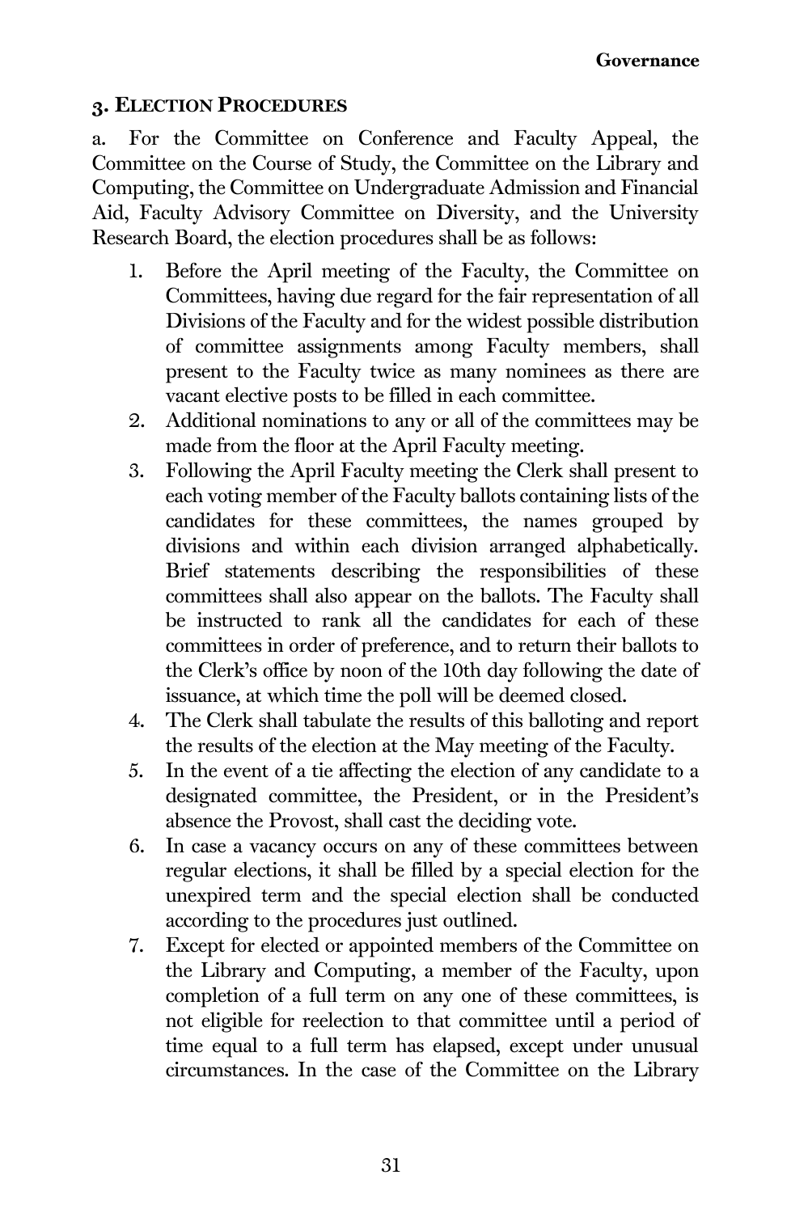### 3. Election Procedures

a. For the Committee on Conference and Faculty Appeal, the Committee on the Course of Study, the Committee on the Library and Computing, the Committee on Undergraduate Admission and Financial Aid, Faculty Advisory Committee on Diversity, and the University Research Board, the election procedures shall be as follows:

1. Before the April meeting of the Faculty, the Committee on Committees, having due regard for the fair representation of all Divisions of the Faculty and for the widest possible distribution of committee assignments among Faculty members, shall present to the Faculty twice as many nominees as there are vacant elective posts to be filled in each committee.
2. Additional nominations to any or all of the committees may be made from the floor at the April Faculty meeting.
3. Following the April Faculty meeting the Clerk shall present to each voting member of the Faculty ballots containing lists of the candidates for these committees, the names grouped by divisions and within each division arranged alphabetically. Brief statements describing the responsibilities of these committees shall also appear on the ballots. The Faculty shall be instructed to rank all the candidates for each of these committees in order of preference, and to return their ballots to the Clerk's office by noon of the 10th day following the date of issuance, at which time the poll will be deemed closed.
4. The Clerk shall tabulate the results of this balloting and report the results of the election at the May meeting of the Faculty.
5. In the event of a tie affecting the election of any candidate to a designated committee, the President, or in the President's absence the Provost, shall cast the deciding vote.
6. In case a vacancy occurs on any of these committees between regular elections, it shall be filled by a special election for the unexpired term and the special election shall be conducted according to the procedures just outlined.
7. Except for elected or appointed members of the Committee on the Library and Computing, a member of the Faculty, upon completion of a full term on any one of these committees, is not eligible for reelection to that committee until a period of time equal to a full term has elapsed, except under unusual circumstances. In the case of the Committee on the Library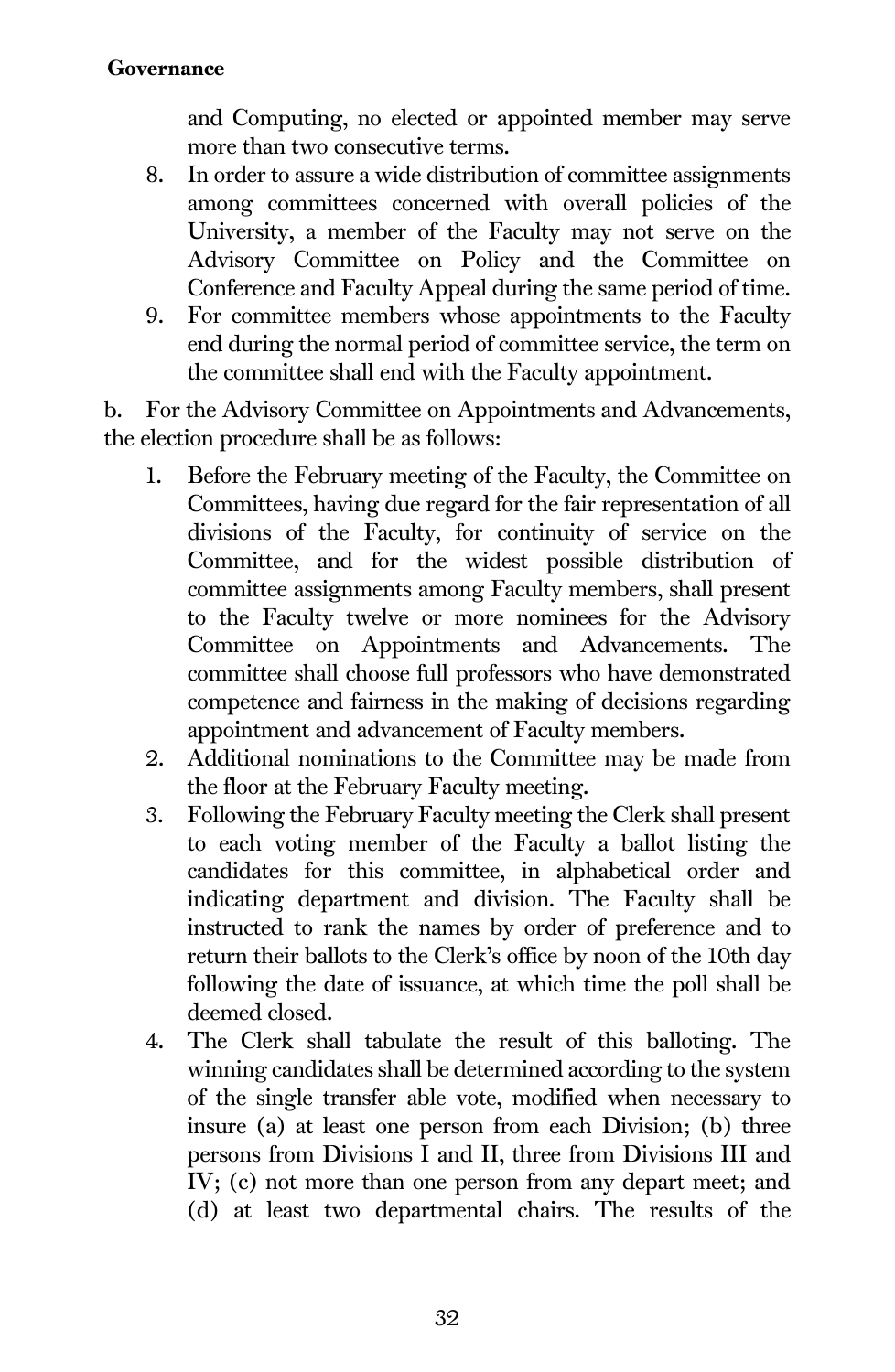and Computing, no elected or appointed member may serve more than two consecutive terms.

8. In order to assure a wide distribution of committee assignments among committees concerned with overall policies of the University, a member of the Faculty may not serve on the Advisory Committee on Policy and the Committee on Conference and Faculty Appeal during the same period of time.
9. For committee members whose appointments to the Faculty end during the normal period of committee service, the term on the committee shall end with the Faculty appointment.

b. For the Advisory Committee on Appointments and Advancements, the election procedure shall be as follows:

1. Before the February meeting of the Faculty, the Committee on Committees, having due regard for the fair representation of all divisions of the Faculty, for continuity of service on the Committee, and for the widest possible distribution of committee assignments among Faculty members, shall present to the Faculty twelve or more nominees for the Advisory Committee on Appointments and Advancements. The committee shall choose full professors who have demonstrated competence and fairness in the making of decisions regarding appointment and advancement of Faculty members.
2. Additional nominations to the Committee may be made from the floor at the February Faculty meeting.
3. Following the February Faculty meeting the Clerk shall present to each voting member of the Faculty a ballot listing the candidates for this committee, in alphabetical order and indicating department and division. The Faculty shall be instructed to rank the names by order of preference and to return their ballots to the Clerk's office by noon of the 10th day following the date of issuance, at which time the poll shall be deemed closed.
4. The Clerk shall tabulate the result of this balloting. The winning candidates shall be determined according to the system of the single transfer able vote, modified when necessary to insure (a) at least one person from each Division; (b) three persons from Divisions I and II, three from Divisions III and IV; (c) not more than one person from any depart meet; and (d) at least two departmental chairs. The results of the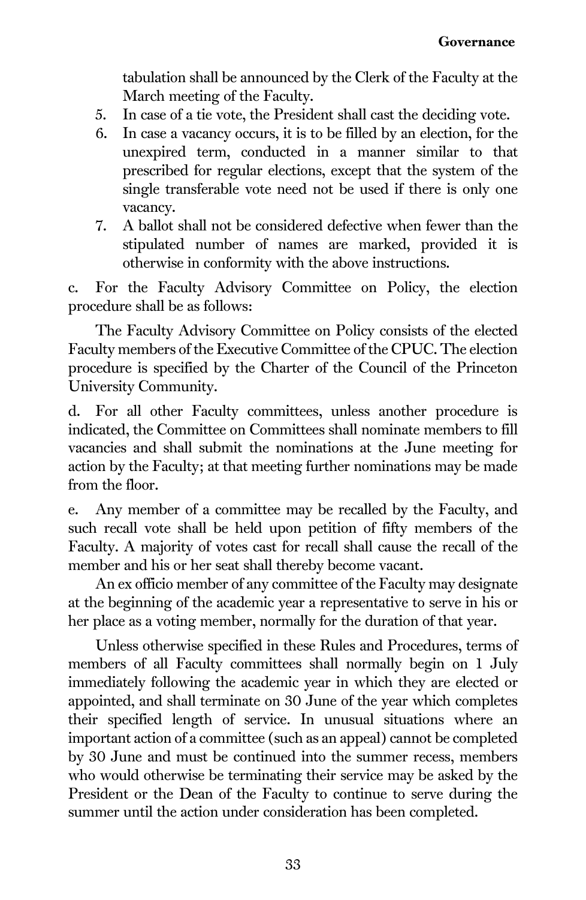tabulation shall be announced by the Clerk of the Faculty at the March meeting of the Faculty.

5. In case of a tie vote, the President shall cast the deciding vote.
6. In case a vacancy occurs, it is to be filled by an election, for the unexpired term, conducted in a manner similar to that prescribed for regular elections, except that the system of the single transferable vote need not be used if there is only one vacancy.
7. A ballot shall not be considered defective when fewer than the stipulated number of names are marked, provided it is otherwise in conformity with the above instructions.

c. For the Faculty Advisory Committee on Policy, the election procedure shall be as follows:

The Faculty Advisory Committee on Policy consists of the elected Faculty members of the Executive Committee of the CPUC. The election procedure is specified by the Charter of the Council of the Princeton University Community.

d. For all other Faculty committees, unless another procedure is indicated, the Committee on Committees shall nominate members to fill vacancies and shall submit the nominations at the June meeting for action by the Faculty; at that meeting further nominations may be made from the floor.

e. Any member of a committee may be recalled by the Faculty, and such recall vote shall be held upon petition of fifty members of the Faculty. A majority of votes cast for recall shall cause the recall of the member and his or her seat shall thereby become vacant.

An ex officio member of any committee of the Faculty may designate at the beginning of the academic year a representative to serve in his or her place as a voting member, normally for the duration of that year.

Unless otherwise specified in these Rules and Procedures, terms of members of all Faculty committees shall normally begin on 1 July immediately following the academic year in which they are elected or appointed, and shall terminate on 30 June of the year which completes their specified length of service. In unusual situations where an important action of a committee (such as an appeal) cannot be completed by 30 June and must be continued into the summer recess, members who would otherwise be terminating their service may be asked by the President or the Dean of the Faculty to continue to serve during the summer until the action under consideration has been completed.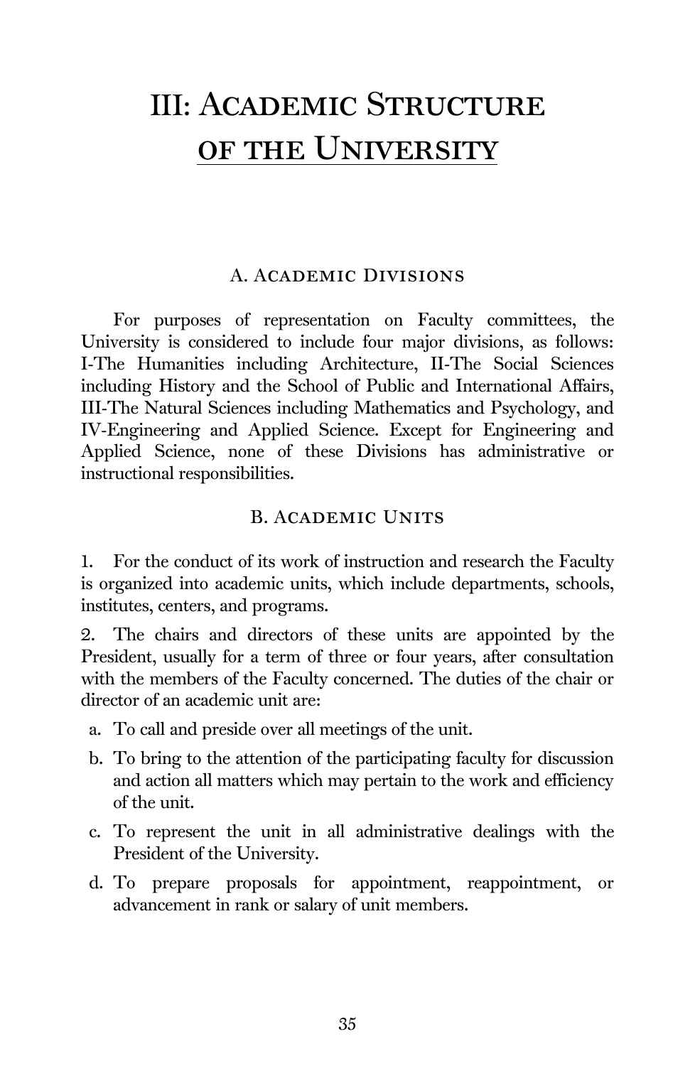# III: Academic Structure of the University

## A. Academic Divisions

For purposes of representation on Faculty committees, the University is considered to include four major divisions, as follows: I-The Humanities including Architecture, II-The Social Sciences including History and the School of Public and International Affairs, III-The Natural Sciences including Mathematics and Psychology, and IV-Engineering and Applied Science. Except for Engineering and Applied Science, none of these Divisions has administrative or instructional responsibilities.

## B. Academic Units

1. For the conduct of its work of instruction and research the Faculty is organized into academic units, which include departments, schools, institutes, centers, and programs.

2. The chairs and directors of these units are appointed by the President, usually for a term of three or four years, after consultation with the members of the Faculty concerned. The duties of the chair or director of an academic unit are:

   a. To call and preside over all meetings of the unit.

   b. To bring to the attention of the participating faculty for discussion and action all matters which may pertain to the work and efficiency of the unit.

   c. To represent the unit in all administrative dealings with the President of the University.

   d. To prepare proposals for appointment, reappointment, or advancement in rank or salary of unit members.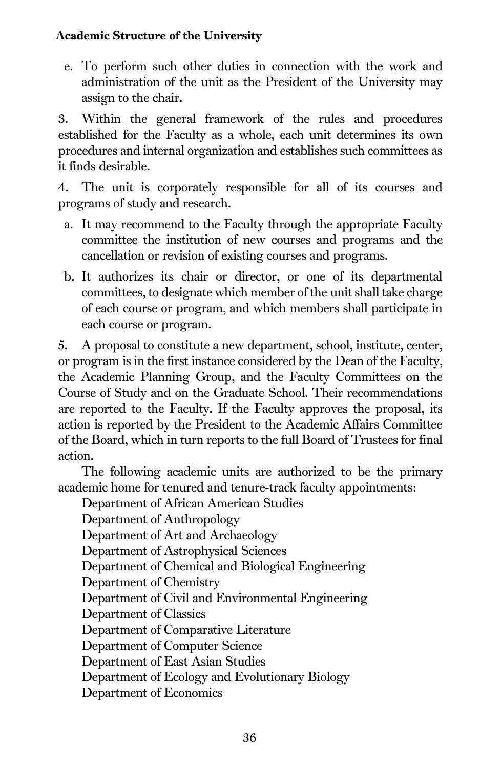e. To perform such other duties in connection with the work and administration of the unit as the President of the University may assign to the chair.

3. Within the general framework of the rules and procedures established for the Faculty as a whole, each unit determines its own procedures and internal organization and establishes such committees as it finds desirable.

4. The unit is corporately responsible for all of its courses and programs of study and research.

a. It may recommend to the Faculty through the appropriate Faculty committee the institution of new courses and programs and the cancellation or revision of existing courses and programs.

b. It authorizes its chair or director, or one of its departmental committees, to designate which member of the unit shall take charge of each course or program, and which members shall participate in each course or program.

5. A proposal to constitute a new department, school, institute, center, or program is in the first instance considered by the Dean of the Faculty, the Academic Planning Group, and the Faculty Committees on the Course of Study and on the Graduate School. Their recommendations are reported to the Faculty. If the Faculty approves the proposal, its action is reported by the President to the Academic Affairs Committee of the Board, which in turn reports to the full Board of Trustees for final action.

The following academic units are authorized to be the primary academic home for tenured and tenure-track faculty appointments:

Department of African American Studies
Department of Anthropology
Department of Art and Archaeology
Department of Astrophysical Sciences
Department of Chemical and Biological Engineering
Department of Chemistry
Department of Civil and Environmental Engineering
Department of Classics
Department of Comparative Literature
Department of Computer Science
Department of East Asian Studies
Department of Ecology and Evolutionary Biology
Department of Economics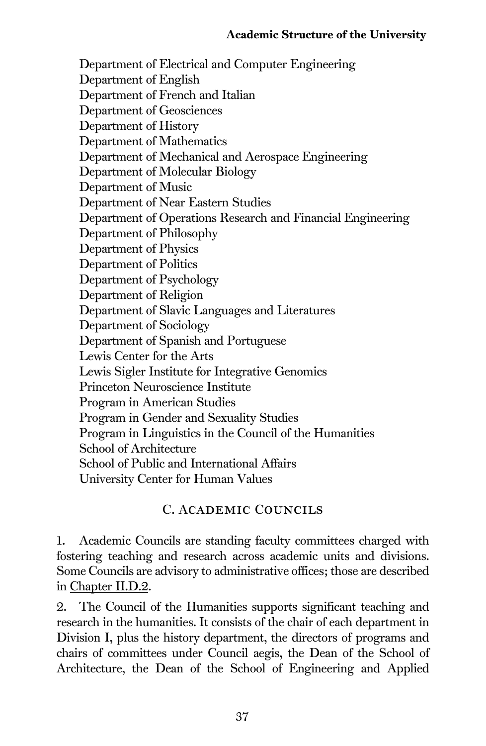Department of Electrical and Computer Engineering
Department of English
Department of French and Italian
Department of Geosciences
Department of History
Department of Mathematics
Department of Mechanical and Aerospace Engineering
Department of Molecular Biology
Department of Music
Department of Near Eastern Studies
Department of Operations Research and Financial Engineering
Department of Philosophy
Department of Physics
Department of Politics
Department of Psychology
Department of Religion
Department of Slavic Languages and Literatures
Department of Sociology
Department of Spanish and Portuguese
Lewis Center for the Arts
Lewis Sigler Institute for Integrative Genomics
Princeton Neuroscience Institute
Program in American Studies
Program in Gender and Sexuality Studies
Program in Linguistics in the Council of the Humanities
School of Architecture
School of Public and International Affairs
University Center for Human Values

## C. Academic Councils

1. Academic Councils are standing faculty committees charged with fostering teaching and research across academic units and divisions. Some Councils are advisory to administrative offices; those are described in Chapter II.D.2.

2. The Council of the Humanities supports significant teaching and research in the humanities. It consists of the chair of each department in Division I, plus the history department, the directors of programs and chairs of committees under Council aegis, the Dean of the School of Architecture, the Dean of the School of Engineering and Applied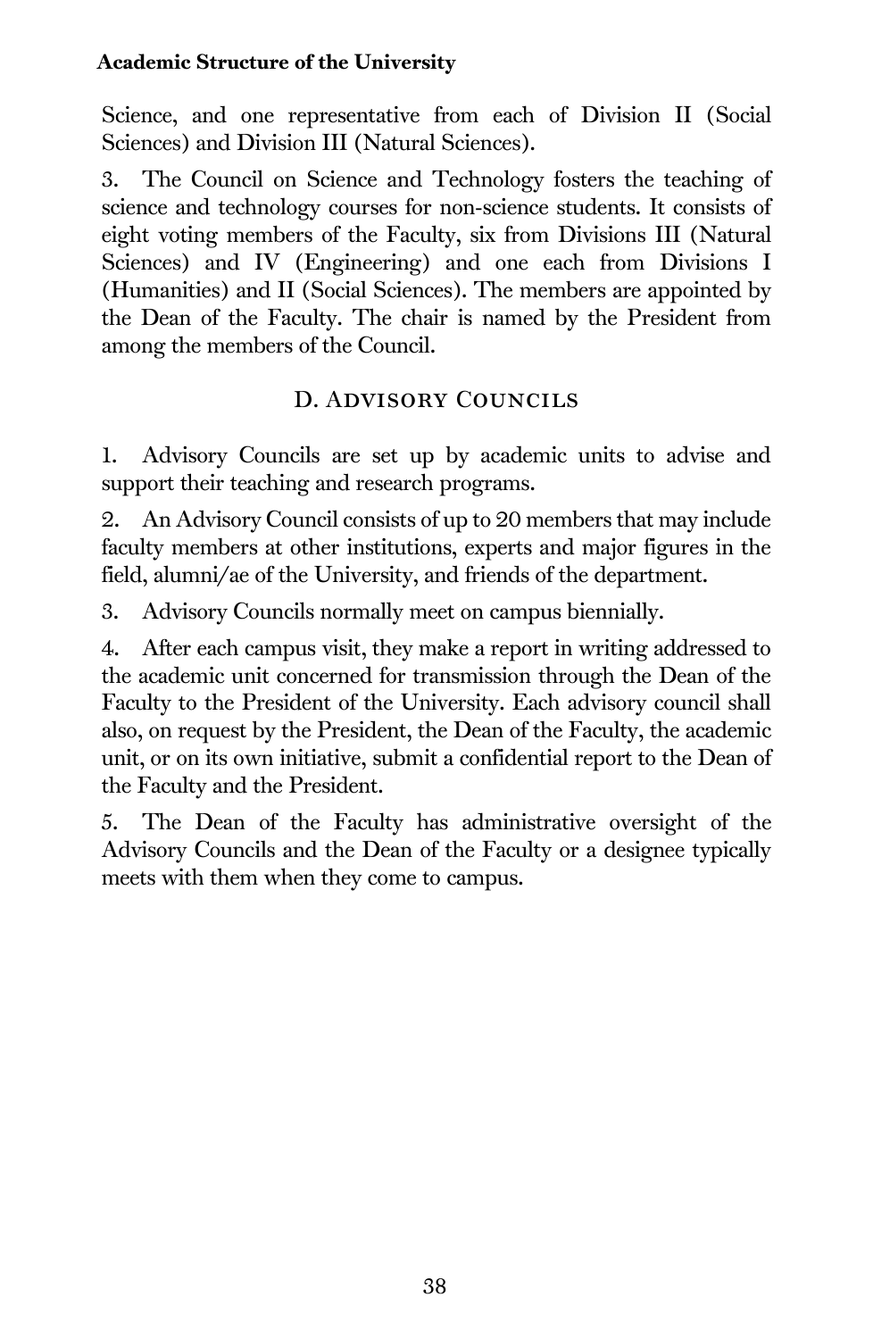Science, and one representative from each of Division II (Social Sciences) and Division III (Natural Sciences).

3. The Council on Science and Technology fosters the teaching of science and technology courses for non-science students. It consists of eight voting members of the Faculty, six from Divisions III (Natural Sciences) and IV (Engineering) and one each from Divisions I (Humanities) and II (Social Sciences). The members are appointed by the Dean of the Faculty. The chair is named by the President from among the members of the Council.

## D. Advisory Councils

1. Advisory Councils are set up by academic units to advise and support their teaching and research programs.

2. An Advisory Council consists of up to 20 members that may include faculty members at other institutions, experts and major figures in the field, alumni/ae of the University, and friends of the department.

3. Advisory Councils normally meet on campus biennially.

4. After each campus visit, they make a report in writing addressed to the academic unit concerned for transmission through the Dean of the Faculty to the President of the University. Each advisory council shall also, on request by the President, the Dean of the Faculty, the academic unit, or on its own initiative, submit a confidential report to the Dean of the Faculty and the President.

5. The Dean of the Faculty has administrative oversight of the Advisory Councils and the Dean of the Faculty or a designee typically meets with them when they come to campus.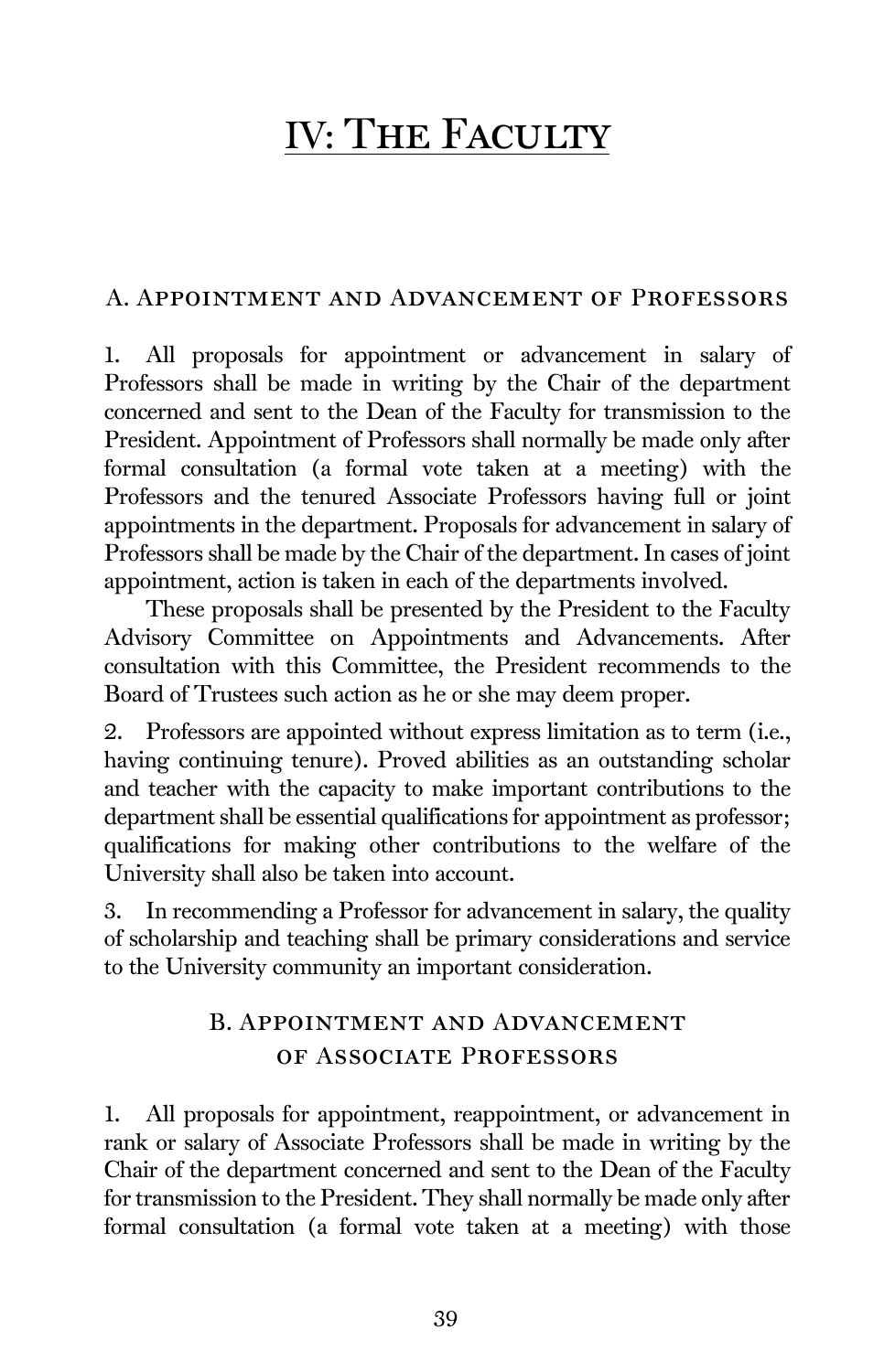# IV: The Faculty

## A. Appointment and Advancement of Professors

1. All proposals for appointment or advancement in salary of Professors shall be made in writing by the Chair of the department concerned and sent to the Dean of the Faculty for transmission to the President. Appointment of Professors shall normally be made only after formal consultation (a formal vote taken at a meeting) with the Professors and the tenured Associate Professors having full or joint appointments in the department. Proposals for advancement in salary of Professors shall be made by the Chair of the department. In cases of joint appointment, action is taken in each of the departments involved.

   These proposals shall be presented by the President to the Faculty Advisory Committee on Appointments and Advancements. After consultation with this Committee, the President recommends to the Board of Trustees such action as he or she may deem proper.

2. Professors are appointed without express limitation as to term (i.e., having continuing tenure). Proved abilities as an outstanding scholar and teacher with the capacity to make important contributions to the department shall be essential qualifications for appointment as professor; qualifications for making other contributions to the welfare of the University shall also be taken into account.

3. In recommending a Professor for advancement in salary, the quality of scholarship and teaching shall be primary considerations and service to the University community an important consideration.

## B. Appointment and Advancement of Associate Professors

1. All proposals for appointment, reappointment, or advancement in rank or salary of Associate Professors shall be made in writing by the Chair of the department concerned and sent to the Dean of the Faculty for transmission to the President. They shall normally be made only after formal consultation (a formal vote taken at a meeting) with those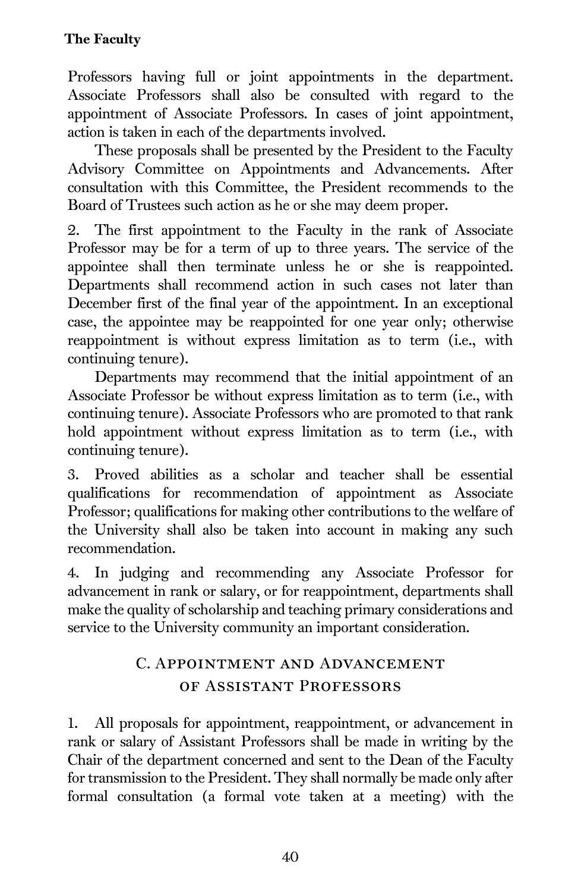Professors having full or joint appointments in the department. Associate Professors shall also be consulted with regard to the appointment of Associate Professors. In cases of joint appointment, action is taken in each of the departments involved.

These proposals shall be presented by the President to the Faculty Advisory Committee on Appointments and Advancements. After consultation with this Committee, the President recommends to the Board of Trustees such action as he or she may deem proper.

2. The first appointment to the Faculty in the rank of Associate Professor may be for a term of up to three years. The service of the appointee shall then terminate unless he or she is reappointed. Departments shall recommend action in such cases not later than December first of the final year of the appointment. In an exceptional case, the appointee may be reappointed for one year only; otherwise reappointment is without express limitation as to term (i.e., with continuing tenure).

Departments may recommend that the initial appointment of an Associate Professor be without express limitation as to term (i.e., with continuing tenure). Associate Professors who are promoted to that rank hold appointment without express limitation as to term (i.e., with continuing tenure).

3. Proved abilities as a scholar and teacher shall be essential qualifications for recommendation of appointment as Associate Professor; qualifications for making other contributions to the welfare of the University shall also be taken into account in making any such recommendation.

4. In judging and recommending any Associate Professor for advancement in rank or salary, or for reappointment, departments shall make the quality of scholarship and teaching primary considerations and service to the University community an important consideration.

## C. Appointment and Advancement of Assistant Professors

1. All proposals for appointment, reappointment, or advancement in rank or salary of Assistant Professors shall be made in writing by the Chair of the department concerned and sent to the Dean of the Faculty for transmission to the President. They shall normally be made only after formal consultation (a formal vote taken at a meeting) with the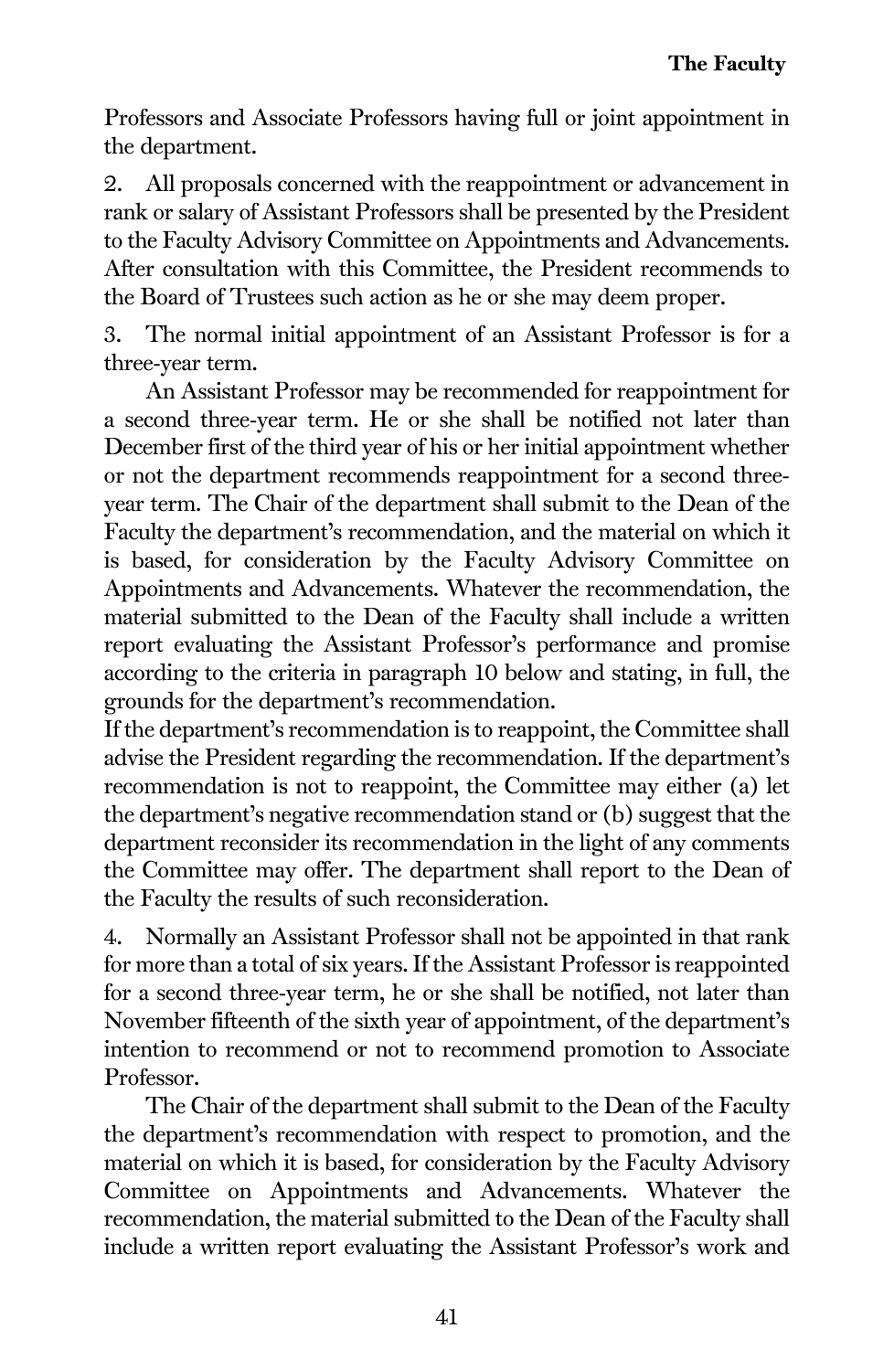Professors and Associate Professors having full or joint appointment in the department.

2. All proposals concerned with the reappointment or advancement in rank or salary of Assistant Professors shall be presented by the President to the Faculty Advisory Committee on Appointments and Advancements. After consultation with this Committee, the President recommends to the Board of Trustees such action as he or she may deem proper.

3. The normal initial appointment of an Assistant Professor is for a three-year term.

An Assistant Professor may be recommended for reappointment for a second three-year term. He or she shall be notified not later than December first of the third year of his or her initial appointment whether or not the department recommends reappointment for a second three-year term. The Chair of the department shall submit to the Dean of the Faculty the department's recommendation, and the material on which it is based, for consideration by the Faculty Advisory Committee on Appointments and Advancements. Whatever the recommendation, the material submitted to the Dean of the Faculty shall include a written report evaluating the Assistant Professor's performance and promise according to the criteria in paragraph 10 below and stating, in full, the grounds for the department's recommendation.

If the department's recommendation is to reappoint, the Committee shall advise the President regarding the recommendation. If the department's recommendation is not to reappoint, the Committee may either (a) let the department's negative recommendation stand or (b) suggest that the department reconsider its recommendation in the light of any comments the Committee may offer. The department shall report to the Dean of the Faculty the results of such reconsideration.

4. Normally an Assistant Professor shall not be appointed in that rank for more than a total of six years. If the Assistant Professor is reappointed for a second three-year term, he or she shall be notified, not later than November fifteenth of the sixth year of appointment, of the department's intention to recommend or not to recommend promotion to Associate Professor.

The Chair of the department shall submit to the Dean of the Faculty the department's recommendation with respect to promotion, and the material on which it is based, for consideration by the Faculty Advisory Committee on Appointments and Advancements. Whatever the recommendation, the material submitted to the Dean of the Faculty shall include a written report evaluating the Assistant Professor's work and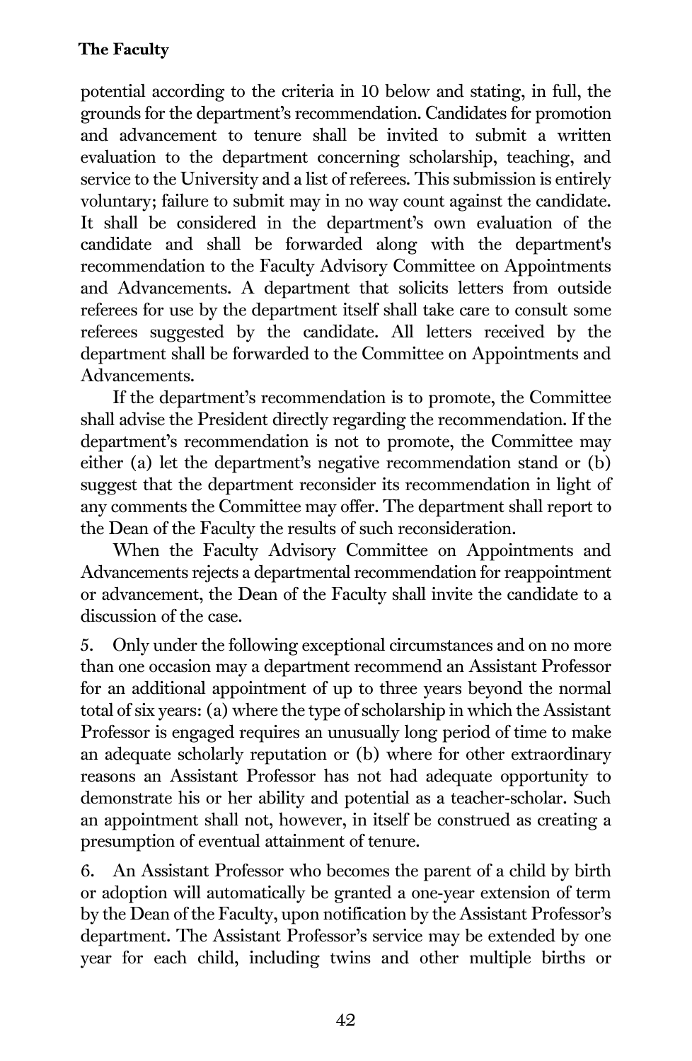potential according to the criteria in 10 below and stating, in full, the grounds for the department's recommendation. Candidates for promotion and advancement to tenure shall be invited to submit a written evaluation to the department concerning scholarship, teaching, and service to the University and a list of referees. This submission is entirely voluntary; failure to submit may in no way count against the candidate. It shall be considered in the department's own evaluation of the candidate and shall be forwarded along with the department's recommendation to the Faculty Advisory Committee on Appointments and Advancements. A department that solicits letters from outside referees for use by the department itself shall take care to consult some referees suggested by the candidate. All letters received by the department shall be forwarded to the Committee on Appointments and Advancements.

If the department's recommendation is to promote, the Committee shall advise the President directly regarding the recommendation. If the department's recommendation is not to promote, the Committee may either (a) let the department's negative recommendation stand or (b) suggest that the department reconsider its recommendation in light of any comments the Committee may offer. The department shall report to the Dean of the Faculty the results of such reconsideration.

When the Faculty Advisory Committee on Appointments and Advancements rejects a departmental recommendation for reappointment or advancement, the Dean of the Faculty shall invite the candidate to a discussion of the case.

5. Only under the following exceptional circumstances and on no more than one occasion may a department recommend an Assistant Professor for an additional appointment of up to three years beyond the normal total of six years: (a) where the type of scholarship in which the Assistant Professor is engaged requires an unusually long period of time to make an adequate scholarly reputation or (b) where for other extraordinary reasons an Assistant Professor has not had adequate opportunity to demonstrate his or her ability and potential as a teacher-scholar. Such an appointment shall not, however, in itself be construed as creating a presumption of eventual attainment of tenure.

6. An Assistant Professor who becomes the parent of a child by birth or adoption will automatically be granted a one-year extension of term by the Dean of the Faculty, upon notification by the Assistant Professor's department. The Assistant Professor's service may be extended by one year for each child, including twins and other multiple births or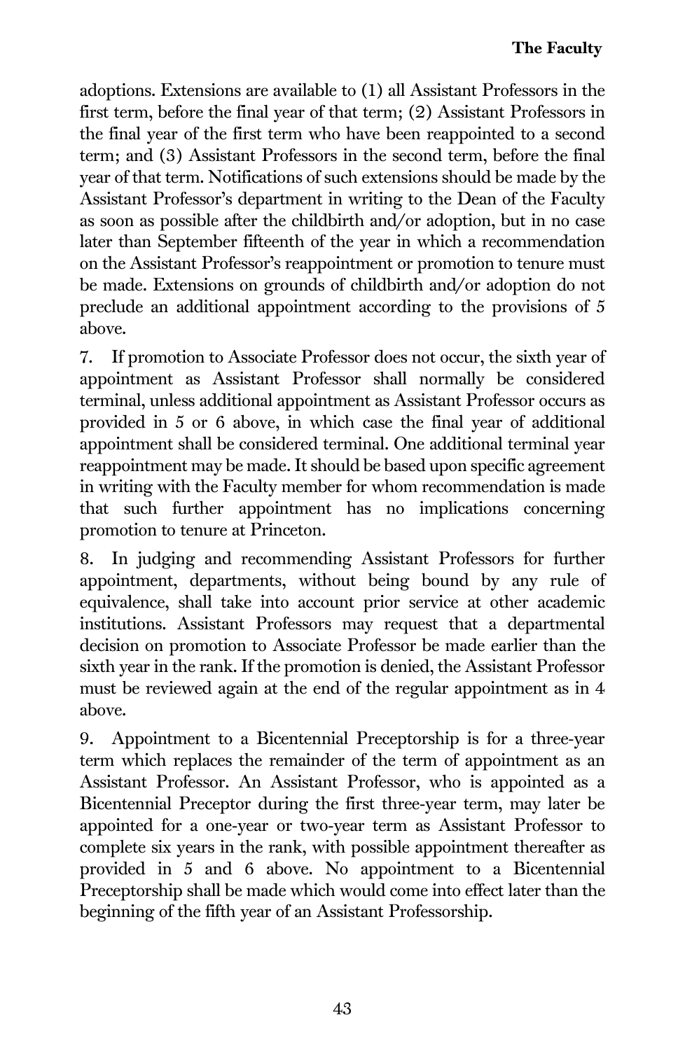adoptions. Extensions are available to (1) all Assistant Professors in the first term, before the final year of that term; (2) Assistant Professors in the final year of the first term who have been reappointed to a second term; and (3) Assistant Professors in the second term, before the final year of that term. Notifications of such extensions should be made by the Assistant Professor's department in writing to the Dean of the Faculty as soon as possible after the childbirth and/or adoption, but in no case later than September fifteenth of the year in which a recommendation on the Assistant Professor's reappointment or promotion to tenure must be made. Extensions on grounds of childbirth and/or adoption do not preclude an additional appointment according to the provisions of 5 above.

7. If promotion to Associate Professor does not occur, the sixth year of appointment as Assistant Professor shall normally be considered terminal, unless additional appointment as Assistant Professor occurs as provided in 5 or 6 above, in which case the final year of additional appointment shall be considered terminal. One additional terminal year reappointment may be made. It should be based upon specific agreement in writing with the Faculty member for whom recommendation is made that such further appointment has no implications concerning promotion to tenure at Princeton.

8. In judging and recommending Assistant Professors for further appointment, departments, without being bound by any rule of equivalence, shall take into account prior service at other academic institutions. Assistant Professors may request that a departmental decision on promotion to Associate Professor be made earlier than the sixth year in the rank. If the promotion is denied, the Assistant Professor must be reviewed again at the end of the regular appointment as in 4 above.

9. Appointment to a Bicentennial Preceptorship is for a three-year term which replaces the remainder of the term of appointment as an Assistant Professor. An Assistant Professor, who is appointed as a Bicentennial Preceptor during the first three-year term, may later be appointed for a one-year or two-year term as Assistant Professor to complete six years in the rank, with possible appointment thereafter as provided in 5 and 6 above. No appointment to a Bicentennial Preceptorship shall be made which would come into effect later than the beginning of the fifth year of an Assistant Professorship.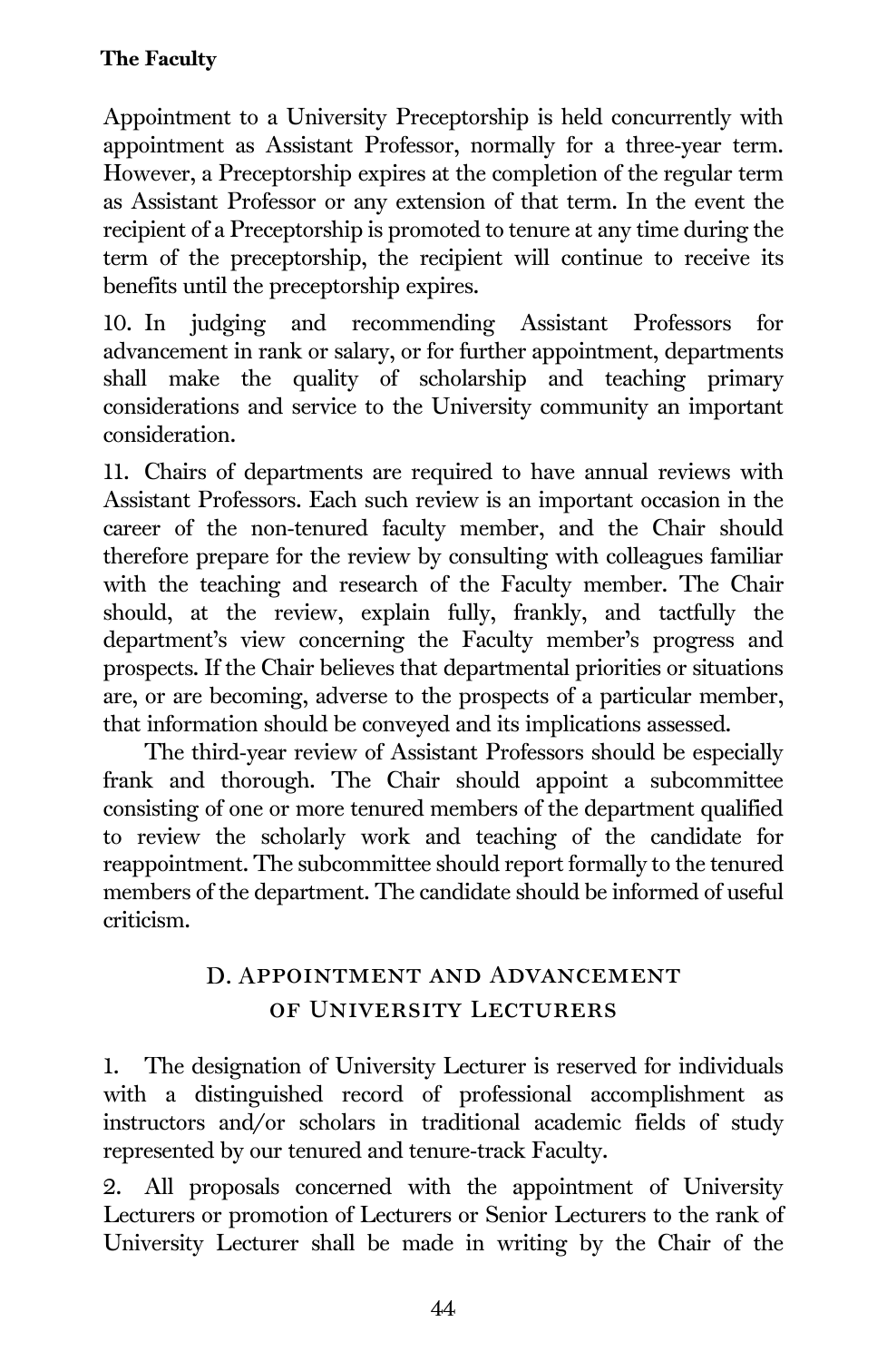Appointment to a University Preceptorship is held concurrently with appointment as Assistant Professor, normally for a three-year term. However, a Preceptorship expires at the completion of the regular term as Assistant Professor or any extension of that term. In the event the recipient of a Preceptorship is promoted to tenure at any time during the term of the preceptorship, the recipient will continue to receive its benefits until the preceptorship expires.

10. In judging and recommending Assistant Professors for advancement in rank or salary, or for further appointment, departments shall make the quality of scholarship and teaching primary considerations and service to the University community an important consideration.

11. Chairs of departments are required to have annual reviews with Assistant Professors. Each such review is an important occasion in the career of the non-tenured faculty member, and the Chair should therefore prepare for the review by consulting with colleagues familiar with the teaching and research of the Faculty member. The Chair should, at the review, explain fully, frankly, and tactfully the department's view concerning the Faculty member's progress and prospects. If the Chair believes that departmental priorities or situations are, or are becoming, adverse to the prospects of a particular member, that information should be conveyed and its implications assessed.

The third-year review of Assistant Professors should be especially frank and thorough. The Chair should appoint a subcommittee consisting of one or more tenured members of the department qualified to review the scholarly work and teaching of the candidate for reappointment. The subcommittee should report formally to the tenured members of the department. The candidate should be informed of useful criticism.

## D. Appointment and Advancement of University Lecturers

1. The designation of University Lecturer is reserved for individuals with a distinguished record of professional accomplishment as instructors and/or scholars in traditional academic fields of study represented by our tenured and tenure-track Faculty.

2. All proposals concerned with the appointment of University Lecturers or promotion of Lecturers or Senior Lecturers to the rank of University Lecturer shall be made in writing by the Chair of the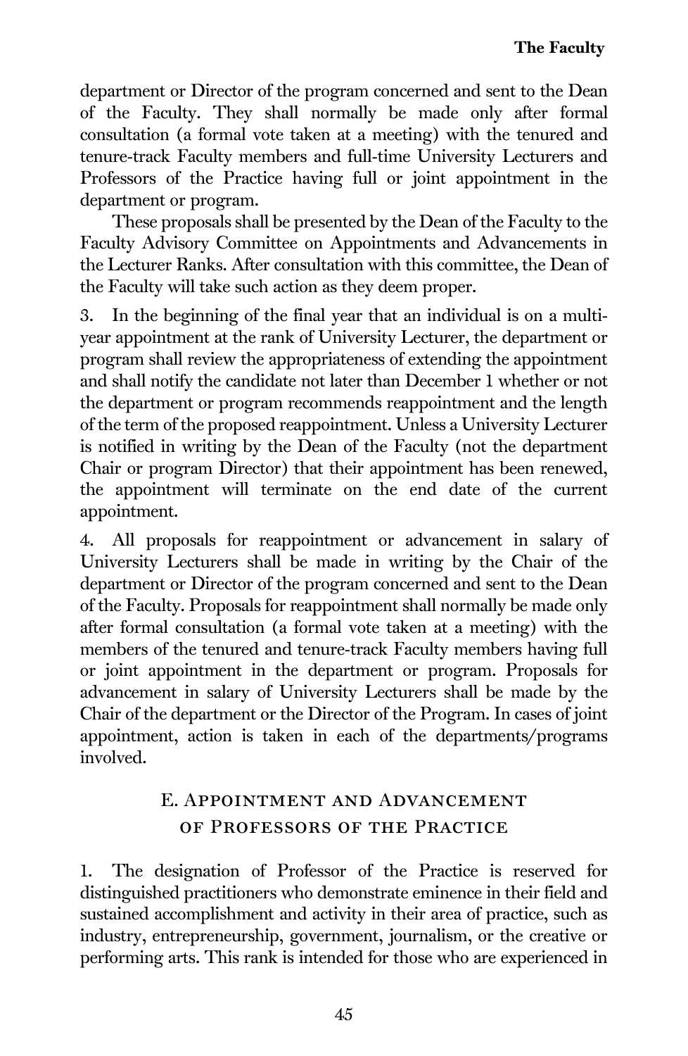department or Director of the program concerned and sent to the Dean of the Faculty. They shall normally be made only after formal consultation (a formal vote taken at a meeting) with the tenured and tenure-track Faculty members and full-time University Lecturers and Professors of the Practice having full or joint appointment in the department or program.

These proposals shall be presented by the Dean of the Faculty to the Faculty Advisory Committee on Appointments and Advancements in the Lecturer Ranks. After consultation with this committee, the Dean of the Faculty will take such action as they deem proper.

3. In the beginning of the final year that an individual is on a multi-year appointment at the rank of University Lecturer, the department or program shall review the appropriateness of extending the appointment and shall notify the candidate not later than December 1 whether or not the department or program recommends reappointment and the length of the term of the proposed reappointment. Unless a University Lecturer is notified in writing by the Dean of the Faculty (not the department Chair or program Director) that their appointment has been renewed, the appointment will terminate on the end date of the current appointment.

4. All proposals for reappointment or advancement in salary of University Lecturers shall be made in writing by the Chair of the department or Director of the program concerned and sent to the Dean of the Faculty. Proposals for reappointment shall normally be made only after formal consultation (a formal vote taken at a meeting) with the members of the tenured and tenure-track Faculty members having full or joint appointment in the department or program. Proposals for advancement in salary of University Lecturers shall be made by the Chair of the department or the Director of the Program. In cases of joint appointment, action is taken in each of the departments/programs involved.

## E. Appointment and Advancement of Professors of the Practice

1. The designation of Professor of the Practice is reserved for distinguished practitioners who demonstrate eminence in their field and sustained accomplishment and activity in their area of practice, such as industry, entrepreneurship, government, journalism, or the creative or performing arts. This rank is intended for those who are experienced in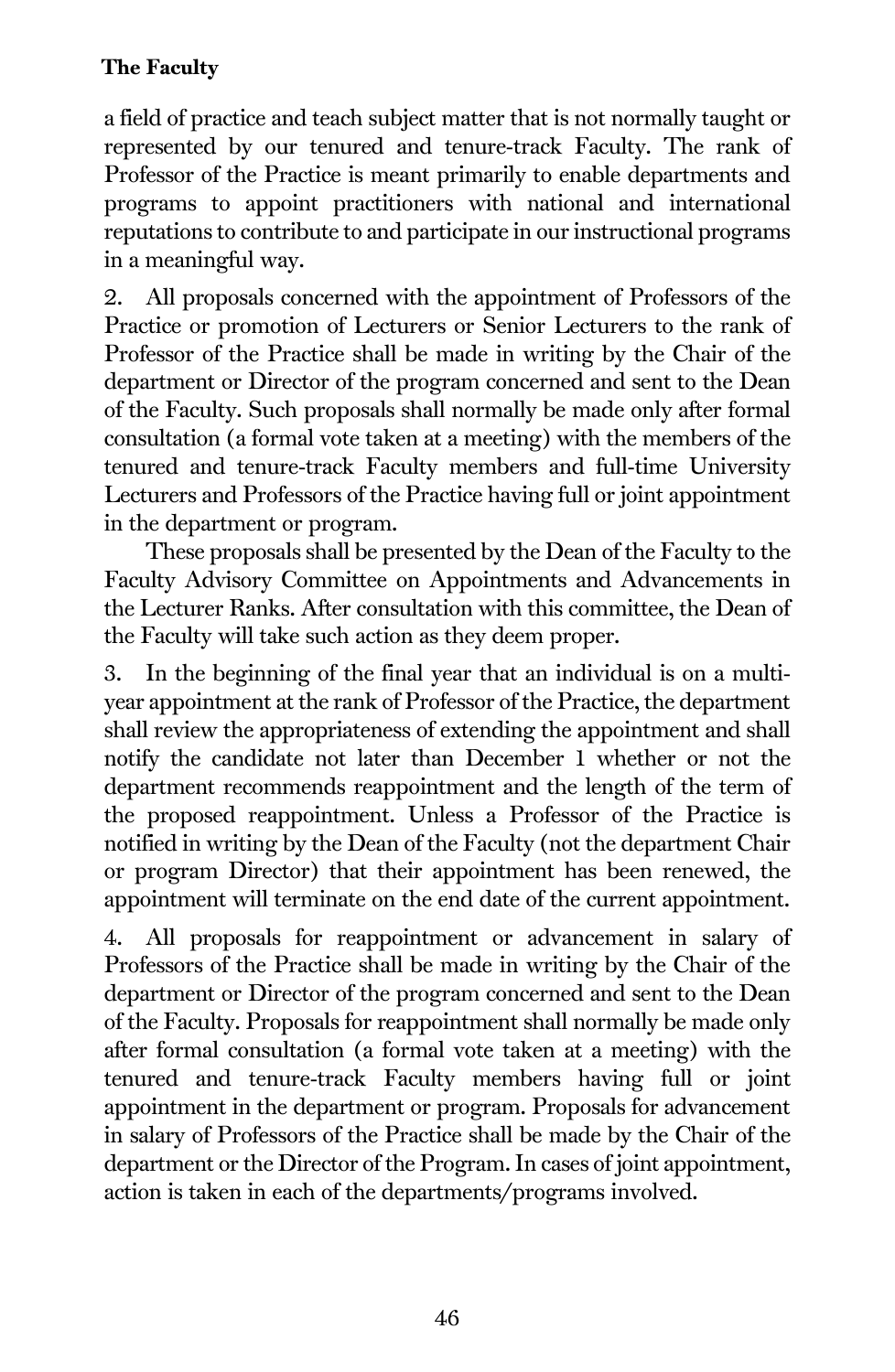a field of practice and teach subject matter that is not normally taught or represented by our tenured and tenure-track Faculty. The rank of Professor of the Practice is meant primarily to enable departments and programs to appoint practitioners with national and international reputations to contribute to and participate in our instructional programs in a meaningful way.

2. All proposals concerned with the appointment of Professors of the Practice or promotion of Lecturers or Senior Lecturers to the rank of Professor of the Practice shall be made in writing by the Chair of the department or Director of the program concerned and sent to the Dean of the Faculty. Such proposals shall normally be made only after formal consultation (a formal vote taken at a meeting) with the members of the tenured and tenure-track Faculty members and full-time University Lecturers and Professors of the Practice having full or joint appointment in the department or program.

These proposals shall be presented by the Dean of the Faculty to the Faculty Advisory Committee on Appointments and Advancements in the Lecturer Ranks. After consultation with this committee, the Dean of the Faculty will take such action as they deem proper.

3. In the beginning of the final year that an individual is on a multi-year appointment at the rank of Professor of the Practice, the department shall review the appropriateness of extending the appointment and shall notify the candidate not later than December 1 whether or not the department recommends reappointment and the length of the term of the proposed reappointment. Unless a Professor of the Practice is notified in writing by the Dean of the Faculty (not the department Chair or program Director) that their appointment has been renewed, the appointment will terminate on the end date of the current appointment.

4. All proposals for reappointment or advancement in salary of Professors of the Practice shall be made in writing by the Chair of the department or Director of the program concerned and sent to the Dean of the Faculty. Proposals for reappointment shall normally be made only after formal consultation (a formal vote taken at a meeting) with the tenured and tenure-track Faculty members having full or joint appointment in the department or program. Proposals for advancement in salary of Professors of the Practice shall be made by the Chair of the department or the Director of the Program. In cases of joint appointment, action is taken in each of the departments/programs involved.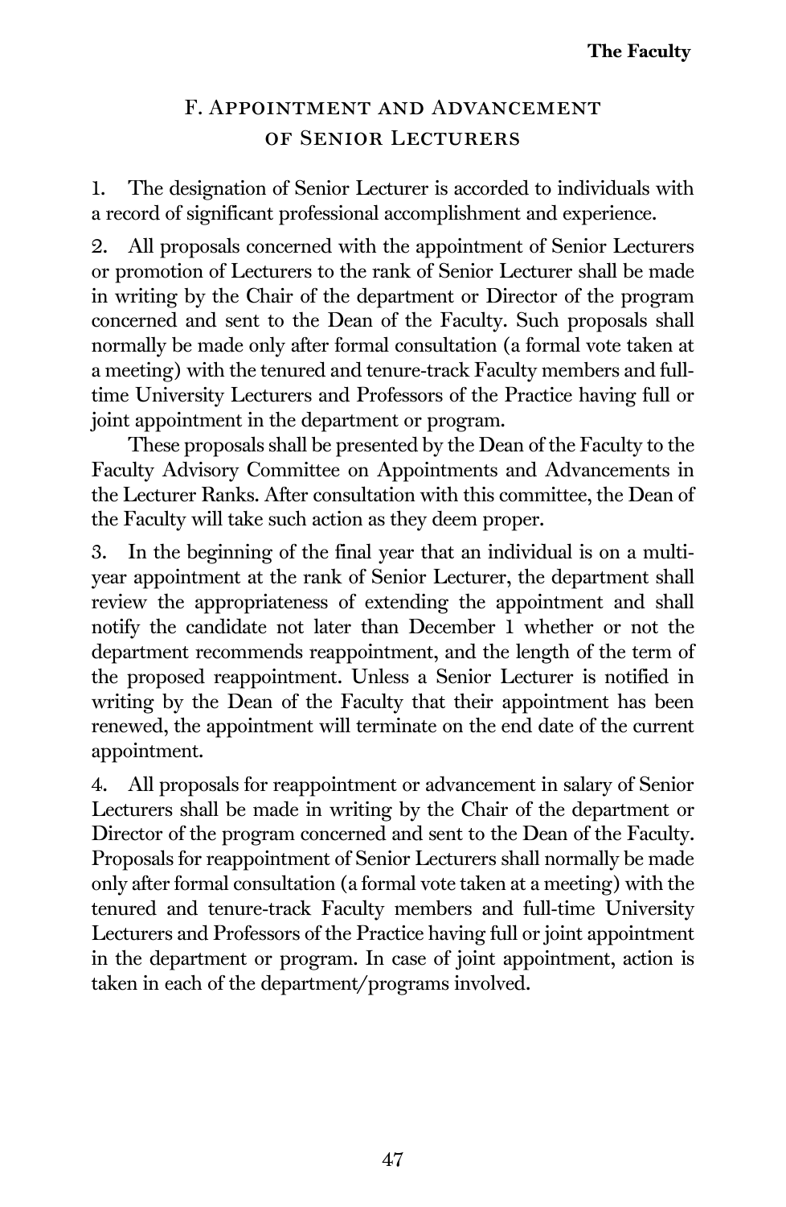## F. Appointment and Advancement of Senior Lecturers

1. The designation of Senior Lecturer is accorded to individuals with a record of significant professional accomplishment and experience.

2. All proposals concerned with the appointment of Senior Lecturers or promotion of Lecturers to the rank of Senior Lecturer shall be made in writing by the Chair of the department or Director of the program concerned and sent to the Dean of the Faculty. Such proposals shall normally be made only after formal consultation (a formal vote taken at a meeting) with the tenured and tenure-track Faculty members and full-time University Lecturers and Professors of the Practice having full or joint appointment in the department or program.

   These proposals shall be presented by the Dean of the Faculty to the Faculty Advisory Committee on Appointments and Advancements in the Lecturer Ranks. After consultation with this committee, the Dean of the Faculty will take such action as they deem proper.

3. In the beginning of the final year that an individual is on a multi-year appointment at the rank of Senior Lecturer, the department shall review the appropriateness of extending the appointment and shall notify the candidate not later than December 1 whether or not the department recommends reappointment, and the length of the term of the proposed reappointment. Unless a Senior Lecturer is notified in writing by the Dean of the Faculty that their appointment has been renewed, the appointment will terminate on the end date of the current appointment.

4. All proposals for reappointment or advancement in salary of Senior Lecturers shall be made in writing by the Chair of the department or Director of the program concerned and sent to the Dean of the Faculty. Proposals for reappointment of Senior Lecturers shall normally be made only after formal consultation (a formal vote taken at a meeting) with the tenured and tenure-track Faculty members and full-time University Lecturers and Professors of the Practice having full or joint appointment in the department or program. In case of joint appointment, action is taken in each of the department/programs involved.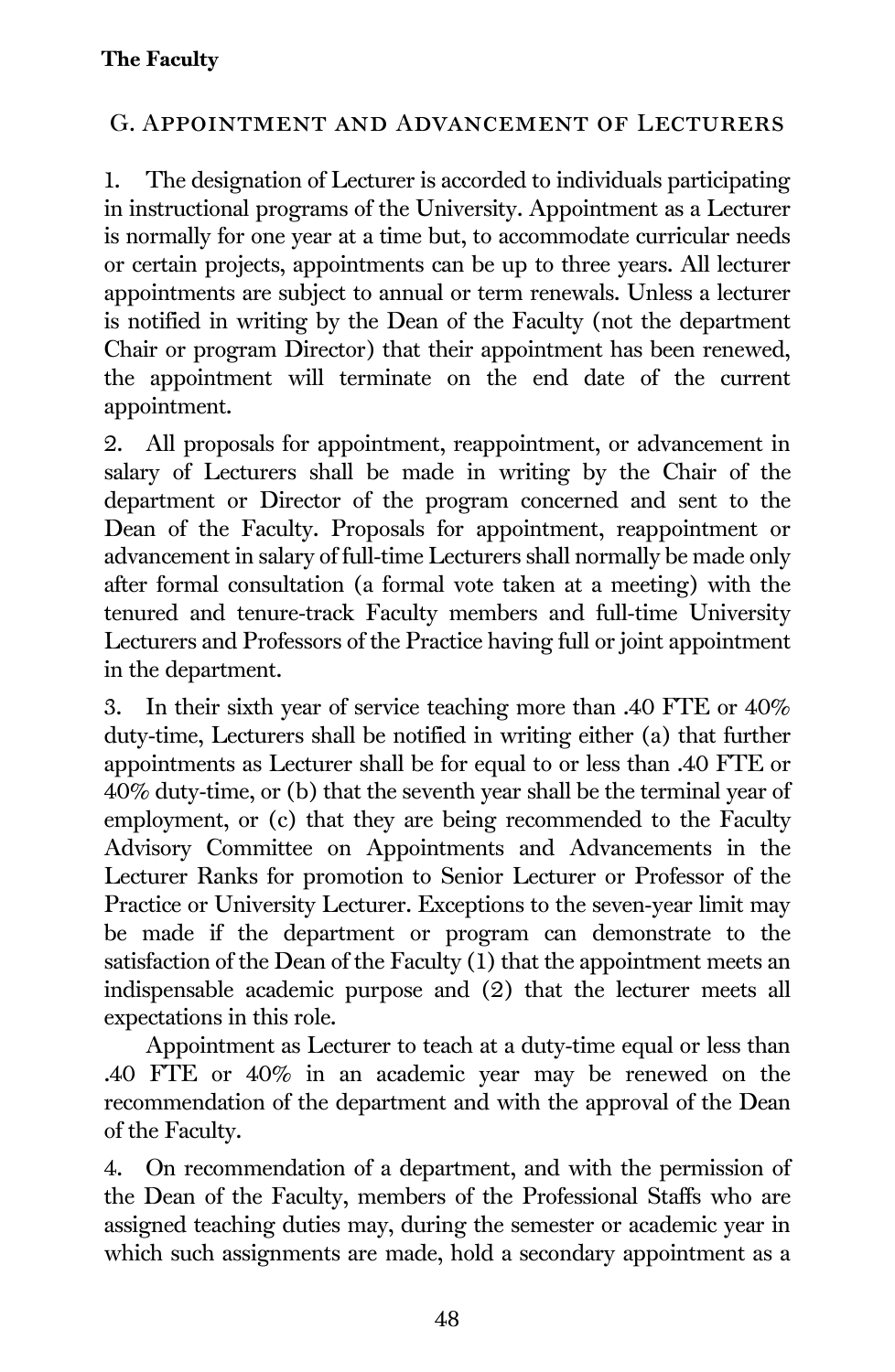## G. Appointment and Advancement of Lecturers

1. The designation of Lecturer is accorded to individuals participating in instructional programs of the University. Appointment as a Lecturer is normally for one year at a time but, to accommodate curricular needs or certain projects, appointments can be up to three years. All lecturer appointments are subject to annual or term renewals. Unless a lecturer is notified in writing by the Dean of the Faculty (not the department Chair or program Director) that their appointment has been renewed, the appointment will terminate on the end date of the current appointment.

2. All proposals for appointment, reappointment, or advancement in salary of Lecturers shall be made in writing by the Chair of the department or Director of the program concerned and sent to the Dean of the Faculty. Proposals for appointment, reappointment or advancement in salary of full-time Lecturers shall normally be made only after formal consultation (a formal vote taken at a meeting) with the tenured and tenure-track Faculty members and full-time University Lecturers and Professors of the Practice having full or joint appointment in the department.

3. In their sixth year of service teaching more than .40 FTE or 40% duty-time, Lecturers shall be notified in writing either (a) that further appointments as Lecturer shall be for equal to or less than .40 FTE or 40% duty-time, or (b) that the seventh year shall be the terminal year of employment, or (c) that they are being recommended to the Faculty Advisory Committee on Appointments and Advancements in the Lecturer Ranks for promotion to Senior Lecturer or Professor of the Practice or University Lecturer. Exceptions to the seven-year limit may be made if the department or program can demonstrate to the satisfaction of the Dean of the Faculty (1) that the appointment meets an indispensable academic purpose and (2) that the lecturer meets all expectations in this role.

   Appointment as Lecturer to teach at a duty-time equal or less than .40 FTE or 40% in an academic year may be renewed on the recommendation of the department and with the approval of the Dean of the Faculty.

4. On recommendation of a department, and with the permission of the Dean of the Faculty, members of the Professional Staffs who are assigned teaching duties may, during the semester or academic year in which such assignments are made, hold a secondary appointment as a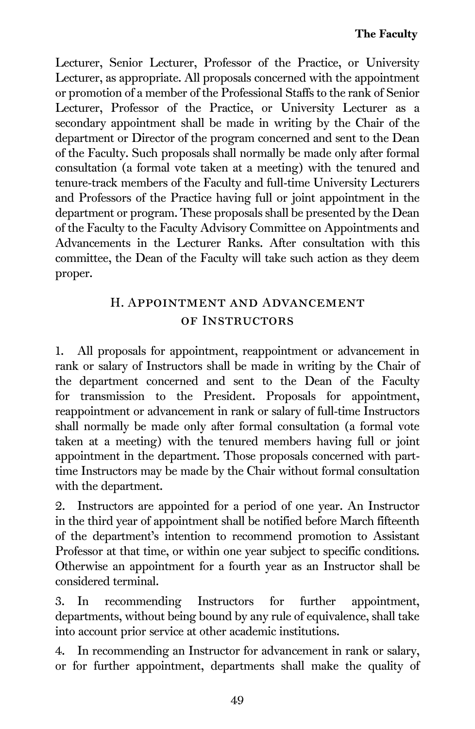Lecturer, Senior Lecturer, Professor of the Practice, or University Lecturer, as appropriate. All proposals concerned with the appointment or promotion of a member of the Professional Staffs to the rank of Senior Lecturer, Professor of the Practice, or University Lecturer as a secondary appointment shall be made in writing by the Chair of the department or Director of the program concerned and sent to the Dean of the Faculty. Such proposals shall normally be made only after formal consultation (a formal vote taken at a meeting) with the tenured and tenure-track members of the Faculty and full-time University Lecturers and Professors of the Practice having full or joint appointment in the department or program. These proposals shall be presented by the Dean of the Faculty to the Faculty Advisory Committee on Appointments and Advancements in the Lecturer Ranks. After consultation with this committee, the Dean of the Faculty will take such action as they deem proper.

## H. Appointment and Advancement of Instructors

1. All proposals for appointment, reappointment or advancement in rank or salary of Instructors shall be made in writing by the Chair of the department concerned and sent to the Dean of the Faculty for transmission to the President. Proposals for appointment, reappointment or advancement in rank or salary of full-time Instructors shall normally be made only after formal consultation (a formal vote taken at a meeting) with the tenured members having full or joint appointment in the department. Those proposals concerned with part-time Instructors may be made by the Chair without formal consultation with the department.

2. Instructors are appointed for a period of one year. An Instructor in the third year of appointment shall be notified before March fifteenth of the department's intention to recommend promotion to Assistant Professor at that time, or within one year subject to specific conditions. Otherwise an appointment for a fourth year as an Instructor shall be considered terminal.

3. In recommending Instructors for further appointment, departments, without being bound by any rule of equivalence, shall take into account prior service at other academic institutions.

4. In recommending an Instructor for advancement in rank or salary, or for further appointment, departments shall make the quality of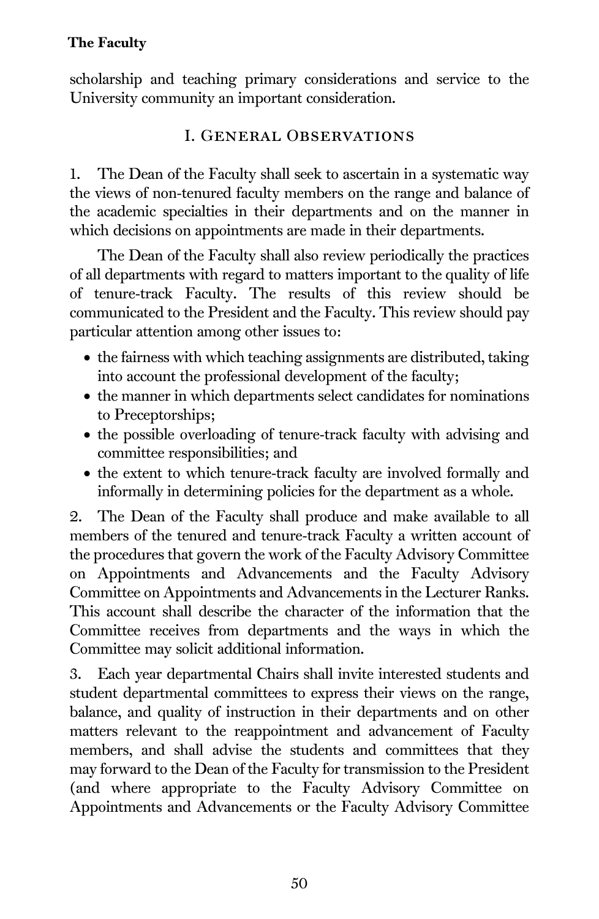scholarship and teaching primary considerations and service to the University community an important consideration.

## I. General Observations

1. The Dean of the Faculty shall seek to ascertain in a systematic way the views of non-tenured faculty members on the range and balance of the academic specialties in their departments and on the manner in which decisions on appointments are made in their departments.

   The Dean of the Faculty shall also review periodically the practices of all departments with regard to matters important to the quality of life of tenure-track Faculty. The results of this review should be communicated to the President and the Faculty. This review should pay particular attention among other issues to:

   - the fairness with which teaching assignments are distributed, taking into account the professional development of the faculty;
   - the manner in which departments select candidates for nominations to Preceptorships;
   - the possible overloading of tenure-track faculty with advising and committee responsibilities; and
   - the extent to which tenure-track faculty are involved formally and informally in determining policies for the department as a whole.

2. The Dean of the Faculty shall produce and make available to all members of the tenured and tenure-track Faculty a written account of the procedures that govern the work of the Faculty Advisory Committee on Appointments and Advancements and the Faculty Advisory Committee on Appointments and Advancements in the Lecturer Ranks. This account shall describe the character of the information that the Committee receives from departments and the ways in which the Committee may solicit additional information.

3. Each year departmental Chairs shall invite interested students and student departmental committees to express their views on the range, balance, and quality of instruction in their departments and on other matters relevant to the reappointment and advancement of Faculty members, and shall advise the students and committees that they may forward to the Dean of the Faculty for transmission to the President (and where appropriate to the Faculty Advisory Committee on Appointments and Advancements or the Faculty Advisory Committee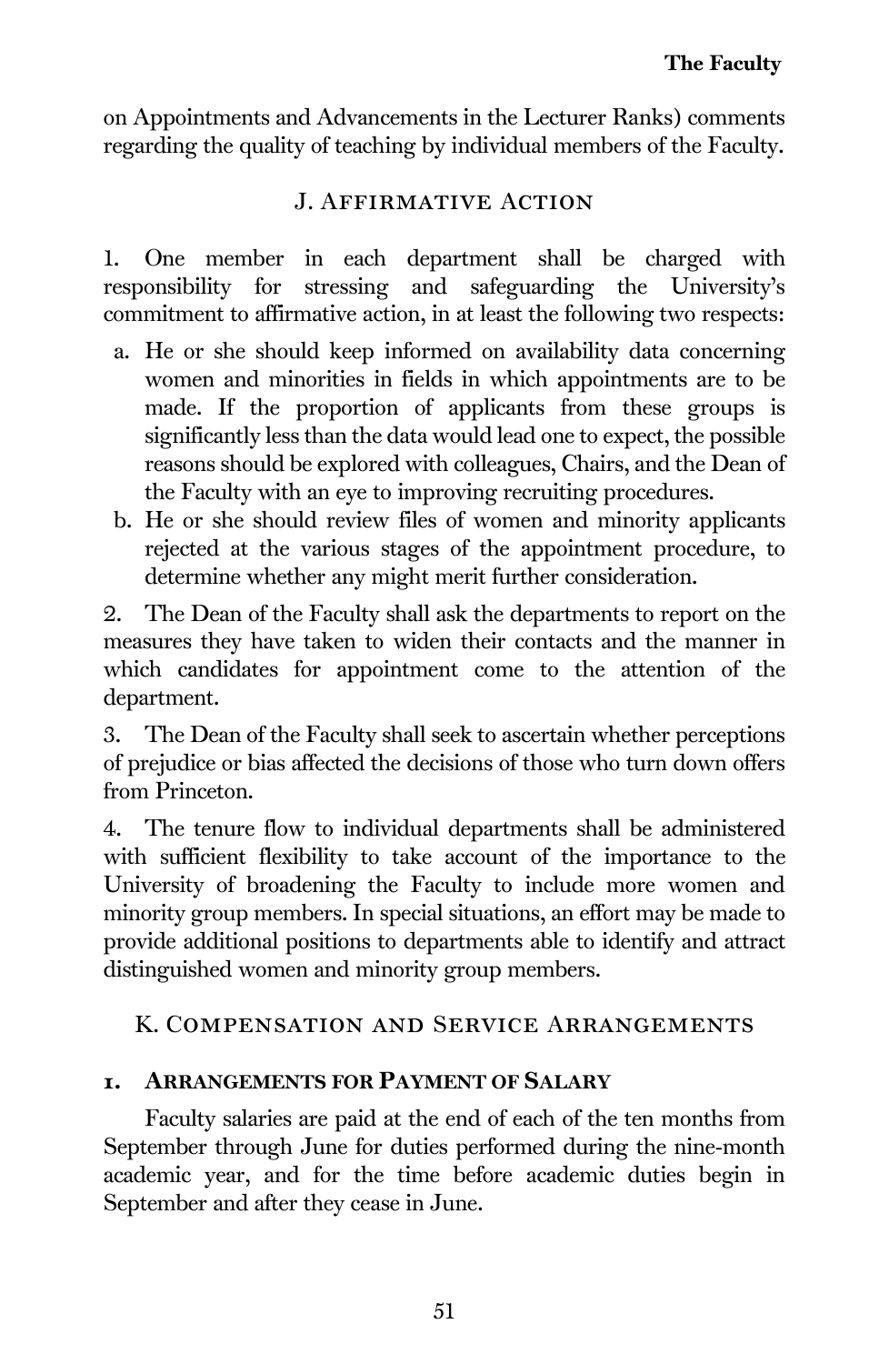on Appointments and Advancements in the Lecturer Ranks) comments regarding the quality of teaching by individual members of the Faculty.

## J. Affirmative Action

1. One member in each department shall be charged with responsibility for stressing and safeguarding the University's commitment to affirmative action, in at least the following two respects:

   a. He or she should keep informed on availability data concerning women and minorities in fields in which appointments are to be made. If the proportion of applicants from these groups is significantly less than the data would lead one to expect, the possible reasons should be explored with colleagues, Chairs, and the Dean of the Faculty with an eye to improving recruiting procedures.

   b. He or she should review files of women and minority applicants rejected at the various stages of the appointment procedure, to determine whether any might merit further consideration.

2. The Dean of the Faculty shall ask the departments to report on the measures they have taken to widen their contacts and the manner in which candidates for appointment come to the attention of the department.

3. The Dean of the Faculty shall seek to ascertain whether perceptions of prejudice or bias affected the decisions of those who turn down offers from Princeton.

4. The tenure flow to individual departments shall be administered with sufficient flexibility to take account of the importance to the University of broadening the Faculty to include more women and minority group members. In special situations, an effort may be made to provide additional positions to departments able to identify and attract distinguished women and minority group members.

## K. Compensation and Service Arrangements

### 1. Arrangements for Payment of Salary

Faculty salaries are paid at the end of each of the ten months from September through June for duties performed during the nine-month academic year, and for the time before academic duties begin in September and after they cease in June.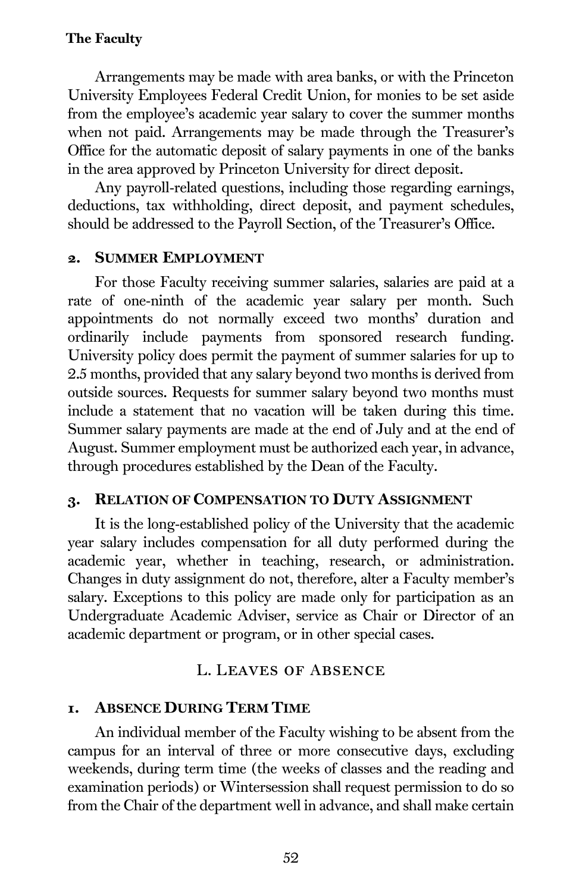Arrangements may be made with area banks, or with the Princeton University Employees Federal Credit Union, for monies to be set aside from the employee's academic year salary to cover the summer months when not paid. Arrangements may be made through the Treasurer's Office for the automatic deposit of salary payments in one of the banks in the area approved by Princeton University for direct deposit.

Any payroll-related questions, including those regarding earnings, deductions, tax withholding, direct deposit, and payment schedules, should be addressed to the Payroll Section, of the Treasurer's Office.

### 2. Summer Employment

For those Faculty receiving summer salaries, salaries are paid at a rate of one-ninth of the academic year salary per month. Such appointments do not normally exceed two months' duration and ordinarily include payments from sponsored research funding. University policy does permit the payment of summer salaries for up to 2.5 months, provided that any salary beyond two months is derived from outside sources. Requests for summer salary beyond two months must include a statement that no vacation will be taken during this time. Summer salary payments are made at the end of July and at the end of August. Summer employment must be authorized each year, in advance, through procedures established by the Dean of the Faculty.

### 3. Relation of Compensation to Duty Assignment

It is the long-established policy of the University that the academic year salary includes compensation for all duty performed during the academic year, whether in teaching, research, or administration. Changes in duty assignment do not, therefore, alter a Faculty member's salary. Exceptions to this policy are made only for participation as an Undergraduate Academic Adviser, service as Chair or Director of an academic department or program, or in other special cases.

## L. Leaves of Absence

### 1. Absence During Term Time

An individual member of the Faculty wishing to be absent from the campus for an interval of three or more consecutive days, excluding weekends, during term time (the weeks of classes and the reading and examination periods) or Wintersession shall request permission to do so from the Chair of the department well in advance, and shall make certain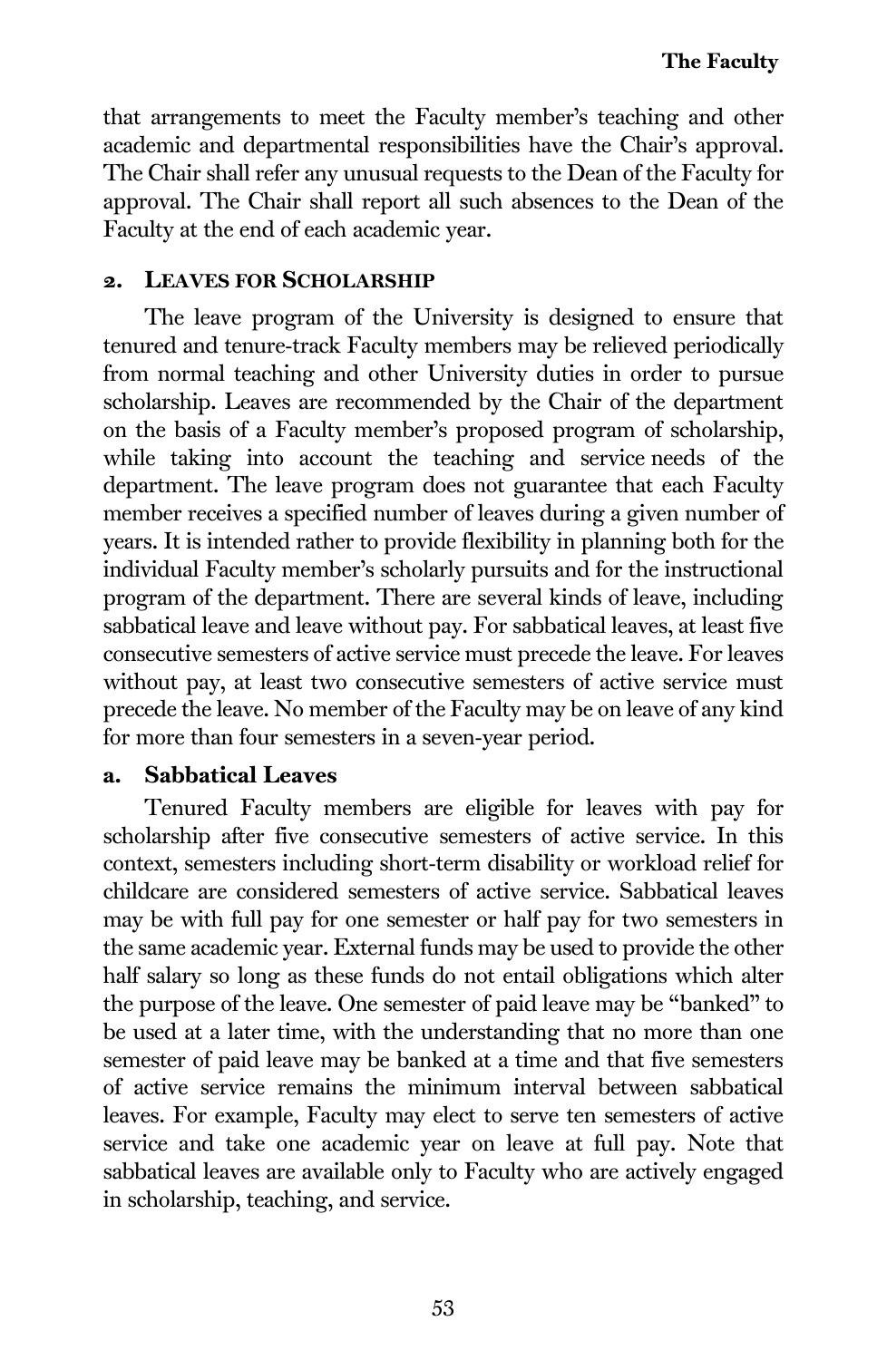that arrangements to meet the Faculty member's teaching and other academic and departmental responsibilities have the Chair's approval. The Chair shall refer any unusual requests to the Dean of the Faculty for approval. The Chair shall report all such absences to the Dean of the Faculty at the end of each academic year.

## 2. Leaves for Scholarship

The leave program of the University is designed to ensure that tenured and tenure-track Faculty members may be relieved periodically from normal teaching and other University duties in order to pursue scholarship. Leaves are recommended by the Chair of the department on the basis of a Faculty member's proposed program of scholarship, while taking into account the teaching and service needs of the department. The leave program does not guarantee that each Faculty member receives a specified number of leaves during a given number of years. It is intended rather to provide flexibility in planning both for the individual Faculty member's scholarly pursuits and for the instructional program of the department. There are several kinds of leave, including sabbatical leave and leave without pay. For sabbatical leaves, at least five consecutive semesters of active service must precede the leave. For leaves without pay, at least two consecutive semesters of active service must precede the leave. No member of the Faculty may be on leave of any kind for more than four semesters in a seven-year period.

### a. Sabbatical Leaves

Tenured Faculty members are eligible for leaves with pay for scholarship after five consecutive semesters of active service. In this context, semesters including short-term disability or workload relief for childcare are considered semesters of active service. Sabbatical leaves may be with full pay for one semester or half pay for two semesters in the same academic year. External funds may be used to provide the other half salary so long as these funds do not entail obligations which alter the purpose of the leave. One semester of paid leave may be "banked" to be used at a later time, with the understanding that no more than one semester of paid leave may be banked at a time and that five semesters of active service remains the minimum interval between sabbatical leaves. For example, Faculty may elect to serve ten semesters of active service and take one academic year on leave at full pay. Note that sabbatical leaves are available only to Faculty who are actively engaged in scholarship, teaching, and service.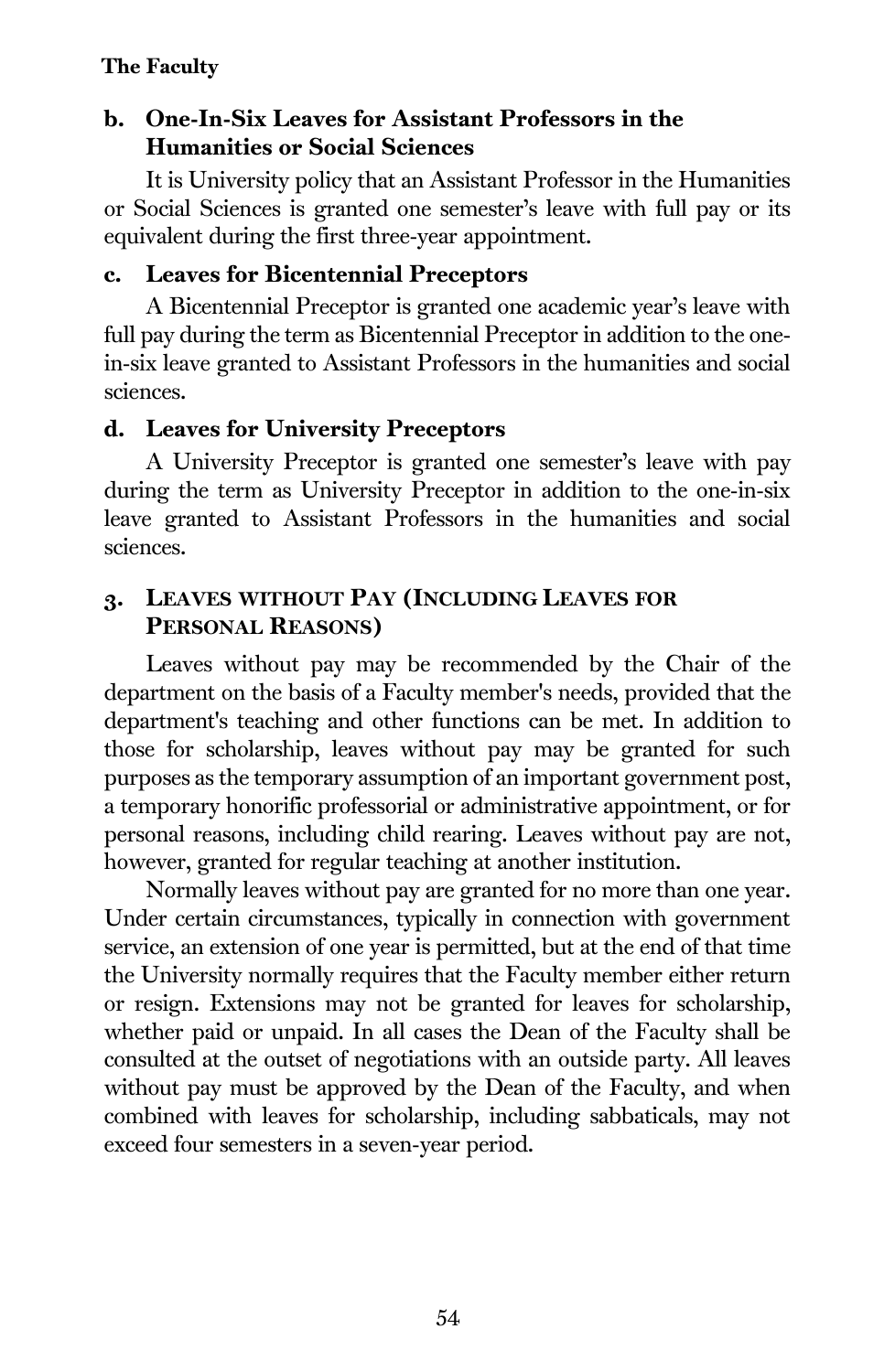#### b. One-In-Six Leaves for Assistant Professors in the Humanities or Social Sciences

It is University policy that an Assistant Professor in the Humanities or Social Sciences is granted one semester's leave with full pay or its equivalent during the first three-year appointment.

#### c. Leaves for Bicentennial Preceptors

A Bicentennial Preceptor is granted one academic year's leave with full pay during the term as Bicentennial Preceptor in addition to the one-in-six leave granted to Assistant Professors in the humanities and social sciences.

#### d. Leaves for University Preceptors

A University Preceptor is granted one semester's leave with pay during the term as University Preceptor in addition to the one-in-six leave granted to Assistant Professors in the humanities and social sciences.

### 3. Leaves without Pay (Including Leaves for Personal Reasons)

Leaves without pay may be recommended by the Chair of the department on the basis of a Faculty member's needs, provided that the department's teaching and other functions can be met. In addition to those for scholarship, leaves without pay may be granted for such purposes as the temporary assumption of an important government post, a temporary honorific professorial or administrative appointment, or for personal reasons, including child rearing. Leaves without pay are not, however, granted for regular teaching at another institution.

Normally leaves without pay are granted for no more than one year. Under certain circumstances, typically in connection with government service, an extension of one year is permitted, but at the end of that time the University normally requires that the Faculty member either return or resign. Extensions may not be granted for leaves for scholarship, whether paid or unpaid. In all cases the Dean of the Faculty shall be consulted at the outset of negotiations with an outside party. All leaves without pay must be approved by the Dean of the Faculty, and when combined with leaves for scholarship, including sabbaticals, may not exceed four semesters in a seven-year period.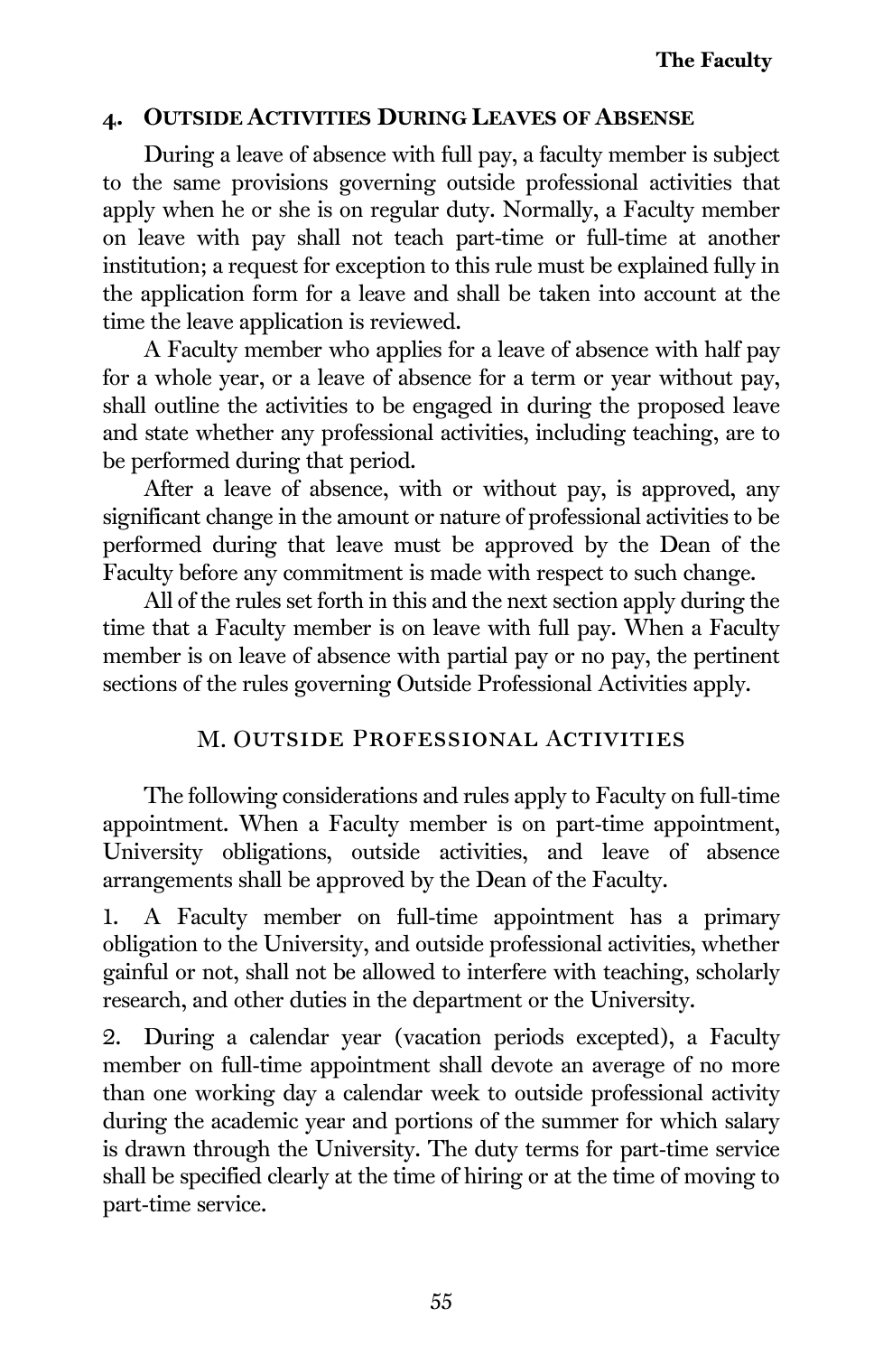### 4. Outside Activities During Leaves of Absense

During a leave of absence with full pay, a faculty member is subject to the same provisions governing outside professional activities that apply when he or she is on regular duty. Normally, a Faculty member on leave with pay shall not teach part-time or full-time at another institution; a request for exception to this rule must be explained fully in the application form for a leave and shall be taken into account at the time the leave application is reviewed.

A Faculty member who applies for a leave of absence with half pay for a whole year, or a leave of absence for a term or year without pay, shall outline the activities to be engaged in during the proposed leave and state whether any professional activities, including teaching, are to be performed during that period.

After a leave of absence, with or without pay, is approved, any significant change in the amount or nature of professional activities to be performed during that leave must be approved by the Dean of the Faculty before any commitment is made with respect to such change.

All of the rules set forth in this and the next section apply during the time that a Faculty member is on leave with full pay. When a Faculty member is on leave of absence with partial pay or no pay, the pertinent sections of the rules governing Outside Professional Activities apply.

## M. Outside Professional Activities

The following considerations and rules apply to Faculty on full-time appointment. When a Faculty member is on part-time appointment, University obligations, outside activities, and leave of absence arrangements shall be approved by the Dean of the Faculty.

1. A Faculty member on full-time appointment has a primary obligation to the University, and outside professional activities, whether gainful or not, shall not be allowed to interfere with teaching, scholarly research, and other duties in the department or the University.

2. During a calendar year (vacation periods excepted), a Faculty member on full-time appointment shall devote an average of no more than one working day a calendar week to outside professional activity during the academic year and portions of the summer for which salary is drawn through the University. The duty terms for part-time service shall be specified clearly at the time of hiring or at the time of moving to part-time service.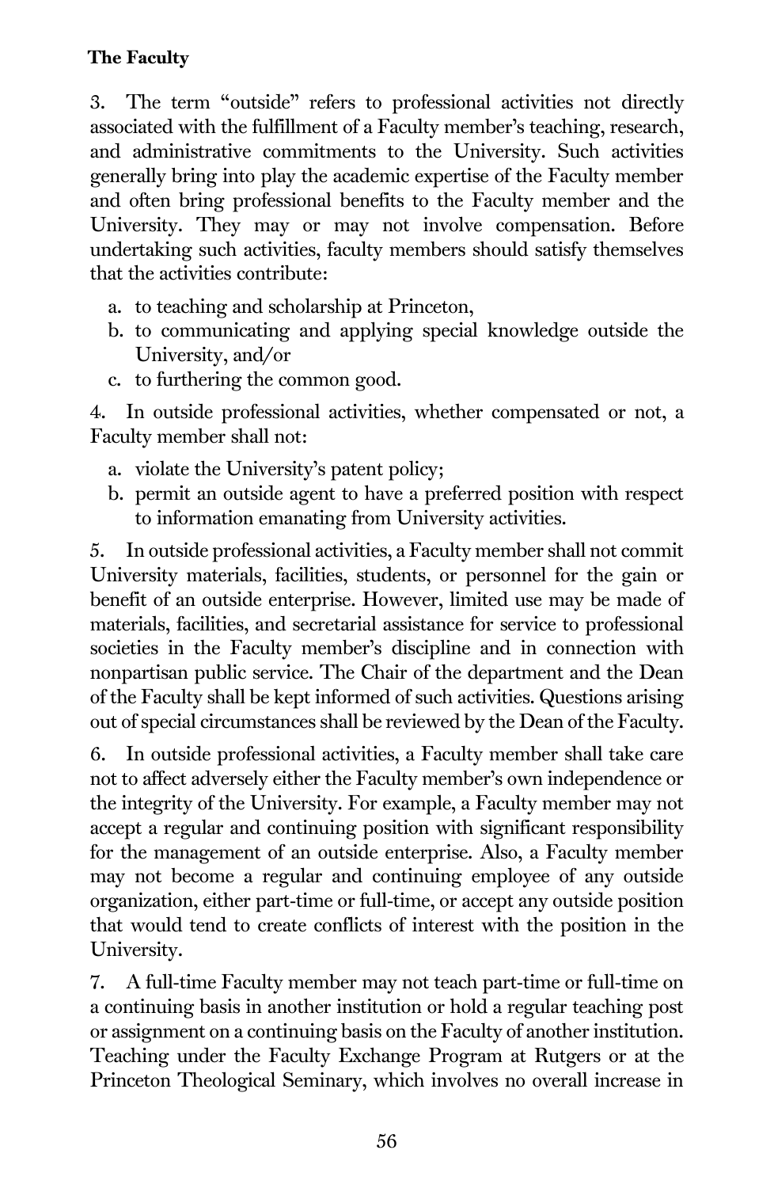3. The term "outside" refers to professional activities not directly associated with the fulfillment of a Faculty member's teaching, research, and administrative commitments to the University. Such activities generally bring into play the academic expertise of the Faculty member and often bring professional benefits to the Faculty member and the University. They may or may not involve compensation. Before undertaking such activities, faculty members should satisfy themselves that the activities contribute:

a. to teaching and scholarship at Princeton,
b. to communicating and applying special knowledge outside the University, and/or
c. to furthering the common good.

4. In outside professional activities, whether compensated or not, a Faculty member shall not:

a. violate the University's patent policy;
b. permit an outside agent to have a preferred position with respect to information emanating from University activities.

5. In outside professional activities, a Faculty member shall not commit University materials, facilities, students, or personnel for the gain or benefit of an outside enterprise. However, limited use may be made of materials, facilities, and secretarial assistance for service to professional societies in the Faculty member's discipline and in connection with nonpartisan public service. The Chair of the department and the Dean of the Faculty shall be kept informed of such activities. Questions arising out of special circumstances shall be reviewed by the Dean of the Faculty.

6. In outside professional activities, a Faculty member shall take care not to affect adversely either the Faculty member's own independence or the integrity of the University. For example, a Faculty member may not accept a regular and continuing position with significant responsibility for the management of an outside enterprise. Also, a Faculty member may not become a regular and continuing employee of any outside organization, either part-time or full-time, or accept any outside position that would tend to create conflicts of interest with the position in the University.

7. A full-time Faculty member may not teach part-time or full-time on a continuing basis in another institution or hold a regular teaching post or assignment on a continuing basis on the Faculty of another institution. Teaching under the Faculty Exchange Program at Rutgers or at the Princeton Theological Seminary, which involves no overall increase in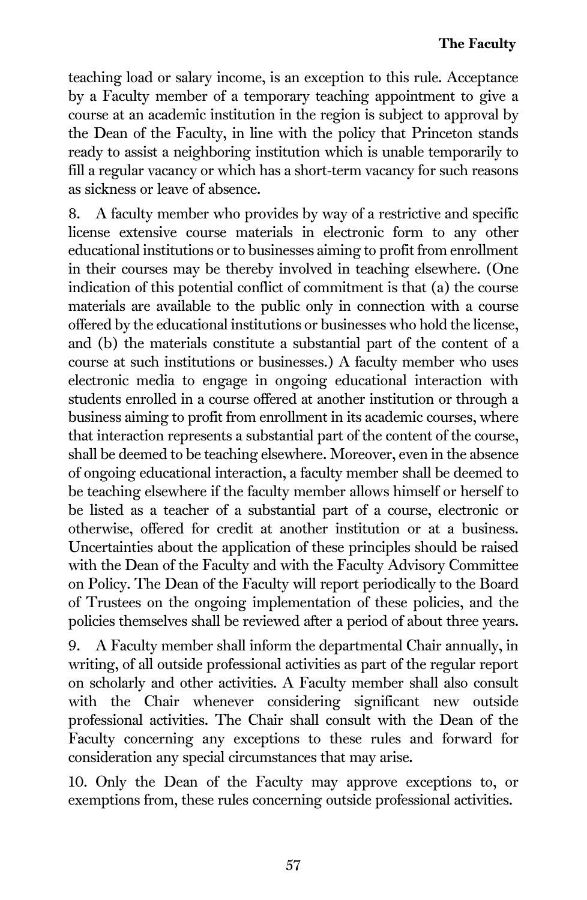teaching load or salary income, is an exception to this rule. Acceptance by a Faculty member of a temporary teaching appointment to give a course at an academic institution in the region is subject to approval by the Dean of the Faculty, in line with the policy that Princeton stands ready to assist a neighboring institution which is unable temporarily to fill a regular vacancy or which has a short-term vacancy for such reasons as sickness or leave of absence.

8. A faculty member who provides by way of a restrictive and specific license extensive course materials in electronic form to any other educational institutions or to businesses aiming to profit from enrollment in their courses may be thereby involved in teaching elsewhere. (One indication of this potential conflict of commitment is that (a) the course materials are available to the public only in connection with a course offered by the educational institutions or businesses who hold the license, and (b) the materials constitute a substantial part of the content of a course at such institutions or businesses.) A faculty member who uses electronic media to engage in ongoing educational interaction with students enrolled in a course offered at another institution or through a business aiming to profit from enrollment in its academic courses, where that interaction represents a substantial part of the content of the course, shall be deemed to be teaching elsewhere. Moreover, even in the absence of ongoing educational interaction, a faculty member shall be deemed to be teaching elsewhere if the faculty member allows himself or herself to be listed as a teacher of a substantial part of a course, electronic or otherwise, offered for credit at another institution or at a business. Uncertainties about the application of these principles should be raised with the Dean of the Faculty and with the Faculty Advisory Committee on Policy. The Dean of the Faculty will report periodically to the Board of Trustees on the ongoing implementation of these policies, and the policies themselves shall be reviewed after a period of about three years.

9. A Faculty member shall inform the departmental Chair annually, in writing, of all outside professional activities as part of the regular report on scholarly and other activities. A Faculty member shall also consult with the Chair whenever considering significant new outside professional activities. The Chair shall consult with the Dean of the Faculty concerning any exceptions to these rules and forward for consideration any special circumstances that may arise.

10. Only the Dean of the Faculty may approve exceptions to, or exemptions from, these rules concerning outside professional activities.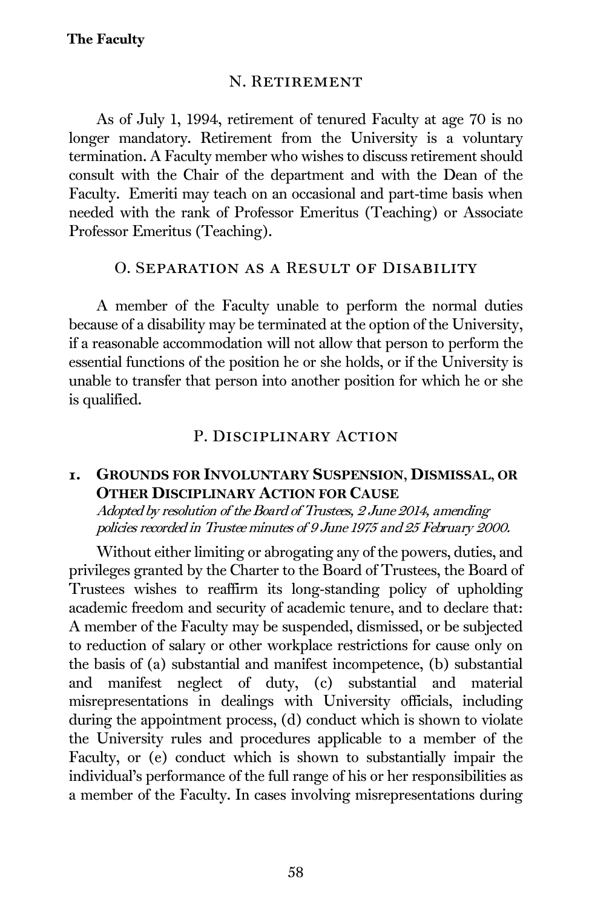## N. Retirement

As of July 1, 1994, retirement of tenured Faculty at age 70 is no longer mandatory. Retirement from the University is a voluntary termination. A Faculty member who wishes to discuss retirement should consult with the Chair of the department and with the Dean of the Faculty. Emeriti may teach on an occasional and part-time basis when needed with the rank of Professor Emeritus (Teaching) or Associate Professor Emeritus (Teaching).

## O. Separation as a Result of Disability

A member of the Faculty unable to perform the normal duties because of a disability may be terminated at the option of the University, if a reasonable accommodation will not allow that person to perform the essential functions of the position he or she holds, or if the University is unable to transfer that person into another position for which he or she is qualified.

## P. Disciplinary Action

### 1. Grounds for Involuntary Suspension, Dismissal, or Other Disciplinary Action for Cause

*Adopted by resolution of the Board of Trustees, 2 June 2014, amending policies recorded in Trustee minutes of 9 June 1975 and 25 February 2000.*

Without either limiting or abrogating any of the powers, duties, and privileges granted by the Charter to the Board of Trustees, the Board of Trustees wishes to reaffirm its long-standing policy of upholding academic freedom and security of academic tenure, and to declare that: A member of the Faculty may be suspended, dismissed, or be subjected to reduction of salary or other workplace restrictions for cause only on the basis of (a) substantial and manifest incompetence, (b) substantial and manifest neglect of duty, (c) substantial and material misrepresentations in dealings with University officials, including during the appointment process, (d) conduct which is shown to violate the University rules and procedures applicable to a member of the Faculty, or (e) conduct which is shown to substantially impair the individual's performance of the full range of his or her responsibilities as a member of the Faculty. In cases involving misrepresentations during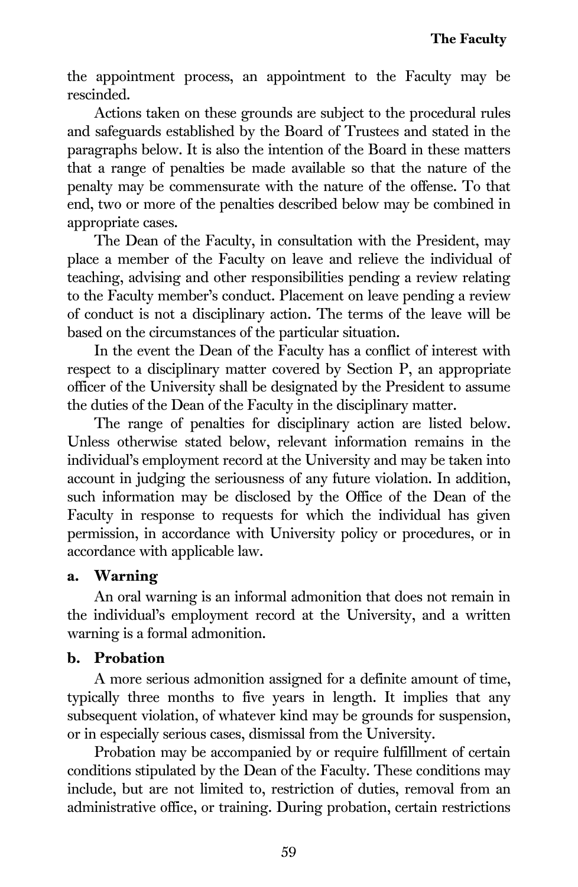the appointment process, an appointment to the Faculty may be rescinded.

Actions taken on these grounds are subject to the procedural rules and safeguards established by the Board of Trustees and stated in the paragraphs below. It is also the intention of the Board in these matters that a range of penalties be made available so that the nature of the penalty may be commensurate with the nature of the offense. To that end, two or more of the penalties described below may be combined in appropriate cases.

The Dean of the Faculty, in consultation with the President, may place a member of the Faculty on leave and relieve the individual of teaching, advising and other responsibilities pending a review relating to the Faculty member's conduct. Placement on leave pending a review of conduct is not a disciplinary action. The terms of the leave will be based on the circumstances of the particular situation.

In the event the Dean of the Faculty has a conflict of interest with respect to a disciplinary matter covered by Section P, an appropriate officer of the University shall be designated by the President to assume the duties of the Dean of the Faculty in the disciplinary matter.

The range of penalties for disciplinary action are listed below. Unless otherwise stated below, relevant information remains in the individual's employment record at the University and may be taken into account in judging the seriousness of any future violation. In addition, such information may be disclosed by the Office of the Dean of the Faculty in response to requests for which the individual has given permission, in accordance with University policy or procedures, or in accordance with applicable law.

**a. Warning**

An oral warning is an informal admonition that does not remain in the individual's employment record at the University, and a written warning is a formal admonition.

**b. Probation**

A more serious admonition assigned for a definite amount of time, typically three months to five years in length. It implies that any subsequent violation, of whatever kind may be grounds for suspension, or in especially serious cases, dismissal from the University.

Probation may be accompanied by or require fulfillment of certain conditions stipulated by the Dean of the Faculty. These conditions may include, but are not limited to, restriction of duties, removal from an administrative office, or training. During probation, certain restrictions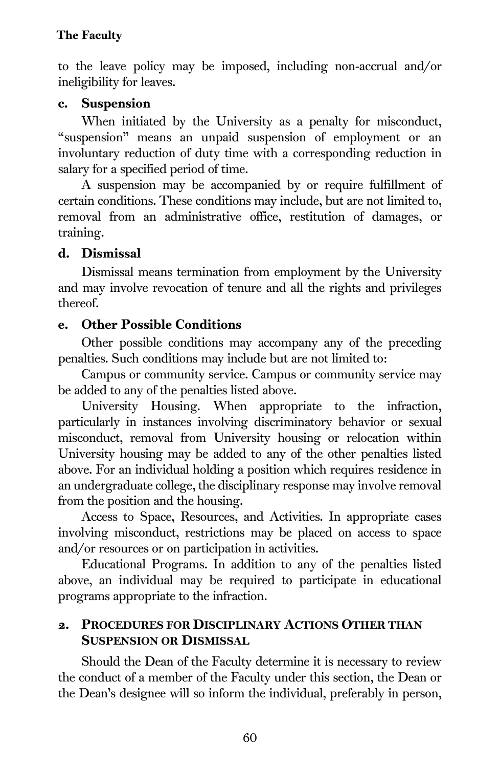to the leave policy may be imposed, including non-accrual and/or ineligibility for leaves.

### c. Suspension

When initiated by the University as a penalty for misconduct, "suspension" means an unpaid suspension of employment or an involuntary reduction of duty time with a corresponding reduction in salary for a specified period of time.

A suspension may be accompanied by or require fulfillment of certain conditions. These conditions may include, but are not limited to, removal from an administrative office, restitution of damages, or training.

### d. Dismissal

Dismissal means termination from employment by the University and may involve revocation of tenure and all the rights and privileges thereof.

### e. Other Possible Conditions

Other possible conditions may accompany any of the preceding penalties. Such conditions may include but are not limited to:

Campus or community service. Campus or community service may be added to any of the penalties listed above.

University Housing. When appropriate to the infraction, particularly in instances involving discriminatory behavior or sexual misconduct, removal from University housing or relocation within University housing may be added to any of the other penalties listed above. For an individual holding a position which requires residence in an undergraduate college, the disciplinary response may involve removal from the position and the housing.

Access to Space, Resources, and Activities. In appropriate cases involving misconduct, restrictions may be placed on access to space and/or resources or on participation in activities.

Educational Programs. In addition to any of the penalties listed above, an individual may be required to participate in educational programs appropriate to the infraction.

## 2. Procedures for Disciplinary Actions Other than Suspension or Dismissal

Should the Dean of the Faculty determine it is necessary to review the conduct of a member of the Faculty under this section, the Dean or the Dean's designee will so inform the individual, preferably in person,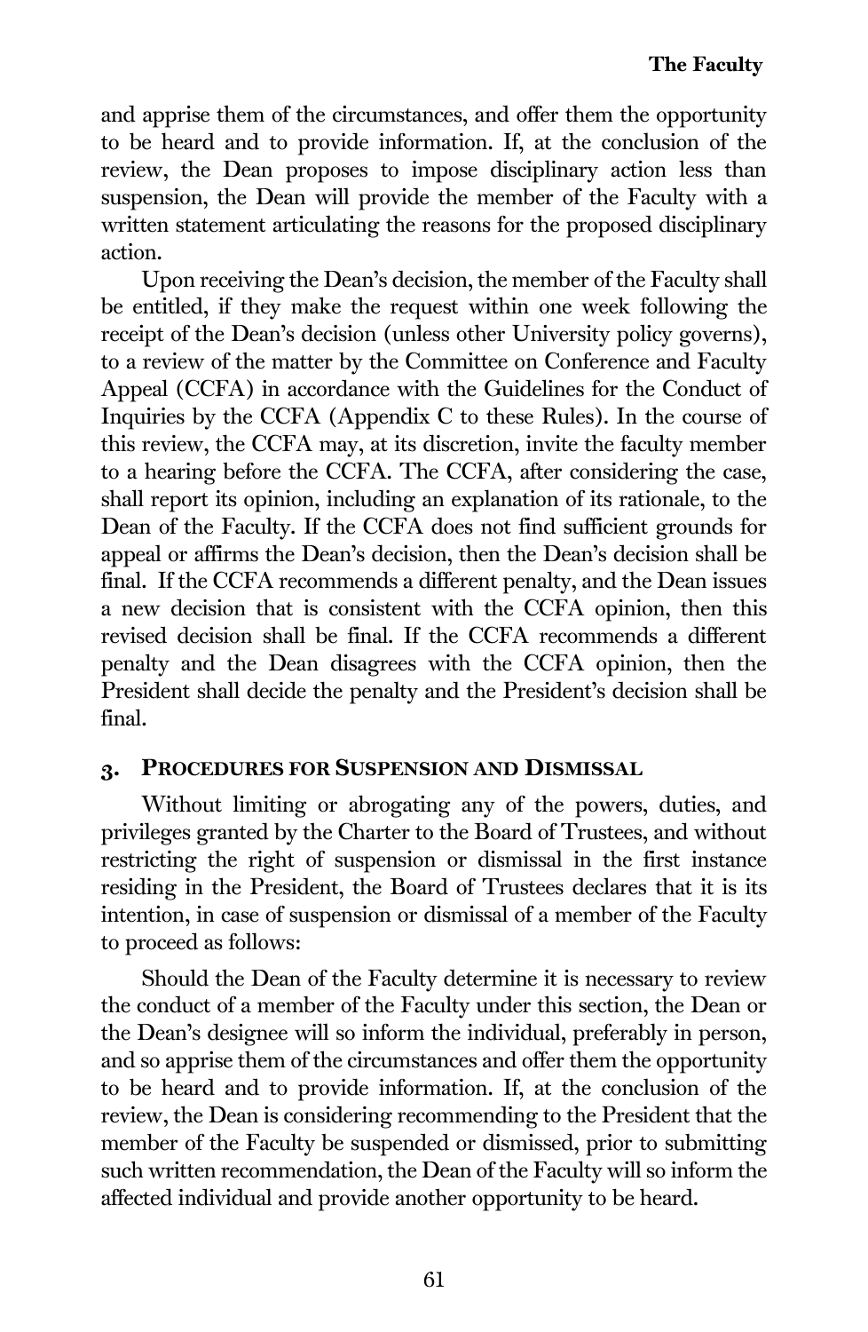and apprise them of the circumstances, and offer them the opportunity to be heard and to provide information. If, at the conclusion of the review, the Dean proposes to impose disciplinary action less than suspension, the Dean will provide the member of the Faculty with a written statement articulating the reasons for the proposed disciplinary action.

Upon receiving the Dean's decision, the member of the Faculty shall be entitled, if they make the request within one week following the receipt of the Dean's decision (unless other University policy governs), to a review of the matter by the Committee on Conference and Faculty Appeal (CCFA) in accordance with the Guidelines for the Conduct of Inquiries by the CCFA (Appendix C to these Rules). In the course of this review, the CCFA may, at its discretion, invite the faculty member to a hearing before the CCFA. The CCFA, after considering the case, shall report its opinion, including an explanation of its rationale, to the Dean of the Faculty. If the CCFA does not find sufficient grounds for appeal or affirms the Dean's decision, then the Dean's decision shall be final. If the CCFA recommends a different penalty, and the Dean issues a new decision that is consistent with the CCFA opinion, then this revised decision shall be final. If the CCFA recommends a different penalty and the Dean disagrees with the CCFA opinion, then the President shall decide the penalty and the President's decision shall be final.

### 3. Procedures for Suspension and Dismissal

Without limiting or abrogating any of the powers, duties, and privileges granted by the Charter to the Board of Trustees, and without restricting the right of suspension or dismissal in the first instance residing in the President, the Board of Trustees declares that it is its intention, in case of suspension or dismissal of a member of the Faculty to proceed as follows:

Should the Dean of the Faculty determine it is necessary to review the conduct of a member of the Faculty under this section, the Dean or the Dean's designee will so inform the individual, preferably in person, and so apprise them of the circumstances and offer them the opportunity to be heard and to provide information. If, at the conclusion of the review, the Dean is considering recommending to the President that the member of the Faculty be suspended or dismissed, prior to submitting such written recommendation, the Dean of the Faculty will so inform the affected individual and provide another opportunity to be heard.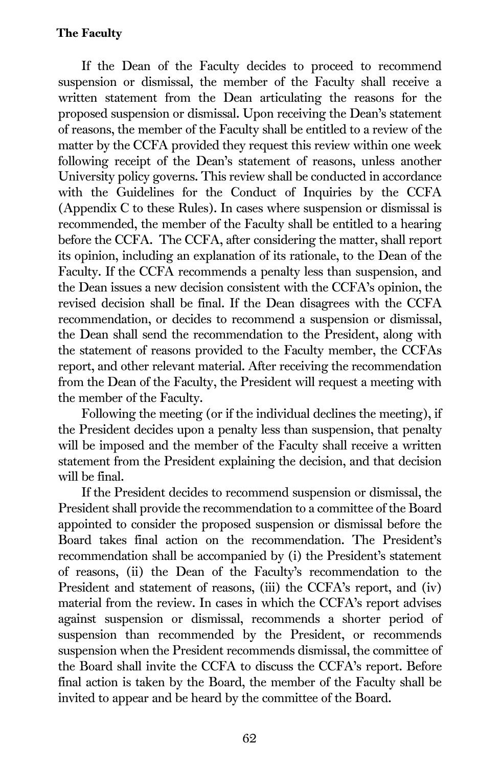If the Dean of the Faculty decides to proceed to recommend suspension or dismissal, the member of the Faculty shall receive a written statement from the Dean articulating the reasons for the proposed suspension or dismissal. Upon receiving the Dean's statement of reasons, the member of the Faculty shall be entitled to a review of the matter by the CCFA provided they request this review within one week following receipt of the Dean's statement of reasons, unless another University policy governs. This review shall be conducted in accordance with the Guidelines for the Conduct of Inquiries by the CCFA (Appendix C to these Rules). In cases where suspension or dismissal is recommended, the member of the Faculty shall be entitled to a hearing before the CCFA. The CCFA, after considering the matter, shall report its opinion, including an explanation of its rationale, to the Dean of the Faculty. If the CCFA recommends a penalty less than suspension, and the Dean issues a new decision consistent with the CCFA's opinion, the revised decision shall be final. If the Dean disagrees with the CCFA recommendation, or decides to recommend a suspension or dismissal, the Dean shall send the recommendation to the President, along with the statement of reasons provided to the Faculty member, the CCFAs report, and other relevant material. After receiving the recommendation from the Dean of the Faculty, the President will request a meeting with the member of the Faculty.

Following the meeting (or if the individual declines the meeting), if the President decides upon a penalty less than suspension, that penalty will be imposed and the member of the Faculty shall receive a written statement from the President explaining the decision, and that decision will be final.

If the President decides to recommend suspension or dismissal, the President shall provide the recommendation to a committee of the Board appointed to consider the proposed suspension or dismissal before the Board takes final action on the recommendation. The President's recommendation shall be accompanied by (i) the President's statement of reasons, (ii) the Dean of the Faculty's recommendation to the President and statement of reasons, (iii) the CCFA's report, and (iv) material from the review. In cases in which the CCFA's report advises against suspension or dismissal, recommends a shorter period of suspension than recommended by the President, or recommends suspension when the President recommends dismissal, the committee of the Board shall invite the CCFA to discuss the CCFA's report. Before final action is taken by the Board, the member of the Faculty shall be invited to appear and be heard by the committee of the Board.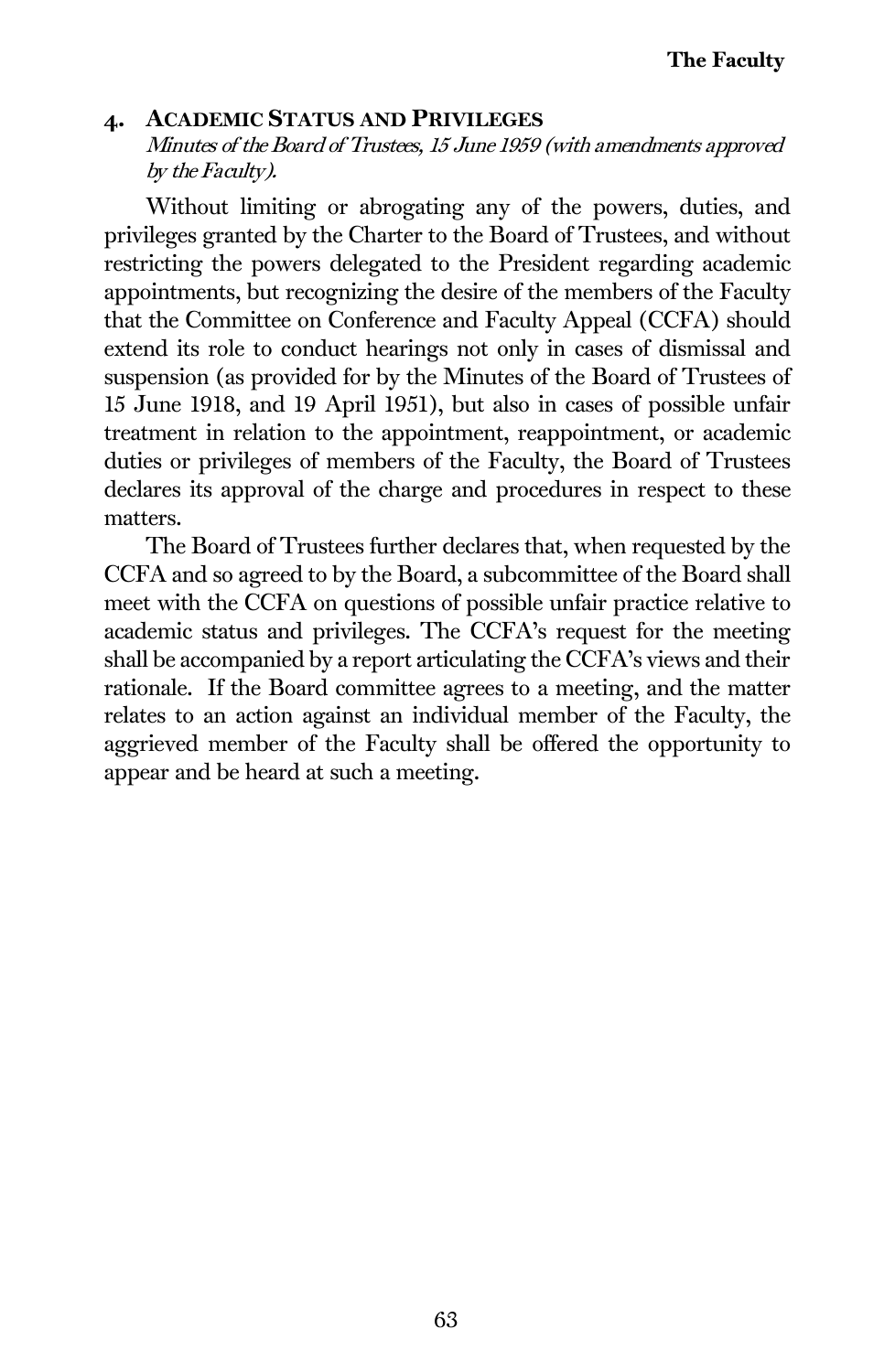### 4. ACADEMIC STATUS AND PRIVILEGES

*Minutes of the Board of Trustees, 15 June 1959 (with amendments approved by the Faculty).*

Without limiting or abrogating any of the powers, duties, and privileges granted by the Charter to the Board of Trustees, and without restricting the powers delegated to the President regarding academic appointments, but recognizing the desire of the members of the Faculty that the Committee on Conference and Faculty Appeal (CCFA) should extend its role to conduct hearings not only in cases of dismissal and suspension (as provided for by the Minutes of the Board of Trustees of 15 June 1918, and 19 April 1951), but also in cases of possible unfair treatment in relation to the appointment, reappointment, or academic duties or privileges of members of the Faculty, the Board of Trustees declares its approval of the charge and procedures in respect to these matters.

The Board of Trustees further declares that, when requested by the CCFA and so agreed to by the Board, a subcommittee of the Board shall meet with the CCFA on questions of possible unfair practice relative to academic status and privileges. The CCFA's request for the meeting shall be accompanied by a report articulating the CCFA's views and their rationale. If the Board committee agrees to a meeting, and the matter relates to an action against an individual member of the Faculty, the aggrieved member of the Faculty shall be offered the opportunity to appear and be heard at such a meeting.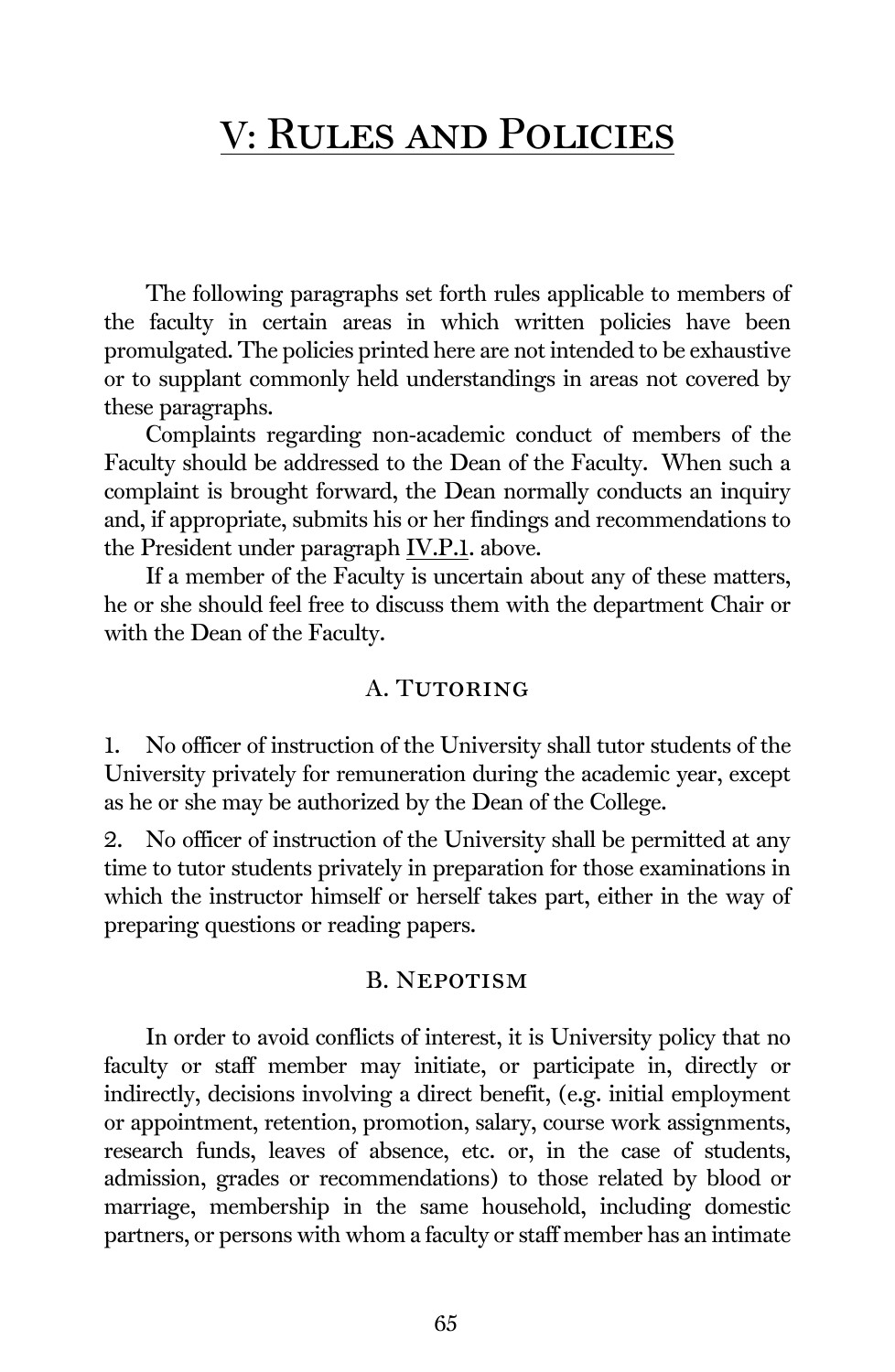# V: Rules and Policies

The following paragraphs set forth rules applicable to members of the faculty in certain areas in which written policies have been promulgated. The policies printed here are not intended to be exhaustive or to supplant commonly held understandings in areas not covered by these paragraphs.

Complaints regarding non-academic conduct of members of the Faculty should be addressed to the Dean of the Faculty. When such a complaint is brought forward, the Dean normally conducts an inquiry and, if appropriate, submits his or her findings and recommendations to the President under paragraph IV.P.1. above.

If a member of the Faculty is uncertain about any of these matters, he or she should feel free to discuss them with the department Chair or with the Dean of the Faculty.

## A. Tutoring

1. No officer of instruction of the University shall tutor students of the University privately for remuneration during the academic year, except as he or she may be authorized by the Dean of the College.

2. No officer of instruction of the University shall be permitted at any time to tutor students privately in preparation for those examinations in which the instructor himself or herself takes part, either in the way of preparing questions or reading papers.

## B. Nepotism

In order to avoid conflicts of interest, it is University policy that no faculty or staff member may initiate, or participate in, directly or indirectly, decisions involving a direct benefit, (e.g. initial employment or appointment, retention, promotion, salary, course work assignments, research funds, leaves of absence, etc. or, in the case of students, admission, grades or recommendations) to those related by blood or marriage, membership in the same household, including domestic partners, or persons with whom a faculty or staff member has an intimate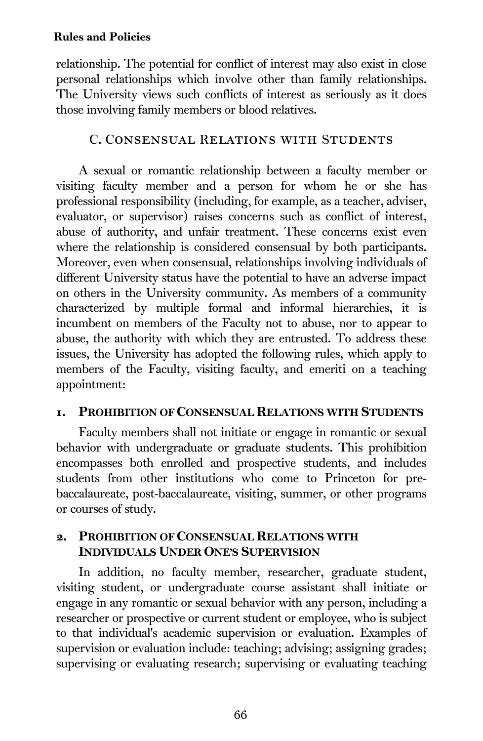relationship. The potential for conflict of interest may also exist in close personal relationships which involve other than family relationships. The University views such conflicts of interest as seriously as it does those involving family members or blood relatives.

### C. Consensual Relations with Students

A sexual or romantic relationship between a faculty member or visiting faculty member and a person for whom he or she has professional responsibility (including, for example, as a teacher, adviser, evaluator, or supervisor) raises concerns such as conflict of interest, abuse of authority, and unfair treatment. These concerns exist even where the relationship is considered consensual by both participants. Moreover, even when consensual, relationships involving individuals of different University status have the potential to have an adverse impact on others in the University community. As members of a community characterized by multiple formal and informal hierarchies, it is incumbent on members of the Faculty not to abuse, nor to appear to abuse, the authority with which they are entrusted. To address these issues, the University has adopted the following rules, which apply to members of the Faculty, visiting faculty, and emeriti on a teaching appointment:

#### 1. Prohibition of Consensual Relations with Students

Faculty members shall not initiate or engage in romantic or sexual behavior with undergraduate or graduate students. This prohibition encompasses both enrolled and prospective students, and includes students from other institutions who come to Princeton for pre-baccalaureate, post-baccalaureate, visiting, summer, or other programs or courses of study.

#### 2. Prohibition of Consensual Relations with Individuals Under One's Supervision

In addition, no faculty member, researcher, graduate student, visiting student, or undergraduate course assistant shall initiate or engage in any romantic or sexual behavior with any person, including a researcher or prospective or current student or employee, who is subject to that individual's academic supervision or evaluation. Examples of supervision or evaluation include: teaching; advising; assigning grades; supervising or evaluating research; supervising or evaluating teaching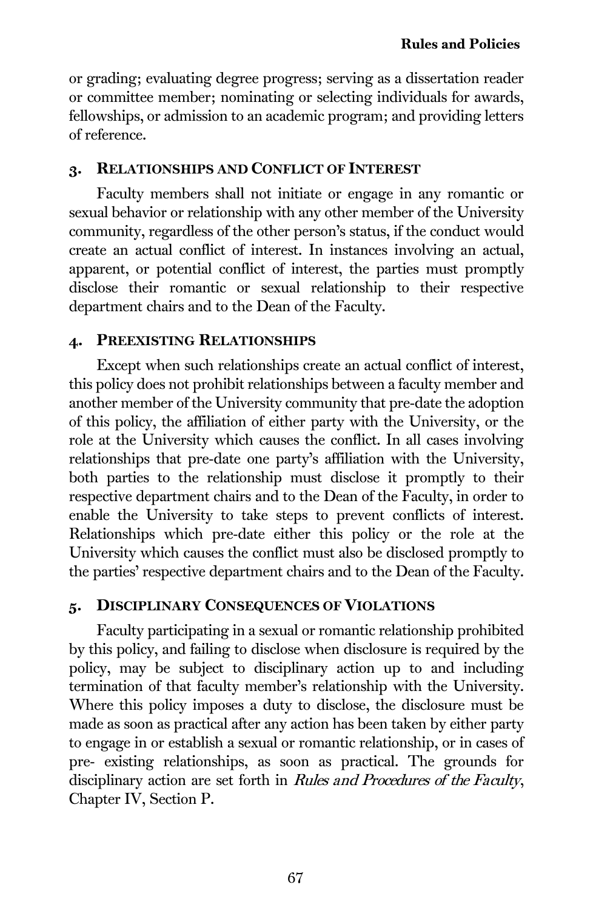or grading; evaluating degree progress; serving as a dissertation reader or committee member; nominating or selecting individuals for awards, fellowships, or admission to an academic program; and providing letters of reference.

### 3. Relationships and Conflict of Interest

Faculty members shall not initiate or engage in any romantic or sexual behavior or relationship with any other member of the University community, regardless of the other person's status, if the conduct would create an actual conflict of interest. In instances involving an actual, apparent, or potential conflict of interest, the parties must promptly disclose their romantic or sexual relationship to their respective department chairs and to the Dean of the Faculty.

### 4. Preexisting Relationships

Except when such relationships create an actual conflict of interest, this policy does not prohibit relationships between a faculty member and another member of the University community that pre-date the adoption of this policy, the affiliation of either party with the University, or the role at the University which causes the conflict. In all cases involving relationships that pre-date one party's affiliation with the University, both parties to the relationship must disclose it promptly to their respective department chairs and to the Dean of the Faculty, in order to enable the University to take steps to prevent conflicts of interest. Relationships which pre-date either this policy or the role at the University which causes the conflict must also be disclosed promptly to the parties' respective department chairs and to the Dean of the Faculty.

### 5. Disciplinary Consequences of Violations

Faculty participating in a sexual or romantic relationship prohibited by this policy, and failing to disclose when disclosure is required by the policy, may be subject to disciplinary action up to and including termination of that faculty member's relationship with the University. Where this policy imposes a duty to disclose, the disclosure must be made as soon as practical after any action has been taken by either party to engage in or establish a sexual or romantic relationship, or in cases of pre- existing relationships, as soon as practical. The grounds for disciplinary action are set forth in *Rules and Procedures of the Faculty*, Chapter IV, Section P.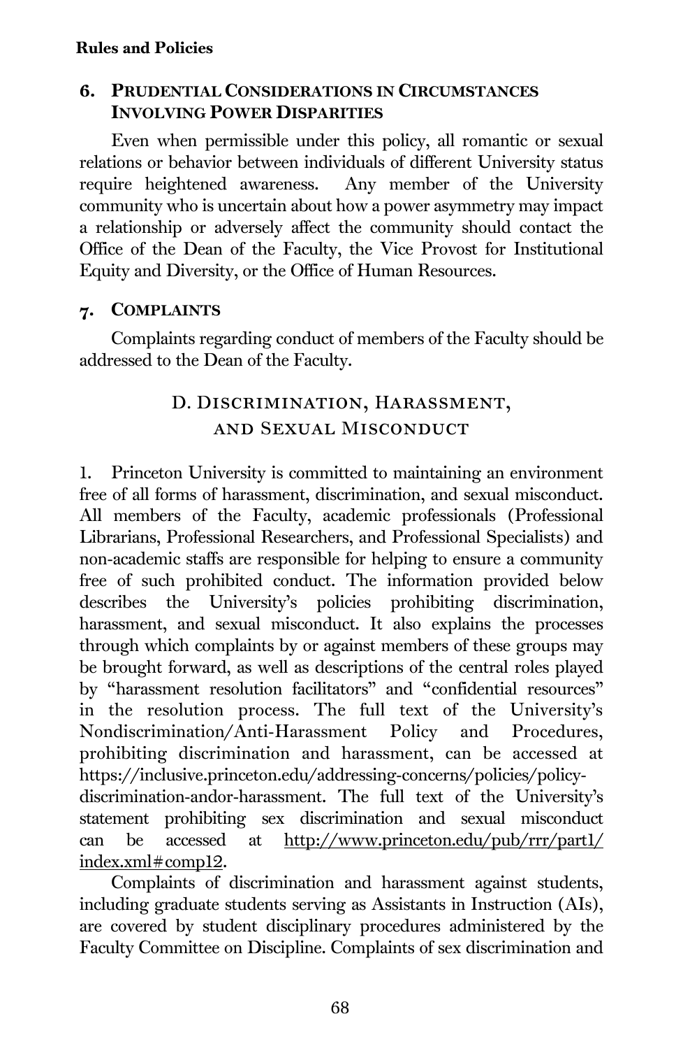### 6. Prudential Considerations in Circumstances Involving Power Disparities

Even when permissible under this policy, all romantic or sexual relations or behavior between individuals of different University status require heightened awareness. Any member of the University community who is uncertain about how a power asymmetry may impact a relationship or adversely affect the community should contact the Office of the Dean of the Faculty, the Vice Provost for Institutional Equity and Diversity, or the Office of Human Resources.

### 7. Complaints

Complaints regarding conduct of members of the Faculty should be addressed to the Dean of the Faculty.

## D. Discrimination, Harassment, and Sexual Misconduct

1. Princeton University is committed to maintaining an environment free of all forms of harassment, discrimination, and sexual misconduct. All members of the Faculty, academic professionals (Professional Librarians, Professional Researchers, and Professional Specialists) and non-academic staffs are responsible for helping to ensure a community free of such prohibited conduct. The information provided below describes the University's policies prohibiting discrimination, harassment, and sexual misconduct. It also explains the processes through which complaints by or against members of these groups may be brought forward, as well as descriptions of the central roles played by "harassment resolution facilitators" and "confidential resources" in the resolution process. The full text of the University's Nondiscrimination/Anti-Harassment Policy and Procedures, prohibiting discrimination and harassment, can be accessed at https://inclusive.princeton.edu/addressing-concerns/policies/policy-discrimination-andor-harassment. The full text of the University's statement prohibiting sex discrimination and sexual misconduct can be accessed at http://www.princeton.edu/pub/rrr/part1/index.xml#comp12.

Complaints of discrimination and harassment against students, including graduate students serving as Assistants in Instruction (AIs), are covered by student disciplinary procedures administered by the Faculty Committee on Discipline. Complaints of sex discrimination and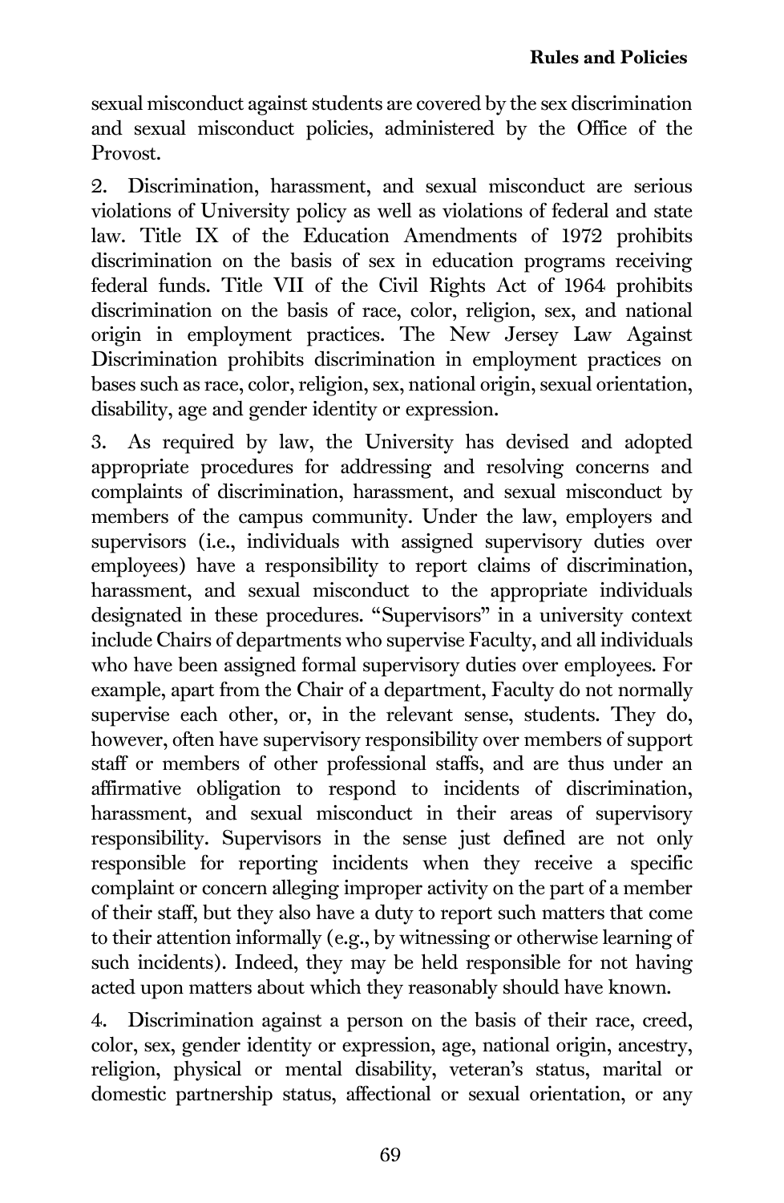sexual misconduct against students are covered by the sex discrimination and sexual misconduct policies, administered by the Office of the Provost.

2. Discrimination, harassment, and sexual misconduct are serious violations of University policy as well as violations of federal and state law. Title IX of the Education Amendments of 1972 prohibits discrimination on the basis of sex in education programs receiving federal funds. Title VII of the Civil Rights Act of 1964 prohibits discrimination on the basis of race, color, religion, sex, and national origin in employment practices. The New Jersey Law Against Discrimination prohibits discrimination in employment practices on bases such as race, color, religion, sex, national origin, sexual orientation, disability, age and gender identity or expression.

3. As required by law, the University has devised and adopted appropriate procedures for addressing and resolving concerns and complaints of discrimination, harassment, and sexual misconduct by members of the campus community. Under the law, employers and supervisors (i.e., individuals with assigned supervisory duties over employees) have a responsibility to report claims of discrimination, harassment, and sexual misconduct to the appropriate individuals designated in these procedures. "Supervisors" in a university context include Chairs of departments who supervise Faculty, and all individuals who have been assigned formal supervisory duties over employees. For example, apart from the Chair of a department, Faculty do not normally supervise each other, or, in the relevant sense, students. They do, however, often have supervisory responsibility over members of support staff or members of other professional staffs, and are thus under an affirmative obligation to respond to incidents of discrimination, harassment, and sexual misconduct in their areas of supervisory responsibility. Supervisors in the sense just defined are not only responsible for reporting incidents when they receive a specific complaint or concern alleging improper activity on the part of a member of their staff, but they also have a duty to report such matters that come to their attention informally (e.g., by witnessing or otherwise learning of such incidents). Indeed, they may be held responsible for not having acted upon matters about which they reasonably should have known.

4. Discrimination against a person on the basis of their race, creed, color, sex, gender identity or expression, age, national origin, ancestry, religion, physical or mental disability, veteran's status, marital or domestic partnership status, affectional or sexual orientation, or any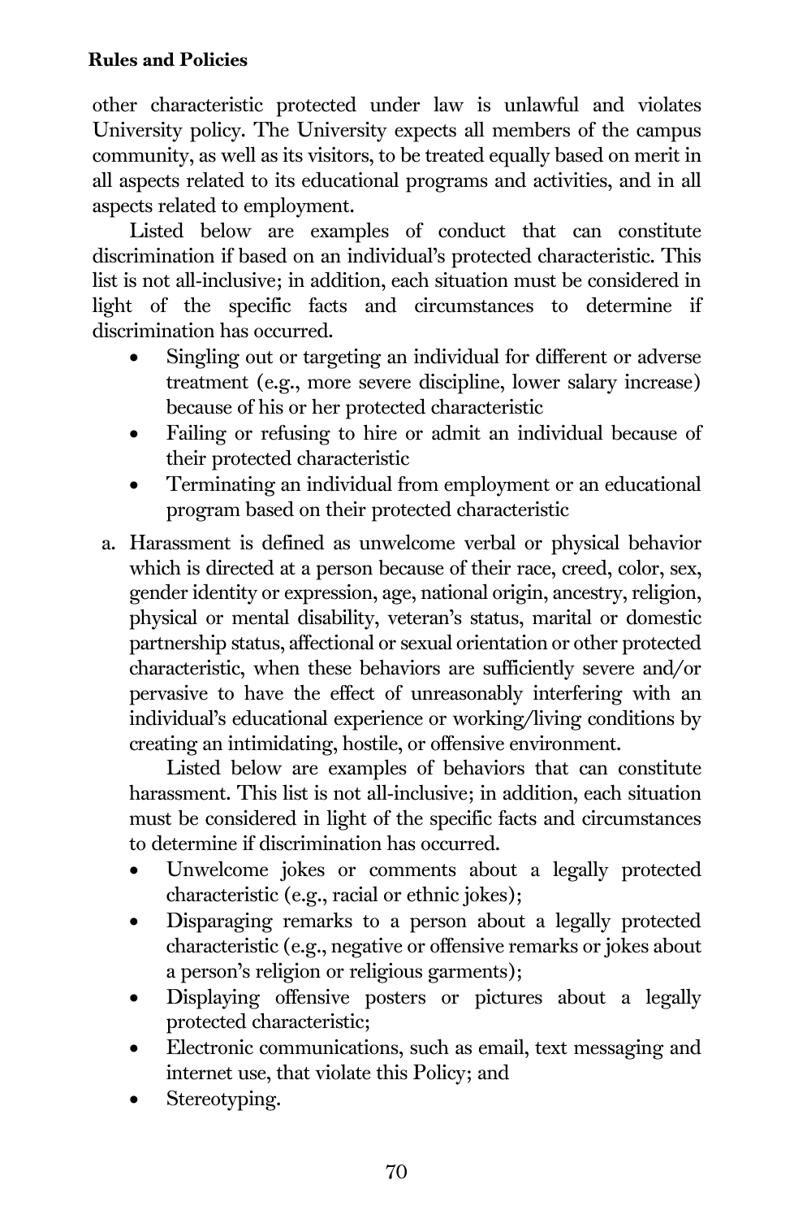other characteristic protected under law is unlawful and violates University policy. The University expects all members of the campus community, as well as its visitors, to be treated equally based on merit in all aspects related to its educational programs and activities, and in all aspects related to employment.

Listed below are examples of conduct that can constitute discrimination if based on an individual's protected characteristic. This list is not all-inclusive; in addition, each situation must be considered in light of the specific facts and circumstances to determine if discrimination has occurred.

- Singling out or targeting an individual for different or adverse treatment (e.g., more severe discipline, lower salary increase) because of his or her protected characteristic
- Failing or refusing to hire or admit an individual because of their protected characteristic
- Terminating an individual from employment or an educational program based on their protected characteristic

a. Harassment is defined as unwelcome verbal or physical behavior which is directed at a person because of their race, creed, color, sex, gender identity or expression, age, national origin, ancestry, religion, physical or mental disability, veteran's status, marital or domestic partnership status, affectional or sexual orientation or other protected characteristic, when these behaviors are sufficiently severe and/or pervasive to have the effect of unreasonably interfering with an individual's educational experience or working/living conditions by creating an intimidating, hostile, or offensive environment.

   Listed below are examples of behaviors that can constitute harassment. This list is not all-inclusive; in addition, each situation must be considered in light of the specific facts and circumstances to determine if discrimination has occurred.

   - Unwelcome jokes or comments about a legally protected characteristic (e.g., racial or ethnic jokes);
   - Disparaging remarks to a person about a legally protected characteristic (e.g., negative or offensive remarks or jokes about a person's religion or religious garments);
   - Displaying offensive posters or pictures about a legally protected characteristic;
   - Electronic communications, such as email, text messaging and internet use, that violate this Policy; and
   - Stereotyping.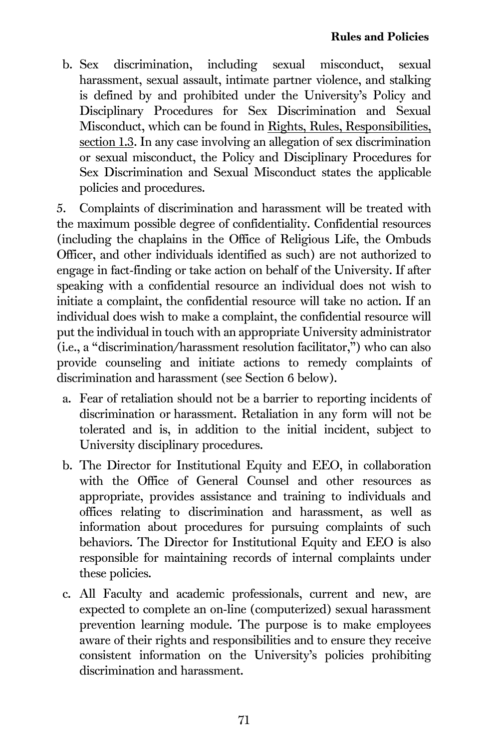b. Sex discrimination, including sexual misconduct, sexual harassment, sexual assault, intimate partner violence, and stalking is defined by and prohibited under the University's Policy and Disciplinary Procedures for Sex Discrimination and Sexual Misconduct, which can be found in Rights, Rules, Responsibilities, section 1.3. In any case involving an allegation of sex discrimination or sexual misconduct, the Policy and Disciplinary Procedures for Sex Discrimination and Sexual Misconduct states the applicable policies and procedures.

5. Complaints of discrimination and harassment will be treated with the maximum possible degree of confidentiality. Confidential resources (including the chaplains in the Office of Religious Life, the Ombuds Officer, and other individuals identified as such) are not authorized to engage in fact-finding or take action on behalf of the University. If after speaking with a confidential resource an individual does not wish to initiate a complaint, the confidential resource will take no action. If an individual does wish to make a complaint, the confidential resource will put the individual in touch with an appropriate University administrator (i.e., a "discrimination/harassment resolution facilitator,") who can also provide counseling and initiate actions to remedy complaints of discrimination and harassment (see Section 6 below).

a. Fear of retaliation should not be a barrier to reporting incidents of discrimination or harassment. Retaliation in any form will not be tolerated and is, in addition to the initial incident, subject to University disciplinary procedures.

b. The Director for Institutional Equity and EEO, in collaboration with the Office of General Counsel and other resources as appropriate, provides assistance and training to individuals and offices relating to discrimination and harassment, as well as information about procedures for pursuing complaints of such behaviors. The Director for Institutional Equity and EEO is also responsible for maintaining records of internal complaints under these policies.

c. All Faculty and academic professionals, current and new, are expected to complete an on-line (computerized) sexual harassment prevention learning module. The purpose is to make employees aware of their rights and responsibilities and to ensure they receive consistent information on the University's policies prohibiting discrimination and harassment.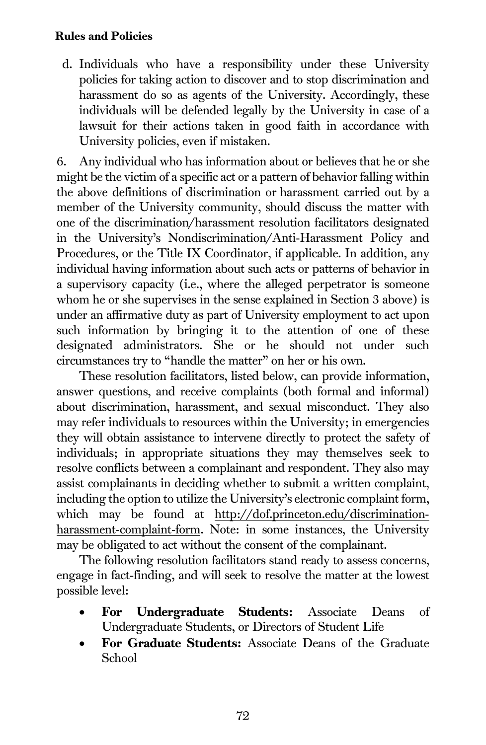d. Individuals who have a responsibility under these University policies for taking action to discover and to stop discrimination and harassment do so as agents of the University. Accordingly, these individuals will be defended legally by the University in case of a lawsuit for their actions taken in good faith in accordance with University policies, even if mistaken.

6. Any individual who has information about or believes that he or she might be the victim of a specific act or a pattern of behavior falling within the above definitions of discrimination or harassment carried out by a member of the University community, should discuss the matter with one of the discrimination/harassment resolution facilitators designated in the University's Nondiscrimination/Anti-Harassment Policy and Procedures, or the Title IX Coordinator, if applicable. In addition, any individual having information about such acts or patterns of behavior in a supervisory capacity (i.e., where the alleged perpetrator is someone whom he or she supervises in the sense explained in Section 3 above) is under an affirmative duty as part of University employment to act upon such information by bringing it to the attention of one of these designated administrators. She or he should not under such circumstances try to "handle the matter" on her or his own.

These resolution facilitators, listed below, can provide information, answer questions, and receive complaints (both formal and informal) about discrimination, harassment, and sexual misconduct. They also may refer individuals to resources within the University; in emergencies they will obtain assistance to intervene directly to protect the safety of individuals; in appropriate situations they may themselves seek to resolve conflicts between a complainant and respondent. They also may assist complainants in deciding whether to submit a written complaint, including the option to utilize the University's electronic complaint form, which may be found at http://dof.princeton.edu/discrimination-harassment-complaint-form. Note: in some instances, the University may be obligated to act without the consent of the complainant.

The following resolution facilitators stand ready to assess concerns, engage in fact-finding, and will seek to resolve the matter at the lowest possible level:

- **For Undergraduate Students:** Associate Deans of Undergraduate Students, or Directors of Student Life
- **For Graduate Students:** Associate Deans of the Graduate School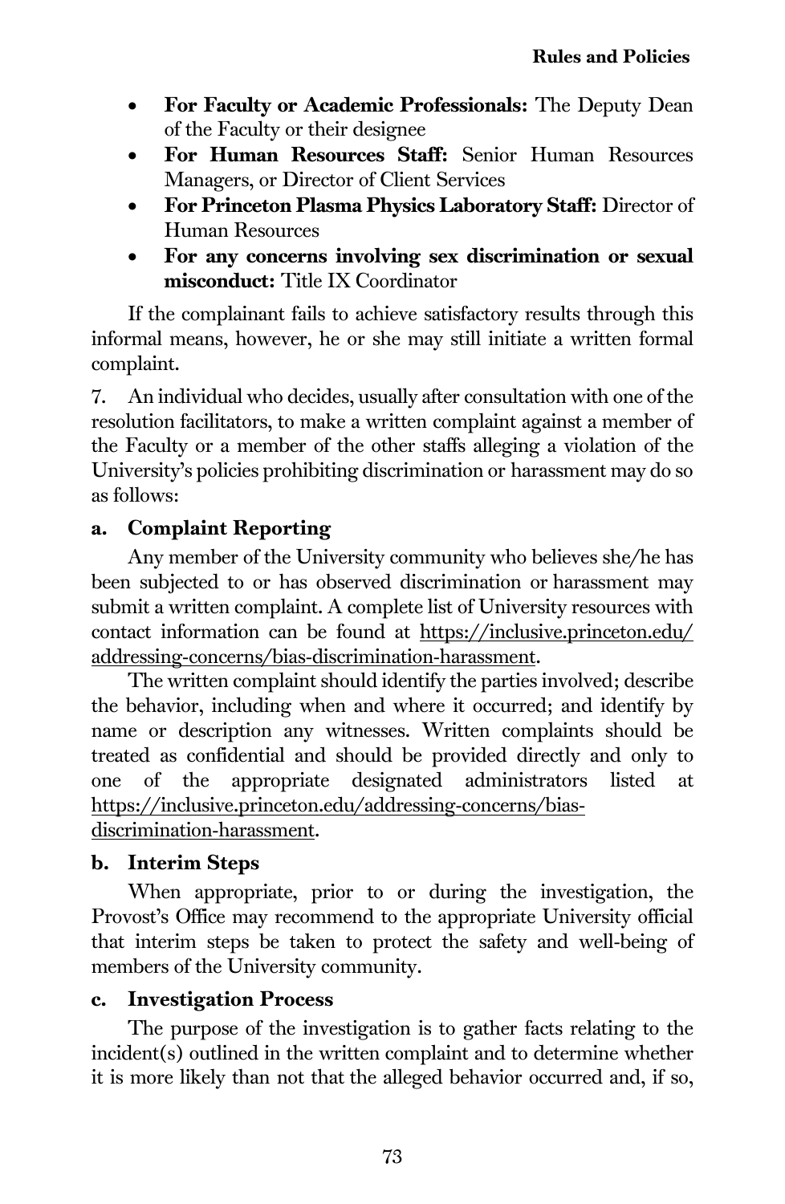- **For Faculty or Academic Professionals:** The Deputy Dean of the Faculty or their designee
- **For Human Resources Staff:** Senior Human Resources Managers, or Director of Client Services
- **For Princeton Plasma Physics Laboratory Staff:** Director of Human Resources
- **For any concerns involving sex discrimination or sexual misconduct:** Title IX Coordinator

If the complainant fails to achieve satisfactory results through this informal means, however, he or she may still initiate a written formal complaint.

7. An individual who decides, usually after consultation with one of the resolution facilitators, to make a written complaint against a member of the Faculty or a member of the other staffs alleging a violation of the University's policies prohibiting discrimination or harassment may do so as follows:

**a. Complaint Reporting**

Any member of the University community who believes she/he has been subjected to or has observed discrimination or harassment may submit a written complaint. A complete list of University resources with contact information can be found at https://inclusive.princeton.edu/addressing-concerns/bias-discrimination-harassment.

The written complaint should identify the parties involved; describe the behavior, including when and where it occurred; and identify by name or description any witnesses. Written complaints should be treated as confidential and should be provided directly and only to one of the appropriate designated administrators listed at https://inclusive.princeton.edu/addressing-concerns/bias-discrimination-harassment.

**b. Interim Steps**

When appropriate, prior to or during the investigation, the Provost's Office may recommend to the appropriate University official that interim steps be taken to protect the safety and well-being of members of the University community.

**c. Investigation Process**

The purpose of the investigation is to gather facts relating to the incident(s) outlined in the written complaint and to determine whether it is more likely than not that the alleged behavior occurred and, if so,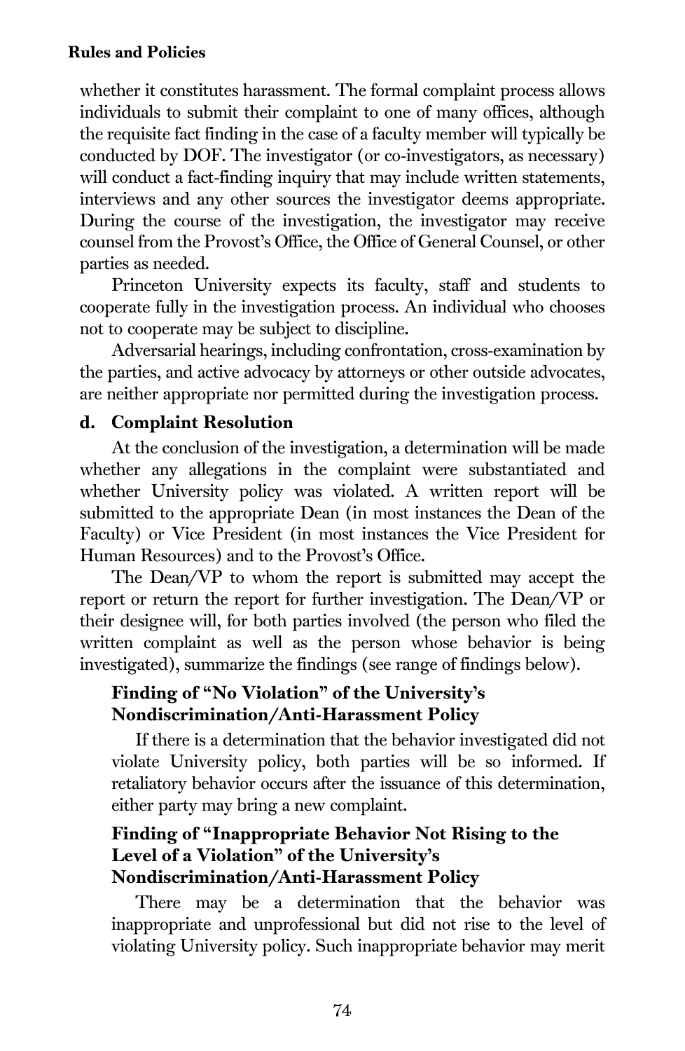whether it constitutes harassment. The formal complaint process allows individuals to submit their complaint to one of many offices, although the requisite fact finding in the case of a faculty member will typically be conducted by DOF. The investigator (or co-investigators, as necessary) will conduct a fact-finding inquiry that may include written statements, interviews and any other sources the investigator deems appropriate. During the course of the investigation, the investigator may receive counsel from the Provost's Office, the Office of General Counsel, or other parties as needed.

Princeton University expects its faculty, staff and students to cooperate fully in the investigation process. An individual who chooses not to cooperate may be subject to discipline.

Adversarial hearings, including confrontation, cross-examination by the parties, and active advocacy by attorneys or other outside advocates, are neither appropriate nor permitted during the investigation process.

### d. Complaint Resolution

At the conclusion of the investigation, a determination will be made whether any allegations in the complaint were substantiated and whether University policy was violated. A written report will be submitted to the appropriate Dean (in most instances the Dean of the Faculty) or Vice President (in most instances the Vice President for Human Resources) and to the Provost's Office.

The Dean/VP to whom the report is submitted may accept the report or return the report for further investigation. The Dean/VP or their designee will, for both parties involved (the person who filed the written complaint as well as the person whose behavior is being investigated), summarize the findings (see range of findings below).

#### Finding of "No Violation" of the University's Nondiscrimination/Anti-Harassment Policy

If there is a determination that the behavior investigated did not violate University policy, both parties will be so informed. If retaliatory behavior occurs after the issuance of this determination, either party may bring a new complaint.

#### Finding of "Inappropriate Behavior Not Rising to the Level of a Violation" of the University's Nondiscrimination/Anti-Harassment Policy

There may be a determination that the behavior was inappropriate and unprofessional but did not rise to the level of violating University policy. Such inappropriate behavior may merit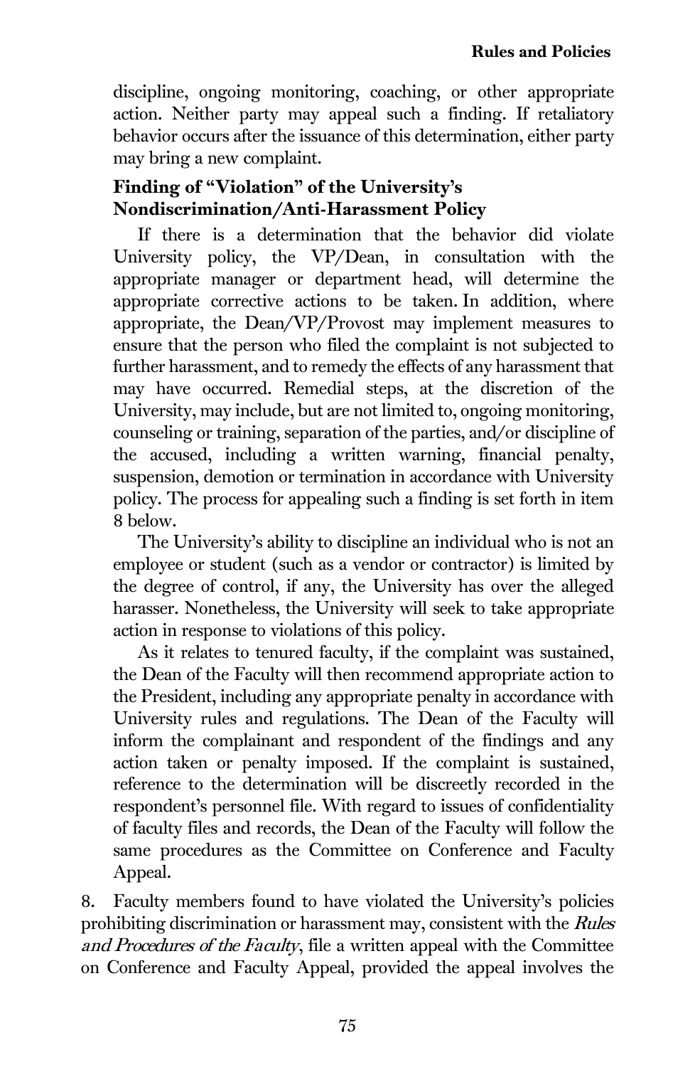discipline, ongoing monitoring, coaching, or other appropriate action. Neither party may appeal such a finding. If retaliatory behavior occurs after the issuance of this determination, either party may bring a new complaint.

**Finding of "Violation" of the University's Nondiscrimination/Anti-Harassment Policy**

If there is a determination that the behavior did violate University policy, the VP/Dean, in consultation with the appropriate manager or department head, will determine the appropriate corrective actions to be taken. In addition, where appropriate, the Dean/VP/Provost may implement measures to ensure that the person who filed the complaint is not subjected to further harassment, and to remedy the effects of any harassment that may have occurred. Remedial steps, at the discretion of the University, may include, but are not limited to, ongoing monitoring, counseling or training, separation of the parties, and/or discipline of the accused, including a written warning, financial penalty, suspension, demotion or termination in accordance with University policy. The process for appealing such a finding is set forth in item 8 below.

The University's ability to discipline an individual who is not an employee or student (such as a vendor or contractor) is limited by the degree of control, if any, the University has over the alleged harasser. Nonetheless, the University will seek to take appropriate action in response to violations of this policy.

As it relates to tenured faculty, if the complaint was sustained, the Dean of the Faculty will then recommend appropriate action to the President, including any appropriate penalty in accordance with University rules and regulations. The Dean of the Faculty will inform the complainant and respondent of the findings and any action taken or penalty imposed. If the complaint is sustained, reference to the determination will be discreetly recorded in the respondent's personnel file. With regard to issues of confidentiality of faculty files and records, the Dean of the Faculty will follow the same procedures as the Committee on Conference and Faculty Appeal.

8. Faculty members found to have violated the University's policies prohibiting discrimination or harassment may, consistent with the *Rules and Procedures of the Faculty*, file a written appeal with the Committee on Conference and Faculty Appeal, provided the appeal involves the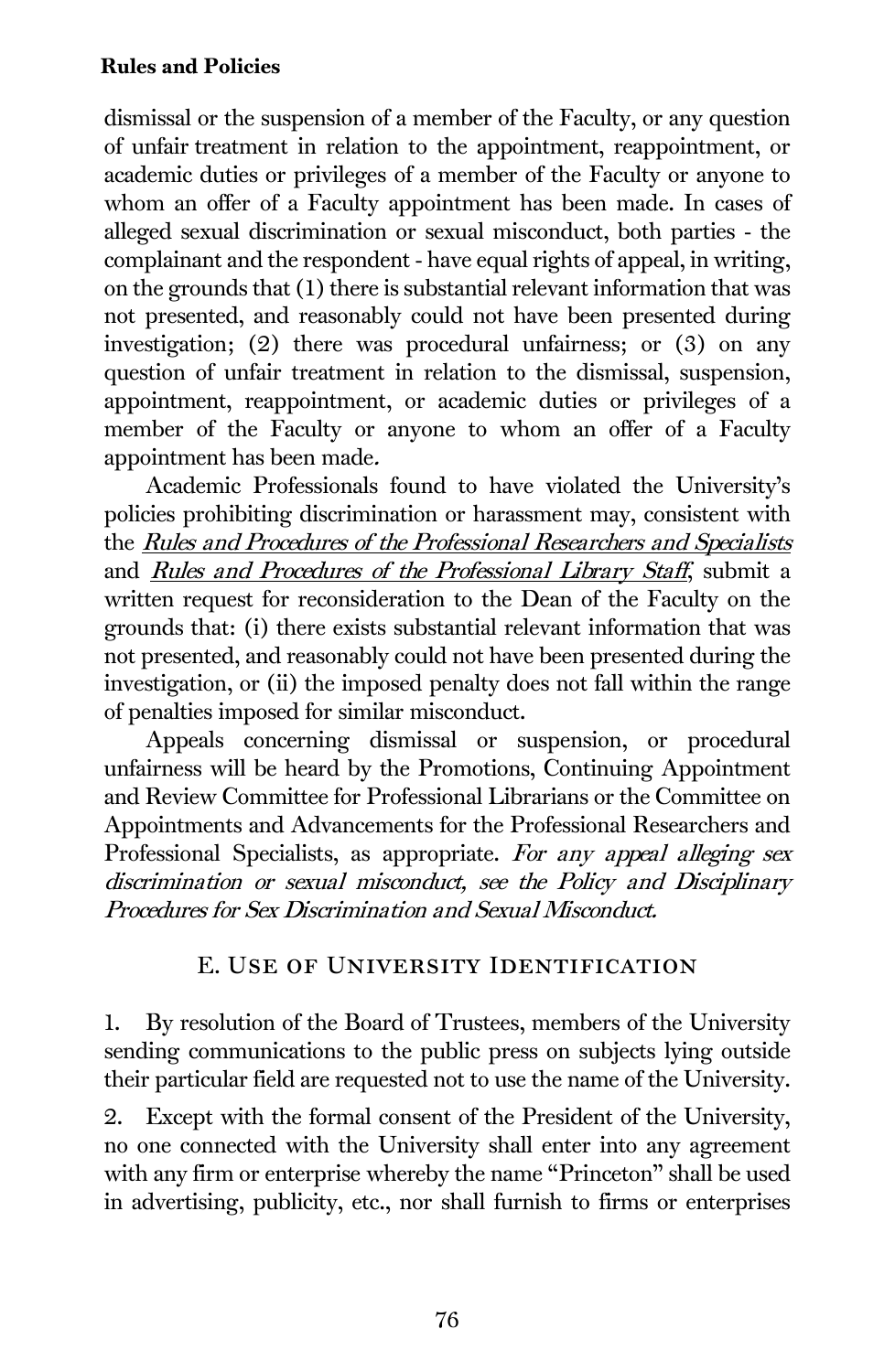dismissal or the suspension of a member of the Faculty, or any question of unfair treatment in relation to the appointment, reappointment, or academic duties or privileges of a member of the Faculty or anyone to whom an offer of a Faculty appointment has been made. In cases of alleged sexual discrimination or sexual misconduct, both parties - the complainant and the respondent - have equal rights of appeal, in writing, on the grounds that (1) there is substantial relevant information that was not presented, and reasonably could not have been presented during investigation; (2) there was procedural unfairness; or (3) on any question of unfair treatment in relation to the dismissal, suspension, appointment, reappointment, or academic duties or privileges of a member of the Faculty or anyone to whom an offer of a Faculty appointment has been made.

Academic Professionals found to have violated the University's policies prohibiting discrimination or harassment may, consistent with the *Rules and Procedures of the Professional Researchers and Specialists* and *Rules and Procedures of the Professional Library Staff*, submit a written request for reconsideration to the Dean of the Faculty on the grounds that: (i) there exists substantial relevant information that was not presented, and reasonably could not have been presented during the investigation, or (ii) the imposed penalty does not fall within the range of penalties imposed for similar misconduct.

Appeals concerning dismissal or suspension, or procedural unfairness will be heard by the Promotions, Continuing Appointment and Review Committee for Professional Librarians or the Committee on Appointments and Advancements for the Professional Researchers and Professional Specialists, as appropriate. *For any appeal alleging sex discrimination or sexual misconduct, see the Policy and Disciplinary Procedures for Sex Discrimination and Sexual Misconduct.*

## E. Use of University Identification

1. By resolution of the Board of Trustees, members of the University sending communications to the public press on subjects lying outside their particular field are requested not to use the name of the University.

2. Except with the formal consent of the President of the University, no one connected with the University shall enter into any agreement with any firm or enterprise whereby the name "Princeton" shall be used in advertising, publicity, etc., nor shall furnish to firms or enterprises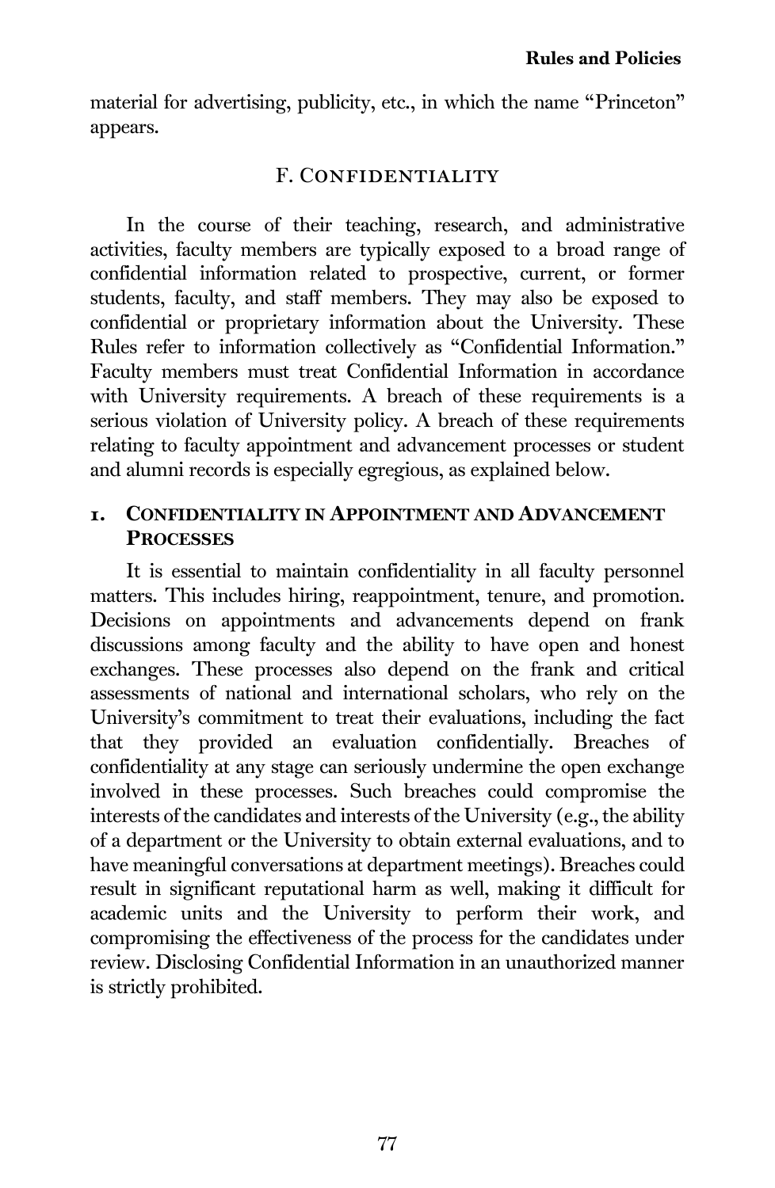material for advertising, publicity, etc., in which the name "Princeton" appears.

## F. Confidentiality

In the course of their teaching, research, and administrative activities, faculty members are typically exposed to a broad range of confidential information related to prospective, current, or former students, faculty, and staff members. They may also be exposed to confidential or proprietary information about the University. These Rules refer to information collectively as "Confidential Information." Faculty members must treat Confidential Information in accordance with University requirements. A breach of these requirements is a serious violation of University policy. A breach of these requirements relating to faculty appointment and advancement processes or student and alumni records is especially egregious, as explained below.

### 1. Confidentiality in Appointment and Advancement Processes

It is essential to maintain confidentiality in all faculty personnel matters. This includes hiring, reappointment, tenure, and promotion. Decisions on appointments and advancements depend on frank discussions among faculty and the ability to have open and honest exchanges. These processes also depend on the frank and critical assessments of national and international scholars, who rely on the University's commitment to treat their evaluations, including the fact that they provided an evaluation confidentially. Breaches of confidentiality at any stage can seriously undermine the open exchange involved in these processes. Such breaches could compromise the interests of the candidates and interests of the University (e.g., the ability of a department or the University to obtain external evaluations, and to have meaningful conversations at department meetings). Breaches could result in significant reputational harm as well, making it difficult for academic units and the University to perform their work, and compromising the effectiveness of the process for the candidates under review. Disclosing Confidential Information in an unauthorized manner is strictly prohibited.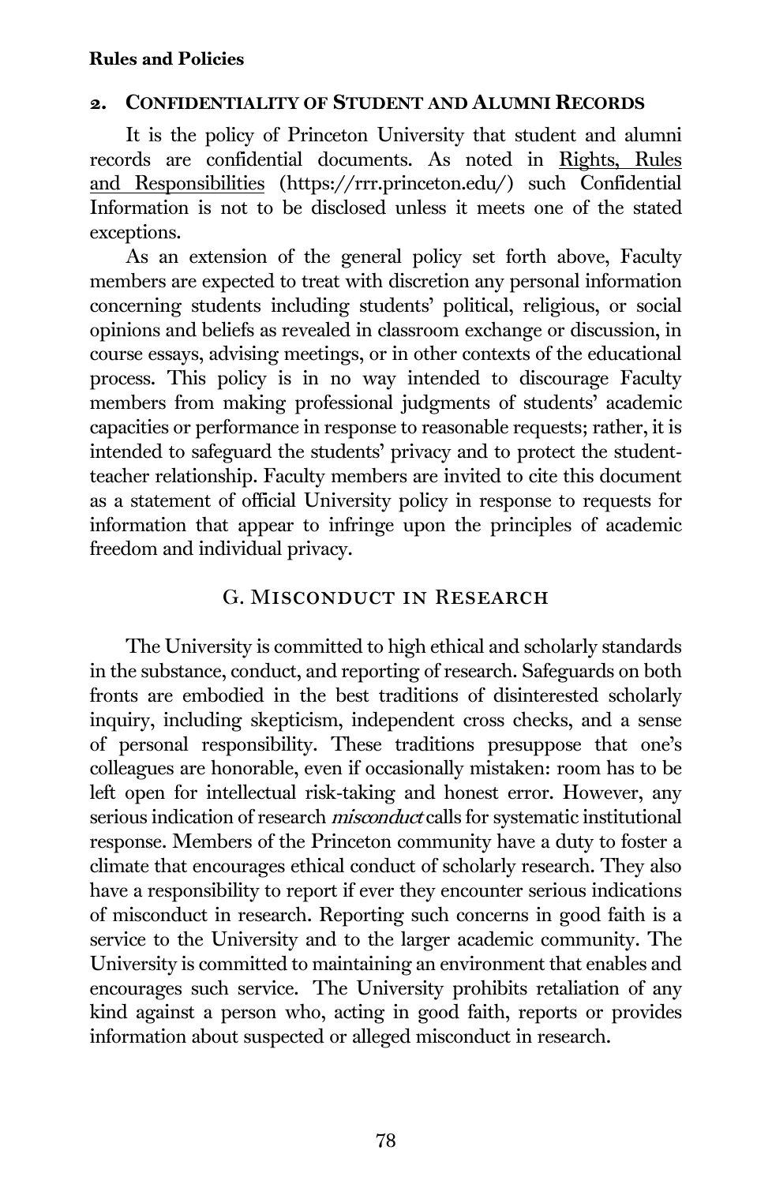### 2. Confidentiality of Student and Alumni Records

It is the policy of Princeton University that student and alumni records are confidential documents. As noted in Rights, Rules and Responsibilities (https://rrr.princeton.edu/) such Confidential Information is not to be disclosed unless it meets one of the stated exceptions.

As an extension of the general policy set forth above, Faculty members are expected to treat with discretion any personal information concerning students including students' political, religious, or social opinions and beliefs as revealed in classroom exchange or discussion, in course essays, advising meetings, or in other contexts of the educational process. This policy is in no way intended to discourage Faculty members from making professional judgments of students' academic capacities or performance in response to reasonable requests; rather, it is intended to safeguard the students' privacy and to protect the student-teacher relationship. Faculty members are invited to cite this document as a statement of official University policy in response to requests for information that appear to infringe upon the principles of academic freedom and individual privacy.

## G. Misconduct in Research

The University is committed to high ethical and scholarly standards in the substance, conduct, and reporting of research. Safeguards on both fronts are embodied in the best traditions of disinterested scholarly inquiry, including skepticism, independent cross checks, and a sense of personal responsibility. These traditions presuppose that one's colleagues are honorable, even if occasionally mistaken: room has to be left open for intellectual risk-taking and honest error. However, any serious indication of research *misconduct* calls for systematic institutional response. Members of the Princeton community have a duty to foster a climate that encourages ethical conduct of scholarly research. They also have a responsibility to report if ever they encounter serious indications of misconduct in research. Reporting such concerns in good faith is a service to the University and to the larger academic community. The University is committed to maintaining an environment that enables and encourages such service. The University prohibits retaliation of any kind against a person who, acting in good faith, reports or provides information about suspected or alleged misconduct in research.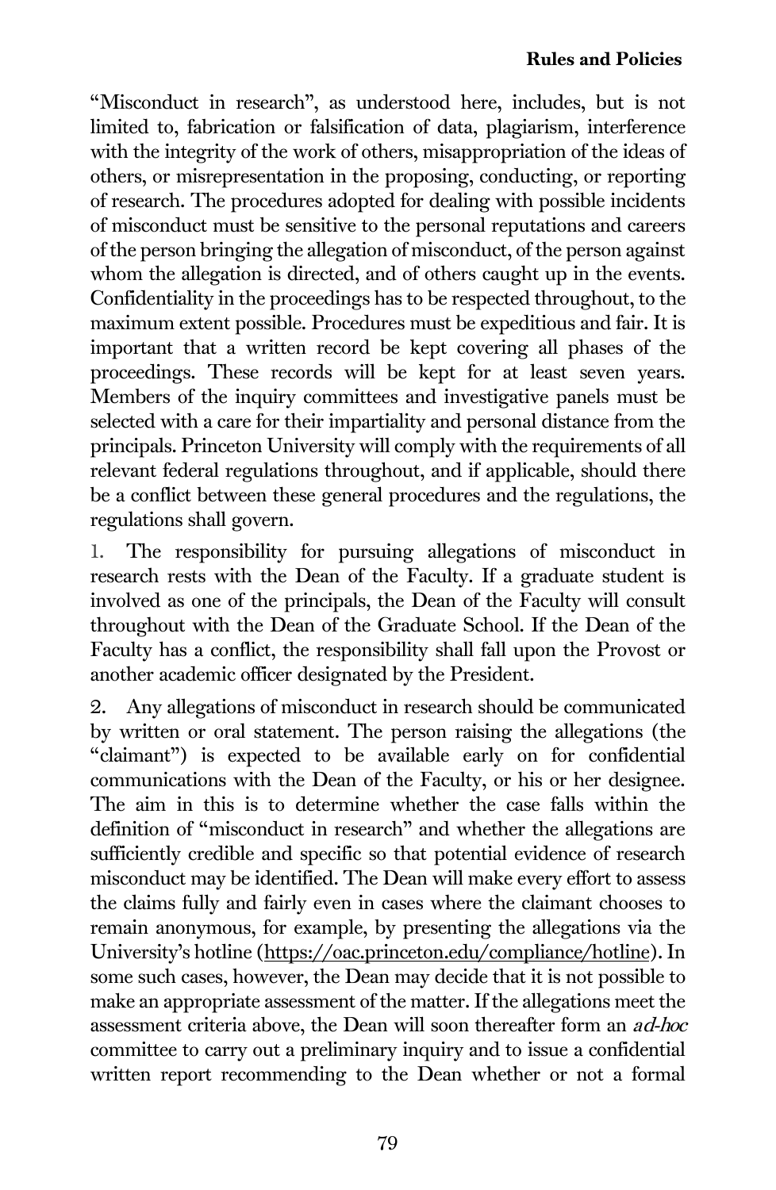"Misconduct in research", as understood here, includes, but is not limited to, fabrication or falsification of data, plagiarism, interference with the integrity of the work of others, misappropriation of the ideas of others, or misrepresentation in the proposing, conducting, or reporting of research. The procedures adopted for dealing with possible incidents of misconduct must be sensitive to the personal reputations and careers of the person bringing the allegation of misconduct, of the person against whom the allegation is directed, and of others caught up in the events. Confidentiality in the proceedings has to be respected throughout, to the maximum extent possible. Procedures must be expeditious and fair. It is important that a written record be kept covering all phases of the proceedings. These records will be kept for at least seven years. Members of the inquiry committees and investigative panels must be selected with a care for their impartiality and personal distance from the principals. Princeton University will comply with the requirements of all relevant federal regulations throughout, and if applicable, should there be a conflict between these general procedures and the regulations, the regulations shall govern.

1. The responsibility for pursuing allegations of misconduct in research rests with the Dean of the Faculty. If a graduate student is involved as one of the principals, the Dean of the Faculty will consult throughout with the Dean of the Graduate School. If the Dean of the Faculty has a conflict, the responsibility shall fall upon the Provost or another academic officer designated by the President.

2. Any allegations of misconduct in research should be communicated by written or oral statement. The person raising the allegations (the "claimant") is expected to be available early on for confidential communications with the Dean of the Faculty, or his or her designee. The aim in this is to determine whether the case falls within the definition of "misconduct in research" and whether the allegations are sufficiently credible and specific so that potential evidence of research misconduct may be identified. The Dean will make every effort to assess the claims fully and fairly even in cases where the claimant chooses to remain anonymous, for example, by presenting the allegations via the University's hotline (https://oac.princeton.edu/compliance/hotline). In some such cases, however, the Dean may decide that it is not possible to make an appropriate assessment of the matter. If the allegations meet the assessment criteria above, the Dean will soon thereafter form an *ad-hoc* committee to carry out a preliminary inquiry and to issue a confidential written report recommending to the Dean whether or not a formal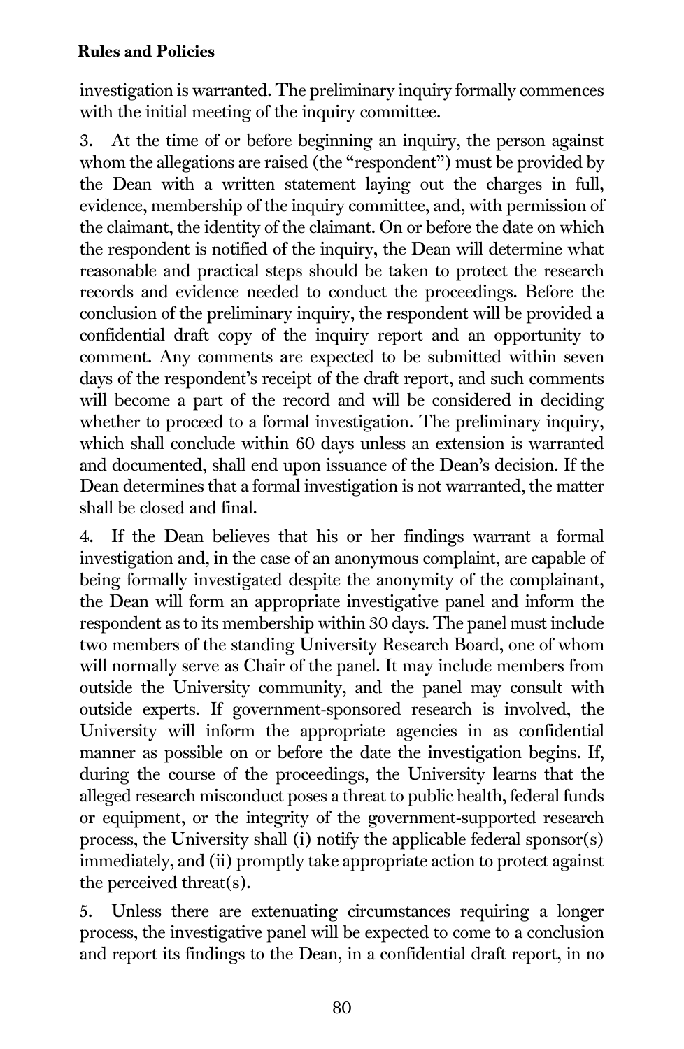investigation is warranted. The preliminary inquiry formally commences with the initial meeting of the inquiry committee.

3. At the time of or before beginning an inquiry, the person against whom the allegations are raised (the "respondent") must be provided by the Dean with a written statement laying out the charges in full, evidence, membership of the inquiry committee, and, with permission of the claimant, the identity of the claimant. On or before the date on which the respondent is notified of the inquiry, the Dean will determine what reasonable and practical steps should be taken to protect the research records and evidence needed to conduct the proceedings. Before the conclusion of the preliminary inquiry, the respondent will be provided a confidential draft copy of the inquiry report and an opportunity to comment. Any comments are expected to be submitted within seven days of the respondent's receipt of the draft report, and such comments will become a part of the record and will be considered in deciding whether to proceed to a formal investigation. The preliminary inquiry, which shall conclude within 60 days unless an extension is warranted and documented, shall end upon issuance of the Dean's decision. If the Dean determines that a formal investigation is not warranted, the matter shall be closed and final.

4. If the Dean believes that his or her findings warrant a formal investigation and, in the case of an anonymous complaint, are capable of being formally investigated despite the anonymity of the complainant, the Dean will form an appropriate investigative panel and inform the respondent as to its membership within 30 days. The panel must include two members of the standing University Research Board, one of whom will normally serve as Chair of the panel. It may include members from outside the University community, and the panel may consult with outside experts. If government-sponsored research is involved, the University will inform the appropriate agencies in as confidential manner as possible on or before the date the investigation begins. If, during the course of the proceedings, the University learns that the alleged research misconduct poses a threat to public health, federal funds or equipment, or the integrity of the government-supported research process, the University shall (i) notify the applicable federal sponsor(s) immediately, and (ii) promptly take appropriate action to protect against the perceived threat(s).

5. Unless there are extenuating circumstances requiring a longer process, the investigative panel will be expected to come to a conclusion and report its findings to the Dean, in a confidential draft report, in no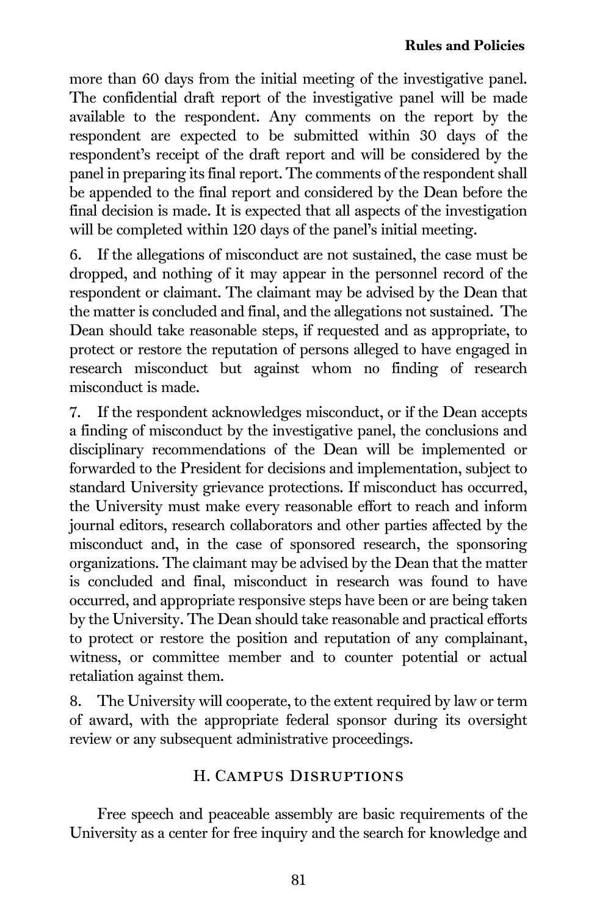more than 60 days from the initial meeting of the investigative panel. The confidential draft report of the investigative panel will be made available to the respondent. Any comments on the report by the respondent are expected to be submitted within 30 days of the respondent's receipt of the draft report and will be considered by the panel in preparing its final report. The comments of the respondent shall be appended to the final report and considered by the Dean before the final decision is made. It is expected that all aspects of the investigation will be completed within 120 days of the panel's initial meeting.

6. If the allegations of misconduct are not sustained, the case must be dropped, and nothing of it may appear in the personnel record of the respondent or claimant. The claimant may be advised by the Dean that the matter is concluded and final, and the allegations not sustained. The Dean should take reasonable steps, if requested and as appropriate, to protect or restore the reputation of persons alleged to have engaged in research misconduct but against whom no finding of research misconduct is made.

7. If the respondent acknowledges misconduct, or if the Dean accepts a finding of misconduct by the investigative panel, the conclusions and disciplinary recommendations of the Dean will be implemented or forwarded to the President for decisions and implementation, subject to standard University grievance protections. If misconduct has occurred, the University must make every reasonable effort to reach and inform journal editors, research collaborators and other parties affected by the misconduct and, in the case of sponsored research, the sponsoring organizations. The claimant may be advised by the Dean that the matter is concluded and final, misconduct in research was found to have occurred, and appropriate responsive steps have been or are being taken by the University. The Dean should take reasonable and practical efforts to protect or restore the position and reputation of any complainant, witness, or committee member and to counter potential or actual retaliation against them.

8. The University will cooperate, to the extent required by law or term of award, with the appropriate federal sponsor during its oversight review or any subsequent administrative proceedings.

## H. Campus Disruptions

Free speech and peaceable assembly are basic requirements of the University as a center for free inquiry and the search for knowledge and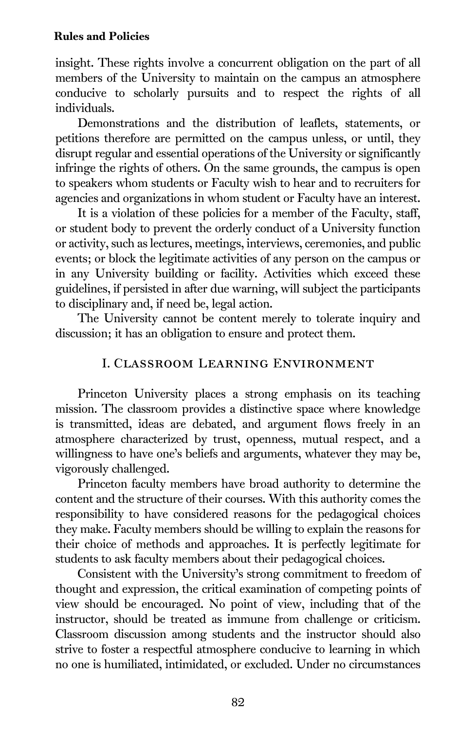insight. These rights involve a concurrent obligation on the part of all members of the University to maintain on the campus an atmosphere conducive to scholarly pursuits and to respect the rights of all individuals.

Demonstrations and the distribution of leaflets, statements, or petitions therefore are permitted on the campus unless, or until, they disrupt regular and essential operations of the University or significantly infringe the rights of others. On the same grounds, the campus is open to speakers whom students or Faculty wish to hear and to recruiters for agencies and organizations in whom student or Faculty have an interest.

It is a violation of these policies for a member of the Faculty, staff, or student body to prevent the orderly conduct of a University function or activity, such as lectures, meetings, interviews, ceremonies, and public events; or block the legitimate activities of any person on the campus or in any University building or facility. Activities which exceed these guidelines, if persisted in after due warning, will subject the participants to disciplinary and, if need be, legal action.

The University cannot be content merely to tolerate inquiry and discussion; it has an obligation to ensure and protect them.

## I. Classroom Learning Environment

Princeton University places a strong emphasis on its teaching mission. The classroom provides a distinctive space where knowledge is transmitted, ideas are debated, and argument flows freely in an atmosphere characterized by trust, openness, mutual respect, and a willingness to have one's beliefs and arguments, whatever they may be, vigorously challenged.

Princeton faculty members have broad authority to determine the content and the structure of their courses. With this authority comes the responsibility to have considered reasons for the pedagogical choices they make. Faculty members should be willing to explain the reasons for their choice of methods and approaches. It is perfectly legitimate for students to ask faculty members about their pedagogical choices.

Consistent with the University's strong commitment to freedom of thought and expression, the critical examination of competing points of view should be encouraged. No point of view, including that of the instructor, should be treated as immune from challenge or criticism. Classroom discussion among students and the instructor should also strive to foster a respectful atmosphere conducive to learning in which no one is humiliated, intimidated, or excluded. Under no circumstances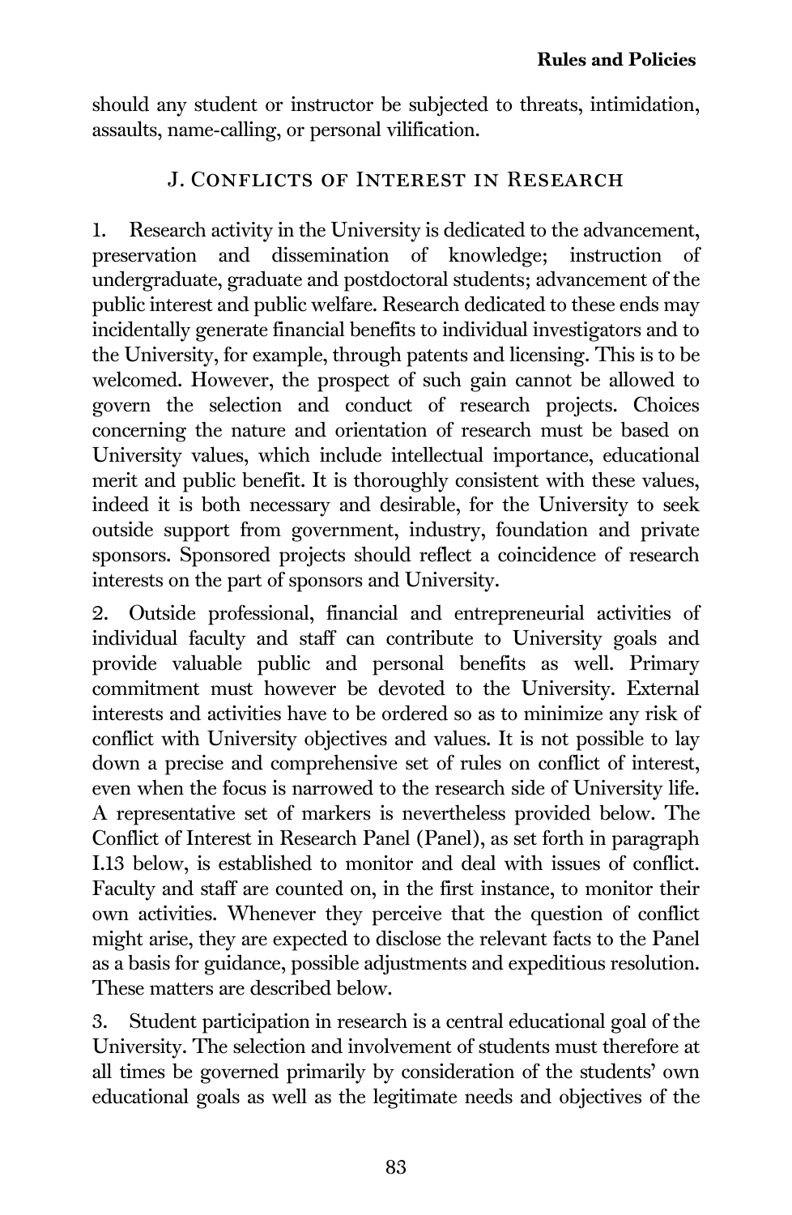should any student or instructor be subjected to threats, intimidation, assaults, name-calling, or personal vilification.

## J. Conflicts of Interest in Research

1. Research activity in the University is dedicated to the advancement, preservation and dissemination of knowledge; instruction of undergraduate, graduate and postdoctoral students; advancement of the public interest and public welfare. Research dedicated to these ends may incidentally generate financial benefits to individual investigators and to the University, for example, through patents and licensing. This is to be welcomed. However, the prospect of such gain cannot be allowed to govern the selection and conduct of research projects. Choices concerning the nature and orientation of research must be based on University values, which include intellectual importance, educational merit and public benefit. It is thoroughly consistent with these values, indeed it is both necessary and desirable, for the University to seek outside support from government, industry, foundation and private sponsors. Sponsored projects should reflect a coincidence of research interests on the part of sponsors and University.

2. Outside professional, financial and entrepreneurial activities of individual faculty and staff can contribute to University goals and provide valuable public and personal benefits as well. Primary commitment must however be devoted to the University. External interests and activities have to be ordered so as to minimize any risk of conflict with University objectives and values. It is not possible to lay down a precise and comprehensive set of rules on conflict of interest, even when the focus is narrowed to the research side of University life. A representative set of markers is nevertheless provided below. The Conflict of Interest in Research Panel (Panel), as set forth in paragraph I.13 below, is established to monitor and deal with issues of conflict. Faculty and staff are counted on, in the first instance, to monitor their own activities. Whenever they perceive that the question of conflict might arise, they are expected to disclose the relevant facts to the Panel as a basis for guidance, possible adjustments and expeditious resolution. These matters are described below.

3. Student participation in research is a central educational goal of the University. The selection and involvement of students must therefore at all times be governed primarily by consideration of the students' own educational goals as well as the legitimate needs and objectives of the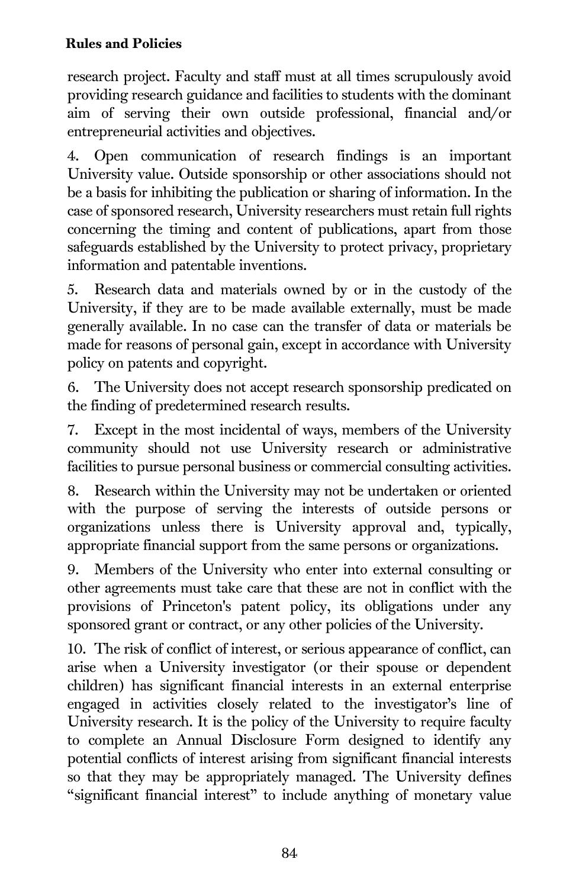research project. Faculty and staff must at all times scrupulously avoid providing research guidance and facilities to students with the dominant aim of serving their own outside professional, financial and/or entrepreneurial activities and objectives.

4. Open communication of research findings is an important University value. Outside sponsorship or other associations should not be a basis for inhibiting the publication or sharing of information. In the case of sponsored research, University researchers must retain full rights concerning the timing and content of publications, apart from those safeguards established by the University to protect privacy, proprietary information and patentable inventions.

5. Research data and materials owned by or in the custody of the University, if they are to be made available externally, must be made generally available. In no case can the transfer of data or materials be made for reasons of personal gain, except in accordance with University policy on patents and copyright.

6. The University does not accept research sponsorship predicated on the finding of predetermined research results.

7. Except in the most incidental of ways, members of the University community should not use University research or administrative facilities to pursue personal business or commercial consulting activities.

8. Research within the University may not be undertaken or oriented with the purpose of serving the interests of outside persons or organizations unless there is University approval and, typically, appropriate financial support from the same persons or organizations.

9. Members of the University who enter into external consulting or other agreements must take care that these are not in conflict with the provisions of Princeton's patent policy, its obligations under any sponsored grant or contract, or any other policies of the University.

10. The risk of conflict of interest, or serious appearance of conflict, can arise when a University investigator (or their spouse or dependent children) has significant financial interests in an external enterprise engaged in activities closely related to the investigator's line of University research. It is the policy of the University to require faculty to complete an Annual Disclosure Form designed to identify any potential conflicts of interest arising from significant financial interests so that they may be appropriately managed. The University defines "significant financial interest" to include anything of monetary value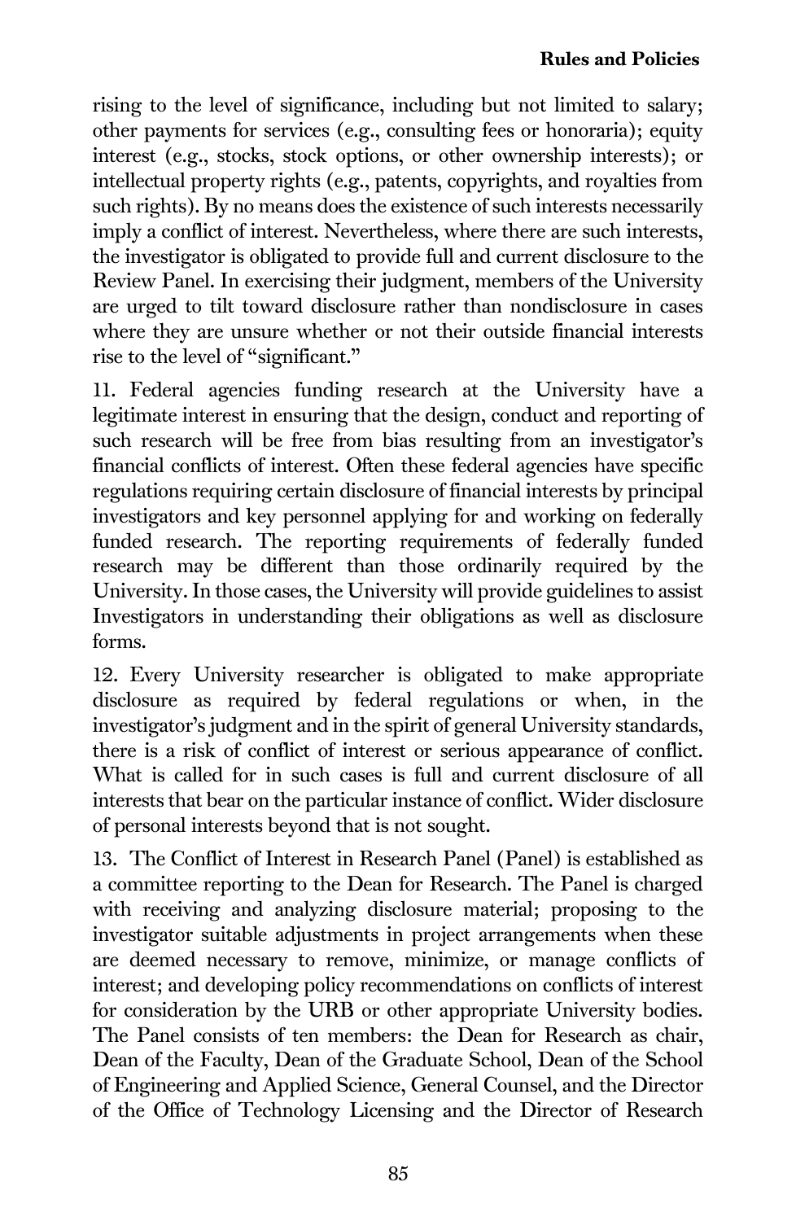rising to the level of significance, including but not limited to salary; other payments for services (e.g., consulting fees or honoraria); equity interest (e.g., stocks, stock options, or other ownership interests); or intellectual property rights (e.g., patents, copyrights, and royalties from such rights). By no means does the existence of such interests necessarily imply a conflict of interest. Nevertheless, where there are such interests, the investigator is obligated to provide full and current disclosure to the Review Panel. In exercising their judgment, members of the University are urged to tilt toward disclosure rather than nondisclosure in cases where they are unsure whether or not their outside financial interests rise to the level of "significant."

11. Federal agencies funding research at the University have a legitimate interest in ensuring that the design, conduct and reporting of such research will be free from bias resulting from an investigator's financial conflicts of interest. Often these federal agencies have specific regulations requiring certain disclosure of financial interests by principal investigators and key personnel applying for and working on federally funded research. The reporting requirements of federally funded research may be different than those ordinarily required by the University. In those cases, the University will provide guidelines to assist Investigators in understanding their obligations as well as disclosure forms.

12. Every University researcher is obligated to make appropriate disclosure as required by federal regulations or when, in the investigator's judgment and in the spirit of general University standards, there is a risk of conflict of interest or serious appearance of conflict. What is called for in such cases is full and current disclosure of all interests that bear on the particular instance of conflict. Wider disclosure of personal interests beyond that is not sought.

13. The Conflict of Interest in Research Panel (Panel) is established as a committee reporting to the Dean for Research. The Panel is charged with receiving and analyzing disclosure material; proposing to the investigator suitable adjustments in project arrangements when these are deemed necessary to remove, minimize, or manage conflicts of interest; and developing policy recommendations on conflicts of interest for consideration by the URB or other appropriate University bodies. The Panel consists of ten members: the Dean for Research as chair, Dean of the Faculty, Dean of the Graduate School, Dean of the School of Engineering and Applied Science, General Counsel, and the Director of the Office of Technology Licensing and the Director of Research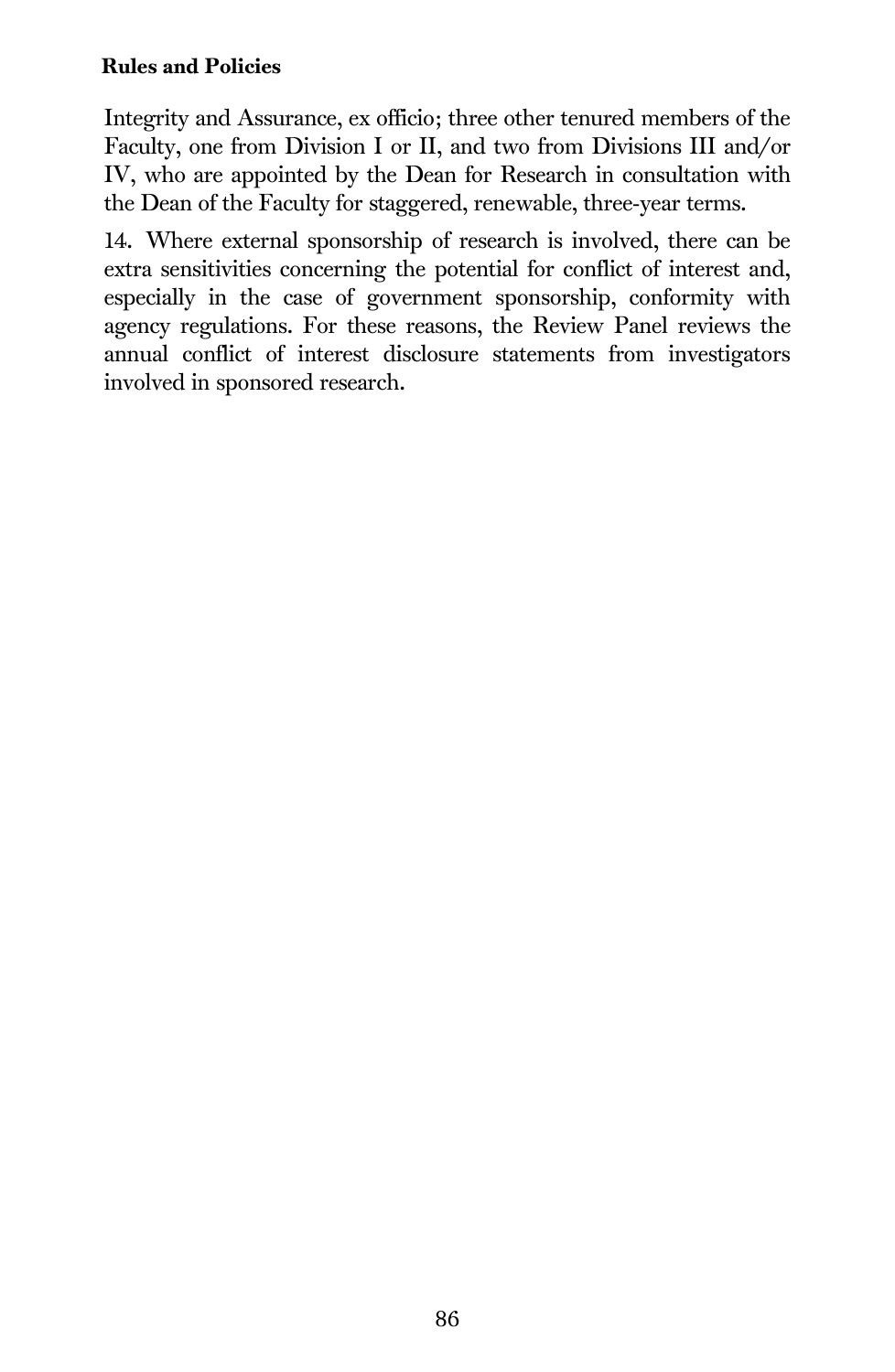Integrity and Assurance, ex officio; three other tenured members of the Faculty, one from Division I or II, and two from Divisions III and/or IV, who are appointed by the Dean for Research in consultation with the Dean of the Faculty for staggered, renewable, three-year terms.

14. Where external sponsorship of research is involved, there can be extra sensitivities concerning the potential for conflict of interest and, especially in the case of government sponsorship, conformity with agency regulations. For these reasons, the Review Panel reviews the annual conflict of interest disclosure statements from investigators involved in sponsored research.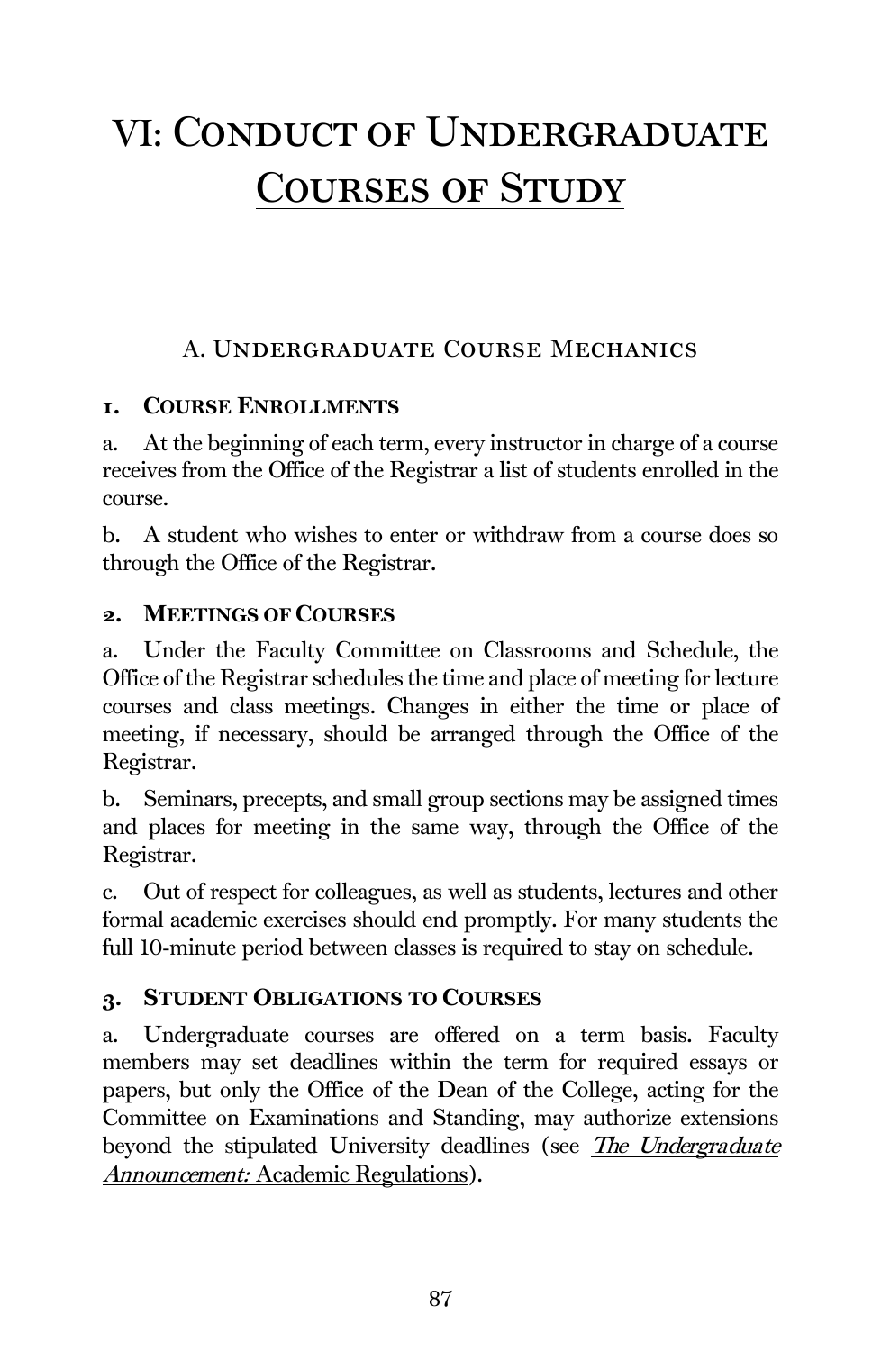# VI: Conduct of Undergraduate Courses of Study

## A. Undergraduate Course Mechanics

### 1. Course Enrollments

a. At the beginning of each term, every instructor in charge of a course receives from the Office of the Registrar a list of students enrolled in the course.

b. A student who wishes to enter or withdraw from a course does so through the Office of the Registrar.

### 2. Meetings of Courses

a. Under the Faculty Committee on Classrooms and Schedule, the Office of the Registrar schedules the time and place of meeting for lecture courses and class meetings. Changes in either the time or place of meeting, if necessary, should be arranged through the Office of the Registrar.

b. Seminars, precepts, and small group sections may be assigned times and places for meeting in the same way, through the Office of the Registrar.

c. Out of respect for colleagues, as well as students, lectures and other formal academic exercises should end promptly. For many students the full 10-minute period between classes is required to stay on schedule.

### 3. Student Obligations to Courses

a. Undergraduate courses are offered on a term basis. Faculty members may set deadlines within the term for required essays or papers, but only the Office of the Dean of the College, acting for the Committee on Examinations and Standing, may authorize extensions beyond the stipulated University deadlines (see *The Undergraduate Announcement:* Academic Regulations).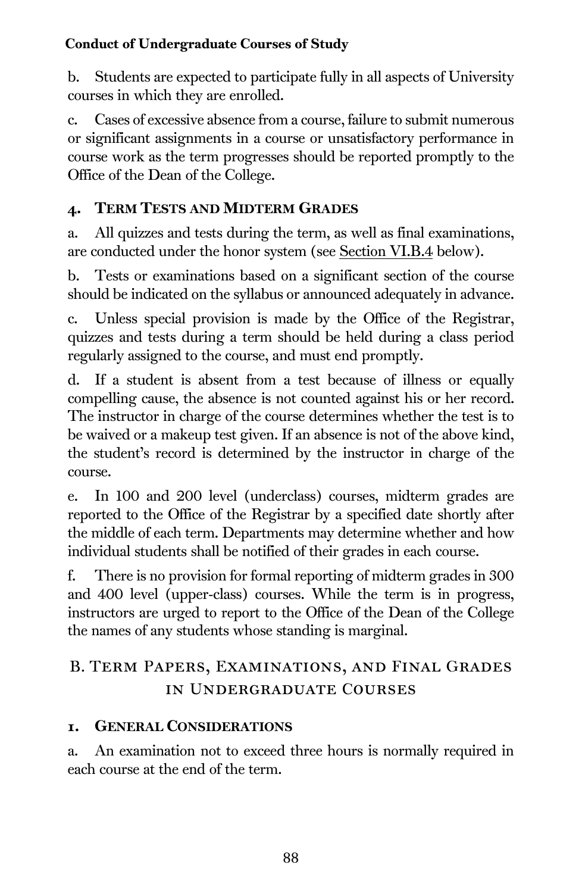b. Students are expected to participate fully in all aspects of University courses in which they are enrolled.

c. Cases of excessive absence from a course, failure to submit numerous or significant assignments in a course or unsatisfactory performance in course work as the term progresses should be reported promptly to the Office of the Dean of the College.

### 4. Term Tests and Midterm Grades

a. All quizzes and tests during the term, as well as final examinations, are conducted under the honor system (see Section VI.B.4 below).

b. Tests or examinations based on a significant section of the course should be indicated on the syllabus or announced adequately in advance.

c. Unless special provision is made by the Office of the Registrar, quizzes and tests during a term should be held during a class period regularly assigned to the course, and must end promptly.

d. If a student is absent from a test because of illness or equally compelling cause, the absence is not counted against his or her record. The instructor in charge of the course determines whether the test is to be waived or a makeup test given. If an absence is not of the above kind, the student's record is determined by the instructor in charge of the course.

e. In 100 and 200 level (underclass) courses, midterm grades are reported to the Office of the Registrar by a specified date shortly after the middle of each term. Departments may determine whether and how individual students shall be notified of their grades in each course.

f. There is no provision for formal reporting of midterm grades in 300 and 400 level (upper-class) courses. While the term is in progress, instructors are urged to report to the Office of the Dean of the College the names of any students whose standing is marginal.

## B. Term Papers, Examinations, and Final Grades in Undergraduate Courses

### 1. General Considerations

a. An examination not to exceed three hours is normally required in each course at the end of the term.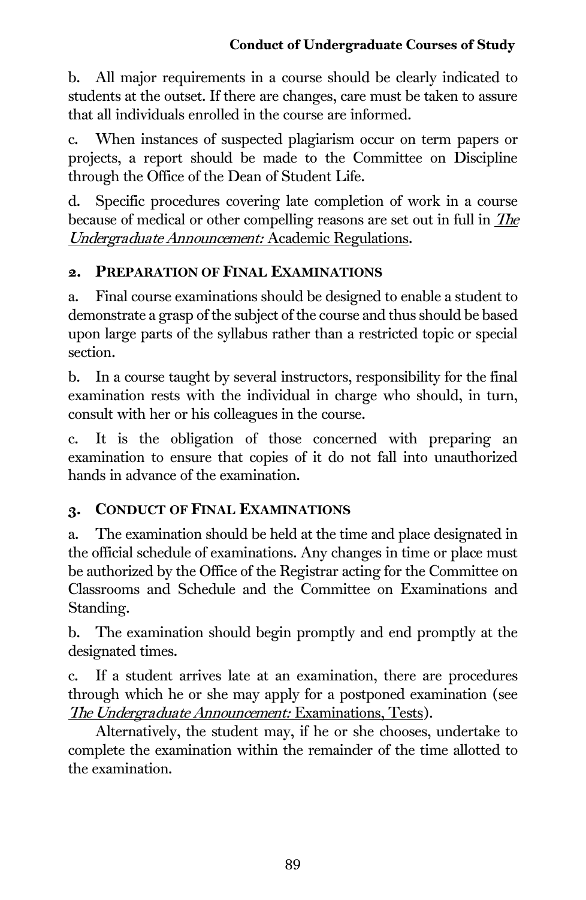b. All major requirements in a course should be clearly indicated to students at the outset. If there are changes, care must be taken to assure that all individuals enrolled in the course are informed.

c. When instances of suspected plagiarism occur on term papers or projects, a report should be made to the Committee on Discipline through the Office of the Dean of Student Life.

d. Specific procedures covering late completion of work in a course because of medical or other compelling reasons are set out in full in *The Undergraduate Announcement:* Academic Regulations.

## 2. Preparation of Final Examinations

a. Final course examinations should be designed to enable a student to demonstrate a grasp of the subject of the course and thus should be based upon large parts of the syllabus rather than a restricted topic or special section.

b. In a course taught by several instructors, responsibility for the final examination rests with the individual in charge who should, in turn, consult with her or his colleagues in the course.

c. It is the obligation of those concerned with preparing an examination to ensure that copies of it do not fall into unauthorized hands in advance of the examination.

## 3. Conduct of Final Examinations

a. The examination should be held at the time and place designated in the official schedule of examinations. Any changes in time or place must be authorized by the Office of the Registrar acting for the Committee on Classrooms and Schedule and the Committee on Examinations and Standing.

b. The examination should begin promptly and end promptly at the designated times.

c. If a student arrives late at an examination, there are procedures through which he or she may apply for a postponed examination (see *The Undergraduate Announcement:* Examinations, Tests).

Alternatively, the student may, if he or she chooses, undertake to complete the examination within the remainder of the time allotted to the examination.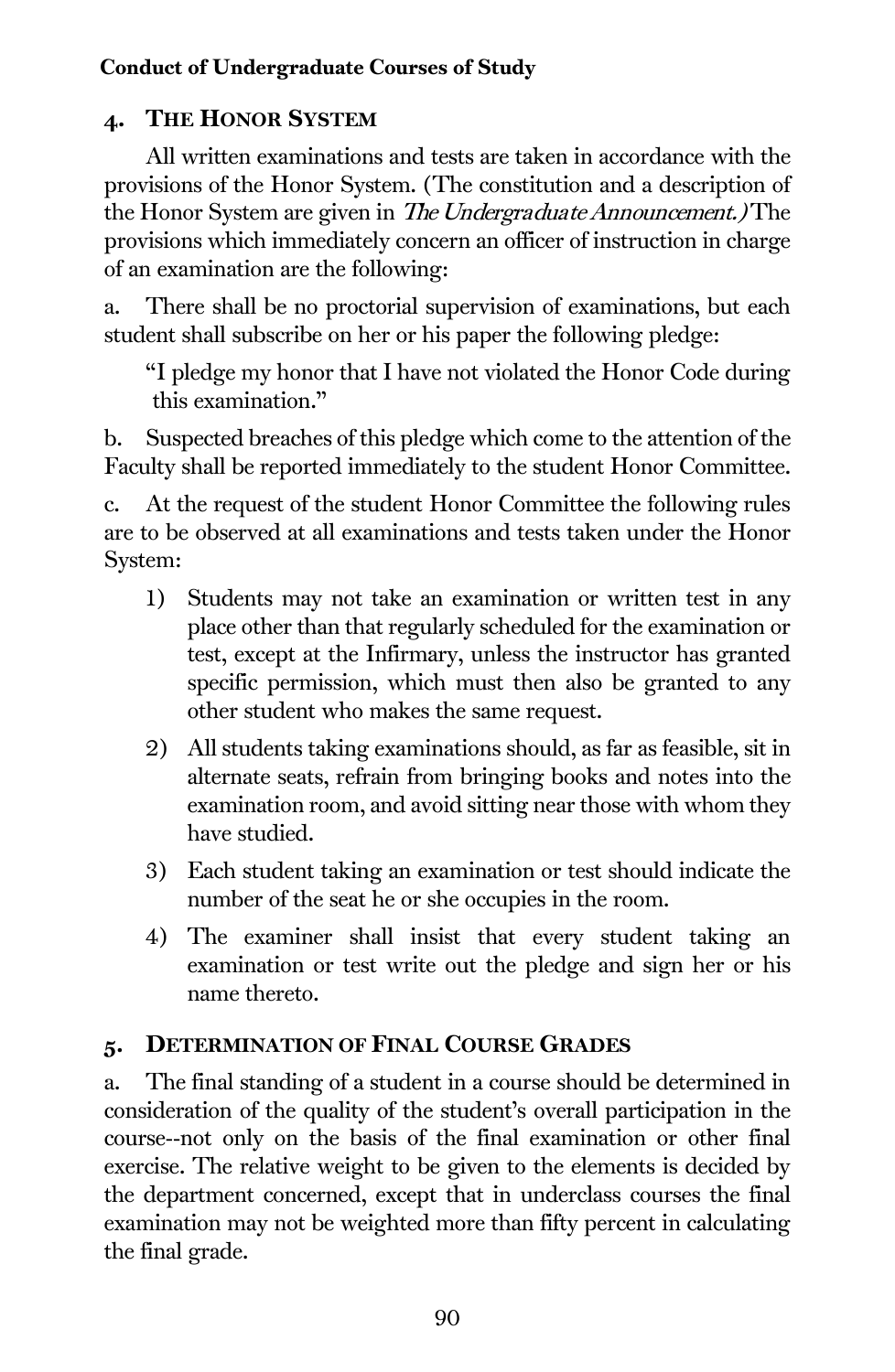## 4. The Honor System

All written examinations and tests are taken in accordance with the provisions of the Honor System. (The constitution and a description of the Honor System are given in *The Undergraduate Announcement.)* The provisions which immediately concern an officer of instruction in charge of an examination are the following:

a. There shall be no proctorial supervision of examinations, but each student shall subscribe on her or his paper the following pledge:

> "I pledge my honor that I have not violated the Honor Code during this examination."

b. Suspected breaches of this pledge which come to the attention of the Faculty shall be reported immediately to the student Honor Committee.

c. At the request of the student Honor Committee the following rules are to be observed at all examinations and tests taken under the Honor System:

1) Students may not take an examination or written test in any place other than that regularly scheduled for the examination or test, except at the Infirmary, unless the instructor has granted specific permission, which must then also be granted to any other student who makes the same request.
2) All students taking examinations should, as far as feasible, sit in alternate seats, refrain from bringing books and notes into the examination room, and avoid sitting near those with whom they have studied.
3) Each student taking an examination or test should indicate the number of the seat he or she occupies in the room.
4) The examiner shall insist that every student taking an examination or test write out the pledge and sign her or his name thereto.

## 5. Determination of Final Course Grades

a. The final standing of a student in a course should be determined in consideration of the quality of the student's overall participation in the course--not only on the basis of the final examination or other final exercise. The relative weight to be given to the elements is decided by the department concerned, except that in underclass courses the final examination may not be weighted more than fifty percent in calculating the final grade.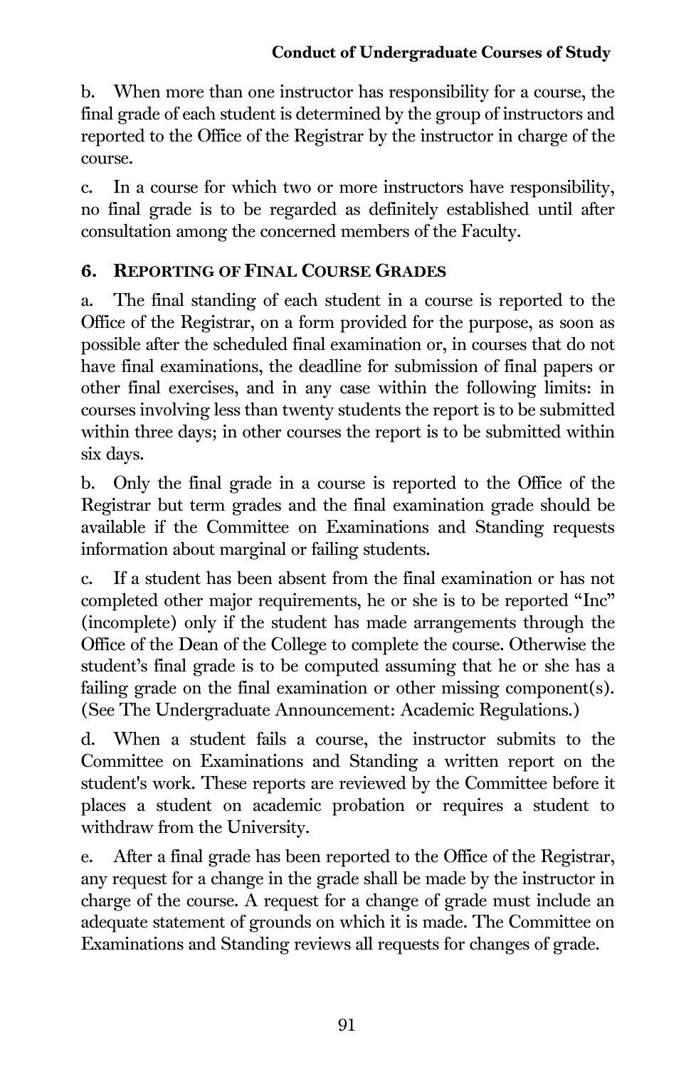b. When more than one instructor has responsibility for a course, the final grade of each student is determined by the group of instructors and reported to the Office of the Registrar by the instructor in charge of the course.

c. In a course for which two or more instructors have responsibility, no final grade is to be regarded as definitely established until after consultation among the concerned members of the Faculty.

### 6. Reporting of Final Course Grades

a. The final standing of each student in a course is reported to the Office of the Registrar, on a form provided for the purpose, as soon as possible after the scheduled final examination or, in courses that do not have final examinations, the deadline for submission of final papers or other final exercises, and in any case within the following limits: in courses involving less than twenty students the report is to be submitted within three days; in other courses the report is to be submitted within six days.

b. Only the final grade in a course is reported to the Office of the Registrar but term grades and the final examination grade should be available if the Committee on Examinations and Standing requests information about marginal or failing students.

c. If a student has been absent from the final examination or has not completed other major requirements, he or she is to be reported "Inc" (incomplete) only if the student has made arrangements through the Office of the Dean of the College to complete the course. Otherwise the student's final grade is to be computed assuming that he or she has a failing grade on the final examination or other missing component(s). (See The Undergraduate Announcement: Academic Regulations.)

d. When a student fails a course, the instructor submits to the Committee on Examinations and Standing a written report on the student's work. These reports are reviewed by the Committee before it places a student on academic probation or requires a student to withdraw from the University.

e. After a final grade has been reported to the Office of the Registrar, any request for a change in the grade shall be made by the instructor in charge of the course. A request for a change of grade must include an adequate statement of grounds on which it is made. The Committee on Examinations and Standing reviews all requests for changes of grade.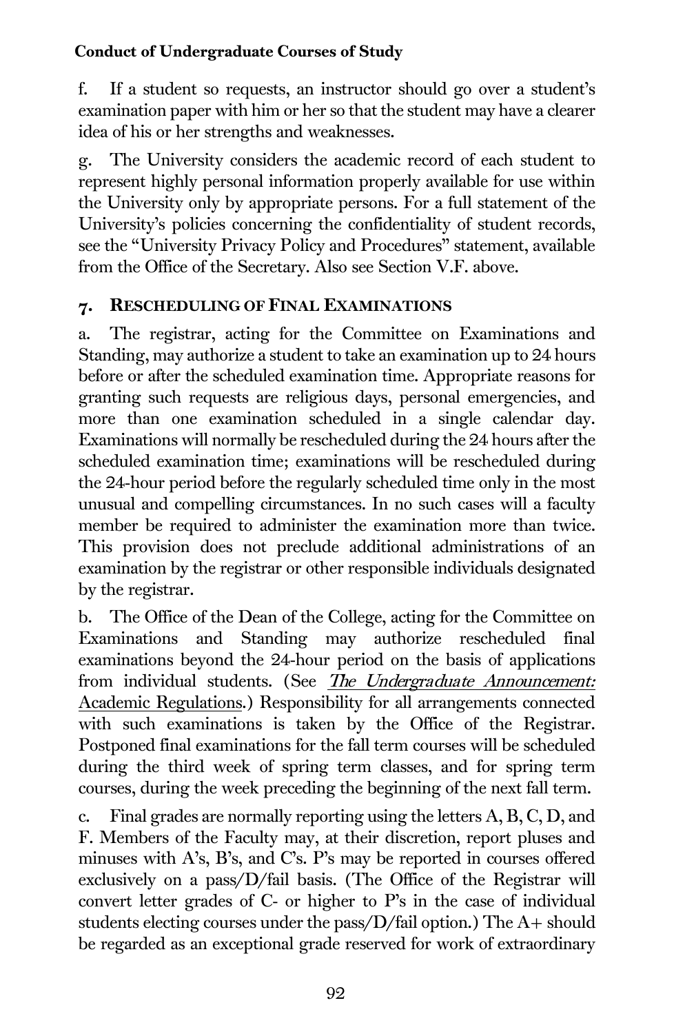f. If a student so requests, an instructor should go over a student's examination paper with him or her so that the student may have a clearer idea of his or her strengths and weaknesses.

g. The University considers the academic record of each student to represent highly personal information properly available for use within the University only by appropriate persons. For a full statement of the University's policies concerning the confidentiality of student records, see the "University Privacy Policy and Procedures" statement, available from the Office of the Secretary. Also see Section V.F. above.

### 7. Rescheduling of Final Examinations

a. The registrar, acting for the Committee on Examinations and Standing, may authorize a student to take an examination up to 24 hours before or after the scheduled examination time. Appropriate reasons for granting such requests are religious days, personal emergencies, and more than one examination scheduled in a single calendar day. Examinations will normally be rescheduled during the 24 hours after the scheduled examination time; examinations will be rescheduled during the 24-hour period before the regularly scheduled time only in the most unusual and compelling circumstances. In no such cases will a faculty member be required to administer the examination more than twice. This provision does not preclude additional administrations of an examination by the registrar or other responsible individuals designated by the registrar.

b. The Office of the Dean of the College, acting for the Committee on Examinations and Standing may authorize rescheduled final examinations beyond the 24-hour period on the basis of applications from individual students. (See *The Undergraduate Announcement:* Academic Regulations.) Responsibility for all arrangements connected with such examinations is taken by the Office of the Registrar. Postponed final examinations for the fall term courses will be scheduled during the third week of spring term classes, and for spring term courses, during the week preceding the beginning of the next fall term.

c. Final grades are normally reporting using the letters A, B, C, D, and F. Members of the Faculty may, at their discretion, report pluses and minuses with A's, B's, and C's. P's may be reported in courses offered exclusively on a pass/D/fail basis. (The Office of the Registrar will convert letter grades of C- or higher to P's in the case of individual students electing courses under the pass/D/fail option.) The A+ should be regarded as an exceptional grade reserved for work of extraordinary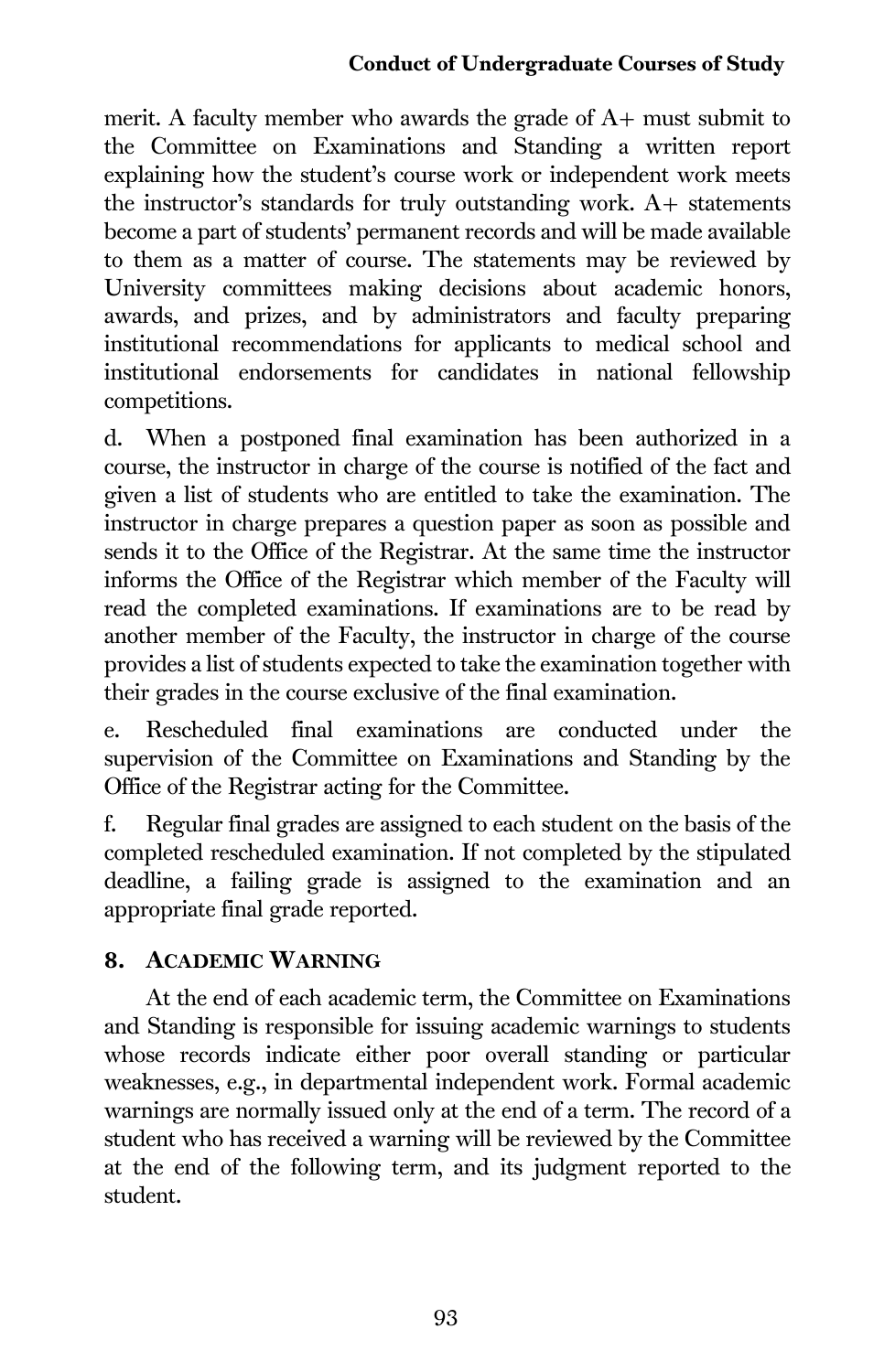merit. A faculty member who awards the grade of A+ must submit to the Committee on Examinations and Standing a written report explaining how the student's course work or independent work meets the instructor's standards for truly outstanding work. A+ statements become a part of students' permanent records and will be made available to them as a matter of course. The statements may be reviewed by University committees making decisions about academic honors, awards, and prizes, and by administrators and faculty preparing institutional recommendations for applicants to medical school and institutional endorsements for candidates in national fellowship competitions.

d. When a postponed final examination has been authorized in a course, the instructor in charge of the course is notified of the fact and given a list of students who are entitled to take the examination. The instructor in charge prepares a question paper as soon as possible and sends it to the Office of the Registrar. At the same time the instructor informs the Office of the Registrar which member of the Faculty will read the completed examinations. If examinations are to be read by another member of the Faculty, the instructor in charge of the course provides a list of students expected to take the examination together with their grades in the course exclusive of the final examination.

e. Rescheduled final examinations are conducted under the supervision of the Committee on Examinations and Standing by the Office of the Registrar acting for the Committee.

f. Regular final grades are assigned to each student on the basis of the completed rescheduled examination. If not completed by the stipulated deadline, a failing grade is assigned to the examination and an appropriate final grade reported.

### 8. Academic Warning

At the end of each academic term, the Committee on Examinations and Standing is responsible for issuing academic warnings to students whose records indicate either poor overall standing or particular weaknesses, e.g., in departmental independent work. Formal academic warnings are normally issued only at the end of a term. The record of a student who has received a warning will be reviewed by the Committee at the end of the following term, and its judgment reported to the student.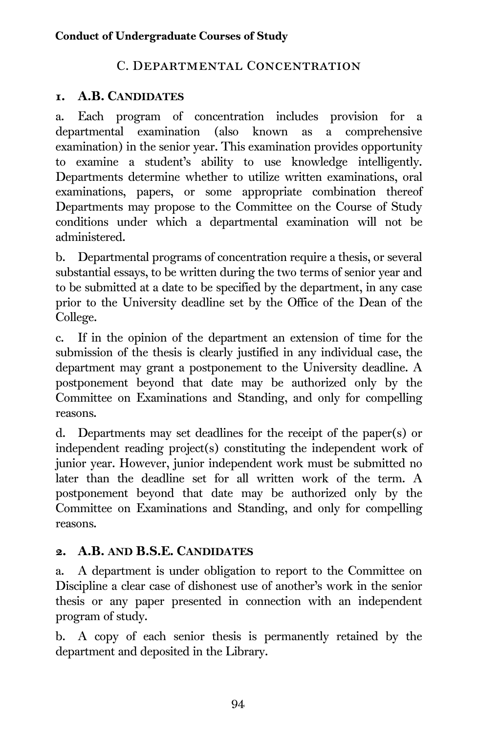## C. Departmental Concentration

### 1. A.B. Candidates

a. Each program of concentration includes provision for a departmental examination (also known as a comprehensive examination) in the senior year. This examination provides opportunity to examine a student's ability to use knowledge intelligently. Departments determine whether to utilize written examinations, oral examinations, papers, or some appropriate combination thereof Departments may propose to the Committee on the Course of Study conditions under which a departmental examination will not be administered.

b. Departmental programs of concentration require a thesis, or several substantial essays, to be written during the two terms of senior year and to be submitted at a date to be specified by the department, in any case prior to the University deadline set by the Office of the Dean of the College.

c. If in the opinion of the department an extension of time for the submission of the thesis is clearly justified in any individual case, the department may grant a postponement to the University deadline. A postponement beyond that date may be authorized only by the Committee on Examinations and Standing, and only for compelling reasons.

d. Departments may set deadlines for the receipt of the paper(s) or independent reading project(s) constituting the independent work of junior year. However, junior independent work must be submitted no later than the deadline set for all written work of the term. A postponement beyond that date may be authorized only by the Committee on Examinations and Standing, and only for compelling reasons.

### 2. A.B. and B.S.E. Candidates

a. A department is under obligation to report to the Committee on Discipline a clear case of dishonest use of another's work in the senior thesis or any paper presented in connection with an independent program of study.

b. A copy of each senior thesis is permanently retained by the department and deposited in the Library.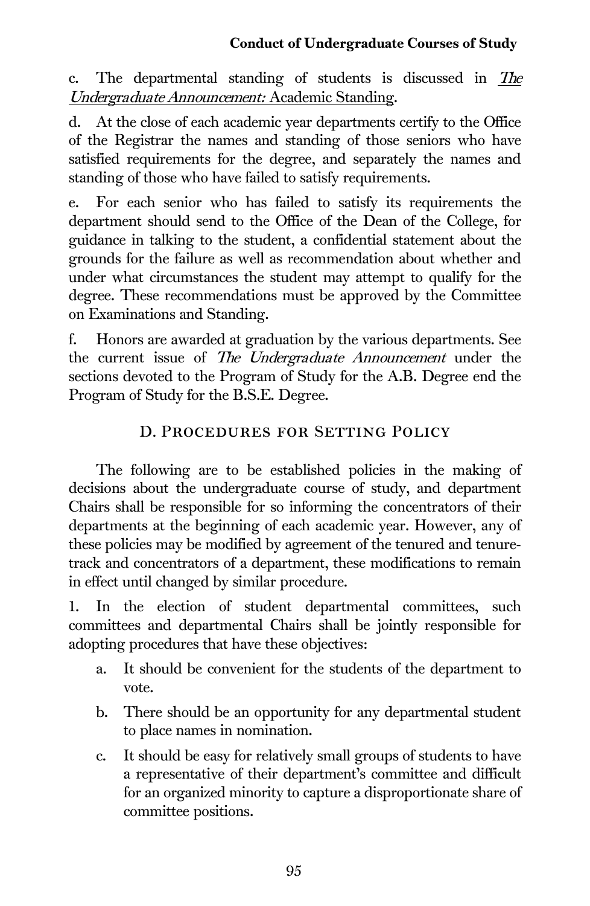c. The departmental standing of students is discussed in *The Undergraduate Announcement:* Academic Standing.

d. At the close of each academic year departments certify to the Office of the Registrar the names and standing of those seniors who have satisfied requirements for the degree, and separately the names and standing of those who have failed to satisfy requirements.

e. For each senior who has failed to satisfy its requirements the department should send to the Office of the Dean of the College, for guidance in talking to the student, a confidential statement about the grounds for the failure as well as recommendation about whether and under what circumstances the student may attempt to qualify for the degree. These recommendations must be approved by the Committee on Examinations and Standing.

f. Honors are awarded at graduation by the various departments. See the current issue of *The Undergraduate Announcement* under the sections devoted to the Program of Study for the A.B. Degree end the Program of Study for the B.S.E. Degree.

## D. Procedures for Setting Policy

The following are to be established policies in the making of decisions about the undergraduate course of study, and department Chairs shall be responsible for so informing the concentrators of their departments at the beginning of each academic year. However, any of these policies may be modified by agreement of the tenured and tenure-track and concentrators of a department, these modifications to remain in effect until changed by similar procedure.

1. In the election of student departmental committees, such committees and departmental Chairs shall be jointly responsible for adopting procedures that have these objectives:

   a. It should be convenient for the students of the department to vote.

   b. There should be an opportunity for any departmental student to place names in nomination.

   c. It should be easy for relatively small groups of students to have a representative of their department's committee and difficult for an organized minority to capture a disproportionate share of committee positions.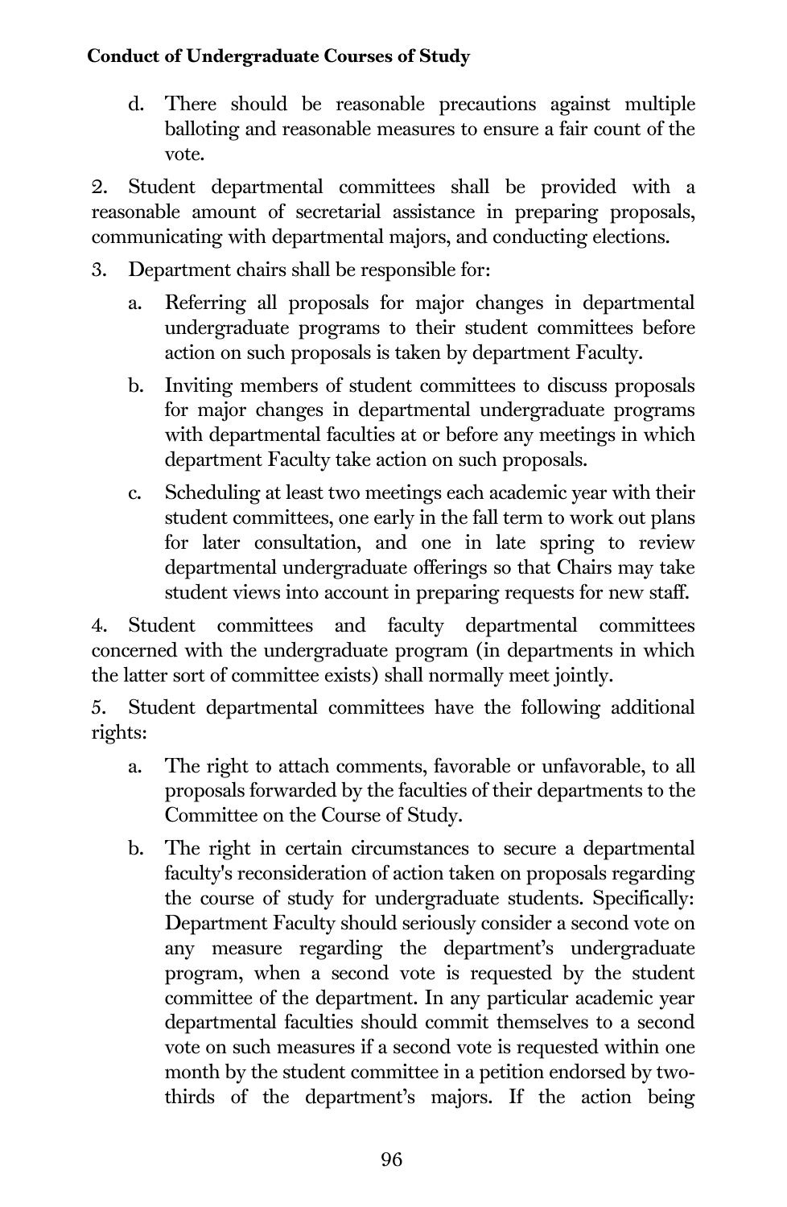d. There should be reasonable precautions against multiple balloting and reasonable measures to ensure a fair count of the vote.

2. Student departmental committees shall be provided with a reasonable amount of secretarial assistance in preparing proposals, communicating with departmental majors, and conducting elections.

3. Department chairs shall be responsible for:

   a. Referring all proposals for major changes in departmental undergraduate programs to their student committees before action on such proposals is taken by department Faculty.

   b. Inviting members of student committees to discuss proposals for major changes in departmental undergraduate programs with departmental faculties at or before any meetings in which department Faculty take action on such proposals.

   c. Scheduling at least two meetings each academic year with their student committees, one early in the fall term to work out plans for later consultation, and one in late spring to review departmental undergraduate offerings so that Chairs may take student views into account in preparing requests for new staff.

4. Student committees and faculty departmental committees concerned with the undergraduate program (in departments in which the latter sort of committee exists) shall normally meet jointly.

5. Student departmental committees have the following additional rights:

   a. The right to attach comments, favorable or unfavorable, to all proposals forwarded by the faculties of their departments to the Committee on the Course of Study.

   b. The right in certain circumstances to secure a departmental faculty's reconsideration of action taken on proposals regarding the course of study for undergraduate students. Specifically: Department Faculty should seriously consider a second vote on any measure regarding the department's undergraduate program, when a second vote is requested by the student committee of the department. In any particular academic year departmental faculties should commit themselves to a second vote on such measures if a second vote is requested within one month by the student committee in a petition endorsed by two-thirds of the department's majors. If the action being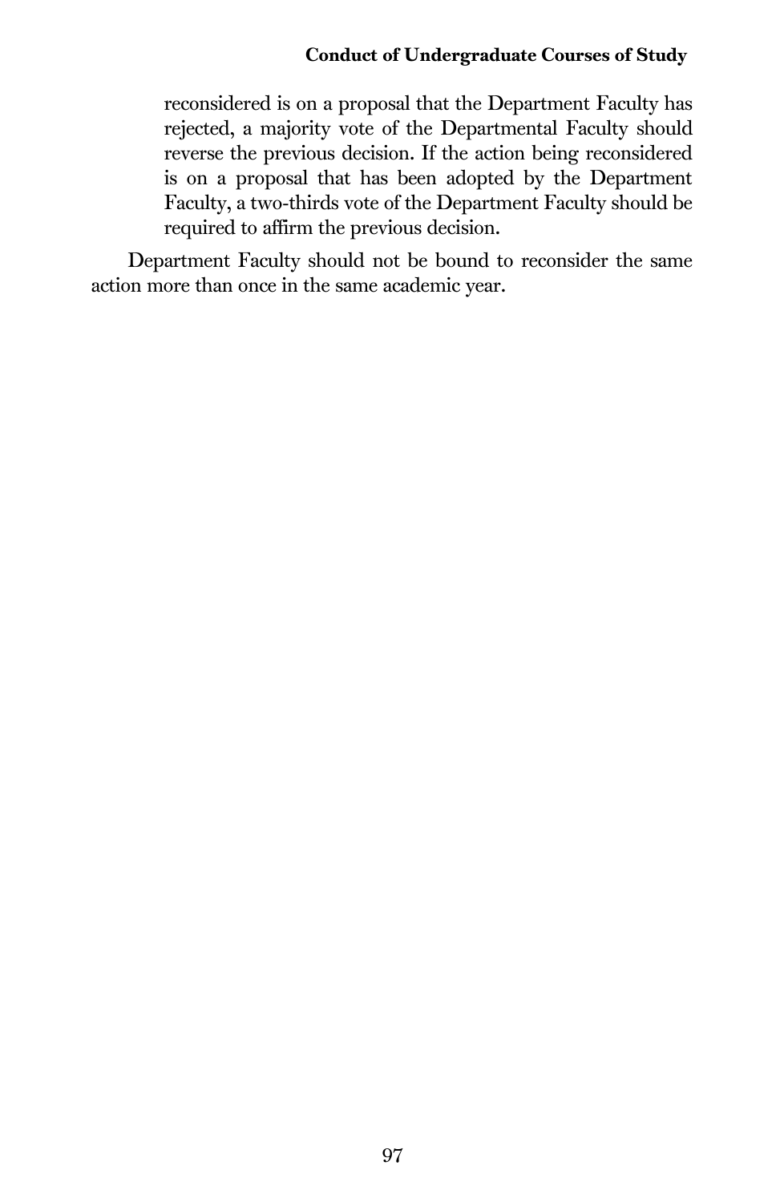reconsidered is on a proposal that the Department Faculty has rejected, a majority vote of the Departmental Faculty should reverse the previous decision. If the action being reconsidered is on a proposal that has been adopted by the Department Faculty, a two-thirds vote of the Department Faculty should be required to affirm the previous decision.

Department Faculty should not be bound to reconsider the same action more than once in the same academic year.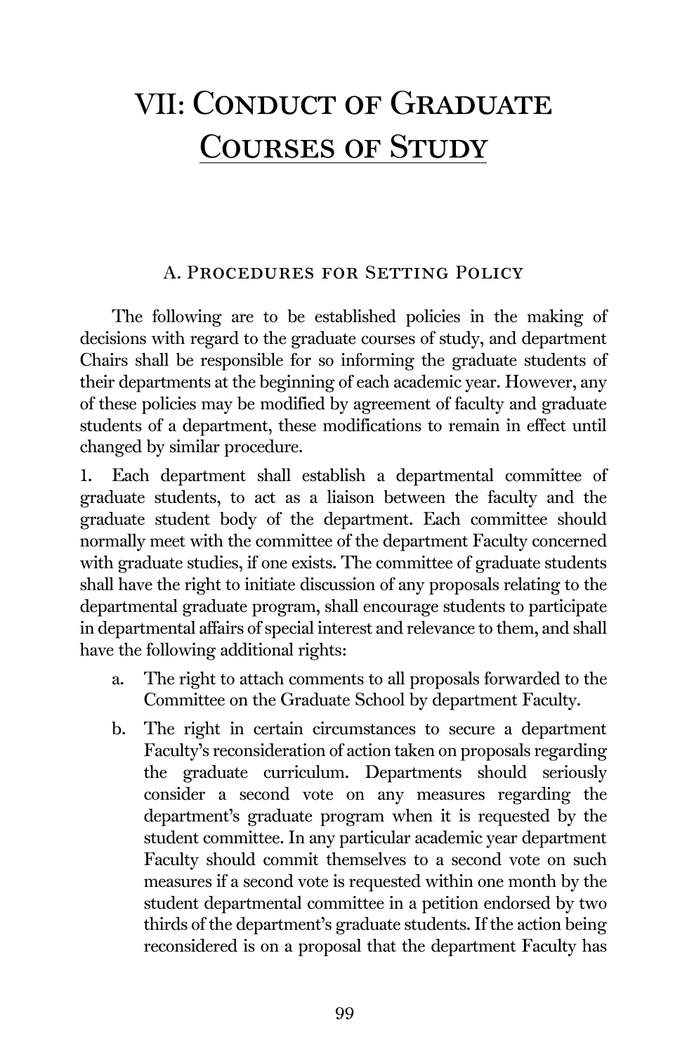# VII: Conduct of Graduate Courses of Study

## A. Procedures for Setting Policy

The following are to be established policies in the making of decisions with regard to the graduate courses of study, and department Chairs shall be responsible for so informing the graduate students of their departments at the beginning of each academic year. However, any of these policies may be modified by agreement of faculty and graduate students of a department, these modifications to remain in effect until changed by similar procedure.

1. Each department shall establish a departmental committee of graduate students, to act as a liaison between the faculty and the graduate student body of the department. Each committee should normally meet with the committee of the department Faculty concerned with graduate studies, if one exists. The committee of graduate students shall have the right to initiate discussion of any proposals relating to the departmental graduate program, shall encourage students to participate in departmental affairs of special interest and relevance to them, and shall have the following additional rights:

   a. The right to attach comments to all proposals forwarded to the Committee on the Graduate School by department Faculty.

   b. The right in certain circumstances to secure a department Faculty's reconsideration of action taken on proposals regarding the graduate curriculum. Departments should seriously consider a second vote on any measures regarding the department's graduate program when it is requested by the student committee. In any particular academic year department Faculty should commit themselves to a second vote on such measures if a second vote is requested within one month by the student departmental committee in a petition endorsed by two thirds of the department's graduate students. If the action being reconsidered is on a proposal that the department Faculty has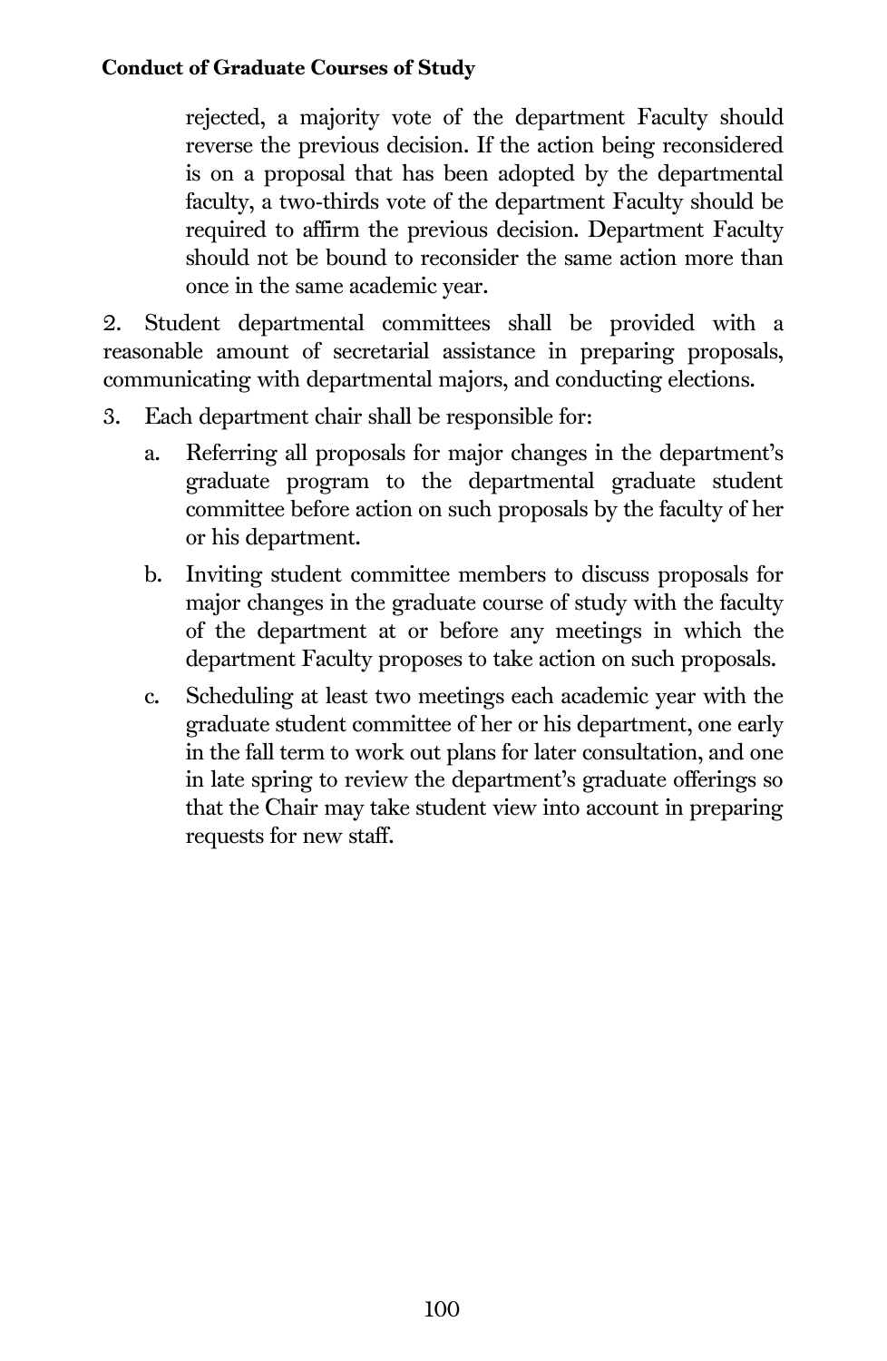rejected, a majority vote of the department Faculty should reverse the previous decision. If the action being reconsidered is on a proposal that has been adopted by the departmental faculty, a two-thirds vote of the department Faculty should be required to affirm the previous decision. Department Faculty should not be bound to reconsider the same action more than once in the same academic year.

2. Student departmental committees shall be provided with a reasonable amount of secretarial assistance in preparing proposals, communicating with departmental majors, and conducting elections.

3. Each department chair shall be responsible for:

   a. Referring all proposals for major changes in the department's graduate program to the departmental graduate student committee before action on such proposals by the faculty of her or his department.

   b. Inviting student committee members to discuss proposals for major changes in the graduate course of study with the faculty of the department at or before any meetings in which the department Faculty proposes to take action on such proposals.

   c. Scheduling at least two meetings each academic year with the graduate student committee of her or his department, one early in the fall term to work out plans for later consultation, and one in late spring to review the department's graduate offerings so that the Chair may take student view into account in preparing requests for new staff.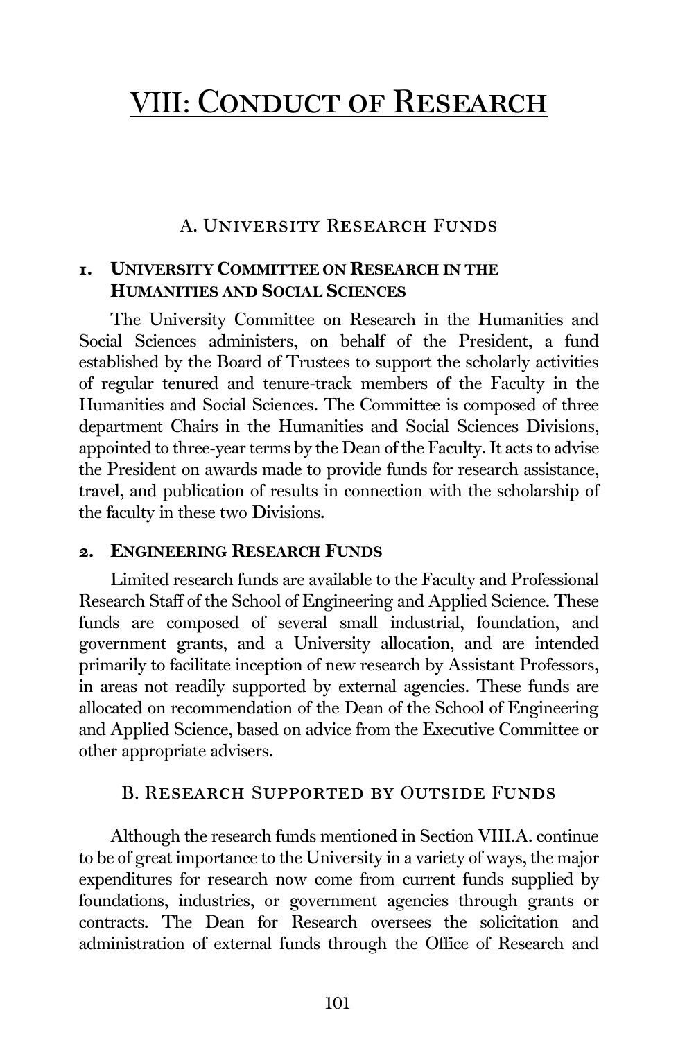# VIII: Conduct of Research

## A. University Research Funds

### 1. University Committee on Research in the Humanities and Social Sciences

The University Committee on Research in the Humanities and Social Sciences administers, on behalf of the President, a fund established by the Board of Trustees to support the scholarly activities of regular tenured and tenure-track members of the Faculty in the Humanities and Social Sciences. The Committee is composed of three department Chairs in the Humanities and Social Sciences Divisions, appointed to three-year terms by the Dean of the Faculty. It acts to advise the President on awards made to provide funds for research assistance, travel, and publication of results in connection with the scholarship of the faculty in these two Divisions.

### 2. Engineering Research Funds

Limited research funds are available to the Faculty and Professional Research Staff of the School of Engineering and Applied Science. These funds are composed of several small industrial, foundation, and government grants, and a University allocation, and are intended primarily to facilitate inception of new research by Assistant Professors, in areas not readily supported by external agencies. These funds are allocated on recommendation of the Dean of the School of Engineering and Applied Science, based on advice from the Executive Committee or other appropriate advisers.

## B. Research Supported by Outside Funds

Although the research funds mentioned in Section VIII.A. continue to be of great importance to the University in a variety of ways, the major expenditures for research now come from current funds supplied by foundations, industries, or government agencies through grants or contracts. The Dean for Research oversees the solicitation and administration of external funds through the Office of Research and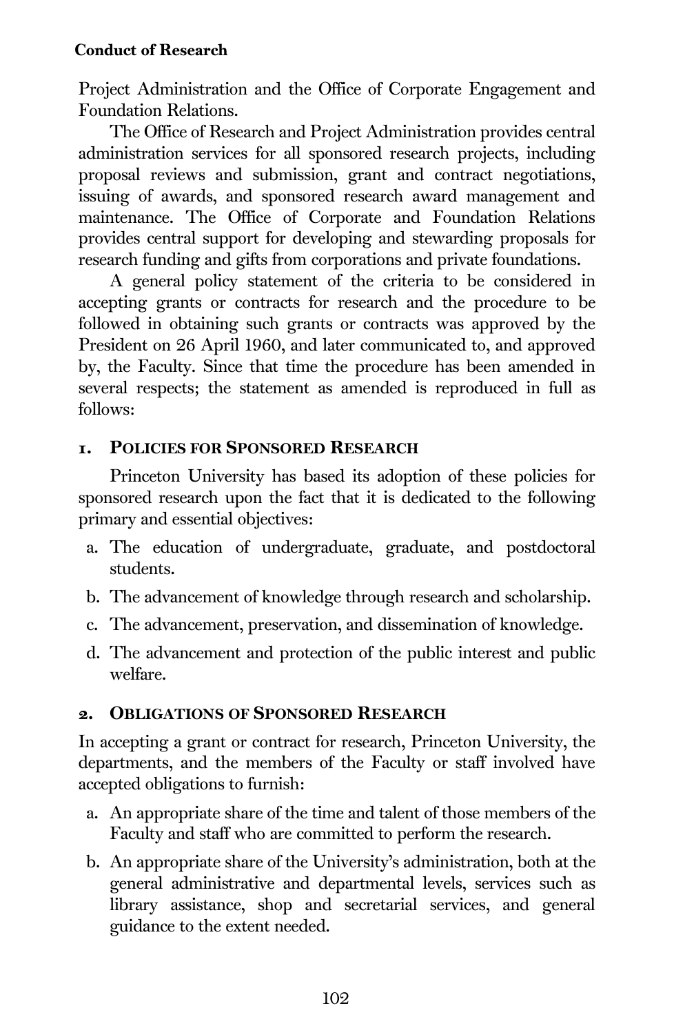Project Administration and the Office of Corporate Engagement and Foundation Relations.

The Office of Research and Project Administration provides central administration services for all sponsored research projects, including proposal reviews and submission, grant and contract negotiations, issuing of awards, and sponsored research award management and maintenance. The Office of Corporate and Foundation Relations provides central support for developing and stewarding proposals for research funding and gifts from corporations and private foundations.

A general policy statement of the criteria to be considered in accepting grants or contracts for research and the procedure to be followed in obtaining such grants or contracts was approved by the President on 26 April 1960, and later communicated to, and approved by, the Faculty. Since that time the procedure has been amended in several respects; the statement as amended is reproduced in full as follows:

## 1. Policies for Sponsored Research

Princeton University has based its adoption of these policies for sponsored research upon the fact that it is dedicated to the following primary and essential objectives:

a. The education of undergraduate, graduate, and postdoctoral students.
b. The advancement of knowledge through research and scholarship.
c. The advancement, preservation, and dissemination of knowledge.
d. The advancement and protection of the public interest and public welfare.

## 2. Obligations of Sponsored Research

In accepting a grant or contract for research, Princeton University, the departments, and the members of the Faculty or staff involved have accepted obligations to furnish:

a. An appropriate share of the time and talent of those members of the Faculty and staff who are committed to perform the research.
b. An appropriate share of the University's administration, both at the general administrative and departmental levels, services such as library assistance, shop and secretarial services, and general guidance to the extent needed.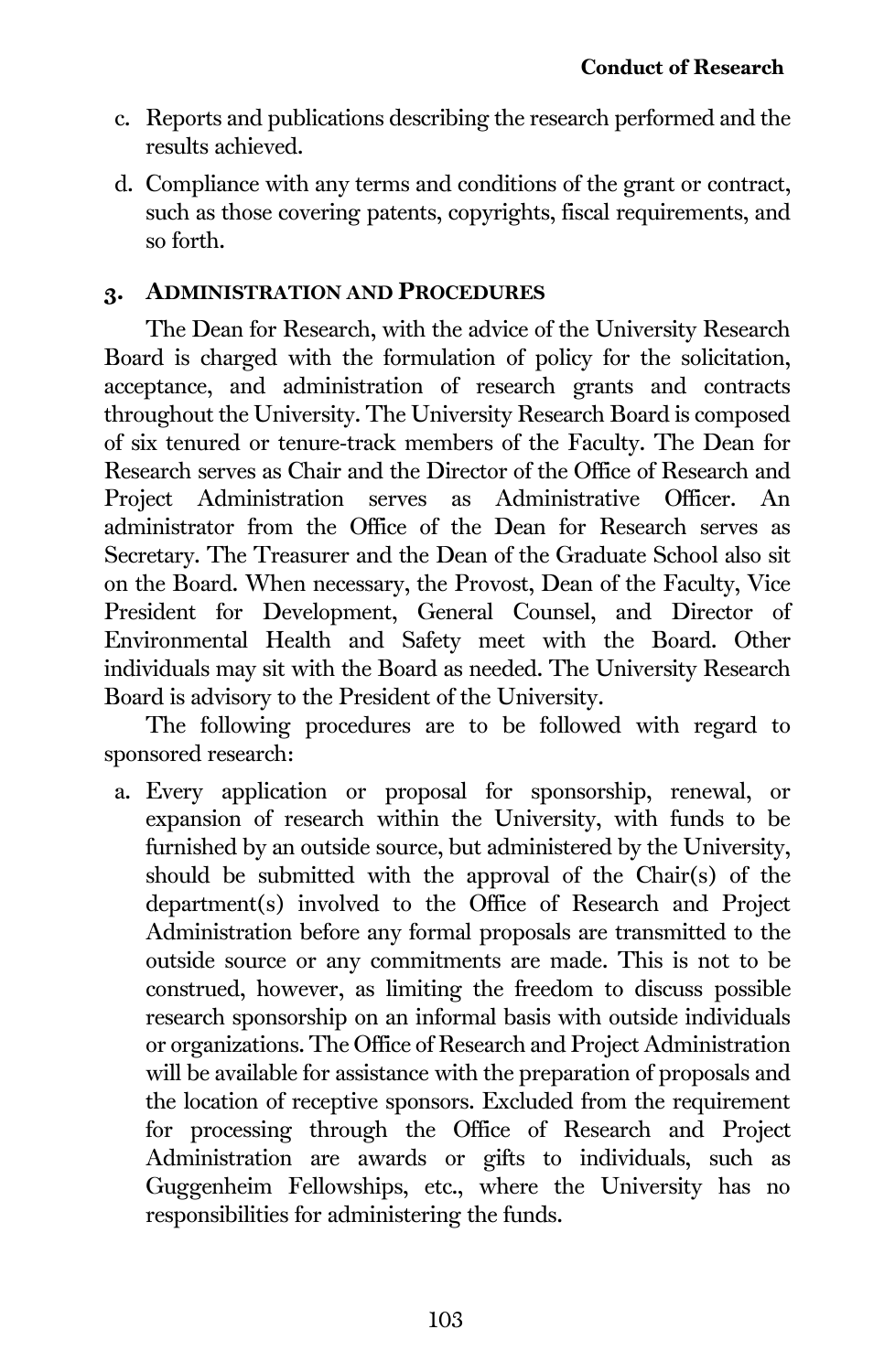c. Reports and publications describing the research performed and the results achieved.

d. Compliance with any terms and conditions of the grant or contract, such as those covering patents, copyrights, fiscal requirements, and so forth.

### 3. Administration and Procedures

The Dean for Research, with the advice of the University Research Board is charged with the formulation of policy for the solicitation, acceptance, and administration of research grants and contracts throughout the University. The University Research Board is composed of six tenured or tenure-track members of the Faculty. The Dean for Research serves as Chair and the Director of the Office of Research and Project Administration serves as Administrative Officer. An administrator from the Office of the Dean for Research serves as Secretary. The Treasurer and the Dean of the Graduate School also sit on the Board. When necessary, the Provost, Dean of the Faculty, Vice President for Development, General Counsel, and Director of Environmental Health and Safety meet with the Board. Other individuals may sit with the Board as needed. The University Research Board is advisory to the President of the University.

The following procedures are to be followed with regard to sponsored research:

a. Every application or proposal for sponsorship, renewal, or expansion of research within the University, with funds to be furnished by an outside source, but administered by the University, should be submitted with the approval of the Chair(s) of the department(s) involved to the Office of Research and Project Administration before any formal proposals are transmitted to the outside source or any commitments are made. This is not to be construed, however, as limiting the freedom to discuss possible research sponsorship on an informal basis with outside individuals or organizations. The Office of Research and Project Administration will be available for assistance with the preparation of proposals and the location of receptive sponsors. Excluded from the requirement for processing through the Office of Research and Project Administration are awards or gifts to individuals, such as Guggenheim Fellowships, etc., where the University has no responsibilities for administering the funds.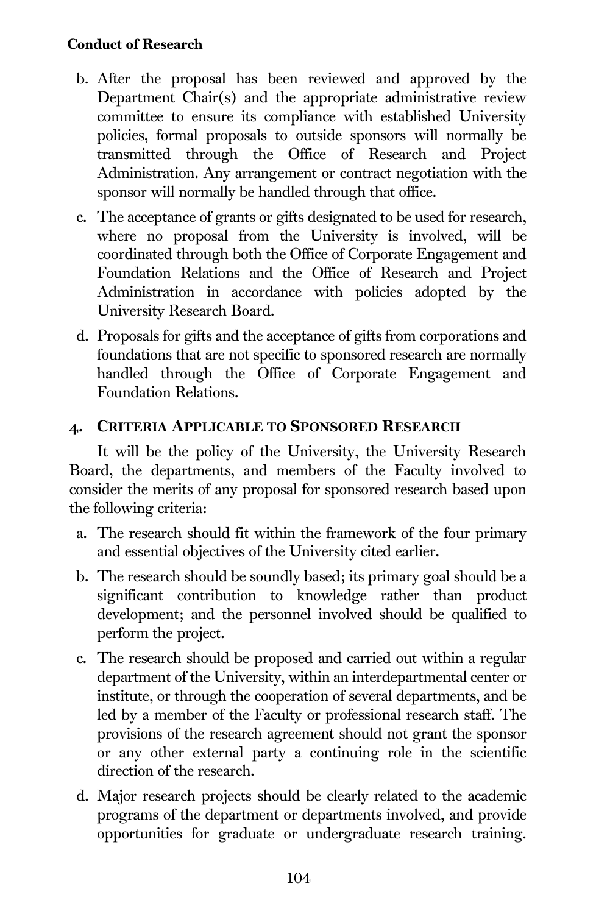b. After the proposal has been reviewed and approved by the Department Chair(s) and the appropriate administrative review committee to ensure its compliance with established University policies, formal proposals to outside sponsors will normally be transmitted through the Office of Research and Project Administration. Any arrangement or contract negotiation with the sponsor will normally be handled through that office.

c. The acceptance of grants or gifts designated to be used for research, where no proposal from the University is involved, will be coordinated through both the Office of Corporate Engagement and Foundation Relations and the Office of Research and Project Administration in accordance with policies adopted by the University Research Board.

d. Proposals for gifts and the acceptance of gifts from corporations and foundations that are not specific to sponsored research are normally handled through the Office of Corporate Engagement and Foundation Relations.

## 4. Criteria Applicable to Sponsored Research

It will be the policy of the University, the University Research Board, the departments, and members of the Faculty involved to consider the merits of any proposal for sponsored research based upon the following criteria:

a. The research should fit within the framework of the four primary and essential objectives of the University cited earlier.

b. The research should be soundly based; its primary goal should be a significant contribution to knowledge rather than product development; and the personnel involved should be qualified to perform the project.

c. The research should be proposed and carried out within a regular department of the University, within an interdepartmental center or institute, or through the cooperation of several departments, and be led by a member of the Faculty or professional research staff. The provisions of the research agreement should not grant the sponsor or any other external party a continuing role in the scientific direction of the research.

d. Major research projects should be clearly related to the academic programs of the department or departments involved, and provide opportunities for graduate or undergraduate research training.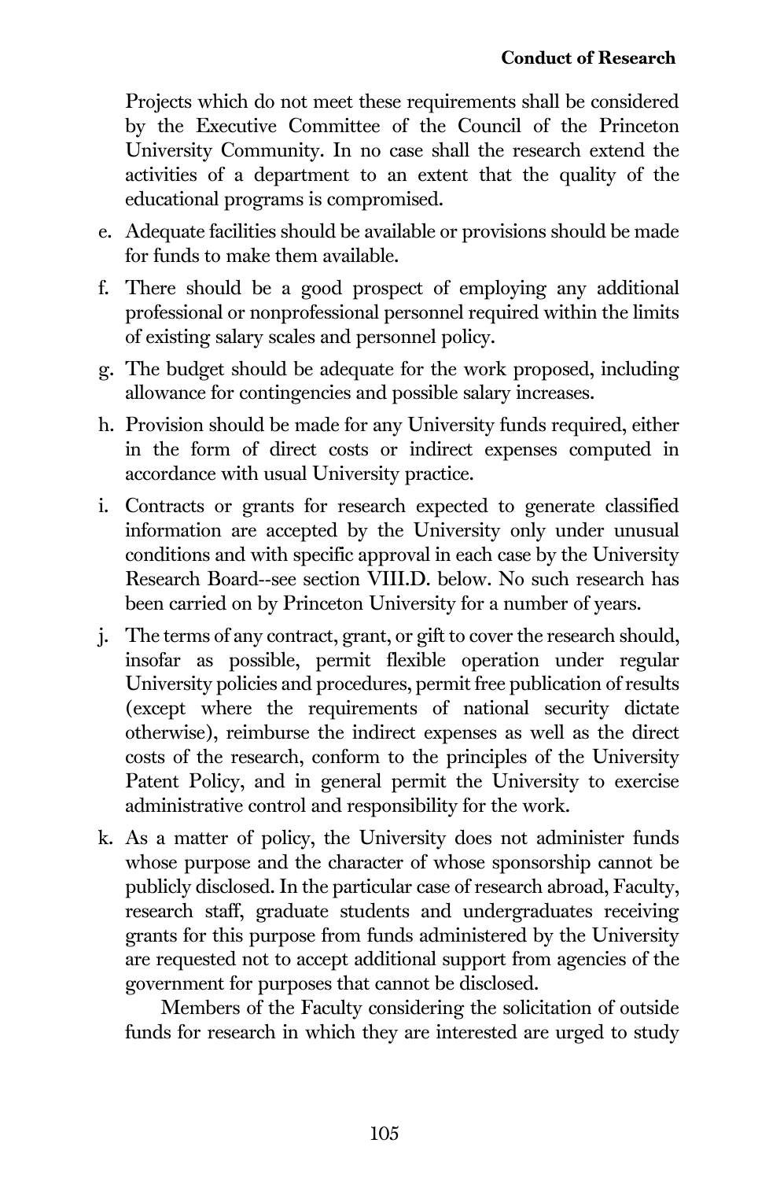Projects which do not meet these requirements shall be considered by the Executive Committee of the Council of the Princeton University Community. In no case shall the research extend the activities of a department to an extent that the quality of the educational programs is compromised.

e. Adequate facilities should be available or provisions should be made for funds to make them available.

f. There should be a good prospect of employing any additional professional or nonprofessional personnel required within the limits of existing salary scales and personnel policy.

g. The budget should be adequate for the work proposed, including allowance for contingencies and possible salary increases.

h. Provision should be made for any University funds required, either in the form of direct costs or indirect expenses computed in accordance with usual University practice.

i. Contracts or grants for research expected to generate classified information are accepted by the University only under unusual conditions and with specific approval in each case by the University Research Board--see section VIII.D. below. No such research has been carried on by Princeton University for a number of years.

j. The terms of any contract, grant, or gift to cover the research should, insofar as possible, permit flexible operation under regular University policies and procedures, permit free publication of results (except where the requirements of national security dictate otherwise), reimburse the indirect expenses as well as the direct costs of the research, conform to the principles of the University Patent Policy, and in general permit the University to exercise administrative control and responsibility for the work.

k. As a matter of policy, the University does not administer funds whose purpose and the character of whose sponsorship cannot be publicly disclosed. In the particular case of research abroad, Faculty, research staff, graduate students and undergraduates receiving grants for this purpose from funds administered by the University are requested not to accept additional support from agencies of the government for purposes that cannot be disclosed.

Members of the Faculty considering the solicitation of outside funds for research in which they are interested are urged to study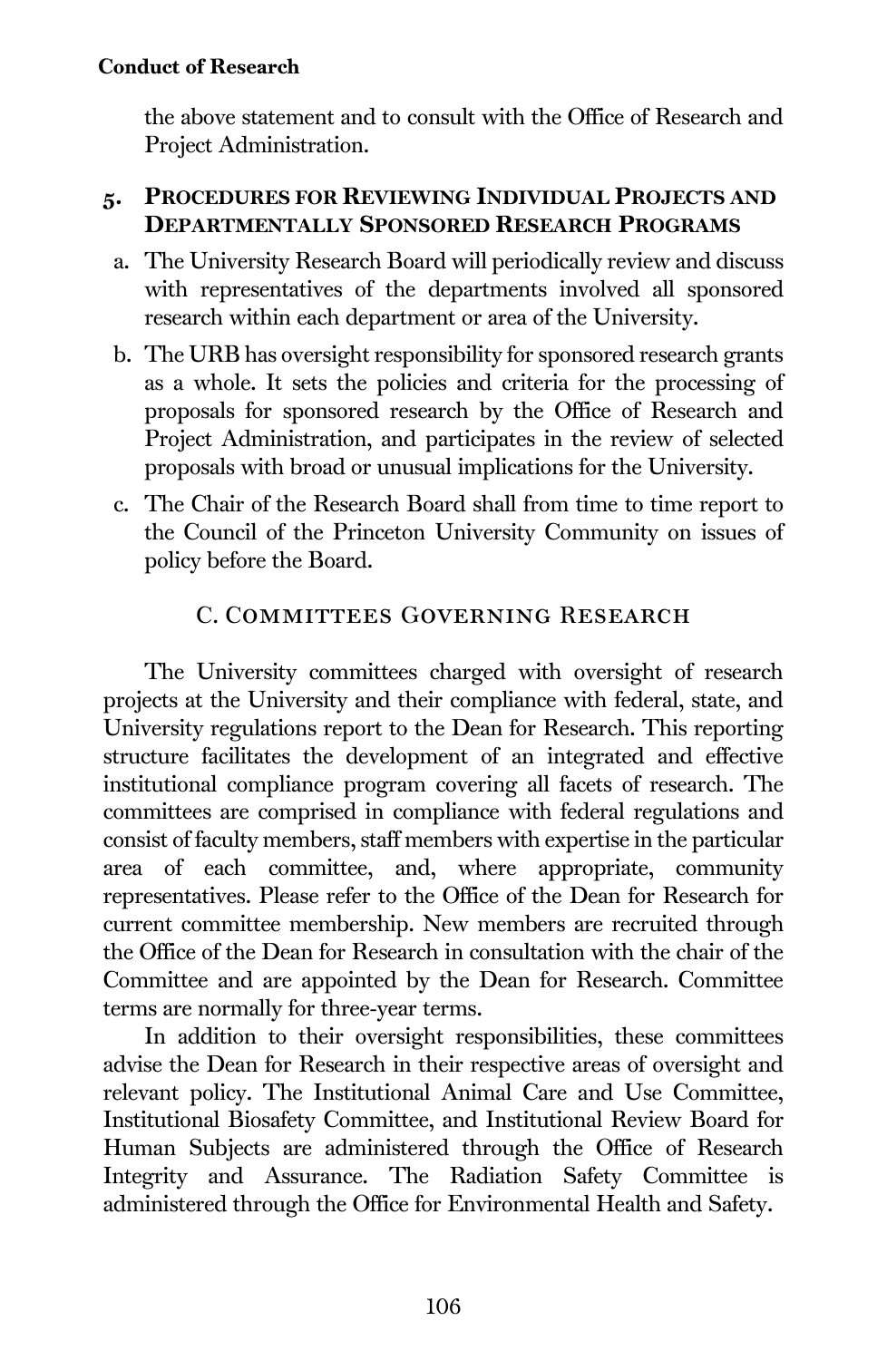the above statement and to consult with the Office of Research and Project Administration.

### 5. Procedures for Reviewing Individual Projects and Departmentally Sponsored Research Programs

a. The University Research Board will periodically review and discuss with representatives of the departments involved all sponsored research within each department or area of the University.

b. The URB has oversight responsibility for sponsored research grants as a whole. It sets the policies and criteria for the processing of proposals for sponsored research by the Office of Research and Project Administration, and participates in the review of selected proposals with broad or unusual implications for the University.

c. The Chair of the Research Board shall from time to time report to the Council of the Princeton University Community on issues of policy before the Board.

## C. Committees Governing Research

The University committees charged with oversight of research projects at the University and their compliance with federal, state, and University regulations report to the Dean for Research. This reporting structure facilitates the development of an integrated and effective institutional compliance program covering all facets of research. The committees are comprised in compliance with federal regulations and consist of faculty members, staff members with expertise in the particular area of each committee, and, where appropriate, community representatives. Please refer to the Office of the Dean for Research for current committee membership. New members are recruited through the Office of the Dean for Research in consultation with the chair of the Committee and are appointed by the Dean for Research. Committee terms are normally for three-year terms.

In addition to their oversight responsibilities, these committees advise the Dean for Research in their respective areas of oversight and relevant policy. The Institutional Animal Care and Use Committee, Institutional Biosafety Committee, and Institutional Review Board for Human Subjects are administered through the Office of Research Integrity and Assurance. The Radiation Safety Committee is administered through the Office for Environmental Health and Safety.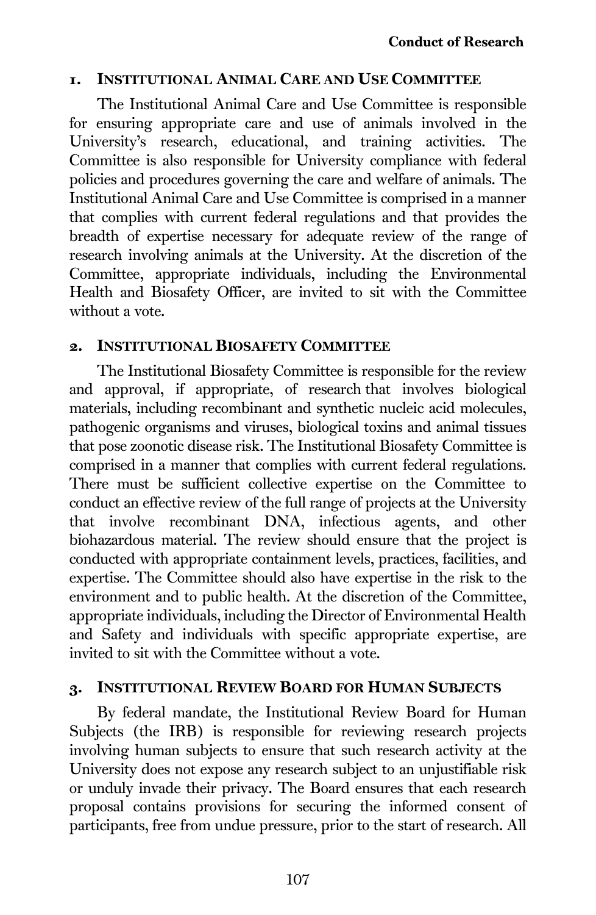### 1. Institutional Animal Care and Use Committee

The Institutional Animal Care and Use Committee is responsible for ensuring appropriate care and use of animals involved in the University's research, educational, and training activities. The Committee is also responsible for University compliance with federal policies and procedures governing the care and welfare of animals. The Institutional Animal Care and Use Committee is comprised in a manner that complies with current federal regulations and that provides the breadth of expertise necessary for adequate review of the range of research involving animals at the University. At the discretion of the Committee, appropriate individuals, including the Environmental Health and Biosafety Officer, are invited to sit with the Committee without a vote.

### 2. Institutional Biosafety Committee

The Institutional Biosafety Committee is responsible for the review and approval, if appropriate, of research that involves biological materials, including recombinant and synthetic nucleic acid molecules, pathogenic organisms and viruses, biological toxins and animal tissues that pose zoonotic disease risk. The Institutional Biosafety Committee is comprised in a manner that complies with current federal regulations. There must be sufficient collective expertise on the Committee to conduct an effective review of the full range of projects at the University that involve recombinant DNA, infectious agents, and other biohazardous material. The review should ensure that the project is conducted with appropriate containment levels, practices, facilities, and expertise. The Committee should also have expertise in the risk to the environment and to public health. At the discretion of the Committee, appropriate individuals, including the Director of Environmental Health and Safety and individuals with specific appropriate expertise, are invited to sit with the Committee without a vote.

### 3. Institutional Review Board for Human Subjects

By federal mandate, the Institutional Review Board for Human Subjects (the IRB) is responsible for reviewing research projects involving human subjects to ensure that such research activity at the University does not expose any research subject to an unjustifiable risk or unduly invade their privacy. The Board ensures that each research proposal contains provisions for securing the informed consent of participants, free from undue pressure, prior to the start of research. All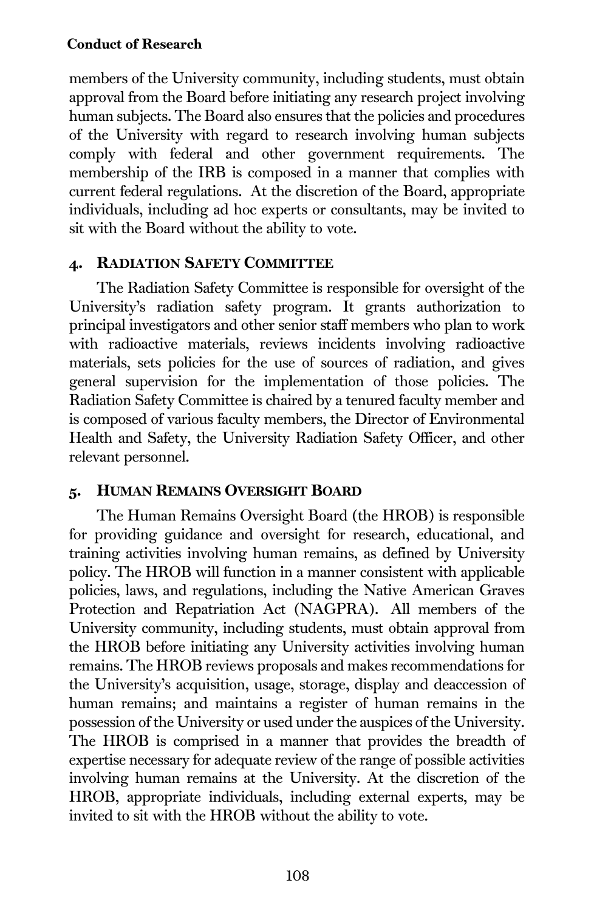members of the University community, including students, must obtain approval from the Board before initiating any research project involving human subjects. The Board also ensures that the policies and procedures of the University with regard to research involving human subjects comply with federal and other government requirements. The membership of the IRB is composed in a manner that complies with current federal regulations. At the discretion of the Board, appropriate individuals, including ad hoc experts or consultants, may be invited to sit with the Board without the ability to vote.

### 4. Radiation Safety Committee

The Radiation Safety Committee is responsible for oversight of the University's radiation safety program. It grants authorization to principal investigators and other senior staff members who plan to work with radioactive materials, reviews incidents involving radioactive materials, sets policies for the use of sources of radiation, and gives general supervision for the implementation of those policies. The Radiation Safety Committee is chaired by a tenured faculty member and is composed of various faculty members, the Director of Environmental Health and Safety, the University Radiation Safety Officer, and other relevant personnel.

### 5. Human Remains Oversight Board

The Human Remains Oversight Board (the HROB) is responsible for providing guidance and oversight for research, educational, and training activities involving human remains, as defined by University policy. The HROB will function in a manner consistent with applicable policies, laws, and regulations, including the Native American Graves Protection and Repatriation Act (NAGPRA). All members of the University community, including students, must obtain approval from the HROB before initiating any University activities involving human remains. The HROB reviews proposals and makes recommendations for the University's acquisition, usage, storage, display and deaccession of human remains; and maintains a register of human remains in the possession of the University or used under the auspices of the University. The HROB is comprised in a manner that provides the breadth of expertise necessary for adequate review of the range of possible activities involving human remains at the University. At the discretion of the HROB, appropriate individuals, including external experts, may be invited to sit with the HROB without the ability to vote.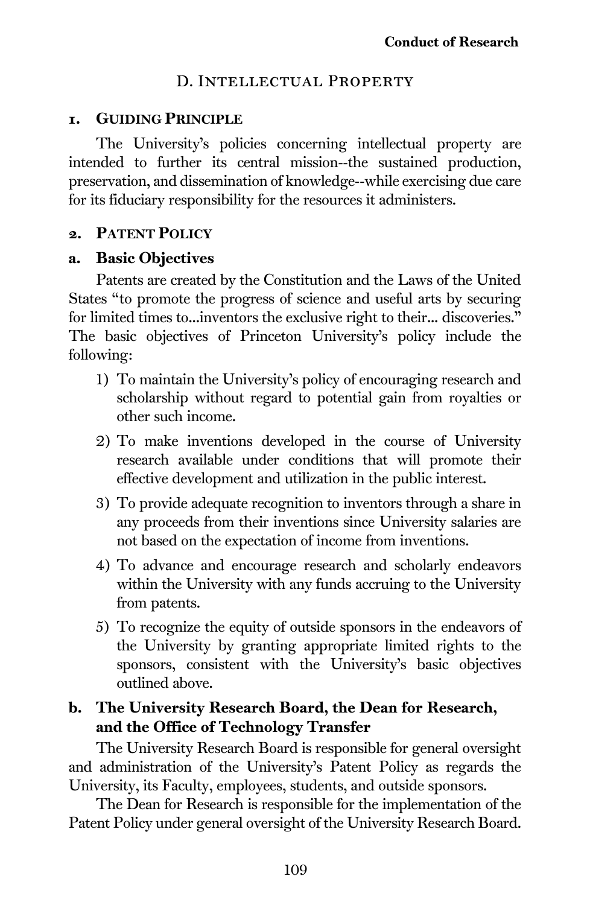## D. Intellectual Property

### 1. Guiding Principle

The University's policies concerning intellectual property are intended to further its central mission--the sustained production, preservation, and dissemination of knowledge--while exercising due care for its fiduciary responsibility for the resources it administers.

### 2. Patent Policy

#### a. Basic Objectives

Patents are created by the Constitution and the Laws of the United States "to promote the progress of science and useful arts by securing for limited times to...inventors the exclusive right to their... discoveries." The basic objectives of Princeton University's policy include the following:

1) To maintain the University's policy of encouraging research and scholarship without regard to potential gain from royalties or other such income.
2) To make inventions developed in the course of University research available under conditions that will promote their effective development and utilization in the public interest.
3) To provide adequate recognition to inventors through a share in any proceeds from their inventions since University salaries are not based on the expectation of income from inventions.
4) To advance and encourage research and scholarly endeavors within the University with any funds accruing to the University from patents.
5) To recognize the equity of outside sponsors in the endeavors of the University by granting appropriate limited rights to the sponsors, consistent with the University's basic objectives outlined above.

#### b. The University Research Board, the Dean for Research, and the Office of Technology Transfer

The University Research Board is responsible for general oversight and administration of the University's Patent Policy as regards the University, its Faculty, employees, students, and outside sponsors.

The Dean for Research is responsible for the implementation of the Patent Policy under general oversight of the University Research Board.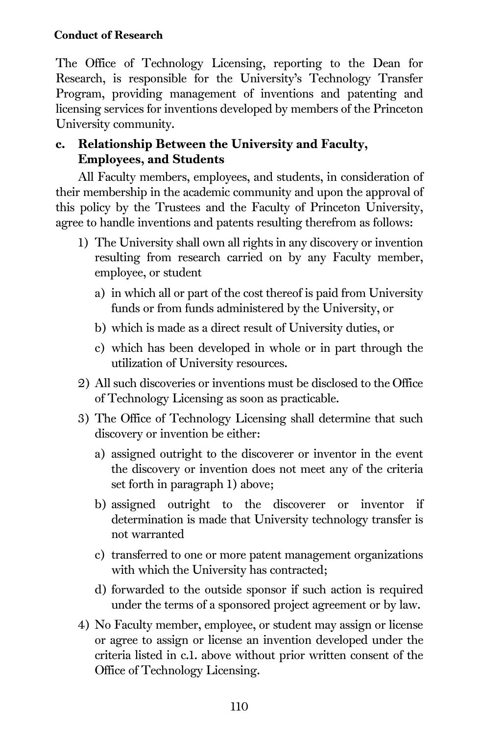The Office of Technology Licensing, reporting to the Dean for Research, is responsible for the University's Technology Transfer Program, providing management of inventions and patenting and licensing services for inventions developed by members of the Princeton University community.

### c. Relationship Between the University and Faculty, Employees, and Students

All Faculty members, employees, and students, in consideration of their membership in the academic community and upon the approval of this policy by the Trustees and the Faculty of Princeton University, agree to handle inventions and patents resulting therefrom as follows:

1) The University shall own all rights in any discovery or invention resulting from research carried on by any Faculty member, employee, or student
   a) in which all or part of the cost thereof is paid from University funds or from funds administered by the University, or
   b) which is made as a direct result of University duties, or
   c) which has been developed in whole or in part through the utilization of University resources.
2) All such discoveries or inventions must be disclosed to the Office of Technology Licensing as soon as practicable.
3) The Office of Technology Licensing shall determine that such discovery or invention be either:
   a) assigned outright to the discoverer or inventor in the event the discovery or invention does not meet any of the criteria set forth in paragraph 1) above;
   b) assigned outright to the discoverer or inventor if determination is made that University technology transfer is not warranted
   c) transferred to one or more patent management organizations with which the University has contracted;
   d) forwarded to the outside sponsor if such action is required under the terms of a sponsored project agreement or by law.
4) No Faculty member, employee, or student may assign or license or agree to assign or license an invention developed under the criteria listed in c.1. above without prior written consent of the Office of Technology Licensing.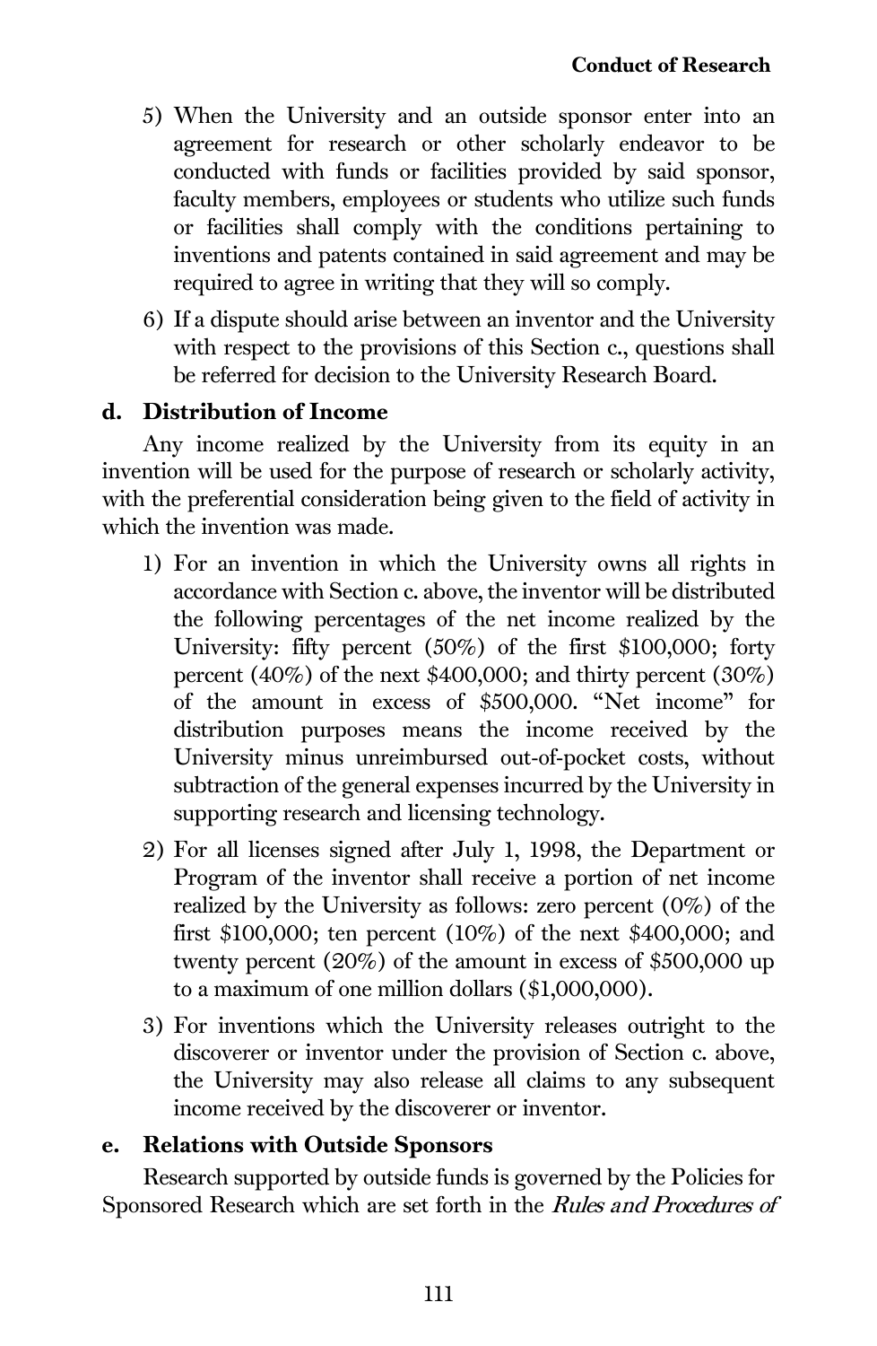5) When the University and an outside sponsor enter into an agreement for research or other scholarly endeavor to be conducted with funds or facilities provided by said sponsor, faculty members, employees or students who utilize such funds or facilities shall comply with the conditions pertaining to inventions and patents contained in said agreement and may be required to agree in writing that they will so comply.

6) If a dispute should arise between an inventor and the University with respect to the provisions of this Section c., questions shall be referred for decision to the University Research Board.

### d. Distribution of Income

Any income realized by the University from its equity in an invention will be used for the purpose of research or scholarly activity, with the preferential consideration being given to the field of activity in which the invention was made.

1) For an invention in which the University owns all rights in accordance with Section c. above, the inventor will be distributed the following percentages of the net income realized by the University: fifty percent (50%) of the first $100,000; forty percent (40%) of the next $400,000; and thirty percent (30%) of the amount in excess of $500,000. "Net income" for distribution purposes means the income received by the University minus unreimbursed out-of-pocket costs, without subtraction of the general expenses incurred by the University in supporting research and licensing technology.

2) For all licenses signed after July 1, 1998, the Department or Program of the inventor shall receive a portion of net income realized by the University as follows: zero percent (0%) of the first $100,000; ten percent (10%) of the next $400,000; and twenty percent (20%) of the amount in excess of $500,000 up to a maximum of one million dollars ($1,000,000).

3) For inventions which the University releases outright to the discoverer or inventor under the provision of Section c. above, the University may also release all claims to any subsequent income received by the discoverer or inventor.

### e. Relations with Outside Sponsors

Research supported by outside funds is governed by the Policies for Sponsored Research which are set forth in the *Rules and Procedures of*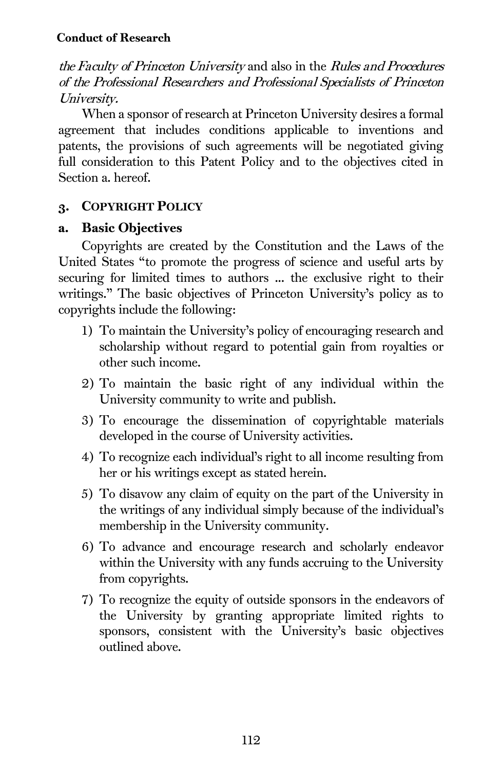*the Faculty of Princeton University* and also in the *Rules and Procedures of the Professional Researchers and Professional Specialists of Princeton University.*

When a sponsor of research at Princeton University desires a formal agreement that includes conditions applicable to inventions and patents, the provisions of such agreements will be negotiated giving full consideration to this Patent Policy and to the objectives cited in Section a. hereof.

## 3. COPYRIGHT POLICY

### a. Basic Objectives

Copyrights are created by the Constitution and the Laws of the United States "to promote the progress of science and useful arts by securing for limited times to authors ... the exclusive right to their writings." The basic objectives of Princeton University's policy as to copyrights include the following:

1) To maintain the University's policy of encouraging research and scholarship without regard to potential gain from royalties or other such income.
2) To maintain the basic right of any individual within the University community to write and publish.
3) To encourage the dissemination of copyrightable materials developed in the course of University activities.
4) To recognize each individual's right to all income resulting from her or his writings except as stated herein.
5) To disavow any claim of equity on the part of the University in the writings of any individual simply because of the individual's membership in the University community.
6) To advance and encourage research and scholarly endeavor within the University with any funds accruing to the University from copyrights.
7) To recognize the equity of outside sponsors in the endeavors of the University by granting appropriate limited rights to sponsors, consistent with the University's basic objectives outlined above.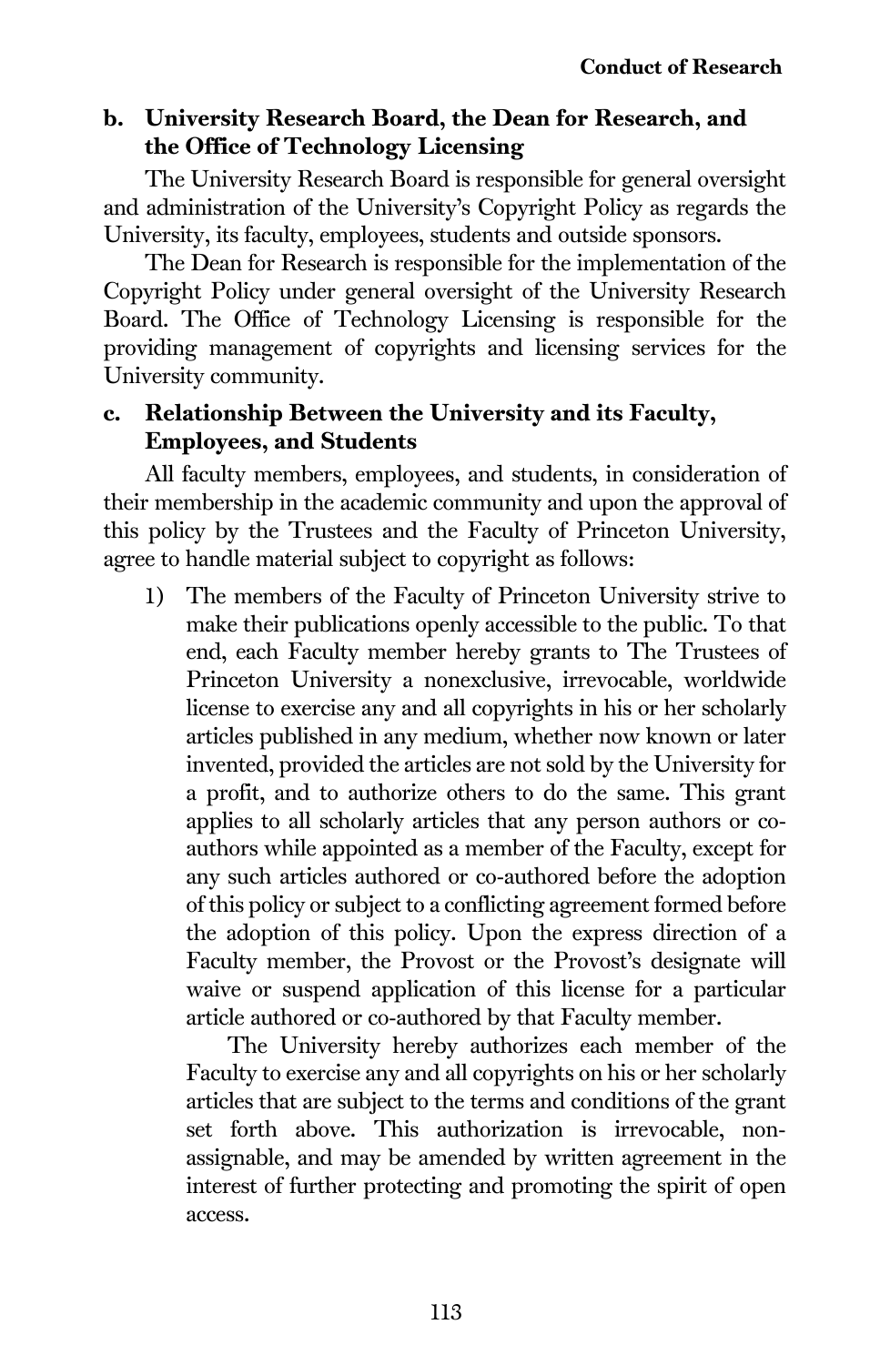### b. University Research Board, the Dean for Research, and the Office of Technology Licensing

The University Research Board is responsible for general oversight and administration of the University's Copyright Policy as regards the University, its faculty, employees, students and outside sponsors.

The Dean for Research is responsible for the implementation of the Copyright Policy under general oversight of the University Research Board. The Office of Technology Licensing is responsible for the providing management of copyrights and licensing services for the University community.

### c. Relationship Between the University and its Faculty, Employees, and Students

All faculty members, employees, and students, in consideration of their membership in the academic community and upon the approval of this policy by the Trustees and the Faculty of Princeton University, agree to handle material subject to copyright as follows:

1) The members of the Faculty of Princeton University strive to make their publications openly accessible to the public. To that end, each Faculty member hereby grants to The Trustees of Princeton University a nonexclusive, irrevocable, worldwide license to exercise any and all copyrights in his or her scholarly articles published in any medium, whether now known or later invented, provided the articles are not sold by the University for a profit, and to authorize others to do the same. This grant applies to all scholarly articles that any person authors or co-authors while appointed as a member of the Faculty, except for any such articles authored or co-authored before the adoption of this policy or subject to a conflicting agreement formed before the adoption of this policy. Upon the express direction of a Faculty member, the Provost or the Provost's designate will waive or suspend application of this license for a particular article authored or co-authored by that Faculty member.

   The University hereby authorizes each member of the Faculty to exercise any and all copyrights on his or her scholarly articles that are subject to the terms and conditions of the grant set forth above. This authorization is irrevocable, non-assignable, and may be amended by written agreement in the interest of further protecting and promoting the spirit of open access.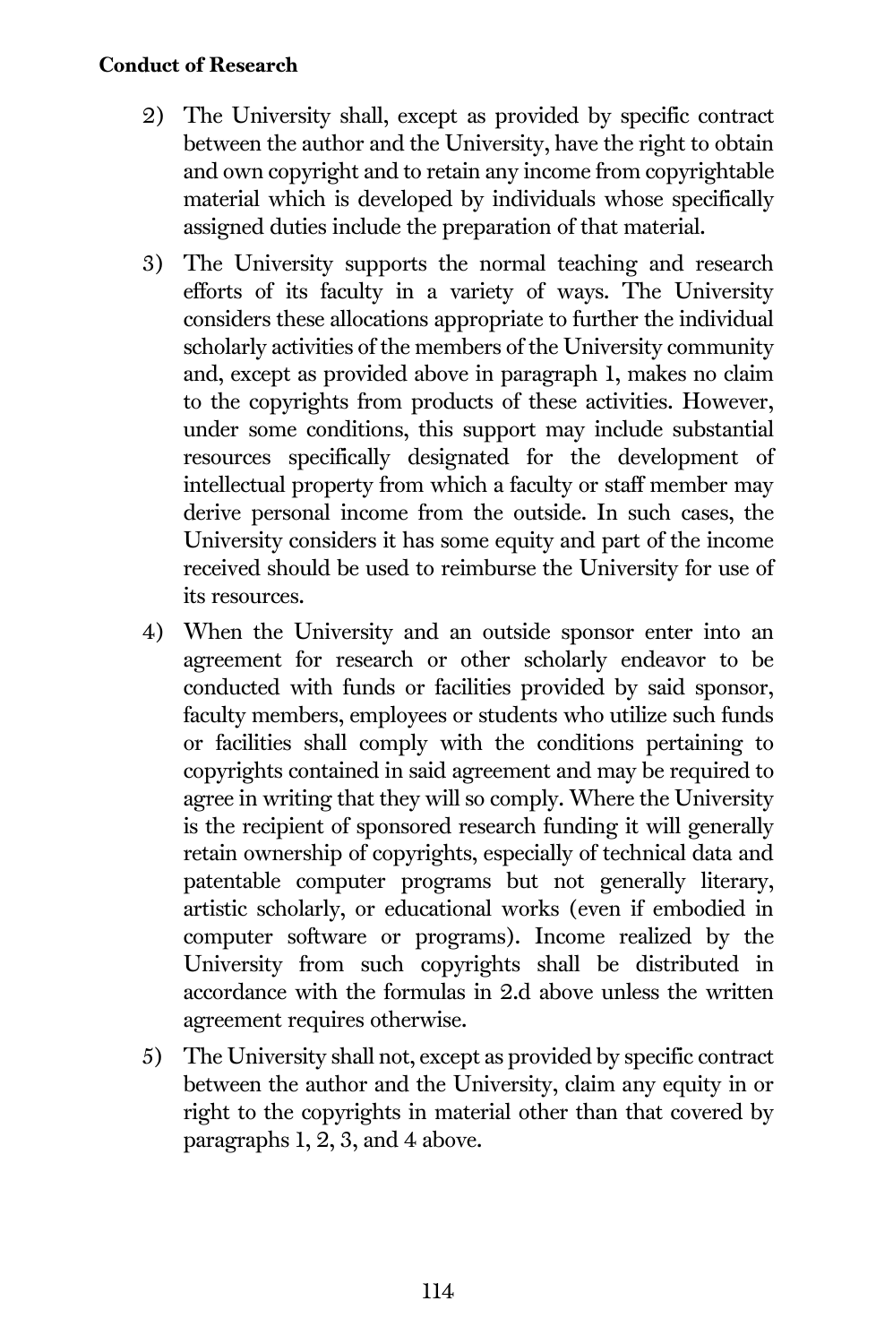2) The University shall, except as provided by specific contract between the author and the University, have the right to obtain and own copyright and to retain any income from copyrightable material which is developed by individuals whose specifically assigned duties include the preparation of that material.

3) The University supports the normal teaching and research efforts of its faculty in a variety of ways. The University considers these allocations appropriate to further the individual scholarly activities of the members of the University community and, except as provided above in paragraph 1, makes no claim to the copyrights from products of these activities. However, under some conditions, this support may include substantial resources specifically designated for the development of intellectual property from which a faculty or staff member may derive personal income from the outside. In such cases, the University considers it has some equity and part of the income received should be used to reimburse the University for use of its resources.

4) When the University and an outside sponsor enter into an agreement for research or other scholarly endeavor to be conducted with funds or facilities provided by said sponsor, faculty members, employees or students who utilize such funds or facilities shall comply with the conditions pertaining to copyrights contained in said agreement and may be required to agree in writing that they will so comply. Where the University is the recipient of sponsored research funding it will generally retain ownership of copyrights, especially of technical data and patentable computer programs but not generally literary, artistic scholarly, or educational works (even if embodied in computer software or programs). Income realized by the University from such copyrights shall be distributed in accordance with the formulas in 2.d above unless the written agreement requires otherwise.

5) The University shall not, except as provided by specific contract between the author and the University, claim any equity in or right to the copyrights in material other than that covered by paragraphs 1, 2, 3, and 4 above.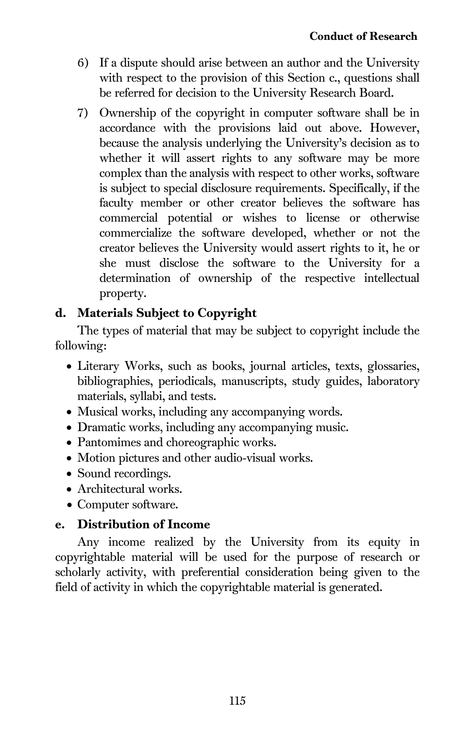6) If a dispute should arise between an author and the University with respect to the provision of this Section c., questions shall be referred for decision to the University Research Board.

7) Ownership of the copyright in computer software shall be in accordance with the provisions laid out above. However, because the analysis underlying the University's decision as to whether it will assert rights to any software may be more complex than the analysis with respect to other works, software is subject to special disclosure requirements. Specifically, if the faculty member or other creator believes the software has commercial potential or wishes to license or otherwise commercialize the software developed, whether or not the creator believes the University would assert rights to it, he or she must disclose the software to the University for a determination of ownership of the respective intellectual property.

### d. Materials Subject to Copyright

The types of material that may be subject to copyright include the following:

- Literary Works, such as books, journal articles, texts, glossaries, bibliographies, periodicals, manuscripts, study guides, laboratory materials, syllabi, and tests.
- Musical works, including any accompanying words.
- Dramatic works, including any accompanying music.
- Pantomimes and choreographic works.
- Motion pictures and other audio-visual works.
- Sound recordings.
- Architectural works.
- Computer software.

### e. Distribution of Income

Any income realized by the University from its equity in copyrightable material will be used for the purpose of research or scholarly activity, with preferential consideration being given to the field of activity in which the copyrightable material is generated.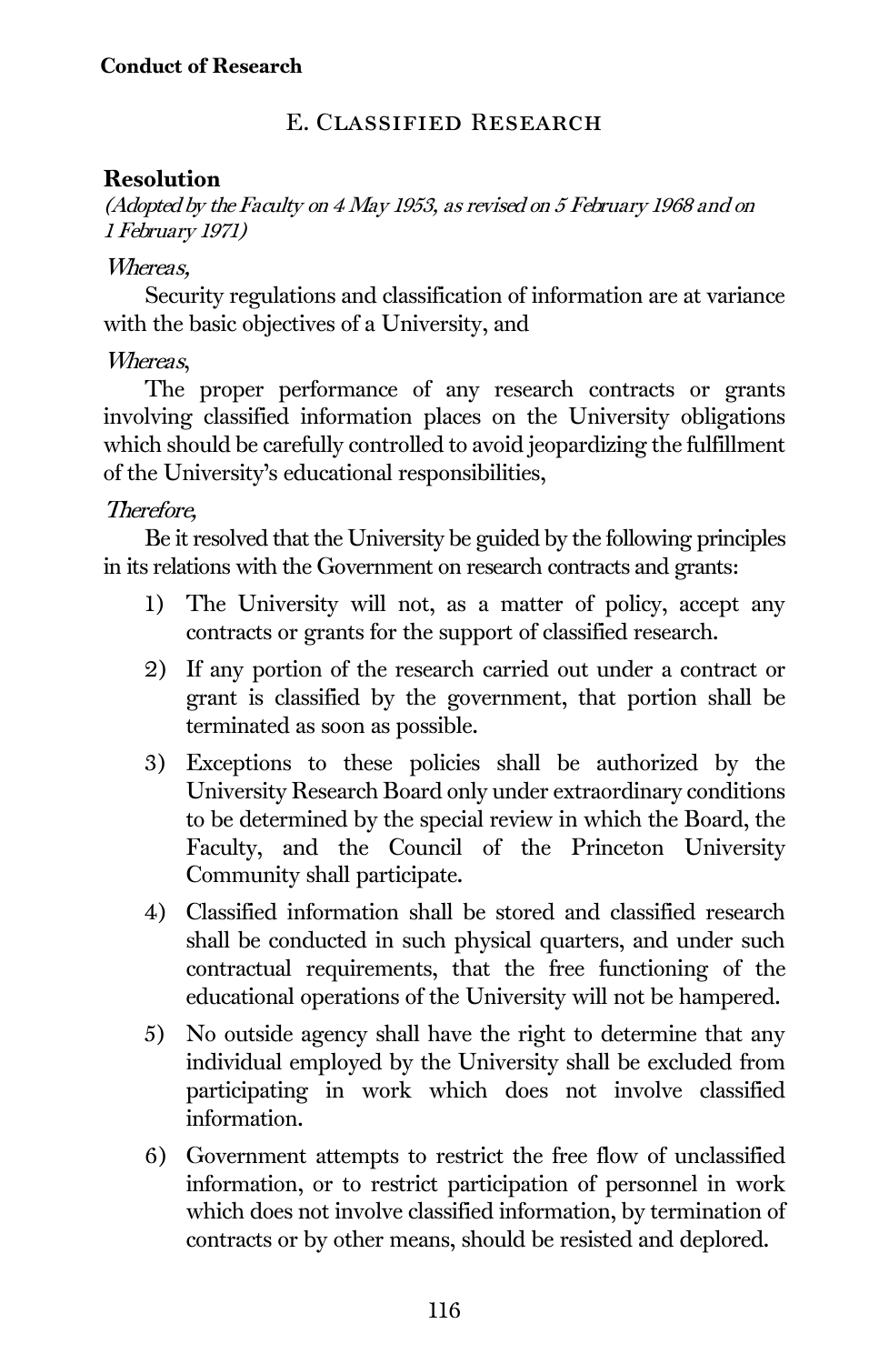## E. Classified Research

### Resolution

*(Adopted by the Faculty on 4 May 1953, as revised on 5 February 1968 and on 1 February 1971)*

*Whereas,*

Security regulations and classification of information are at variance with the basic objectives of a University, and

*Whereas,*

The proper performance of any research contracts or grants involving classified information places on the University obligations which should be carefully controlled to avoid jeopardizing the fulfillment of the University's educational responsibilities,

*Therefore,*

Be it resolved that the University be guided by the following principles in its relations with the Government on research contracts and grants:

1) The University will not, as a matter of policy, accept any contracts or grants for the support of classified research.
2) If any portion of the research carried out under a contract or grant is classified by the government, that portion shall be terminated as soon as possible.
3) Exceptions to these policies shall be authorized by the University Research Board only under extraordinary conditions to be determined by the special review in which the Board, the Faculty, and the Council of the Princeton University Community shall participate.
4) Classified information shall be stored and classified research shall be conducted in such physical quarters, and under such contractual requirements, that the free functioning of the educational operations of the University will not be hampered.
5) No outside agency shall have the right to determine that any individual employed by the University shall be excluded from participating in work which does not involve classified information.
6) Government attempts to restrict the free flow of unclassified information, or to restrict participation of personnel in work which does not involve classified information, by termination of contracts or by other means, should be resisted and deplored.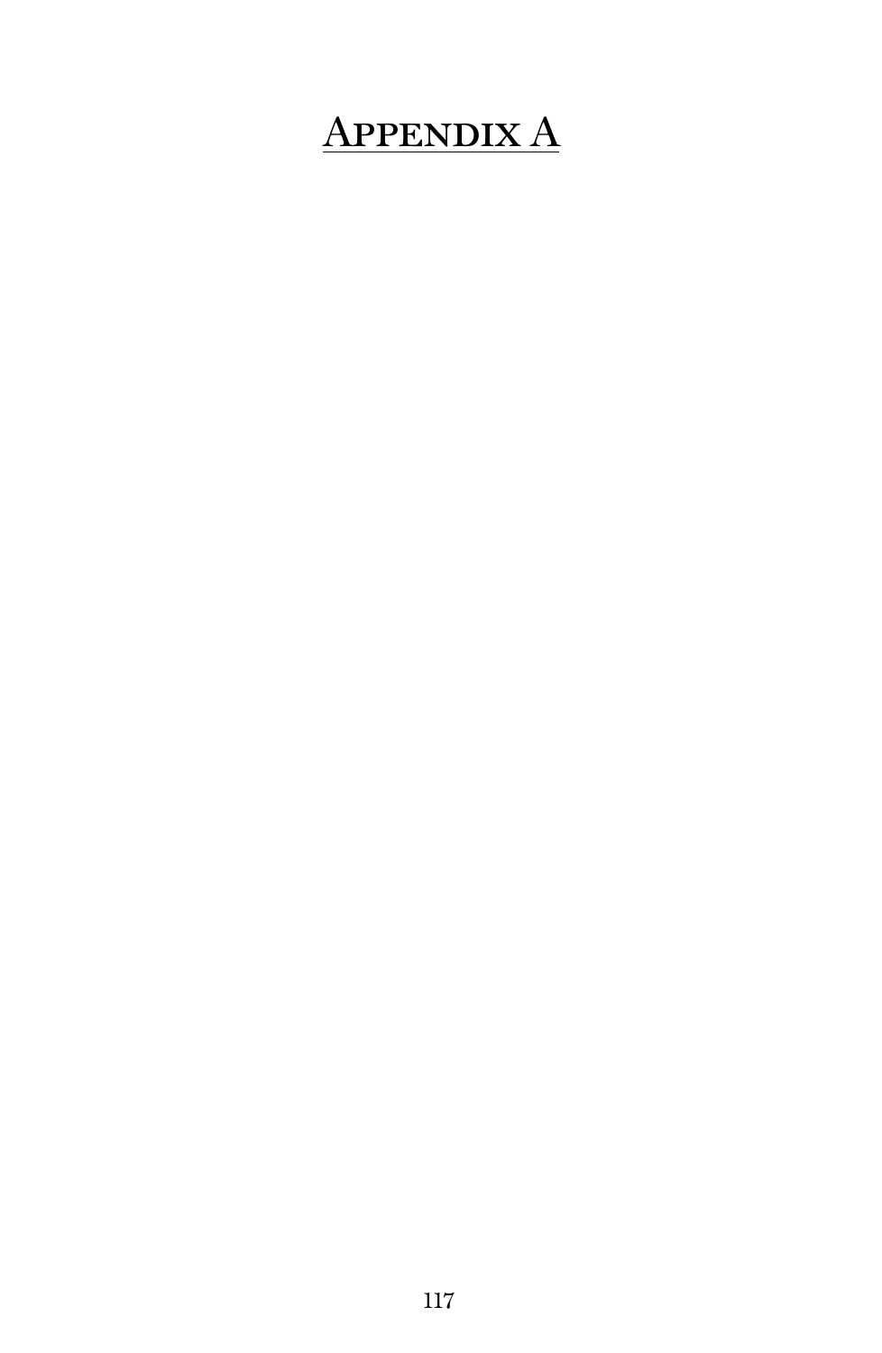# Appendix A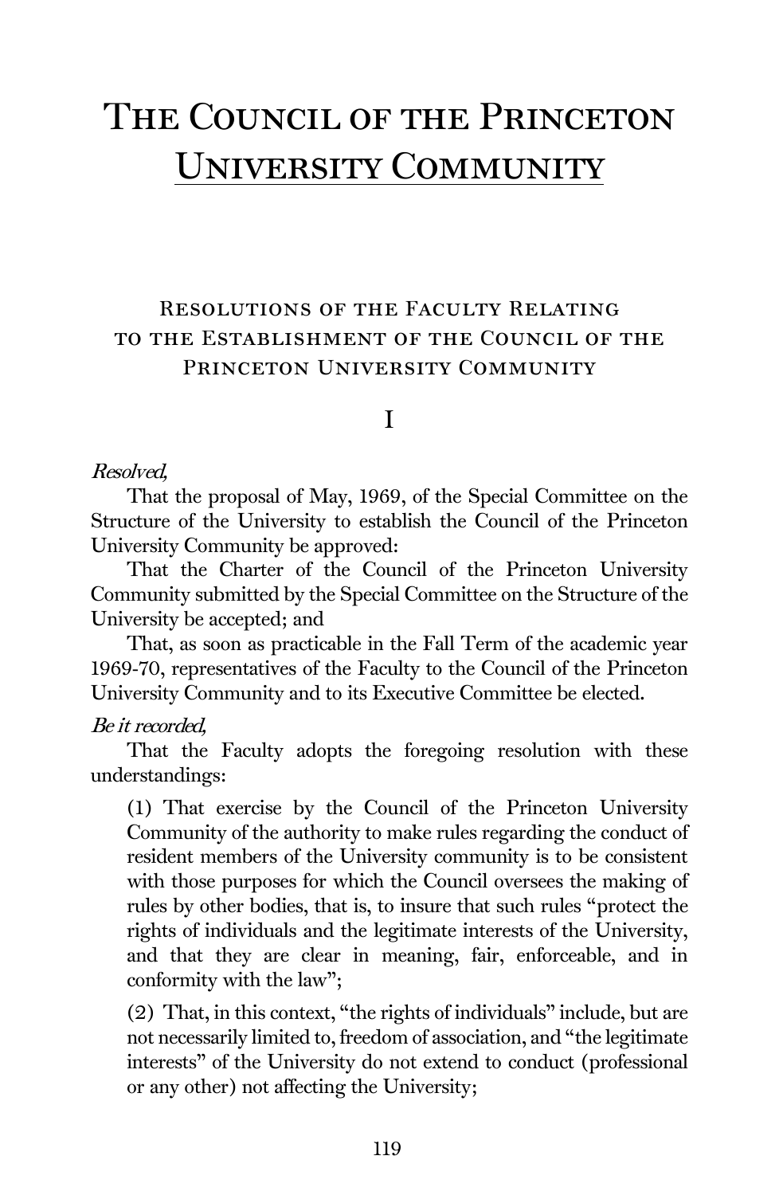# The Council of the Princeton University Community

## Resolutions of the Faculty Relating to the Establishment of the Council of the Princeton University Community

### I

*Resolved,*

That the proposal of May, 1969, of the Special Committee on the Structure of the University to establish the Council of the Princeton University Community be approved:

That the Charter of the Council of the Princeton University Community submitted by the Special Committee on the Structure of the University be accepted; and

That, as soon as practicable in the Fall Term of the academic year 1969-70, representatives of the Faculty to the Council of the Princeton University Community and to its Executive Committee be elected.

*Be it recorded,*

That the Faculty adopts the foregoing resolution with these understandings:

(1) That exercise by the Council of the Princeton University Community of the authority to make rules regarding the conduct of resident members of the University community is to be consistent with those purposes for which the Council oversees the making of rules by other bodies, that is, to insure that such rules "protect the rights of individuals and the legitimate interests of the University, and that they are clear in meaning, fair, enforceable, and in conformity with the law";

(2) That, in this context, "the rights of individuals" include, but are not necessarily limited to, freedom of association, and "the legitimate interests" of the University do not extend to conduct (professional or any other) not affecting the University;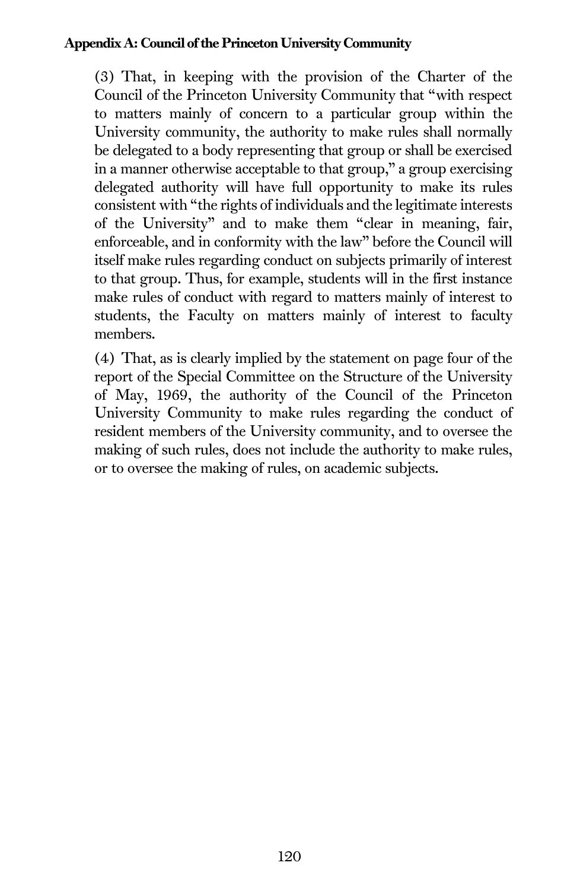(3) That, in keeping with the provision of the Charter of the Council of the Princeton University Community that "with respect to matters mainly of concern to a particular group within the University community, the authority to make rules shall normally be delegated to a body representing that group or shall be exercised in a manner otherwise acceptable to that group," a group exercising delegated authority will have full opportunity to make its rules consistent with "the rights of individuals and the legitimate interests of the University" and to make them "clear in meaning, fair, enforceable, and in conformity with the law" before the Council will itself make rules regarding conduct on subjects primarily of interest to that group. Thus, for example, students will in the first instance make rules of conduct with regard to matters mainly of interest to students, the Faculty on matters mainly of interest to faculty members.

(4) That, as is clearly implied by the statement on page four of the report of the Special Committee on the Structure of the University of May, 1969, the authority of the Council of the Princeton University Community to make rules regarding the conduct of resident members of the University community, and to oversee the making of such rules, does not include the authority to make rules, or to oversee the making of rules, on academic subjects.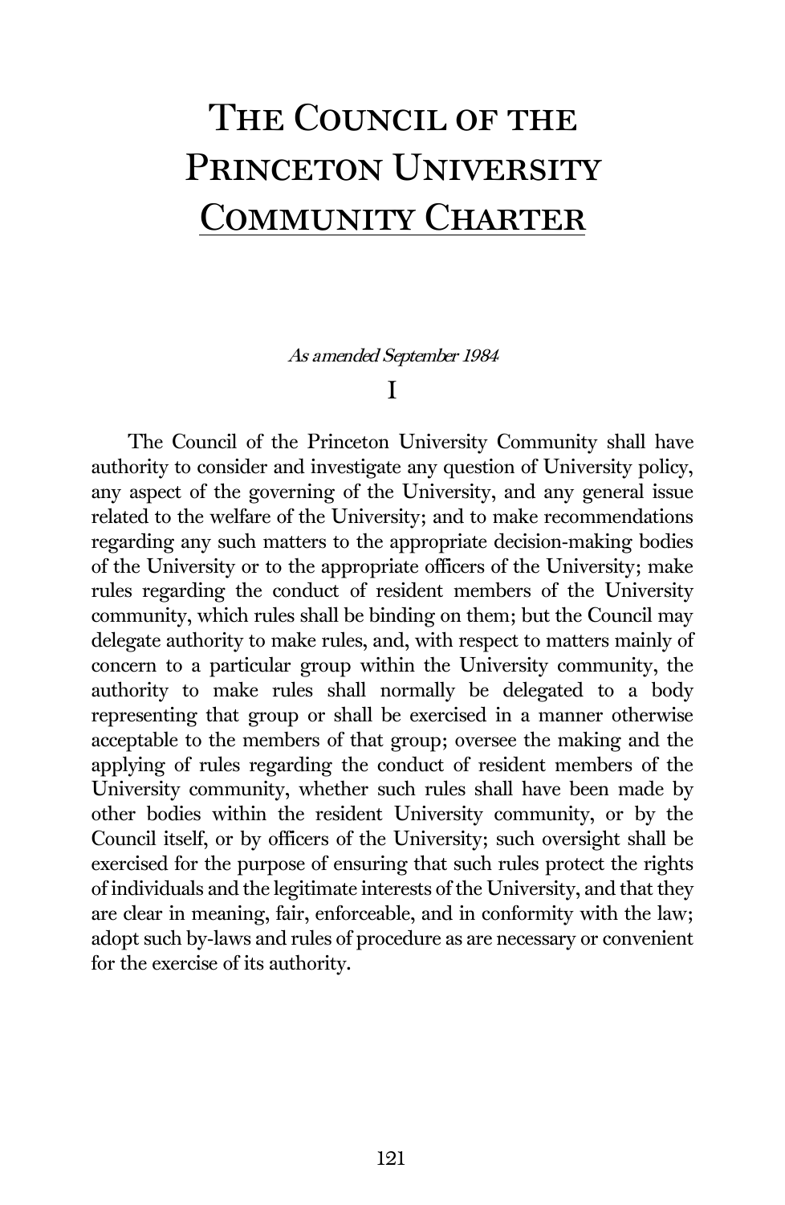# The Council of the Princeton University Community Charter

*As amended September 1984*

## I

The Council of the Princeton University Community shall have authority to consider and investigate any question of University policy, any aspect of the governing of the University, and any general issue related to the welfare of the University; and to make recommendations regarding any such matters to the appropriate decision-making bodies of the University or to the appropriate officers of the University; make rules regarding the conduct of resident members of the University community, which rules shall be binding on them; but the Council may delegate authority to make rules, and, with respect to matters mainly of concern to a particular group within the University community, the authority to make rules shall normally be delegated to a body representing that group or shall be exercised in a manner otherwise acceptable to the members of that group; oversee the making and the applying of rules regarding the conduct of resident members of the University community, whether such rules shall have been made by other bodies within the resident University community, or by the Council itself, or by officers of the University; such oversight shall be exercised for the purpose of ensuring that such rules protect the rights of individuals and the legitimate interests of the University, and that they are clear in meaning, fair, enforceable, and in conformity with the law; adopt such by-laws and rules of procedure as are necessary or convenient for the exercise of its authority.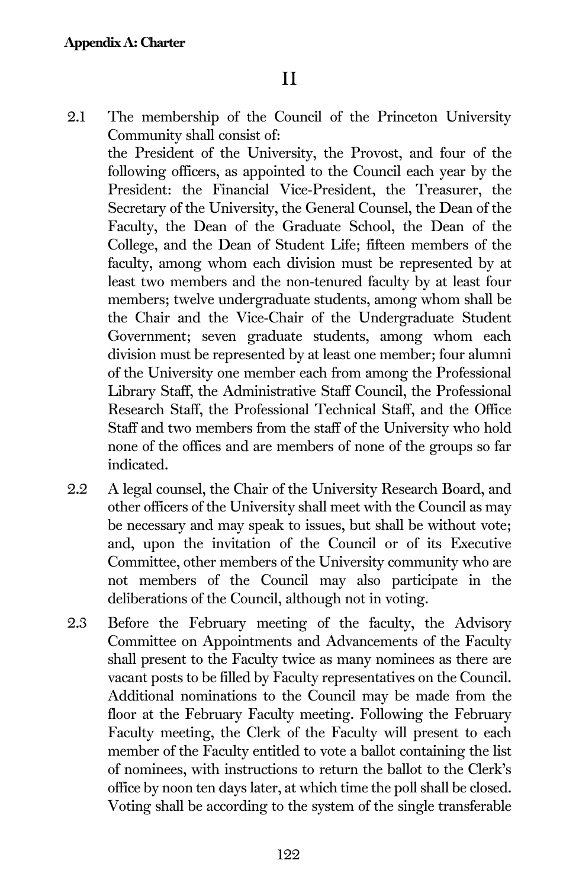# II

2.1 The membership of the Council of the Princeton University Community shall consist of:
the President of the University, the Provost, and four of the following officers, as appointed to the Council each year by the President: the Financial Vice-President, the Treasurer, the Secretary of the University, the General Counsel, the Dean of the Faculty, the Dean of the Graduate School, the Dean of the College, and the Dean of Student Life; fifteen members of the faculty, among whom each division must be represented by at least two members and the non-tenured faculty by at least four members; twelve undergraduate students, among whom shall be the Chair and the Vice-Chair of the Undergraduate Student Government; seven graduate students, among whom each division must be represented by at least one member; four alumni of the University one member each from among the Professional Library Staff, the Administrative Staff Council, the Professional Research Staff, the Professional Technical Staff, and the Office Staff and two members from the staff of the University who hold none of the offices and are members of none of the groups so far indicated.

2.2 A legal counsel, the Chair of the University Research Board, and other officers of the University shall meet with the Council as may be necessary and may speak to issues, but shall be without vote; and, upon the invitation of the Council or of its Executive Committee, other members of the University community who are not members of the Council may also participate in the deliberations of the Council, although not in voting.

2.3 Before the February meeting of the faculty, the Advisory Committee on Appointments and Advancements of the Faculty shall present to the Faculty twice as many nominees as there are vacant posts to be filled by Faculty representatives on the Council. Additional nominations to the Council may be made from the floor at the February Faculty meeting. Following the February Faculty meeting, the Clerk of the Faculty will present to each member of the Faculty entitled to vote a ballot containing the list of nominees, with instructions to return the ballot to the Clerk's office by noon ten days later, at which time the poll shall be closed. Voting shall be according to the system of the single transferable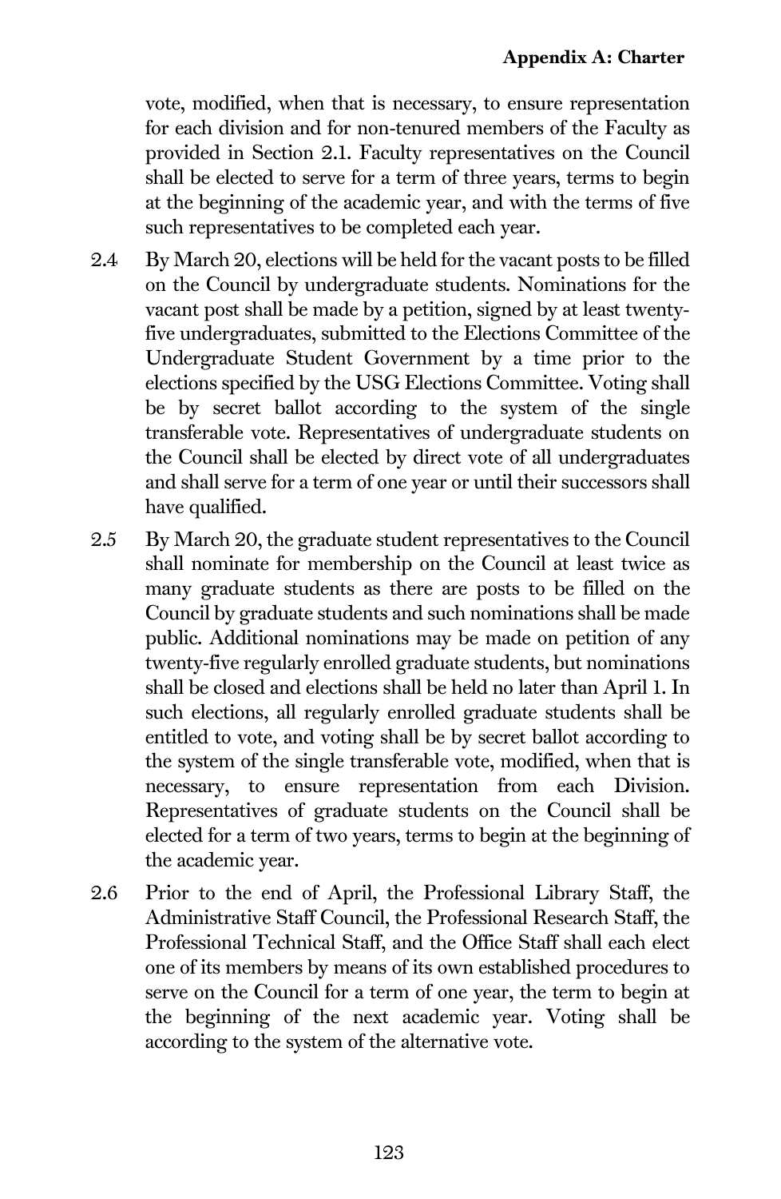vote, modified, when that is necessary, to ensure representation for each division and for non-tenured members of the Faculty as provided in Section 2.1. Faculty representatives on the Council shall be elected to serve for a term of three years, terms to begin at the beginning of the academic year, and with the terms of five such representatives to be completed each year.

2.4 By March 20, elections will be held for the vacant posts to be filled on the Council by undergraduate students. Nominations for the vacant post shall be made by a petition, signed by at least twenty-five undergraduates, submitted to the Elections Committee of the Undergraduate Student Government by a time prior to the elections specified by the USG Elections Committee. Voting shall be by secret ballot according to the system of the single transferable vote. Representatives of undergraduate students on the Council shall be elected by direct vote of all undergraduates and shall serve for a term of one year or until their successors shall have qualified.

2.5 By March 20, the graduate student representatives to the Council shall nominate for membership on the Council at least twice as many graduate students as there are posts to be filled on the Council by graduate students and such nominations shall be made public. Additional nominations may be made on petition of any twenty-five regularly enrolled graduate students, but nominations shall be closed and elections shall be held no later than April 1. In such elections, all regularly enrolled graduate students shall be entitled to vote, and voting shall be by secret ballot according to the system of the single transferable vote, modified, when that is necessary, to ensure representation from each Division. Representatives of graduate students on the Council shall be elected for a term of two years, terms to begin at the beginning of the academic year.

2.6 Prior to the end of April, the Professional Library Staff, the Administrative Staff Council, the Professional Research Staff, the Professional Technical Staff, and the Office Staff shall each elect one of its members by means of its own established procedures to serve on the Council for a term of one year, the term to begin at the beginning of the next academic year. Voting shall be according to the system of the alternative vote.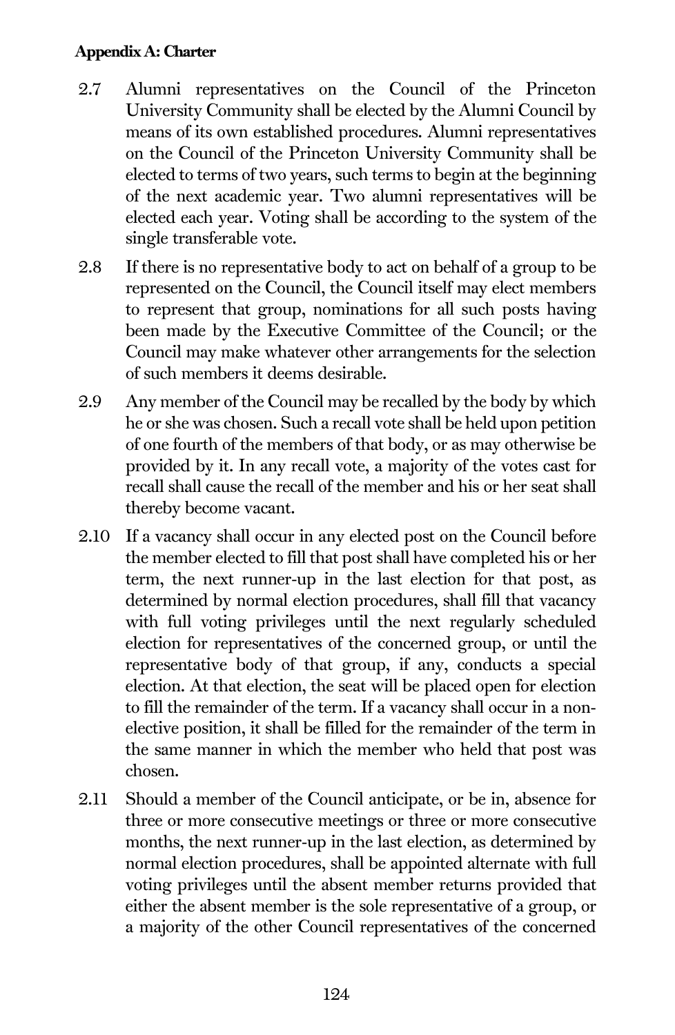2.7 Alumni representatives on the Council of the Princeton University Community shall be elected by the Alumni Council by means of its own established procedures. Alumni representatives on the Council of the Princeton University Community shall be elected to terms of two years, such terms to begin at the beginning of the next academic year. Two alumni representatives will be elected each year. Voting shall be according to the system of the single transferable vote.

2.8 If there is no representative body to act on behalf of a group to be represented on the Council, the Council itself may elect members to represent that group, nominations for all such posts having been made by the Executive Committee of the Council; or the Council may make whatever other arrangements for the selection of such members it deems desirable.

2.9 Any member of the Council may be recalled by the body by which he or she was chosen. Such a recall vote shall be held upon petition of one fourth of the members of that body, or as may otherwise be provided by it. In any recall vote, a majority of the votes cast for recall shall cause the recall of the member and his or her seat shall thereby become vacant.

2.10 If a vacancy shall occur in any elected post on the Council before the member elected to fill that post shall have completed his or her term, the next runner-up in the last election for that post, as determined by normal election procedures, shall fill that vacancy with full voting privileges until the next regularly scheduled election for representatives of the concerned group, or until the representative body of that group, if any, conducts a special election. At that election, the seat will be placed open for election to fill the remainder of the term. If a vacancy shall occur in a non-elective position, it shall be filled for the remainder of the term in the same manner in which the member who held that post was chosen.

2.11 Should a member of the Council anticipate, or be in, absence for three or more consecutive meetings or three or more consecutive months, the next runner-up in the last election, as determined by normal election procedures, shall be appointed alternate with full voting privileges until the absent member returns provided that either the absent member is the sole representative of a group, or a majority of the other Council representatives of the concerned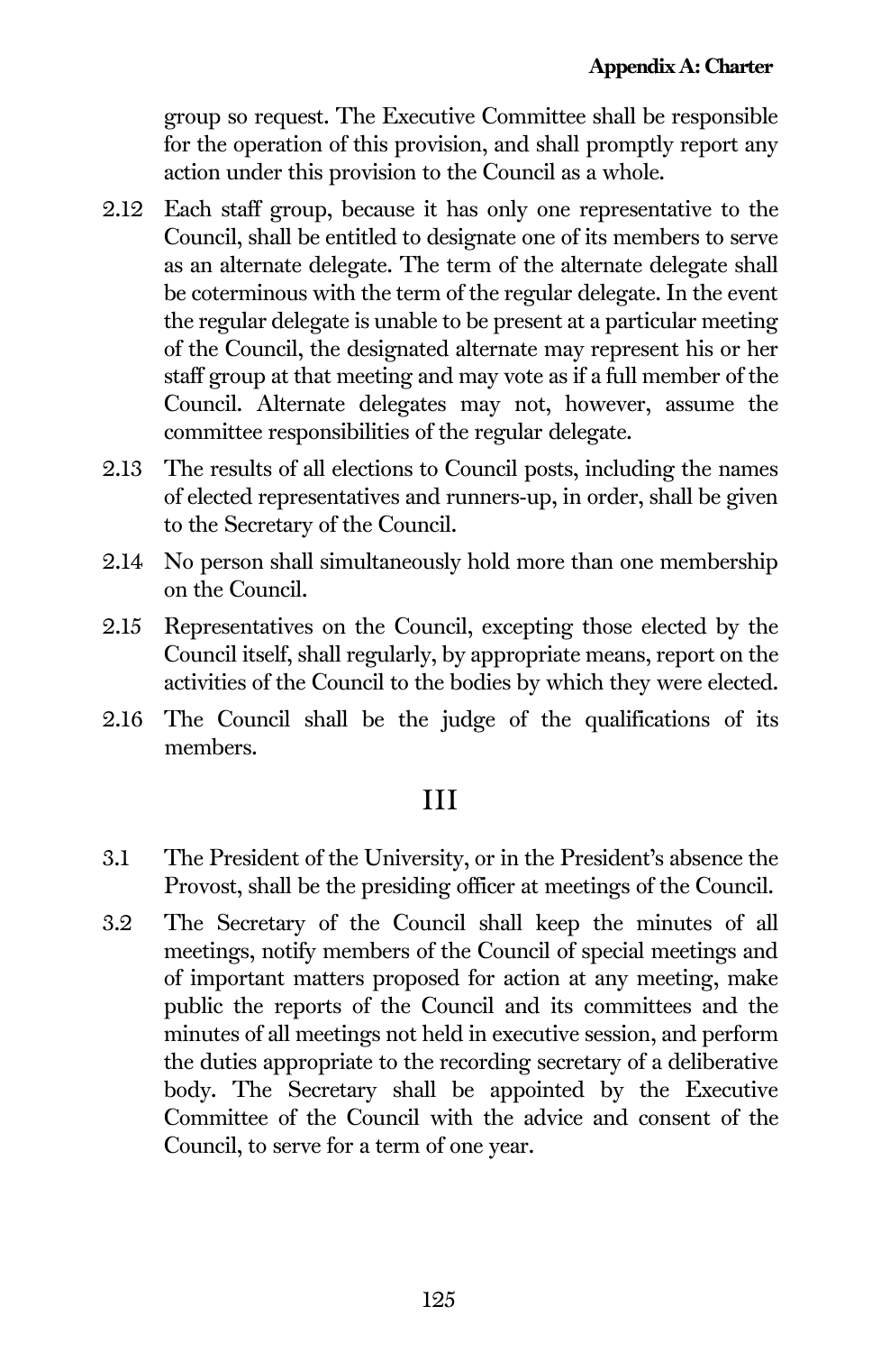group so request. The Executive Committee shall be responsible for the operation of this provision, and shall promptly report any action under this provision to the Council as a whole.

2.12 Each staff group, because it has only one representative to the Council, shall be entitled to designate one of its members to serve as an alternate delegate. The term of the alternate delegate shall be coterminous with the term of the regular delegate. In the event the regular delegate is unable to be present at a particular meeting of the Council, the designated alternate may represent his or her staff group at that meeting and may vote as if a full member of the Council. Alternate delegates may not, however, assume the committee responsibilities of the regular delegate.

2.13 The results of all elections to Council posts, including the names of elected representatives and runners-up, in order, shall be given to the Secretary of the Council.

2.14 No person shall simultaneously hold more than one membership on the Council.

2.15 Representatives on the Council, excepting those elected by the Council itself, shall regularly, by appropriate means, report on the activities of the Council to the bodies by which they were elected.

2.16 The Council shall be the judge of the qualifications of its members.

## III

3.1 The President of the University, or in the President's absence the Provost, shall be the presiding officer at meetings of the Council.

3.2 The Secretary of the Council shall keep the minutes of all meetings, notify members of the Council of special meetings and of important matters proposed for action at any meeting, make public the reports of the Council and its committees and the minutes of all meetings not held in executive session, and perform the duties appropriate to the recording secretary of a deliberative body. The Secretary shall be appointed by the Executive Committee of the Council with the advice and consent of the Council, to serve for a term of one year.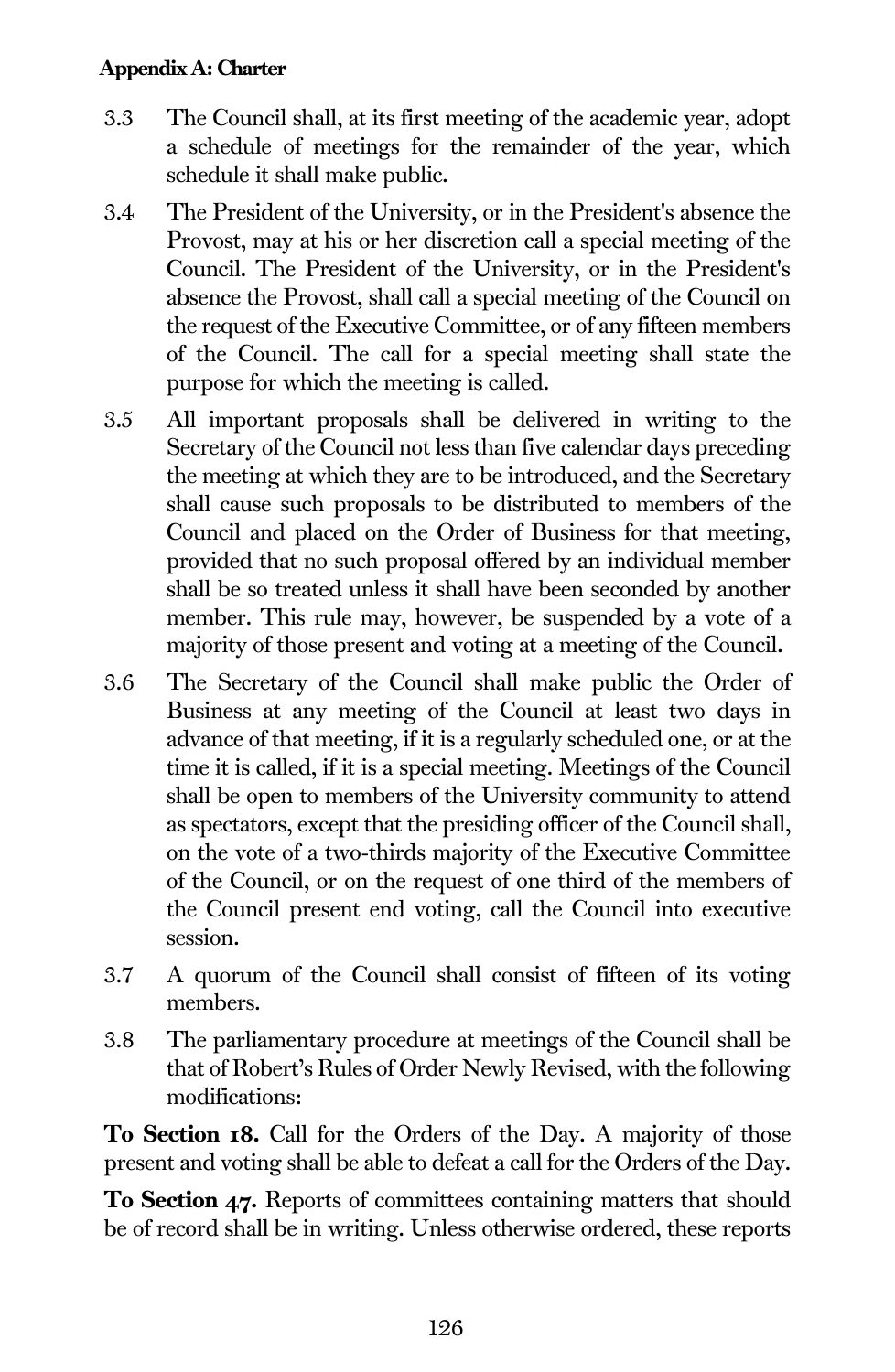3.3 The Council shall, at its first meeting of the academic year, adopt a schedule of meetings for the remainder of the year, which schedule it shall make public.

3.4 The President of the University, or in the President's absence the Provost, may at his or her discretion call a special meeting of the Council. The President of the University, or in the President's absence the Provost, shall call a special meeting of the Council on the request of the Executive Committee, or of any fifteen members of the Council. The call for a special meeting shall state the purpose for which the meeting is called.

3.5 All important proposals shall be delivered in writing to the Secretary of the Council not less than five calendar days preceding the meeting at which they are to be introduced, and the Secretary shall cause such proposals to be distributed to members of the Council and placed on the Order of Business for that meeting, provided that no such proposal offered by an individual member shall be so treated unless it shall have been seconded by another member. This rule may, however, be suspended by a vote of a majority of those present and voting at a meeting of the Council.

3.6 The Secretary of the Council shall make public the Order of Business at any meeting of the Council at least two days in advance of that meeting, if it is a regularly scheduled one, or at the time it is called, if it is a special meeting. Meetings of the Council shall be open to members of the University community to attend as spectators, except that the presiding officer of the Council shall, on the vote of a two-thirds majority of the Executive Committee of the Council, or on the request of one third of the members of the Council present end voting, call the Council into executive session.

3.7 A quorum of the Council shall consist of fifteen of its voting members.

3.8 The parliamentary procedure at meetings of the Council shall be that of Robert's Rules of Order Newly Revised, with the following modifications:

**To Section 18.** Call for the Orders of the Day. A majority of those present and voting shall be able to defeat a call for the Orders of the Day.

**To Section 47.** Reports of committees containing matters that should be of record shall be in writing. Unless otherwise ordered, these reports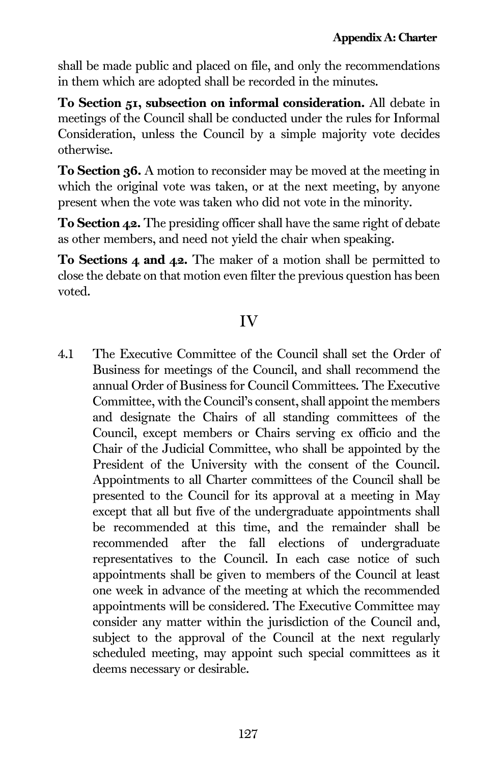shall be made public and placed on file, and only the recommendations in them which are adopted shall be recorded in the minutes.

**To Section 51, subsection on informal consideration.** All debate in meetings of the Council shall be conducted under the rules for Informal Consideration, unless the Council by a simple majority vote decides otherwise.

**To Section 36.** A motion to reconsider may be moved at the meeting in which the original vote was taken, or at the next meeting, by anyone present when the vote was taken who did not vote in the minority.

**To Section 42.** The presiding officer shall have the same right of debate as other members, and need not yield the chair when speaking.

**To Sections 4 and 42.** The maker of a motion shall be permitted to close the debate on that motion even filter the previous question has been voted.

## IV

4.1 The Executive Committee of the Council shall set the Order of Business for meetings of the Council, and shall recommend the annual Order of Business for Council Committees. The Executive Committee, with the Council's consent, shall appoint the members and designate the Chairs of all standing committees of the Council, except members or Chairs serving ex officio and the Chair of the Judicial Committee, who shall be appointed by the President of the University with the consent of the Council. Appointments to all Charter committees of the Council shall be presented to the Council for its approval at a meeting in May except that all but five of the undergraduate appointments shall be recommended at this time, and the remainder shall be recommended after the fall elections of undergraduate representatives to the Council. In each case notice of such appointments shall be given to members of the Council at least one week in advance of the meeting at which the recommended appointments will be considered. The Executive Committee may consider any matter within the jurisdiction of the Council and, subject to the approval of the Council at the next regularly scheduled meeting, may appoint such special committees as it deems necessary or desirable.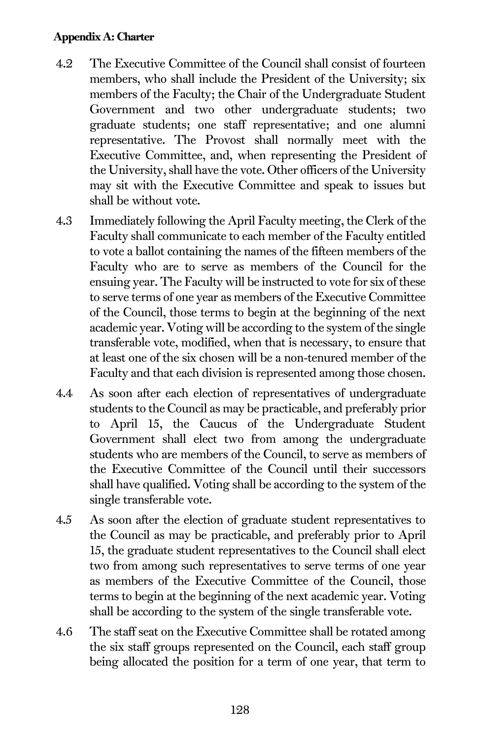4.2 The Executive Committee of the Council shall consist of fourteen members, who shall include the President of the University; six members of the Faculty; the Chair of the Undergraduate Student Government and two other undergraduate students; two graduate students; one staff representative; and one alumni representative. The Provost shall normally meet with the Executive Committee, and, when representing the President of the University, shall have the vote. Other officers of the University may sit with the Executive Committee and speak to issues but shall be without vote.

4.3 Immediately following the April Faculty meeting, the Clerk of the Faculty shall communicate to each member of the Faculty entitled to vote a ballot containing the names of the fifteen members of the Faculty who are to serve as members of the Council for the ensuing year. The Faculty will be instructed to vote for six of these to serve terms of one year as members of the Executive Committee of the Council, those terms to begin at the beginning of the next academic year. Voting will be according to the system of the single transferable vote, modified, when that is necessary, to ensure that at least one of the six chosen will be a non-tenured member of the Faculty and that each division is represented among those chosen.

4.4 As soon after each election of representatives of undergraduate students to the Council as may be practicable, and preferably prior to April 15, the Caucus of the Undergraduate Student Government shall elect two from among the undergraduate students who are members of the Council, to serve as members of the Executive Committee of the Council until their successors shall have qualified. Voting shall be according to the system of the single transferable vote.

4.5 As soon after the election of graduate student representatives to the Council as may be practicable, and preferably prior to April 15, the graduate student representatives to the Council shall elect two from among such representatives to serve terms of one year as members of the Executive Committee of the Council, those terms to begin at the beginning of the next academic year. Voting shall be according to the system of the single transferable vote.

4.6 The staff seat on the Executive Committee shall be rotated among the six staff groups represented on the Council, each staff group being allocated the position for a term of one year, that term to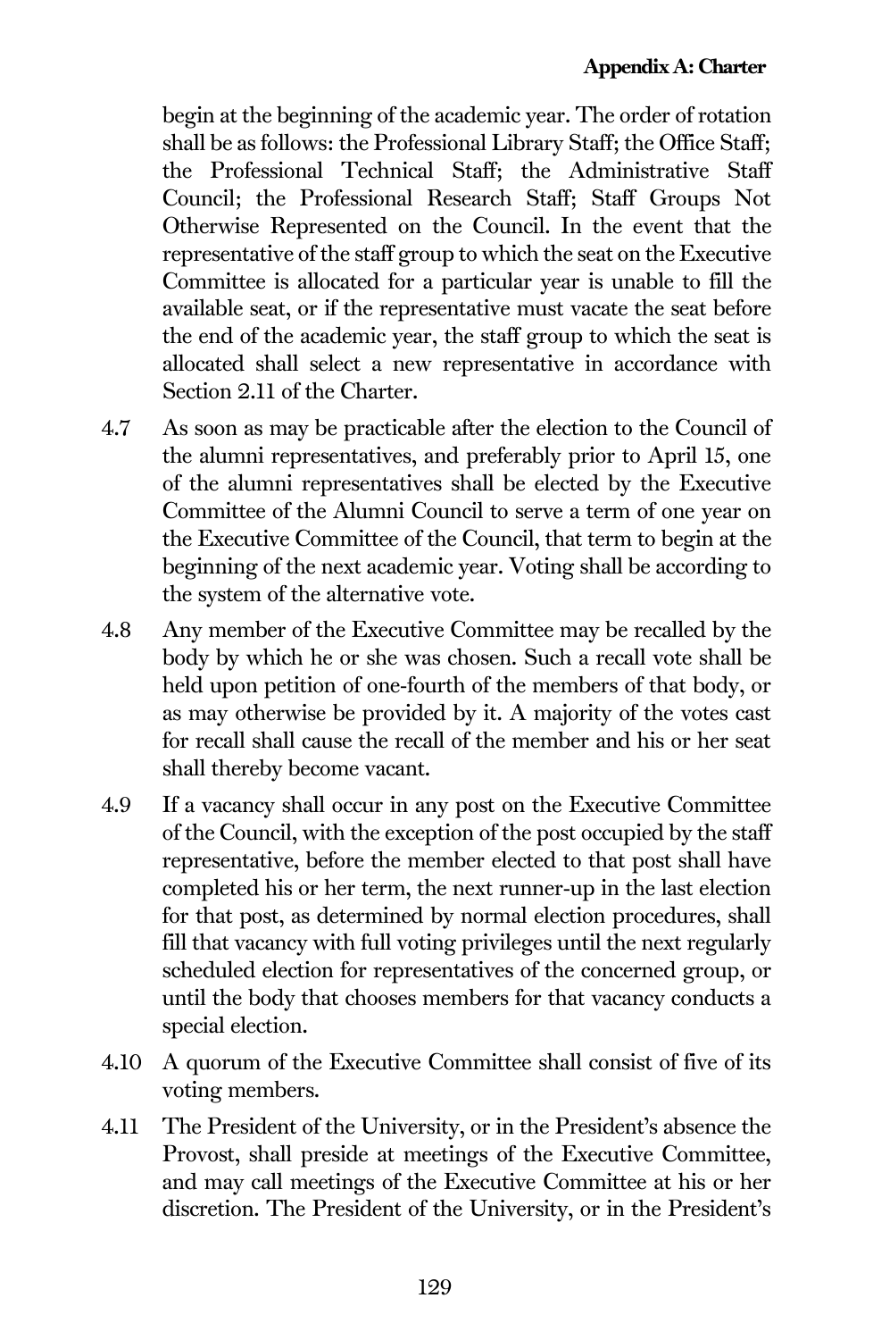begin at the beginning of the academic year. The order of rotation shall be as follows: the Professional Library Staff; the Office Staff; the Professional Technical Staff; the Administrative Staff Council; the Professional Research Staff; Staff Groups Not Otherwise Represented on the Council. In the event that the representative of the staff group to which the seat on the Executive Committee is allocated for a particular year is unable to fill the available seat, or if the representative must vacate the seat before the end of the academic year, the staff group to which the seat is allocated shall select a new representative in accordance with Section 2.11 of the Charter.

4.7 As soon as may be practicable after the election to the Council of the alumni representatives, and preferably prior to April 15, one of the alumni representatives shall be elected by the Executive Committee of the Alumni Council to serve a term of one year on the Executive Committee of the Council, that term to begin at the beginning of the next academic year. Voting shall be according to the system of the alternative vote.

4.8 Any member of the Executive Committee may be recalled by the body by which he or she was chosen. Such a recall vote shall be held upon petition of one-fourth of the members of that body, or as may otherwise be provided by it. A majority of the votes cast for recall shall cause the recall of the member and his or her seat shall thereby become vacant.

4.9 If a vacancy shall occur in any post on the Executive Committee of the Council, with the exception of the post occupied by the staff representative, before the member elected to that post shall have completed his or her term, the next runner-up in the last election for that post, as determined by normal election procedures, shall fill that vacancy with full voting privileges until the next regularly scheduled election for representatives of the concerned group, or until the body that chooses members for that vacancy conducts a special election.

4.10 A quorum of the Executive Committee shall consist of five of its voting members.

4.11 The President of the University, or in the President's absence the Provost, shall preside at meetings of the Executive Committee, and may call meetings of the Executive Committee at his or her discretion. The President of the University, or in the President's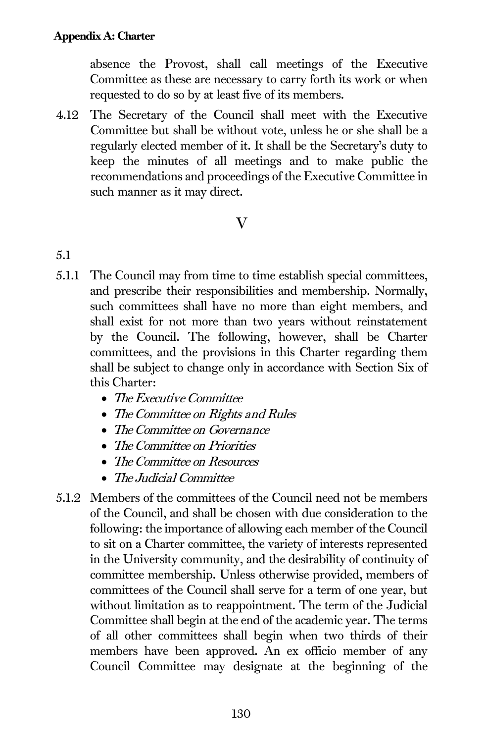absence the Provost, shall call meetings of the Executive Committee as these are necessary to carry forth its work or when requested to do so by at least five of its members.

4.12 The Secretary of the Council shall meet with the Executive Committee but shall be without vote, unless he or she shall be a regularly elected member of it. It shall be the Secretary's duty to keep the minutes of all meetings and to make public the recommendations and proceedings of the Executive Committee in such manner as it may direct.

## V

5.1

5.1.1 The Council may from time to time establish special committees, and prescribe their responsibilities and membership. Normally, such committees shall have no more than eight members, and shall exist for not more than two years without reinstatement by the Council. The following, however, shall be Charter committees, and the provisions in this Charter regarding them shall be subject to change only in accordance with Section Six of this Charter:

- *The Executive Committee*
- *The Committee on Rights and Rules*
- *The Committee on Governance*
- *The Committee on Priorities*
- *The Committee on Resources*
- *The Judicial Committee*

5.1.2 Members of the committees of the Council need not be members of the Council, and shall be chosen with due consideration to the following: the importance of allowing each member of the Council to sit on a Charter committee, the variety of interests represented in the University community, and the desirability of continuity of committee membership. Unless otherwise provided, members of committees of the Council shall serve for a term of one year, but without limitation as to reappointment. The term of the Judicial Committee shall begin at the end of the academic year. The terms of all other committees shall begin when two thirds of their members have been approved. An ex officio member of any Council Committee may designate at the beginning of the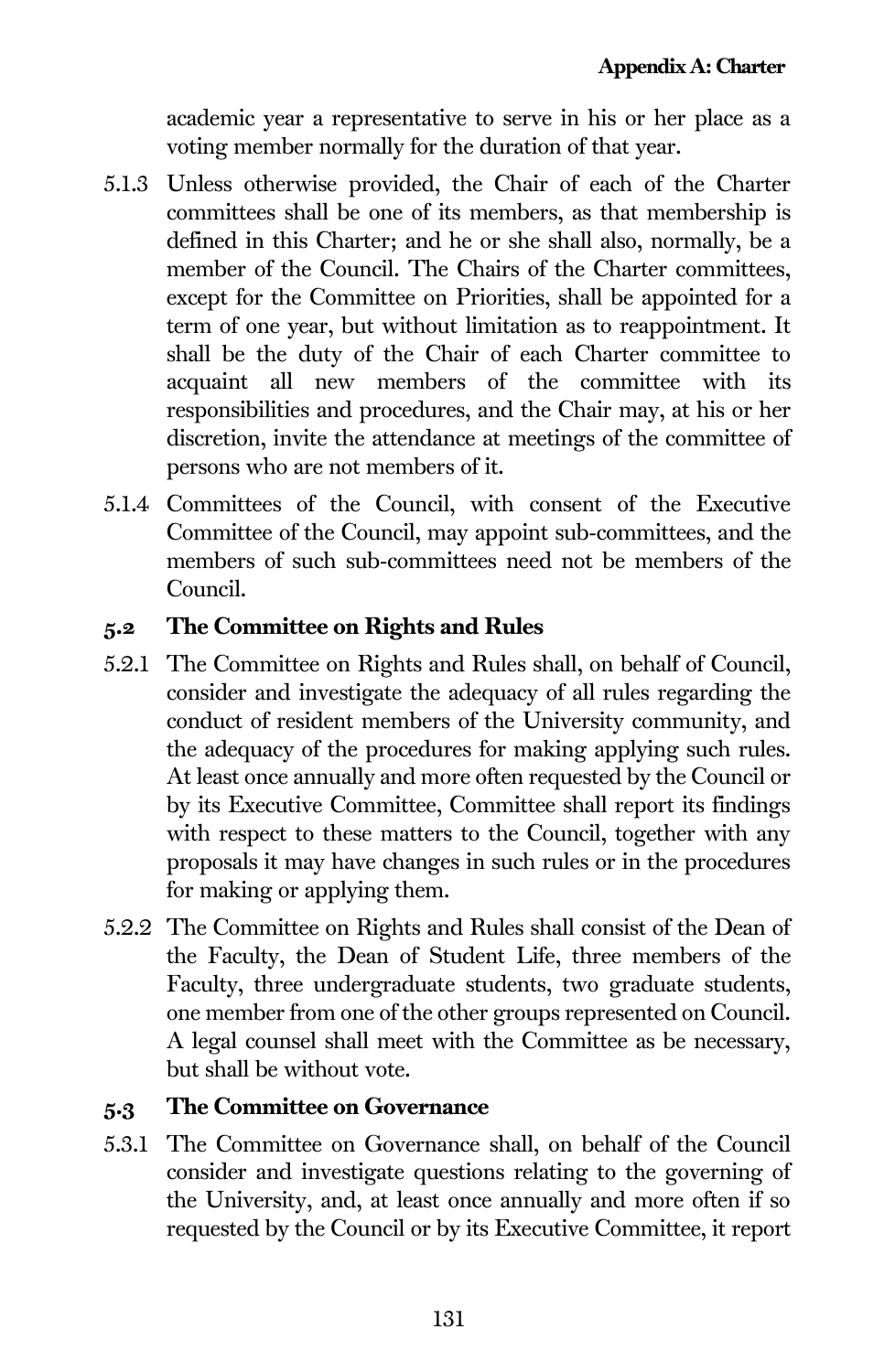academic year a representative to serve in his or her place as a voting member normally for the duration of that year.

5.1.3 Unless otherwise provided, the Chair of each of the Charter committees shall be one of its members, as that membership is defined in this Charter; and he or she shall also, normally, be a member of the Council. The Chairs of the Charter committees, except for the Committee on Priorities, shall be appointed for a term of one year, but without limitation as to reappointment. It shall be the duty of the Chair of each Charter committee to acquaint all new members of the committee with its responsibilities and procedures, and the Chair may, at his or her discretion, invite the attendance at meetings of the committee of persons who are not members of it.

5.1.4 Committees of the Council, with consent of the Executive Committee of the Council, may appoint sub-committees, and the members of such sub-committees need not be members of the Council.

### 5.2 The Committee on Rights and Rules

5.2.1 The Committee on Rights and Rules shall, on behalf of Council, consider and investigate the adequacy of all rules regarding the conduct of resident members of the University community, and the adequacy of the procedures for making applying such rules. At least once annually and more often requested by the Council or by its Executive Committee, Committee shall report its findings with respect to these matters to the Council, together with any proposals it may have changes in such rules or in the procedures for making or applying them.

5.2.2 The Committee on Rights and Rules shall consist of the Dean of the Faculty, the Dean of Student Life, three members of the Faculty, three undergraduate students, two graduate students, one member from one of the other groups represented on Council. A legal counsel shall meet with the Committee as be necessary, but shall be without vote.

### 5.3 The Committee on Governance

5.3.1 The Committee on Governance shall, on behalf of the Council consider and investigate questions relating to the governing of the University, and, at least once annually and more often if so requested by the Council or by its Executive Committee, it report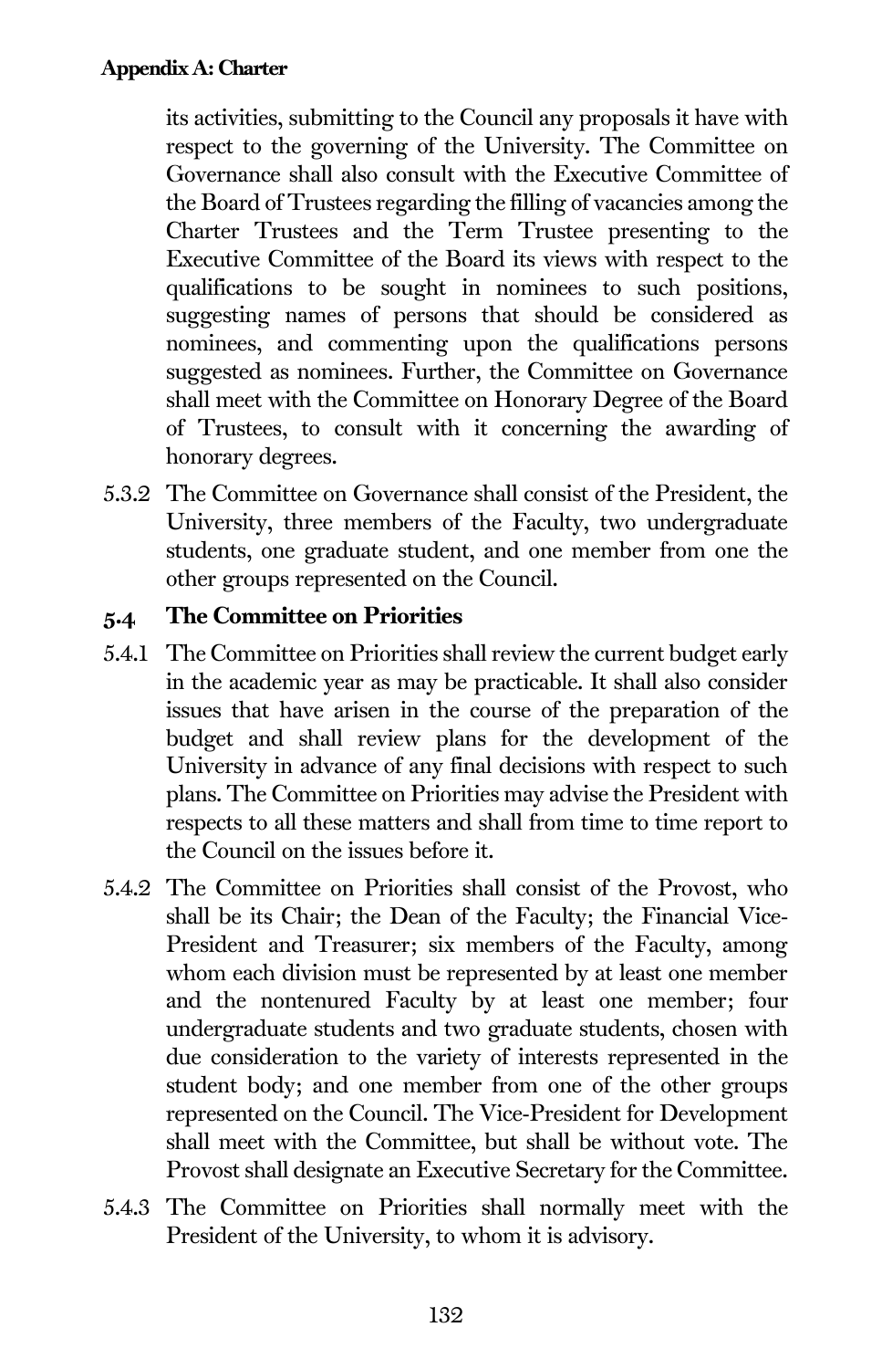its activities, submitting to the Council any proposals it have with respect to the governing of the University. The Committee on Governance shall also consult with the Executive Committee of the Board of Trustees regarding the filling of vacancies among the Charter Trustees and the Term Trustee presenting to the Executive Committee of the Board its views with respect to the qualifications to be sought in nominees to such positions, suggesting names of persons that should be considered as nominees, and commenting upon the qualifications persons suggested as nominees. Further, the Committee on Governance shall meet with the Committee on Honorary Degree of the Board of Trustees, to consult with it concerning the awarding of honorary degrees.

5.3.2 The Committee on Governance shall consist of the President, the University, three members of the Faculty, two undergraduate students, one graduate student, and one member from one the other groups represented on the Council.

### 5.4 The Committee on Priorities

5.4.1 The Committee on Priorities shall review the current budget early in the academic year as may be practicable. It shall also consider issues that have arisen in the course of the preparation of the budget and shall review plans for the development of the University in advance of any final decisions with respect to such plans. The Committee on Priorities may advise the President with respects to all these matters and shall from time to time report to the Council on the issues before it.

5.4.2 The Committee on Priorities shall consist of the Provost, who shall be its Chair; the Dean of the Faculty; the Financial Vice-President and Treasurer; six members of the Faculty, among whom each division must be represented by at least one member and the nontenured Faculty by at least one member; four undergraduate students and two graduate students, chosen with due consideration to the variety of interests represented in the student body; and one member from one of the other groups represented on the Council. The Vice-President for Development shall meet with the Committee, but shall be without vote. The Provost shall designate an Executive Secretary for the Committee.

5.4.3 The Committee on Priorities shall normally meet with the President of the University, to whom it is advisory.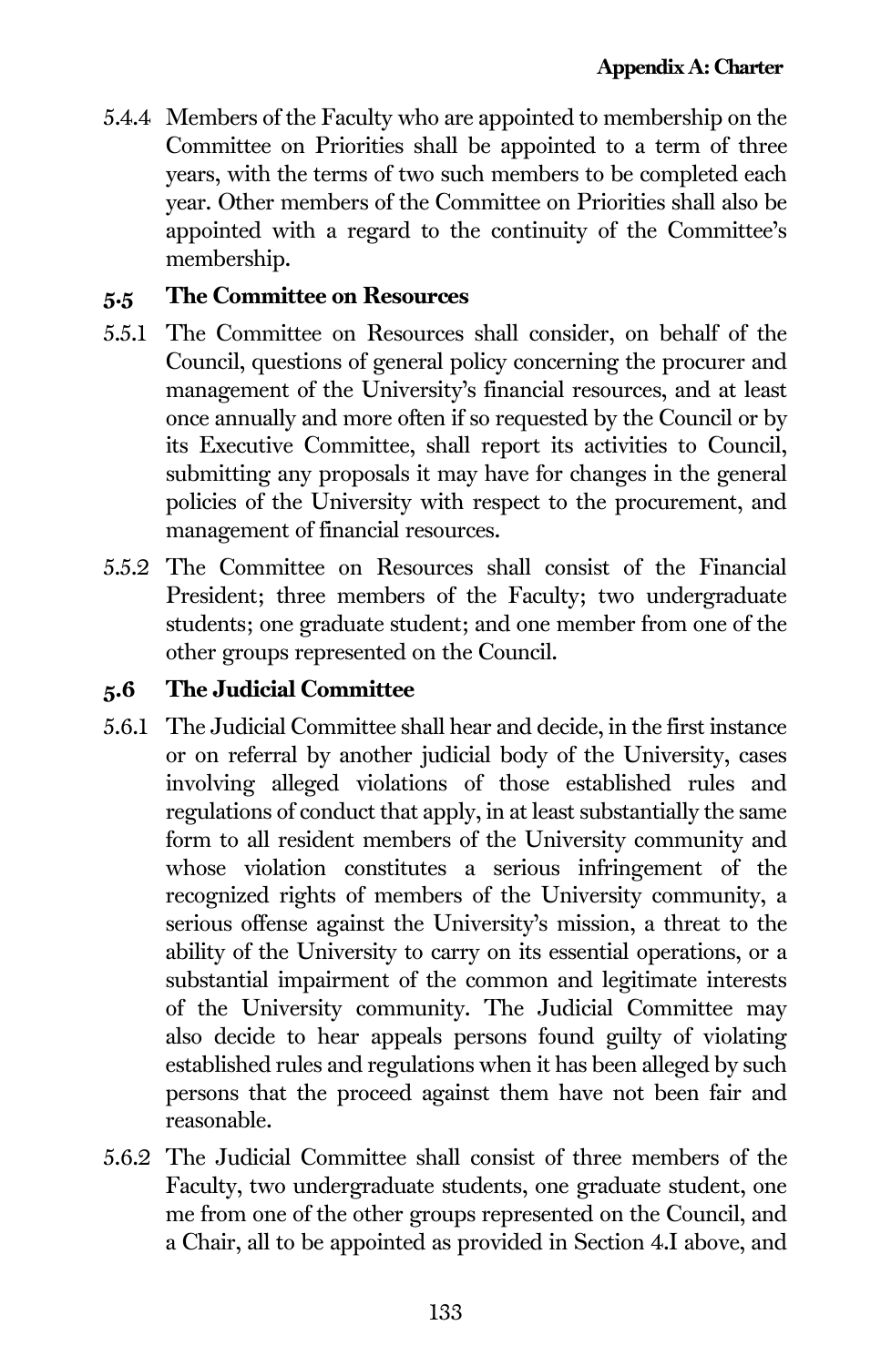5.4.4 Members of the Faculty who are appointed to membership on the Committee on Priorities shall be appointed to a term of three years, with the terms of two such members to be completed each year. Other members of the Committee on Priorities shall also be appointed with a regard to the continuity of the Committee's membership.

### 5.5 The Committee on Resources

5.5.1 The Committee on Resources shall consider, on behalf of the Council, questions of general policy concerning the procurer and management of the University's financial resources, and at least once annually and more often if so requested by the Council or by its Executive Committee, shall report its activities to Council, submitting any proposals it may have for changes in the general policies of the University with respect to the procurement, and management of financial resources.

5.5.2 The Committee on Resources shall consist of the Financial President; three members of the Faculty; two undergraduate students; one graduate student; and one member from one of the other groups represented on the Council.

### 5.6 The Judicial Committee

5.6.1 The Judicial Committee shall hear and decide, in the first instance or on referral by another judicial body of the University, cases involving alleged violations of those established rules and regulations of conduct that apply, in at least substantially the same form to all resident members of the University community and whose violation constitutes a serious infringement of the recognized rights of members of the University community, a serious offense against the University's mission, a threat to the ability of the University to carry on its essential operations, or a substantial impairment of the common and legitimate interests of the University community. The Judicial Committee may also decide to hear appeals persons found guilty of violating established rules and regulations when it has been alleged by such persons that the proceed against them have not been fair and reasonable.

5.6.2 The Judicial Committee shall consist of three members of the Faculty, two undergraduate students, one graduate student, one me from one of the other groups represented on the Council, and a Chair, all to be appointed as provided in Section 4.I above, and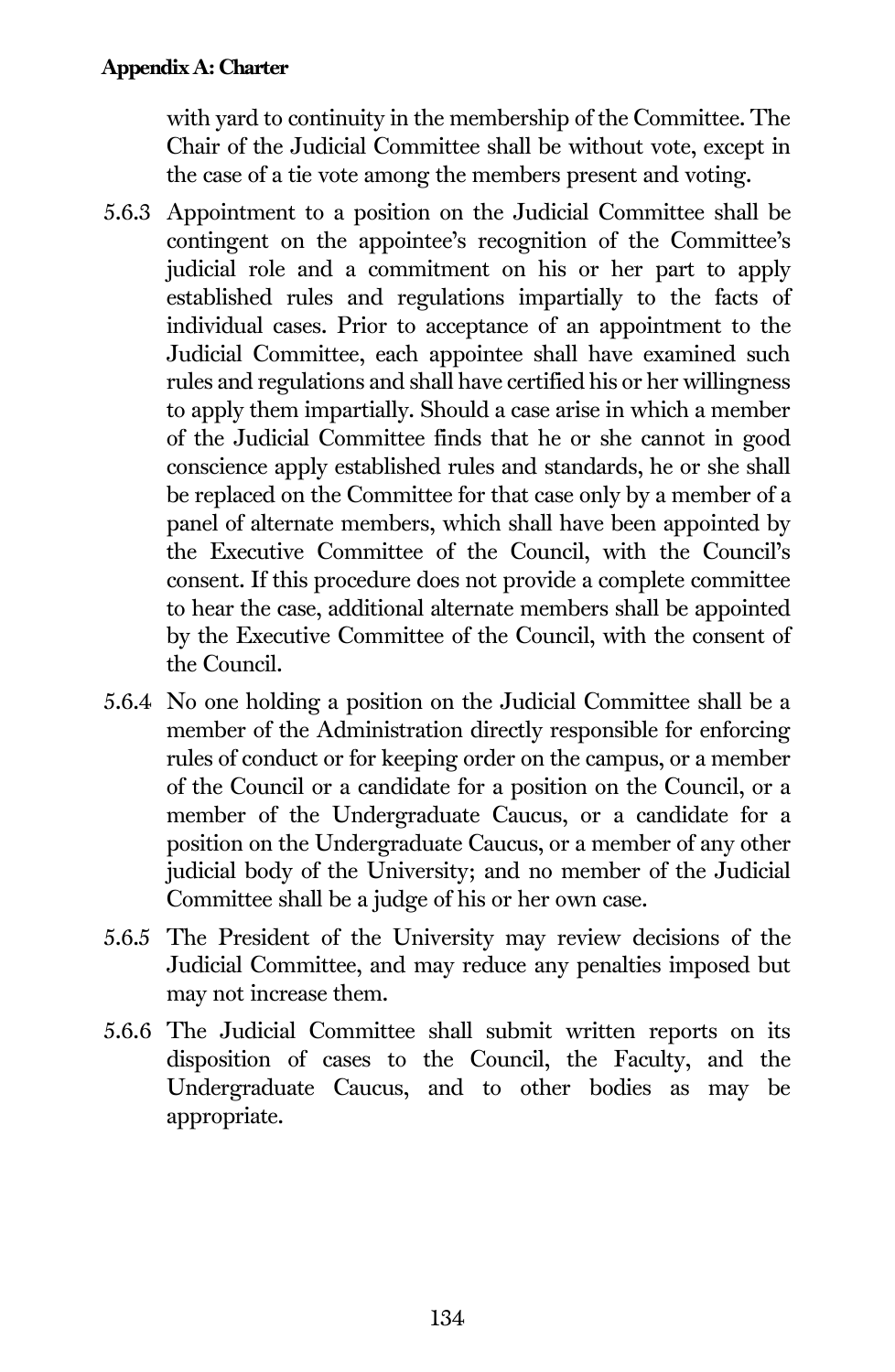with yard to continuity in the membership of the Committee. The Chair of the Judicial Committee shall be without vote, except in the case of a tie vote among the members present and voting.

5.6.3 Appointment to a position on the Judicial Committee shall be contingent on the appointee's recognition of the Committee's judicial role and a commitment on his or her part to apply established rules and regulations impartially to the facts of individual cases. Prior to acceptance of an appointment to the Judicial Committee, each appointee shall have examined such rules and regulations and shall have certified his or her willingness to apply them impartially. Should a case arise in which a member of the Judicial Committee finds that he or she cannot in good conscience apply established rules and standards, he or she shall be replaced on the Committee for that case only by a member of a panel of alternate members, which shall have been appointed by the Executive Committee of the Council, with the Council's consent. If this procedure does not provide a complete committee to hear the case, additional alternate members shall be appointed by the Executive Committee of the Council, with the consent of the Council.

5.6.4 No one holding a position on the Judicial Committee shall be a member of the Administration directly responsible for enforcing rules of conduct or for keeping order on the campus, or a member of the Council or a candidate for a position on the Council, or a member of the Undergraduate Caucus, or a candidate for a position on the Undergraduate Caucus, or a member of any other judicial body of the University; and no member of the Judicial Committee shall be a judge of his or her own case.

5.6.5 The President of the University may review decisions of the Judicial Committee, and may reduce any penalties imposed but may not increase them.

5.6.6 The Judicial Committee shall submit written reports on its disposition of cases to the Council, the Faculty, and the Undergraduate Caucus, and to other bodies as may be appropriate.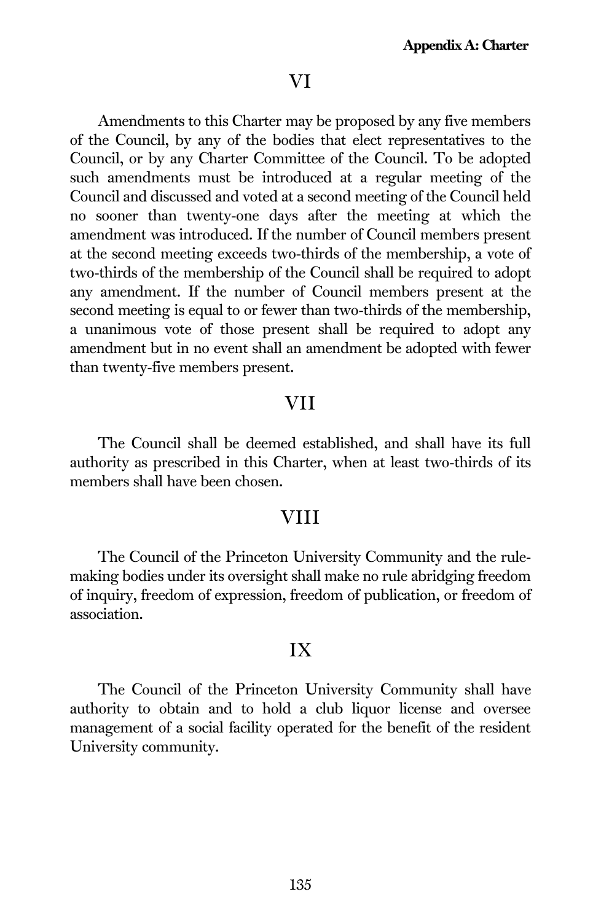## VI

Amendments to this Charter may be proposed by any five members of the Council, by any of the bodies that elect representatives to the Council, or by any Charter Committee of the Council. To be adopted such amendments must be introduced at a regular meeting of the Council and discussed and voted at a second meeting of the Council held no sooner than twenty-one days after the meeting at which the amendment was introduced. If the number of Council members present at the second meeting exceeds two-thirds of the membership, a vote of two-thirds of the membership of the Council shall be required to adopt any amendment. If the number of Council members present at the second meeting is equal to or fewer than two-thirds of the membership, a unanimous vote of those present shall be required to adopt any amendment but in no event shall an amendment be adopted with fewer than twenty-five members present.

## VII

The Council shall be deemed established, and shall have its full authority as prescribed in this Charter, when at least two-thirds of its members shall have been chosen.

## VIII

The Council of the Princeton University Community and the rule-making bodies under its oversight shall make no rule abridging freedom of inquiry, freedom of expression, freedom of publication, or freedom of association.

## IX

The Council of the Princeton University Community shall have authority to obtain and to hold a club liquor license and oversee management of a social facility operated for the benefit of the resident University community.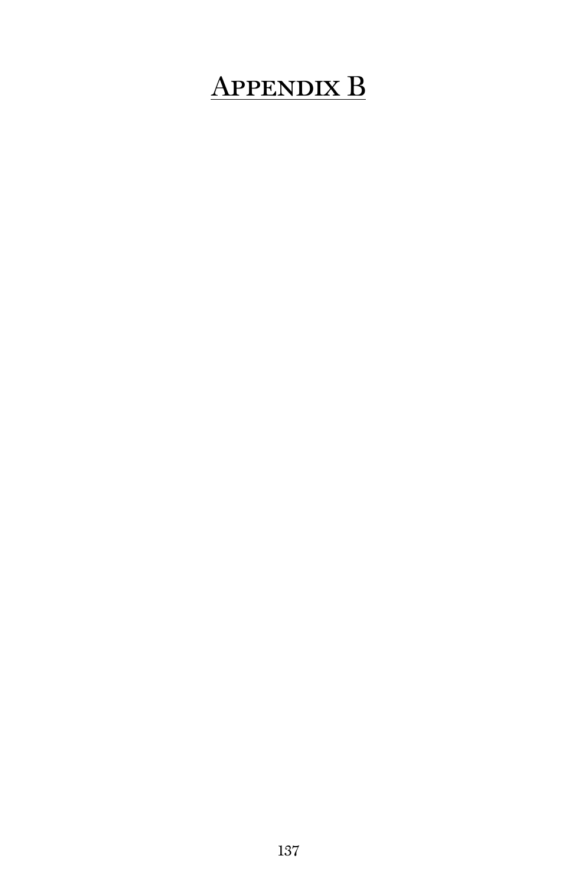# Appendix B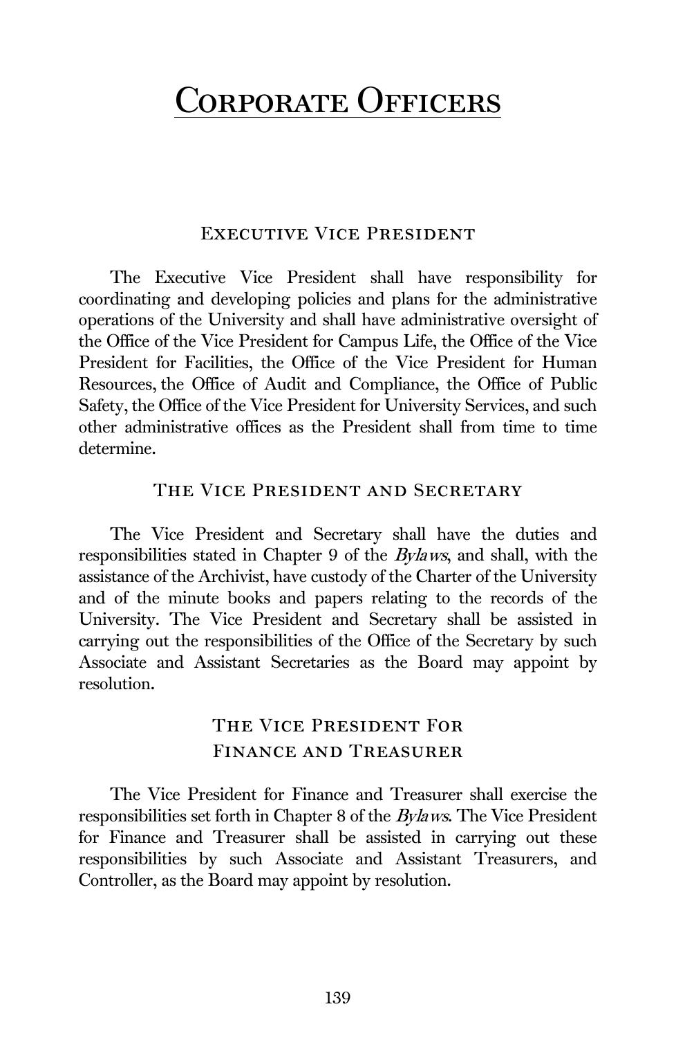# Corporate Officers

## Executive Vice President

The Executive Vice President shall have responsibility for coordinating and developing policies and plans for the administrative operations of the University and shall have administrative oversight of the Office of the Vice President for Campus Life, the Office of the Vice President for Facilities, the Office of the Vice President for Human Resources, the Office of Audit and Compliance, the Office of Public Safety, the Office of the Vice President for University Services, and such other administrative offices as the President shall from time to time determine.

## The Vice President and Secretary

The Vice President and Secretary shall have the duties and responsibilities stated in Chapter 9 of the *Bylaws*, and shall, with the assistance of the Archivist, have custody of the Charter of the University and of the minute books and papers relating to the records of the University. The Vice President and Secretary shall be assisted in carrying out the responsibilities of the Office of the Secretary by such Associate and Assistant Secretaries as the Board may appoint by resolution.

## The Vice President For Finance and Treasurer

The Vice President for Finance and Treasurer shall exercise the responsibilities set forth in Chapter 8 of the *Bylaws*. The Vice President for Finance and Treasurer shall be assisted in carrying out these responsibilities by such Associate and Assistant Treasurers, and Controller, as the Board may appoint by resolution.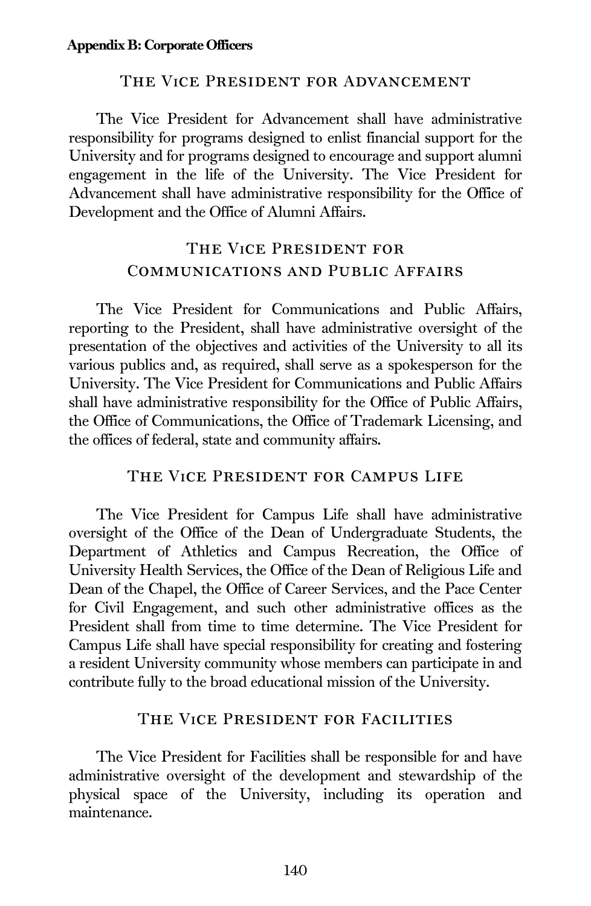## The Vice President for Advancement

The Vice President for Advancement shall have administrative responsibility for programs designed to enlist financial support for the University and for programs designed to encourage and support alumni engagement in the life of the University. The Vice President for Advancement shall have administrative responsibility for the Office of Development and the Office of Alumni Affairs.

## The Vice President for Communications and Public Affairs

The Vice President for Communications and Public Affairs, reporting to the President, shall have administrative oversight of the presentation of the objectives and activities of the University to all its various publics and, as required, shall serve as a spokesperson for the University. The Vice President for Communications and Public Affairs shall have administrative responsibility for the Office of Public Affairs, the Office of Communications, the Office of Trademark Licensing, and the offices of federal, state and community affairs.

## The Vice President for Campus Life

The Vice President for Campus Life shall have administrative oversight of the Office of the Dean of Undergraduate Students, the Department of Athletics and Campus Recreation, the Office of University Health Services, the Office of the Dean of Religious Life and Dean of the Chapel, the Office of Career Services, and the Pace Center for Civil Engagement, and such other administrative offices as the President shall from time to time determine. The Vice President for Campus Life shall have special responsibility for creating and fostering a resident University community whose members can participate in and contribute fully to the broad educational mission of the University.

## The Vice President for Facilities

The Vice President for Facilities shall be responsible for and have administrative oversight of the development and stewardship of the physical space of the University, including its operation and maintenance.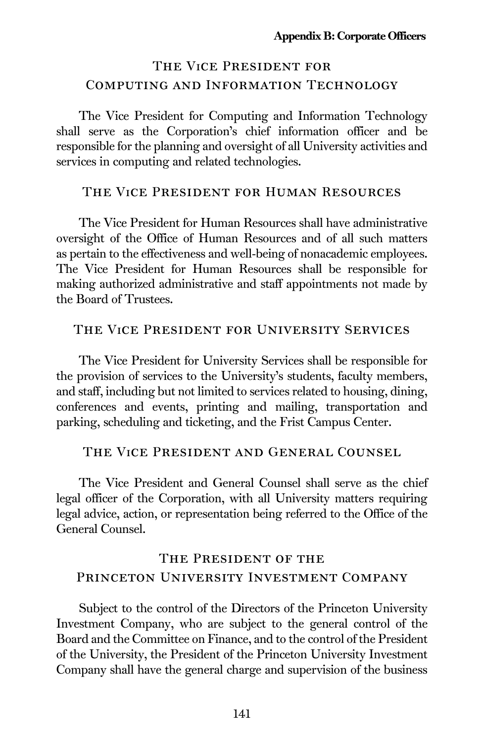## The Vice President for Computing and Information Technology

The Vice President for Computing and Information Technology shall serve as the Corporation's chief information officer and be responsible for the planning and oversight of all University activities and services in computing and related technologies.

## The Vice President for Human Resources

The Vice President for Human Resources shall have administrative oversight of the Office of Human Resources and of all such matters as pertain to the effectiveness and well-being of nonacademic employees. The Vice President for Human Resources shall be responsible for making authorized administrative and staff appointments not made by the Board of Trustees.

## The Vice President for University Services

The Vice President for University Services shall be responsible for the provision of services to the University's students, faculty members, and staff, including but not limited to services related to housing, dining, conferences and events, printing and mailing, transportation and parking, scheduling and ticketing, and the Frist Campus Center.

## The Vice President and General Counsel

The Vice President and General Counsel shall serve as the chief legal officer of the Corporation, with all University matters requiring legal advice, action, or representation being referred to the Office of the General Counsel.

## The President of the Princeton University Investment Company

Subject to the control of the Directors of the Princeton University Investment Company, who are subject to the general control of the Board and the Committee on Finance, and to the control of the President of the University, the President of the Princeton University Investment Company shall have the general charge and supervision of the business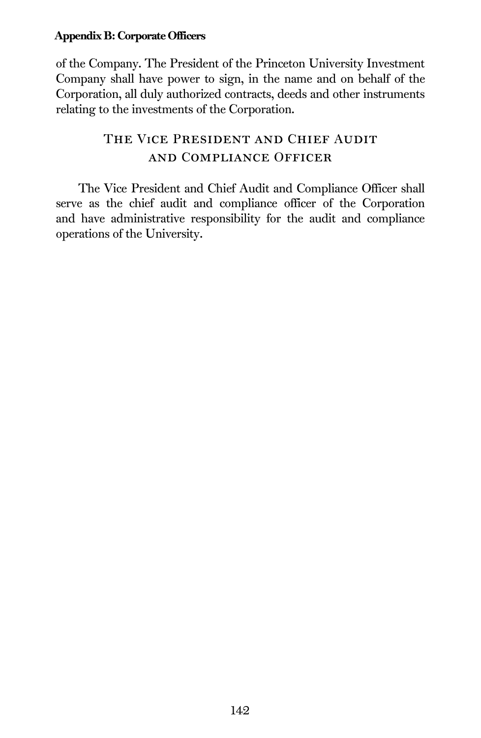of the Company. The President of the Princeton University Investment Company shall have power to sign, in the name and on behalf of the Corporation, all duly authorized contracts, deeds and other instruments relating to the investments of the Corporation.

## The Vice President and Chief Audit and Compliance Officer

The Vice President and Chief Audit and Compliance Officer shall serve as the chief audit and compliance officer of the Corporation and have administrative responsibility for the audit and compliance operations of the University.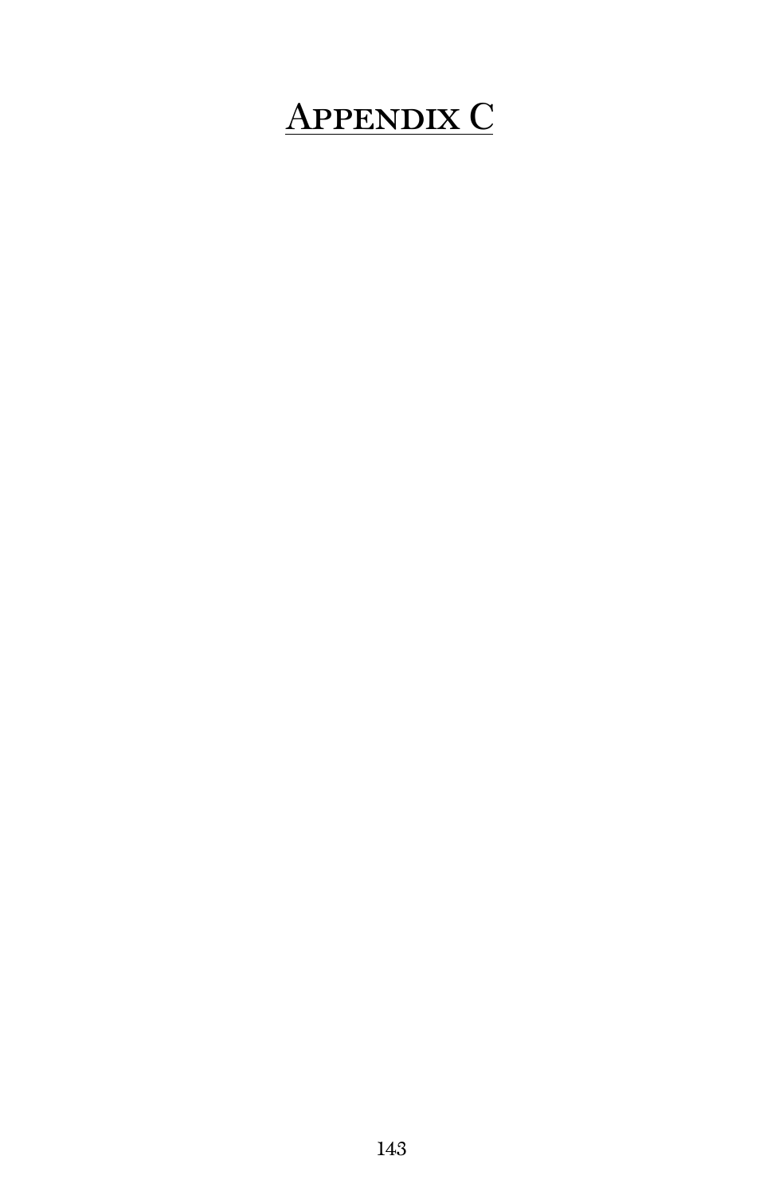# Appendix C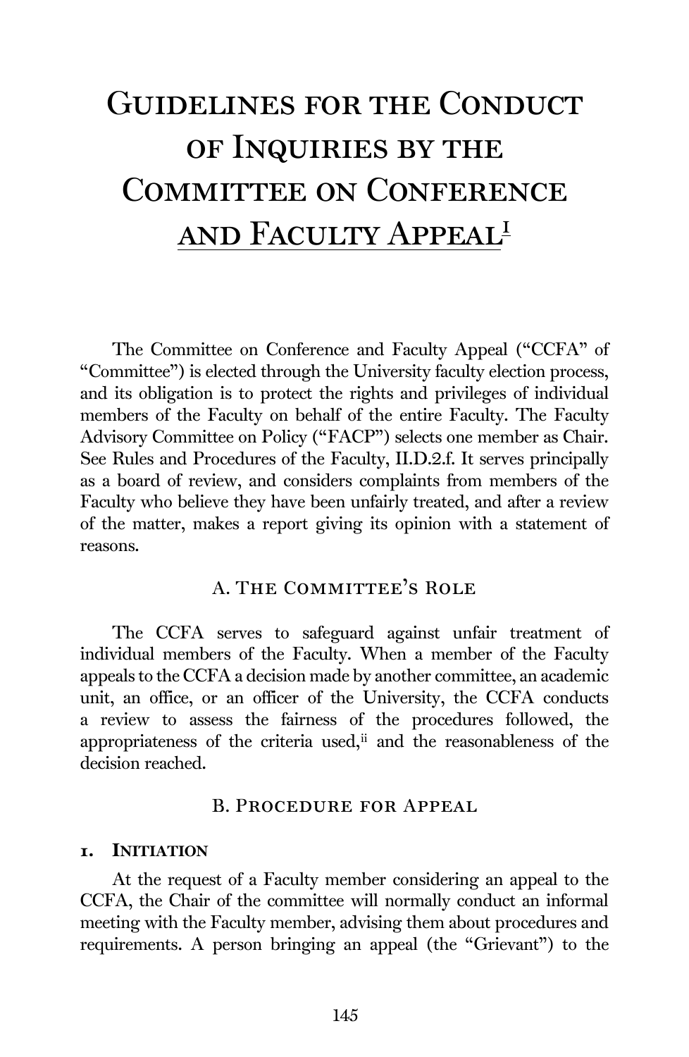# Guidelines for the Conduct of Inquiries by the Committee on Conference and Faculty Appeal[i]

The Committee on Conference and Faculty Appeal ("CCFA" of "Committee") is elected through the University faculty election process, and its obligation is to protect the rights and privileges of individual members of the Faculty on behalf of the entire Faculty. The Faculty Advisory Committee on Policy ("FACP") selects one member as Chair. See Rules and Procedures of the Faculty, II.D.2.f. It serves principally as a board of review, and considers complaints from members of the Faculty who believe they have been unfairly treated, and after a review of the matter, makes a report giving its opinion with a statement of reasons.

## A. The Committee's Role

The CCFA serves to safeguard against unfair treatment of individual members of the Faculty. When a member of the Faculty appeals to the CCFA a decision made by another committee, an academic unit, an office, or an officer of the University, the CCFA conducts a review to assess the fairness of the procedures followed, the appropriateness of the criteria used,[ii] and the reasonableness of the decision reached.

## B. Procedure for Appeal

### 1. Initiation

At the request of a Faculty member considering an appeal to the CCFA, the Chair of the committee will normally conduct an informal meeting with the Faculty member, advising them about procedures and requirements. A person bringing an appeal (the "Grievant") to the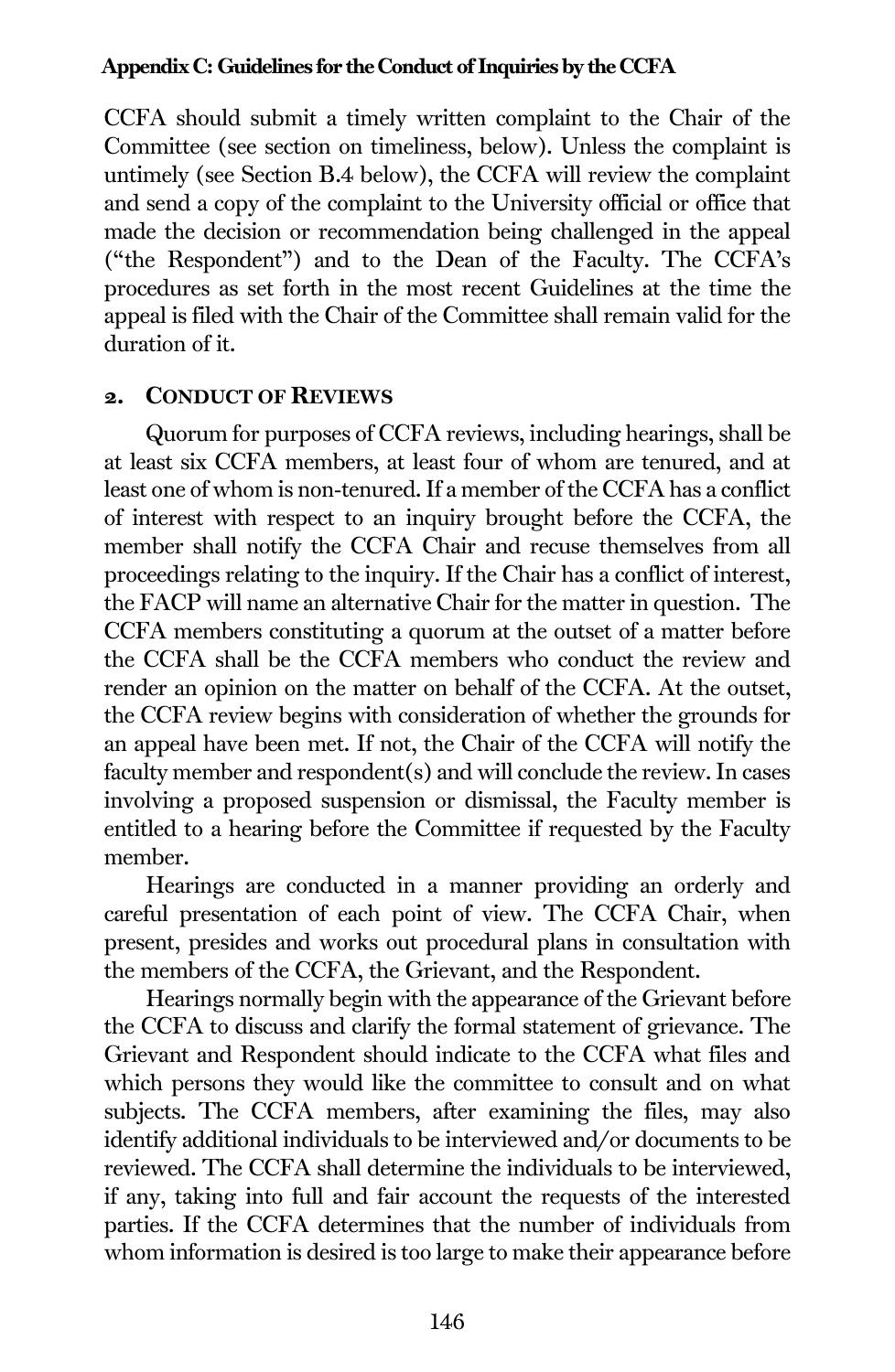CCFA should submit a timely written complaint to the Chair of the Committee (see section on timeliness, below). Unless the complaint is untimely (see Section B.4 below), the CCFA will review the complaint and send a copy of the complaint to the University official or office that made the decision or recommendation being challenged in the appeal ("the Respondent") and to the Dean of the Faculty. The CCFA's procedures as set forth in the most recent Guidelines at the time the appeal is filed with the Chair of the Committee shall remain valid for the duration of it.

## 2. Conduct of Reviews

Quorum for purposes of CCFA reviews, including hearings, shall be at least six CCFA members, at least four of whom are tenured, and at least one of whom is non-tenured. If a member of the CCFA has a conflict of interest with respect to an inquiry brought before the CCFA, the member shall notify the CCFA Chair and recuse themselves from all proceedings relating to the inquiry. If the Chair has a conflict of interest, the FACP will name an alternative Chair for the matter in question. The CCFA members constituting a quorum at the outset of a matter before the CCFA shall be the CCFA members who conduct the review and render an opinion on the matter on behalf of the CCFA. At the outset, the CCFA review begins with consideration of whether the grounds for an appeal have been met. If not, the Chair of the CCFA will notify the faculty member and respondent(s) and will conclude the review. In cases involving a proposed suspension or dismissal, the Faculty member is entitled to a hearing before the Committee if requested by the Faculty member.

Hearings are conducted in a manner providing an orderly and careful presentation of each point of view. The CCFA Chair, when present, presides and works out procedural plans in consultation with the members of the CCFA, the Grievant, and the Respondent.

Hearings normally begin with the appearance of the Grievant before the CCFA to discuss and clarify the formal statement of grievance. The Grievant and Respondent should indicate to the CCFA what files and which persons they would like the committee to consult and on what subjects. The CCFA members, after examining the files, may also identify additional individuals to be interviewed and/or documents to be reviewed. The CCFA shall determine the individuals to be interviewed, if any, taking into full and fair account the requests of the interested parties. If the CCFA determines that the number of individuals from whom information is desired is too large to make their appearance before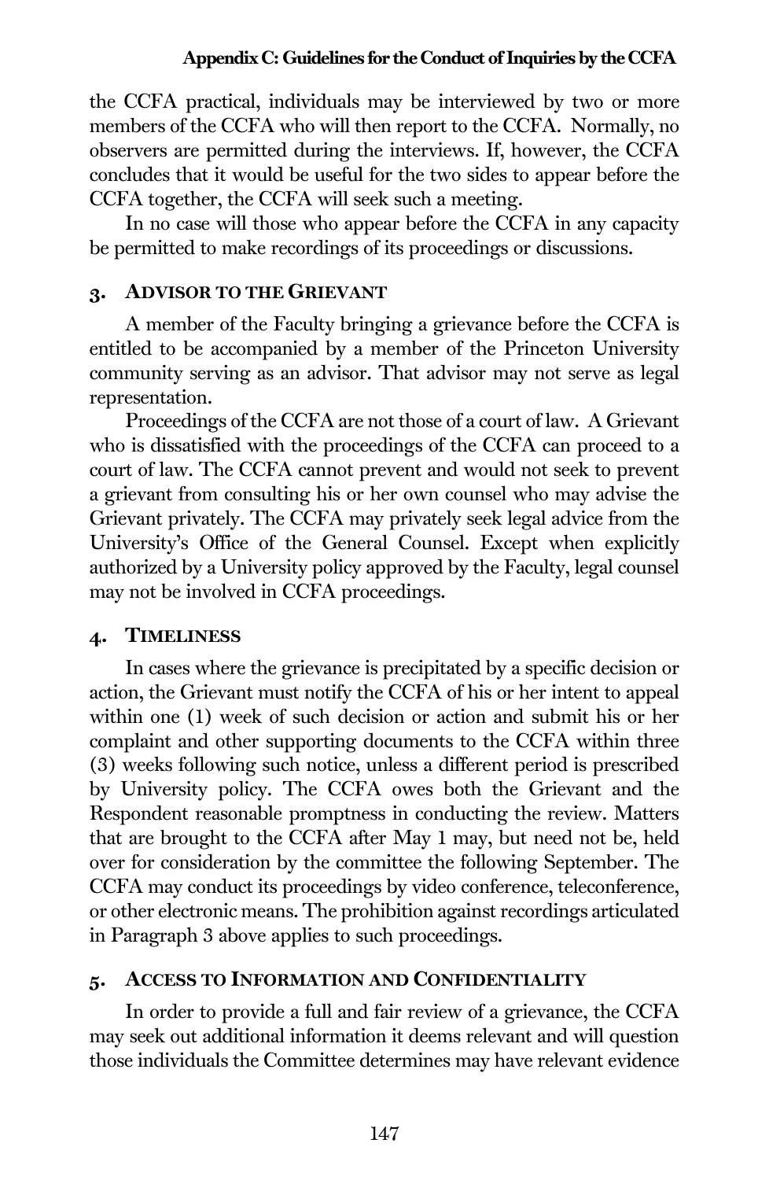the CCFA practical, individuals may be interviewed by two or more members of the CCFA who will then report to the CCFA. Normally, no observers are permitted during the interviews. If, however, the CCFA concludes that it would be useful for the two sides to appear before the CCFA together, the CCFA will seek such a meeting.

In no case will those who appear before the CCFA in any capacity be permitted to make recordings of its proceedings or discussions.

### 3. Advisor to the Grievant

A member of the Faculty bringing a grievance before the CCFA is entitled to be accompanied by a member of the Princeton University community serving as an advisor. That advisor may not serve as legal representation.

Proceedings of the CCFA are not those of a court of law. A Grievant who is dissatisfied with the proceedings of the CCFA can proceed to a court of law. The CCFA cannot prevent and would not seek to prevent a grievant from consulting his or her own counsel who may advise the Grievant privately. The CCFA may privately seek legal advice from the University's Office of the General Counsel. Except when explicitly authorized by a University policy approved by the Faculty, legal counsel may not be involved in CCFA proceedings.

### 4. Timeliness

In cases where the grievance is precipitated by a specific decision or action, the Grievant must notify the CCFA of his or her intent to appeal within one (1) week of such decision or action and submit his or her complaint and other supporting documents to the CCFA within three (3) weeks following such notice, unless a different period is prescribed by University policy. The CCFA owes both the Grievant and the Respondent reasonable promptness in conducting the review. Matters that are brought to the CCFA after May 1 may, but need not be, held over for consideration by the committee the following September. The CCFA may conduct its proceedings by video conference, teleconference, or other electronic means. The prohibition against recordings articulated in Paragraph 3 above applies to such proceedings.

### 5. Access to Information and Confidentiality

In order to provide a full and fair review of a grievance, the CCFA may seek out additional information it deems relevant and will question those individuals the Committee determines may have relevant evidence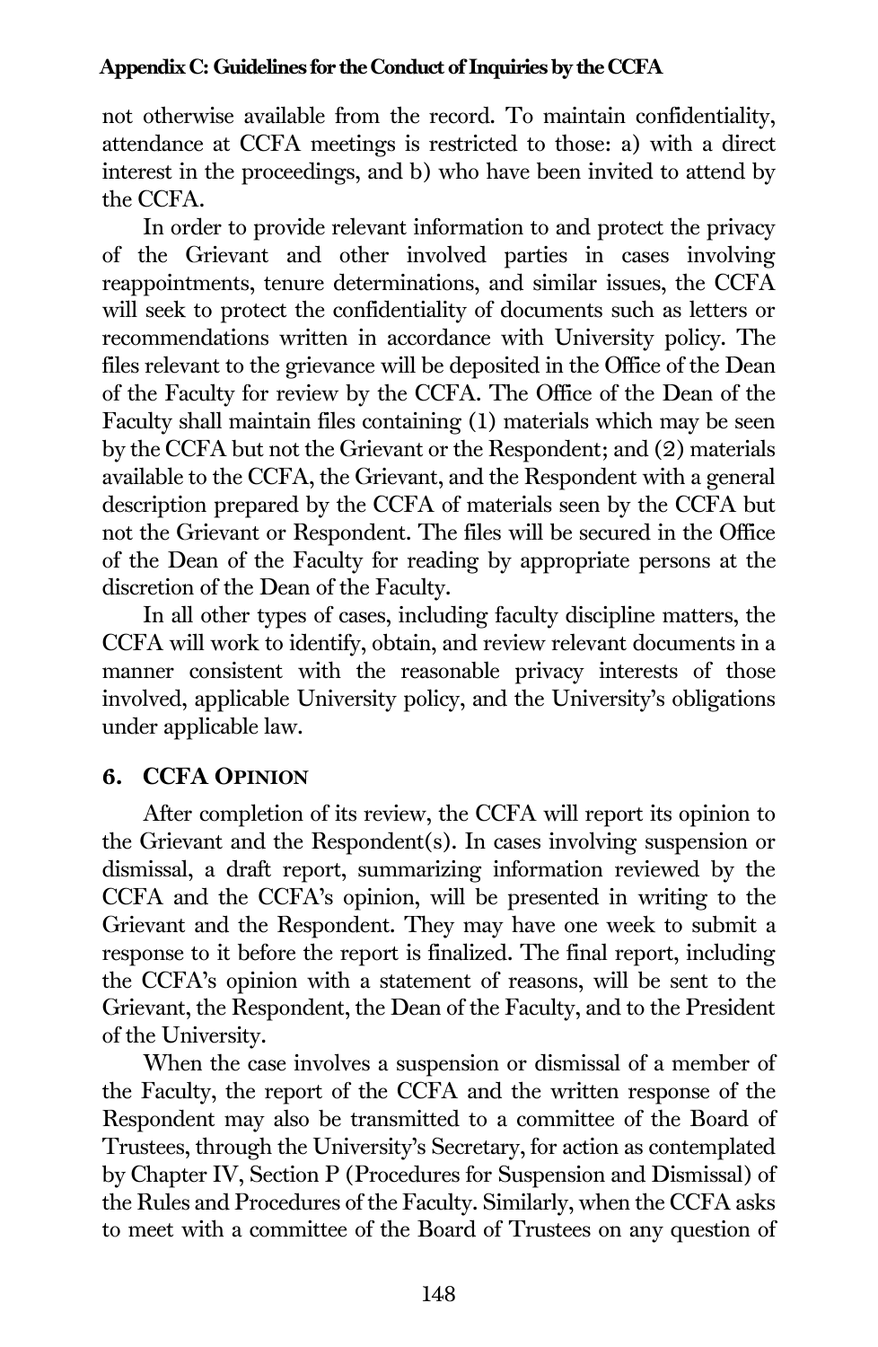not otherwise available from the record. To maintain confidentiality, attendance at CCFA meetings is restricted to those: a) with a direct interest in the proceedings, and b) who have been invited to attend by the CCFA.

In order to provide relevant information to and protect the privacy of the Grievant and other involved parties in cases involving reappointments, tenure determinations, and similar issues, the CCFA will seek to protect the confidentiality of documents such as letters or recommendations written in accordance with University policy. The files relevant to the grievance will be deposited in the Office of the Dean of the Faculty for review by the CCFA. The Office of the Dean of the Faculty shall maintain files containing (1) materials which may be seen by the CCFA but not the Grievant or the Respondent; and (2) materials available to the CCFA, the Grievant, and the Respondent with a general description prepared by the CCFA of materials seen by the CCFA but not the Grievant or Respondent. The files will be secured in the Office of the Dean of the Faculty for reading by appropriate persons at the discretion of the Dean of the Faculty.

In all other types of cases, including faculty discipline matters, the CCFA will work to identify, obtain, and review relevant documents in a manner consistent with the reasonable privacy interests of those involved, applicable University policy, and the University's obligations under applicable law.

## 6. CCFA Opinion

After completion of its review, the CCFA will report its opinion to the Grievant and the Respondent(s). In cases involving suspension or dismissal, a draft report, summarizing information reviewed by the CCFA and the CCFA's opinion, will be presented in writing to the Grievant and the Respondent. They may have one week to submit a response to it before the report is finalized. The final report, including the CCFA's opinion with a statement of reasons, will be sent to the Grievant, the Respondent, the Dean of the Faculty, and to the President of the University.

When the case involves a suspension or dismissal of a member of the Faculty, the report of the CCFA and the written response of the Respondent may also be transmitted to a committee of the Board of Trustees, through the University's Secretary, for action as contemplated by Chapter IV, Section P (Procedures for Suspension and Dismissal) of the Rules and Procedures of the Faculty. Similarly, when the CCFA asks to meet with a committee of the Board of Trustees on any question of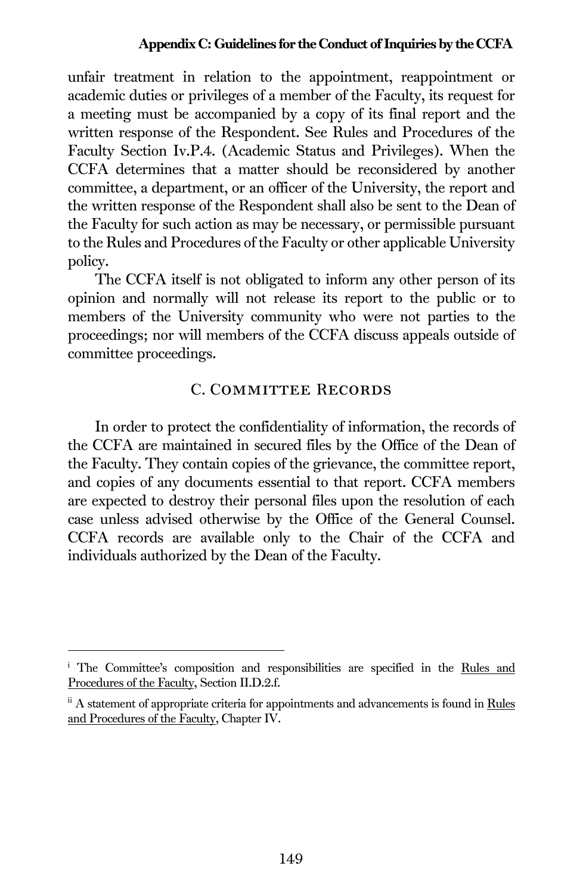unfair treatment in relation to the appointment, reappointment or academic duties or privileges of a member of the Faculty, its request for a meeting must be accompanied by a copy of its final report and the written response of the Respondent. See Rules and Procedures of the Faculty Section Iv.P.4. (Academic Status and Privileges). When the CCFA determines that a matter should be reconsidered by another committee, a department, or an officer of the University, the report and the written response of the Respondent shall also be sent to the Dean of the Faculty for such action as may be necessary, or permissible pursuant to the Rules and Procedures of the Faculty or other applicable University policy.

The CCFA itself is not obligated to inform any other person of its opinion and normally will not release its report to the public or to members of the University community who were not parties to the proceedings; nor will members of the CCFA discuss appeals outside of committee proceedings.

## C. Committee Records

In order to protect the confidentiality of information, the records of the CCFA are maintained in secured files by the Office of the Dean of the Faculty. They contain copies of the grievance, the committee report, and copies of any documents essential to that report. CCFA members are expected to destroy their personal files upon the resolution of each case unless advised otherwise by the Office of the General Counsel. CCFA records are available only to the Chair of the CCFA and individuals authorized by the Dean of the Faculty.

---

[i] The Committee's composition and responsibilities are specified in the Rules and Procedures of the Faculty, Section II.D.2.f.

[ii] A statement of appropriate criteria for appointments and advancements is found in Rules and Procedures of the Faculty, Chapter IV.